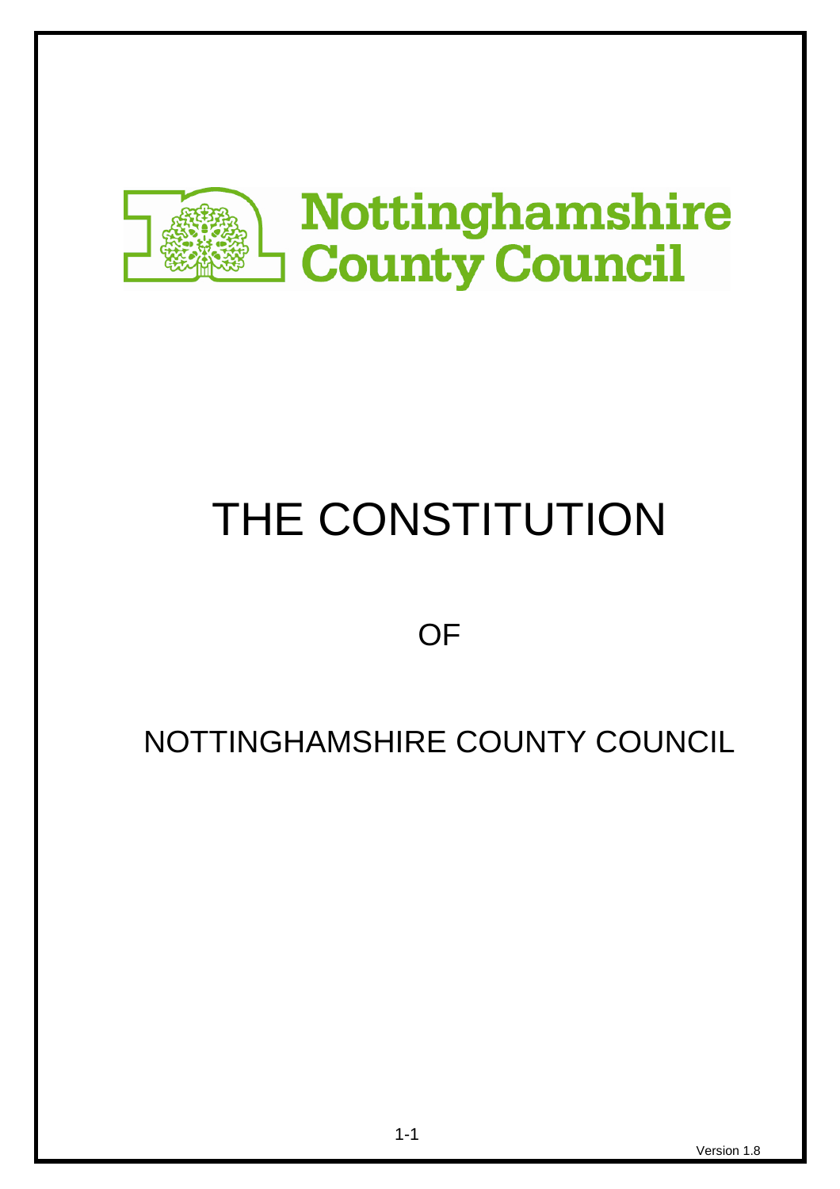Nottinghamshire County Council

# THE CONSTITUTION

OF

NOTTINGHAMSHIRE COUNTY COUNCIL

Version 1.8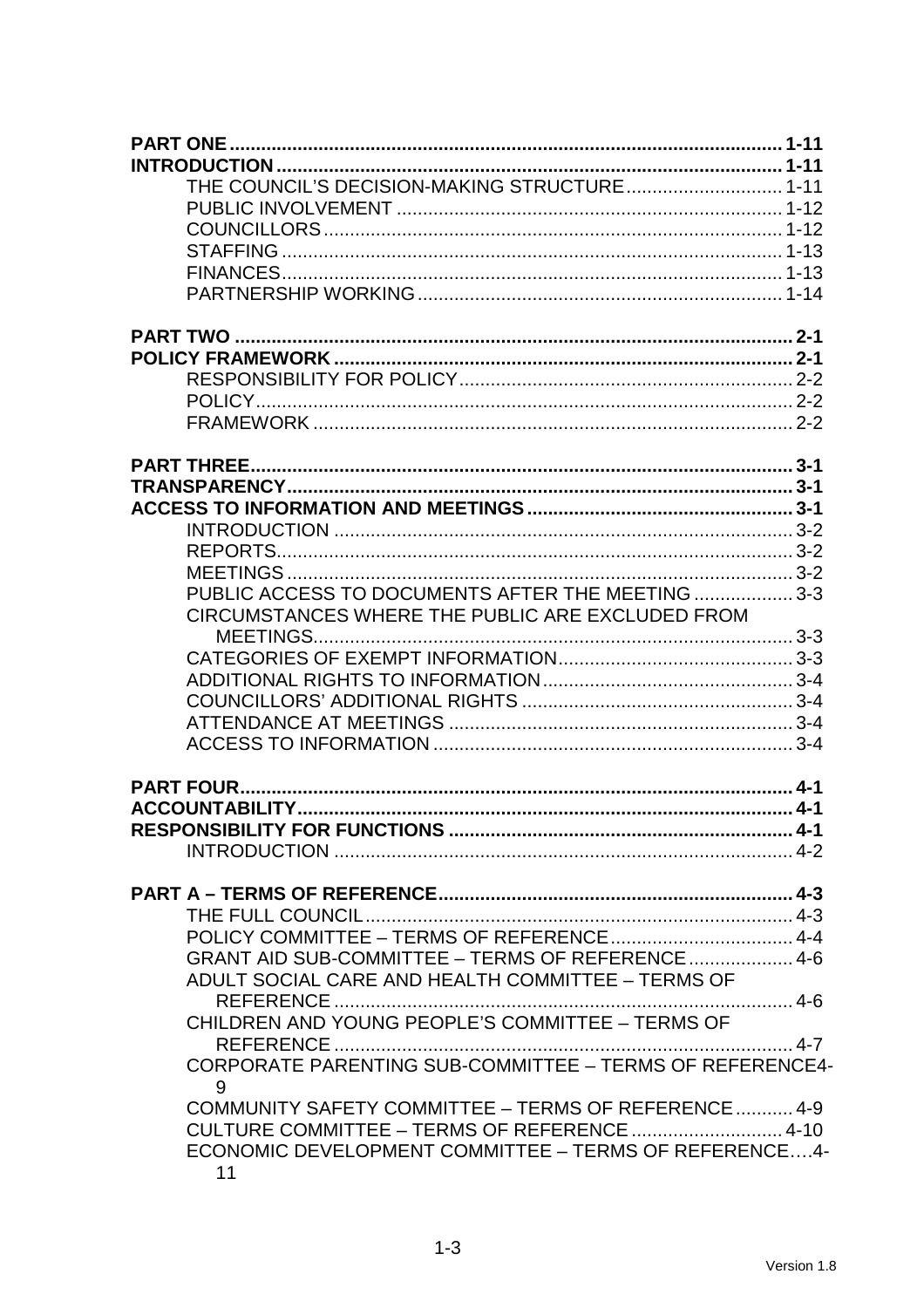**PART ONE** ........................................................................................................ **1-11**
**INTRODUCTION** ................................................................................................ **1-11**
THE COUNCIL'S DECISION-MAKING STRUCTURE ............................. 1-11
PUBLIC INVOLVEMENT ........................................................................ 1-12
COUNCILLORS ...................................................................................... 1-12
STAFFING .............................................................................................. 1-13
FINANCES .............................................................................................. 1-13
PARTNERSHIP WORKING .................................................................... 1-14

**PART TWO** .......................................................................................................... **2-1**
**POLICY FRAMEWORK** ....................................................................................... **2-1**
RESPONSIBILITY FOR POLICY .............................................................. 2-2
POLICY ..................................................................................................... 2-2
FRAMEWORK .......................................................................................... 2-2

**PART THREE** ...................................................................................................... **3-1**
**TRANSPARENCY** ............................................................................................... **3-1**
**ACCESS TO INFORMATION AND MEETINGS** .................................................. **3-1**
INTRODUCTION ...................................................................................... 3-2
REPORTS ................................................................................................. 3-2
MEETINGS ............................................................................................... 3-2
PUBLIC ACCESS TO DOCUMENTS AFTER THE MEETING .................. 3-3
CIRCUMSTANCES WHERE THE PUBLIC ARE EXCLUDED FROM MEETINGS .............................................................................................. 3-3
CATEGORIES OF EXEMPT INFORMATION ............................................ 3-3
ADDITIONAL RIGHTS TO INFORMATION ............................................... 3-4
COUNCILLORS' ADDITIONAL RIGHTS ................................................... 3-4
ATTENDANCE AT MEETINGS ................................................................ 3-4
ACCESS TO INFORMATION ................................................................... 3-4

**PART FOUR** ........................................................................................................ **4-1**
**ACCOUNTABILITY** ............................................................................................. **4-1**
**RESPONSIBILITY FOR FUNCTIONS** ................................................................ **4-1**
INTRODUCTION ...................................................................................... 4-2

**PART A – TERMS OF REFERENCE** ................................................................... **4-3**
THE FULL COUNCIL ................................................................................ 4-3
POLICY COMMITTEE – TERMS OF REFERENCE .................................. 4-4
GRANT AID SUB-COMMITTEE – TERMS OF REFERENCE ................... 4-6
ADULT SOCIAL CARE AND HEALTH COMMITTEE – TERMS OF REFERENCE ............................................................................................ 4-6
CHILDREN AND YOUNG PEOPLE'S COMMITTEE – TERMS OF REFERENCE ............................................................................................ 4-7
CORPORATE PARENTING SUB-COMMITTEE – TERMS OF REFERENCE 4-9
COMMUNITY SAFETY COMMITTEE – TERMS OF REFERENCE ........... 4-9
CULTURE COMMITTEE – TERMS OF REFERENCE ............................ 4-10
ECONOMIC DEVELOPMENT COMMITTEE – TERMS OF REFERENCE .... 4-11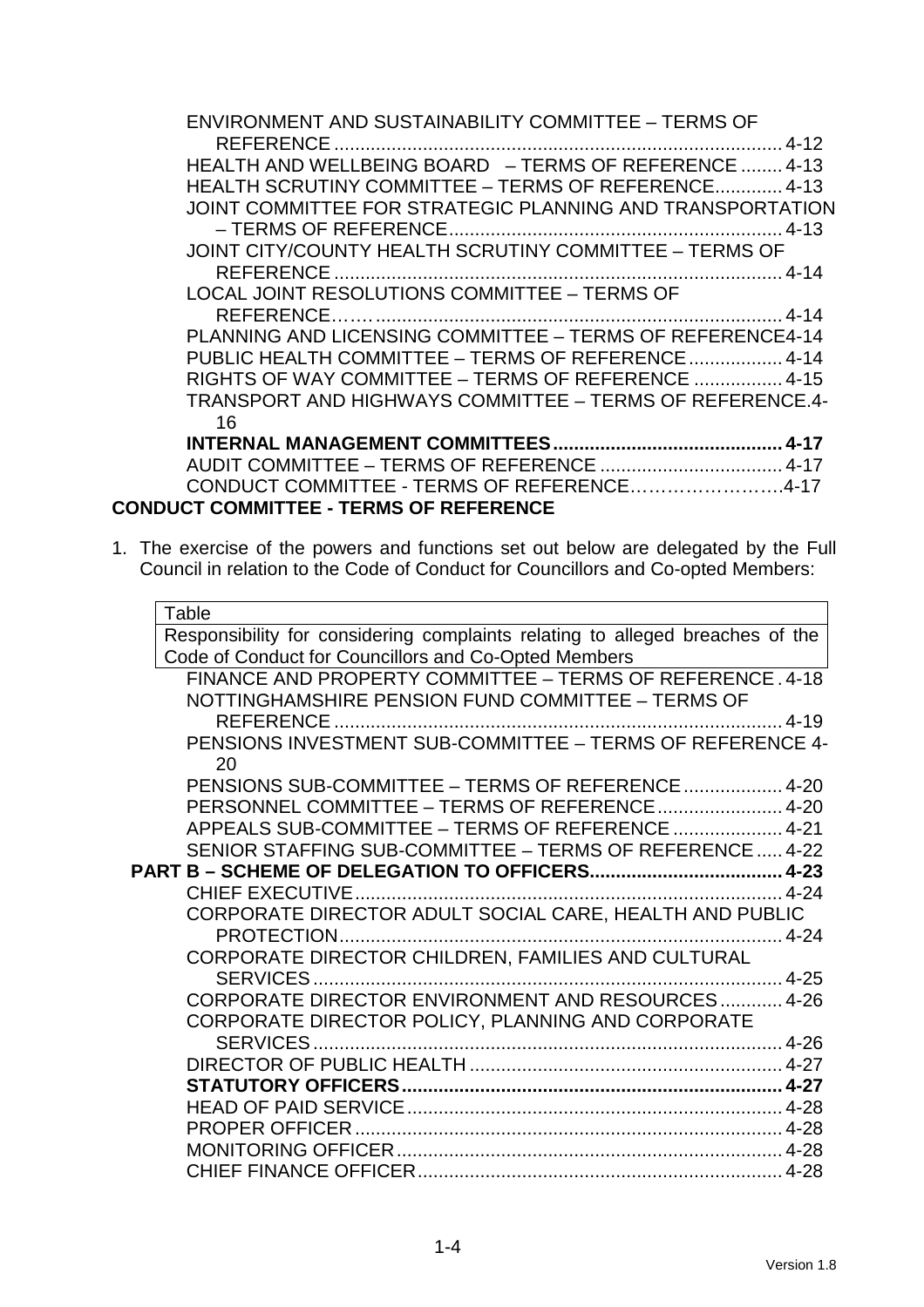ENVIRONMENT AND SUSTAINABILITY COMMITTEE – TERMS OF REFERENCE ..................................................................................... 4-12
HEALTH AND WELLBEING BOARD – TERMS OF REFERENCE ........ 4-13
HEALTH SCRUTINY COMMITTEE – TERMS OF REFERENCE............ 4-13
JOINT COMMITTEE FOR STRATEGIC PLANNING AND TRANSPORTATION – TERMS OF REFERENCE................................................................ 4-13
JOINT CITY/COUNTY HEALTH SCRUTINY COMMITTEE – TERMS OF REFERENCE ..................................................................................... 4-14
LOCAL JOINT RESOLUTIONS COMMITTEE – TERMS OF REFERENCE……............................................................................. 4-14
PLANNING AND LICENSING COMMITTEE – TERMS OF REFERENCE4-14
PUBLIC HEALTH COMMITTEE – TERMS OF REFERENCE ................. 4-14
RIGHTS OF WAY COMMITTEE – TERMS OF REFERENCE ................ 4-15
TRANSPORT AND HIGHWAYS COMMITTEE – TERMS OF REFERENCE.4-16
**INTERNAL MANAGEMENT COMMITTEES............................................ 4-17**
AUDIT COMMITTEE – TERMS OF REFERENCE .................................. 4-17
CONDUCT COMMITTEE - TERMS OF REFERENCE…………………….4-17

**CONDUCT COMMITTEE - TERMS OF REFERENCE**

1. The exercise of the powers and functions set out below are delegated by the Full Council in relation to the Code of Conduct for Councillors and Co-opted Members:

| Table |
|---|
| Responsibility for considering complaints relating to alleged breaches of the Code of Conduct for Councillors and Co-Opted Members |

FINANCE AND PROPERTY COMMITTEE – TERMS OF REFERENCE . 4-18
NOTTINGHAMSHIRE PENSION FUND COMMITTEE – TERMS OF REFERENCE ..................................................................................... 4-19
PENSIONS INVESTMENT SUB-COMMITTEE – TERMS OF REFERENCE 4-20
PENSIONS SUB-COMMITTEE – TERMS OF REFERENCE .................. 4-20
PERSONNEL COMMITTEE – TERMS OF REFERENCE ........................ 4-20
APPEALS SUB-COMMITTEE – TERMS OF REFERENCE ..................... 4-21
SENIOR STAFFING SUB-COMMITTEE – TERMS OF REFERENCE ..... 4-22
**PART B – SCHEME OF DELEGATION TO OFFICERS..................................... 4-23**
CHIEF EXECUTIVE.................................................................................. 4-24
CORPORATE DIRECTOR ADULT SOCIAL CARE, HEALTH AND PUBLIC PROTECTION..................................................................................... 4-24
CORPORATE DIRECTOR CHILDREN, FAMILIES AND CULTURAL SERVICES.......................................................................................... 4-25
CORPORATE DIRECTOR ENVIRONMENT AND RESOURCES ............ 4-26
CORPORATE DIRECTOR POLICY, PLANNING AND CORPORATE SERVICES.......................................................................................... 4-26
DIRECTOR OF PUBLIC HEALTH ............................................................ 4-27
**STATUTORY OFFICERS........................................................................ 4-27**
HEAD OF PAID SERVICE........................................................................ 4-28
PROPER OFFICER .................................................................................. 4-28
MONITORING OFFICER.......................................................................... 4-28
CHIEF FINANCE OFFICER...................................................................... 4-28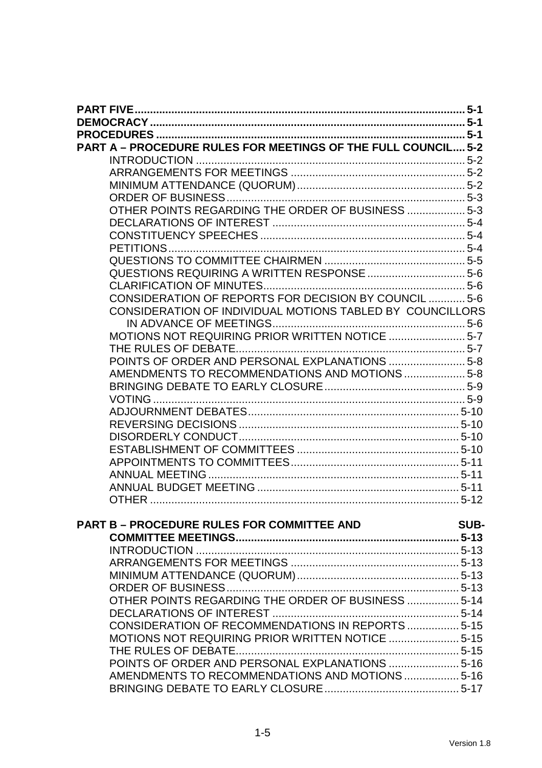**PART FIVE** ........................................................................................................ 5-1
**DEMOCRACY** ...................................................................................................... 5-1
**PROCEDURES** ..................................................................................................... 5-1
**PART A – PROCEDURE RULES FOR MEETINGS OF THE FULL COUNCIL** .... 5-2

- INTRODUCTION ........................................................................................ 5-2
- ARRANGEMENTS FOR MEETINGS ......................................................... 5-2
- MINIMUM ATTENDANCE (QUORUM) ....................................................... 5-2
- ORDER OF BUSINESS .............................................................................. 5-3
- OTHER POINTS REGARDING THE ORDER OF BUSINESS ................... 5-3
- DECLARATIONS OF INTEREST .............................................................. 5-4
- CONSTITUENCY SPEECHES .................................................................. 5-4
- PETITIONS ................................................................................................ 5-4
- QUESTIONS TO COMMITTEE CHAIRMEN .............................................. 5-5
- QUESTIONS REQUIRING A WRITTEN RESPONSE ................................ 5-6
- CLARIFICATION OF MINUTES ................................................................. 5-6
- CONSIDERATION OF REPORTS FOR DECISION BY COUNCIL ............ 5-6
- CONSIDERATION OF INDIVIDUAL MOTIONS TABLED BY COUNCILLORS IN ADVANCE OF MEETINGS .............................................................. 5-6
- MOTIONS NOT REQUIRING PRIOR WRITTEN NOTICE ......................... 5-7
- THE RULES OF DEBATE .......................................................................... 5-7
- POINTS OF ORDER AND PERSONAL EXPLANATIONS ......................... 5-8
- AMENDMENTS TO RECOMMENDATIONS AND MOTIONS .................... 5-8
- BRINGING DEBATE TO EARLY CLOSURE .............................................. 5-9
- VOTING ...................................................................................................... 5-9
- ADJOURNMENT DEBATES ..................................................................... 5-10
- REVERSING DECISIONS ........................................................................ 5-10
- DISORDERLY CONDUCT ........................................................................ 5-10
- ESTABLISHMENT OF COMMITTEES ..................................................... 5-10
- APPOINTMENTS TO COMMITTEES ....................................................... 5-11
- ANNUAL MEETING .................................................................................. 5-11
- ANNUAL BUDGET MEETING .................................................................. 5-11
- OTHER ..................................................................................................... 5-12

**PART B – PROCEDURE RULES FOR COMMITTEE AND SUB-COMMITTEE MEETINGS** ......................................................................... 5-13

- INTRODUCTION ...................................................................................... 5-13
- ARRANGEMENTS FOR MEETINGS ....................................................... 5-13
- MINIMUM ATTENDANCE (QUORUM) ..................................................... 5-13
- ORDER OF BUSINESS ............................................................................ 5-13
- OTHER POINTS REGARDING THE ORDER OF BUSINESS ................. 5-14
- DECLARATIONS OF INTEREST ............................................................. 5-14
- CONSIDERATION OF RECOMMENDATIONS IN REPORTS ................. 5-15
- MOTIONS NOT REQUIRING PRIOR WRITTEN NOTICE ....................... 5-15
- THE RULES OF DEBATE ......................................................................... 5-15
- POINTS OF ORDER AND PERSONAL EXPLANATIONS ....................... 5-16
- AMENDMENTS TO RECOMMENDATIONS AND MOTIONS .................. 5-16
- BRINGING DEBATE TO EARLY CLOSURE ............................................ 5-17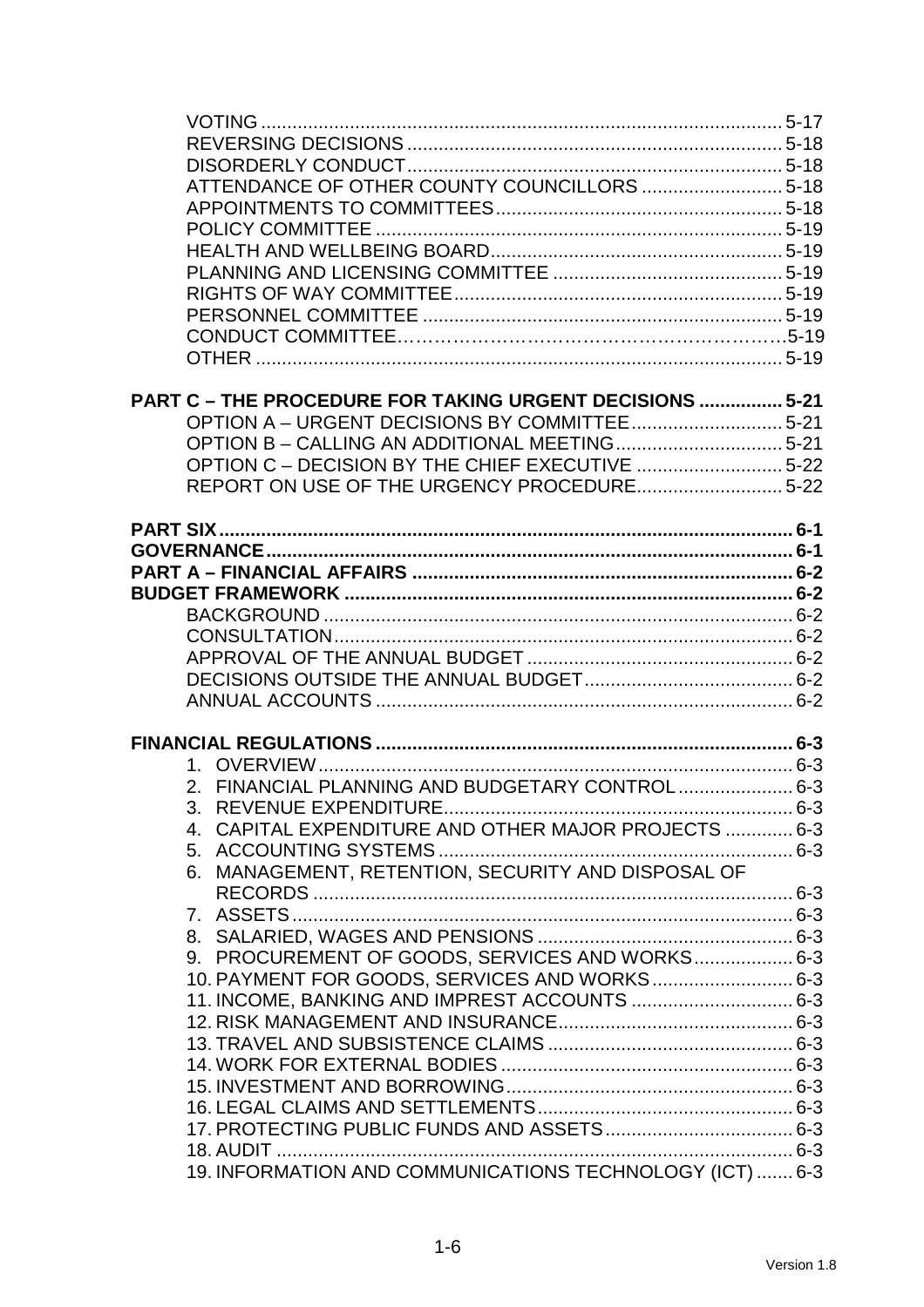VOTING ... 5-17
REVERSING DECISIONS ... 5-18
DISORDERLY CONDUCT ... 5-18
ATTENDANCE OF OTHER COUNTY COUNCILLORS ... 5-18
APPOINTMENTS TO COMMITTEES ... 5-18
POLICY COMMITTEE ... 5-19
HEALTH AND WELLBEING BOARD ... 5-19
PLANNING AND LICENSING COMMITTEE ... 5-19
RIGHTS OF WAY COMMITTEE ... 5-19
PERSONNEL COMMITTEE ... 5-19
CONDUCT COMMITTEE ... 5-19
OTHER ... 5-19

**PART C – THE PROCEDURE FOR TAKING URGENT DECISIONS ... 5-21**
OPTION A – URGENT DECISIONS BY COMMITTEE ... 5-21
OPTION B – CALLING AN ADDITIONAL MEETING ... 5-21
OPTION C – DECISION BY THE CHIEF EXECUTIVE ... 5-22
REPORT ON USE OF THE URGENCY PROCEDURE ... 5-22

**PART SIX ... 6-1**
**GOVERNANCE ... 6-1**
**PART A – FINANCIAL AFFAIRS ... 6-2**
**BUDGET FRAMEWORK ... 6-2**
BACKGROUND ... 6-2
CONSULTATION ... 6-2
APPROVAL OF THE ANNUAL BUDGET ... 6-2
DECISIONS OUTSIDE THE ANNUAL BUDGET ... 6-2
ANNUAL ACCOUNTS ... 6-2

**FINANCIAL REGULATIONS ... 6-3**
1. OVERVIEW ... 6-3
2. FINANCIAL PLANNING AND BUDGETARY CONTROL ... 6-3
3. REVENUE EXPENDITURE ... 6-3
4. CAPITAL EXPENDITURE AND OTHER MAJOR PROJECTS ... 6-3
5. ACCOUNTING SYSTEMS ... 6-3
6. MANAGEMENT, RETENTION, SECURITY AND DISPOSAL OF RECORDS ... 6-3
7. ASSETS ... 6-3
8. SALARIED, WAGES AND PENSIONS ... 6-3
9. PROCUREMENT OF GOODS, SERVICES AND WORKS ... 6-3
10. PAYMENT FOR GOODS, SERVICES AND WORKS ... 6-3
11. INCOME, BANKING AND IMPREST ACCOUNTS ... 6-3
12. RISK MANAGEMENT AND INSURANCE ... 6-3
13. TRAVEL AND SUBSISTENCE CLAIMS ... 6-3
14. WORK FOR EXTERNAL BODIES ... 6-3
15. INVESTMENT AND BORROWING ... 6-3
16. LEGAL CLAIMS AND SETTLEMENTS ... 6-3
17. PROTECTING PUBLIC FUNDS AND ASSETS ... 6-3
18. AUDIT ... 6-3
19. INFORMATION AND COMMUNICATIONS TECHNOLOGY (ICT) ... 6-3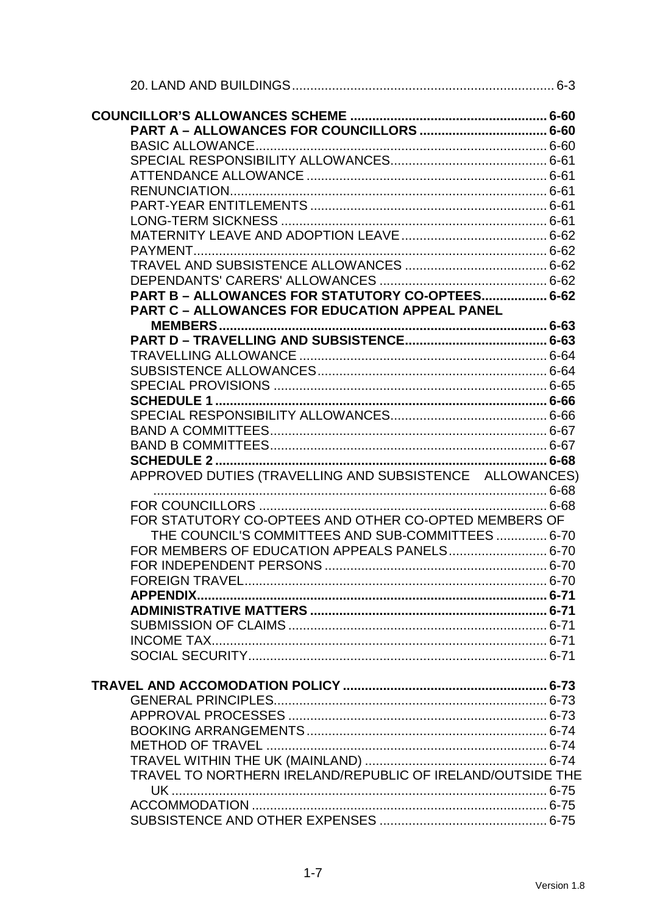20. LAND AND BUILDINGS ........................................................................ 6-3

**COUNCILLOR'S ALLOWANCES SCHEME ...................................................... 6-60**

**PART A – ALLOWANCES FOR COUNCILLORS ................................... 6-60**

BASIC ALLOWANCE ............................................................................... 6-60

SPECIAL RESPONSIBILITY ALLOWANCES ........................................... 6-61

ATTENDANCE ALLOWANCE .................................................................. 6-61

RENUNCIATION ........................................................................................ 6-61

PART-YEAR ENTITLEMENTS ................................................................. 6-61

LONG-TERM SICKNESS ......................................................................... 6-61

MATERNITY LEAVE AND ADOPTION LEAVE ........................................ 6-62

PAYMENT ................................................................................................. 6-62

TRAVEL AND SUBSISTENCE ALLOWANCES ....................................... 6-62

DEPENDANTS' CARERS' ALLOWANCES .............................................. 6-62

**PART B – ALLOWANCES FOR STATUTORY CO-OPTEES.................. 6-62**

**PART C – ALLOWANCES FOR EDUCATION APPEAL PANEL MEMBERS ........................................................................................ 6-63**

**PART D – TRAVELLING AND SUBSISTENCE....................................... 6-63**

TRAVELLING ALLOWANCE .................................................................... 6-64

SUBSISTENCE ALLOWANCES ............................................................... 6-64

SPECIAL PROVISIONS ........................................................................... 6-65

**SCHEDULE 1 .......................................................................................... 6-66**

SPECIAL RESPONSIBILITY ALLOWANCES ........................................... 6-66

BAND A COMMITTEES ............................................................................ 6-67

BAND B COMMITTEES ............................................................................ 6-67

**SCHEDULE 2 .......................................................................................... 6-68**

APPROVED DUTIES (TRAVELLING AND SUBSISTENCE ALLOWANCES) .................................................................................................. 6-68

FOR COUNCILLORS ............................................................................... 6-68

FOR STATUTORY CO-OPTEES AND OTHER CO-OPTED MEMBERS OF THE COUNCIL'S COMMITTEES AND SUB-COMMITTEES .............. 6-70

FOR MEMBERS OF EDUCATION APPEALS PANELS ........................... 6-70

FOR INDEPENDENT PERSONS ............................................................. 6-70

FOREIGN TRAVEL ................................................................................... 6-70

**APPENDIX ................................................................................................ 6-71**

**ADMINISTRATIVE MATTERS ................................................................. 6-71**

SUBMISSION OF CLAIMS ....................................................................... 6-71

INCOME TAX ............................................................................................ 6-71

SOCIAL SECURITY .................................................................................. 6-71

**TRAVEL AND ACCOMODATION POLICY ......................................................... 6-73**

GENERAL PRINCIPLES ........................................................................... 6-73

APPROVAL PROCESSES ....................................................................... 6-73

BOOKING ARRANGEMENTS .................................................................. 6-74

METHOD OF TRAVEL ............................................................................. 6-74

TRAVEL WITHIN THE UK (MAINLAND) .................................................. 6-74

TRAVEL TO NORTHERN IRELAND/REPUBLIC OF IRELAND/OUTSIDE THE UK ........................................................................................................ 6-75

ACCOMMODATION ................................................................................. 6-75

SUBSISTENCE AND OTHER EXPENSES .............................................. 6-75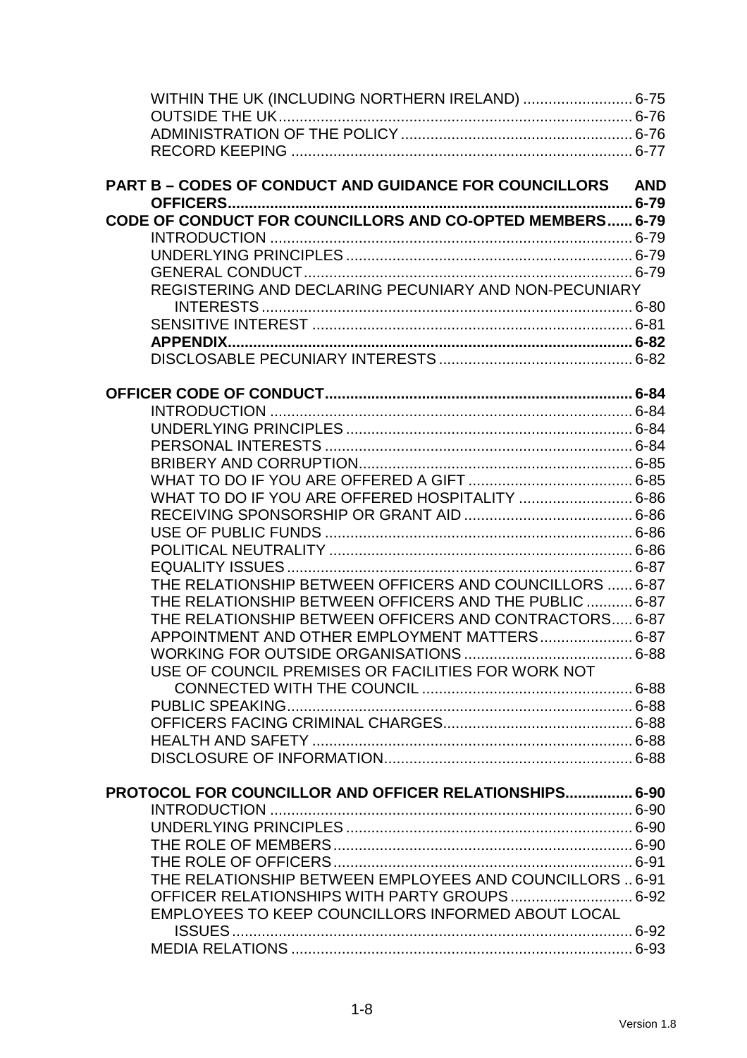WITHIN THE UK (INCLUDING NORTHERN IRELAND) .......................... 6-75
OUTSIDE THE UK.................................................................................... 6-76
ADMINISTRATION OF THE POLICY ....................................................... 6-76
RECORD KEEPING ................................................................................. 6-77

**PART B – CODES OF CONDUCT AND GUIDANCE FOR COUNCILLORS AND OFFICERS................................................................................................ 6-79**

**CODE OF CONDUCT FOR COUNCILLORS AND CO-OPTED MEMBERS...... 6-79**

INTRODUCTION ...................................................................................... 6-79
UNDERLYING PRINCIPLES .................................................................... 6-79
GENERAL CONDUCT .............................................................................. 6-79
REGISTERING AND DECLARING PECUNIARY AND NON-PECUNIARY INTERESTS ........................................................................................ 6-80
SENSITIVE INTEREST ............................................................................ 6-81
**APPENDIX................................................................................................ 6-82**
DISCLOSABLE PECUNIARY INTERESTS .............................................. 6-82

**OFFICER CODE OF CONDUCT......................................................................... 6-84**

INTRODUCTION ...................................................................................... 6-84
UNDERLYING PRINCIPLES .................................................................... 6-84
PERSONAL INTERESTS ......................................................................... 6-84
BRIBERY AND CORRUPTION................................................................. 6-85
WHAT TO DO IF YOU ARE OFFERED A GIFT ....................................... 6-85
WHAT TO DO IF YOU ARE OFFERED HOSPITALITY ........................... 6-86
RECEIVING SPONSORSHIP OR GRANT AID ........................................ 6-86
USE OF PUBLIC FUNDS ......................................................................... 6-86
POLITICAL NEUTRALITY ........................................................................ 6-86
EQUALITY ISSUES .................................................................................. 6-87
THE RELATIONSHIP BETWEEN OFFICERS AND COUNCILLORS ...... 6-87
THE RELATIONSHIP BETWEEN OFFICERS AND THE PUBLIC ........... 6-87
THE RELATIONSHIP BETWEEN OFFICERS AND CONTRACTORS..... 6-87
APPOINTMENT AND OTHER EMPLOYMENT MATTERS...................... 6-87
WORKING FOR OUTSIDE ORGANISATIONS ........................................ 6-88
USE OF COUNCIL PREMISES OR FACILITIES FOR WORK NOT CONNECTED WITH THE COUNCIL .................................................. 6-88
PUBLIC SPEAKING.................................................................................. 6-88
OFFICERS FACING CRIMINAL CHARGES............................................. 6-88
HEALTH AND SAFETY ............................................................................ 6-88
DISCLOSURE OF INFORMATION........................................................... 6-88

**PROTOCOL FOR COUNCILLOR AND OFFICER RELATIONSHIPS................ 6-90**

INTRODUCTION ...................................................................................... 6-90
UNDERLYING PRINCIPLES .................................................................... 6-90
THE ROLE OF MEMBERS....................................................................... 6-90
THE ROLE OF OFFICERS....................................................................... 6-91
THE RELATIONSHIP BETWEEN EMPLOYEES AND COUNCILLORS .. 6-91
OFFICER RELATIONSHIPS WITH PARTY GROUPS ............................. 6-92
EMPLOYEES TO KEEP COUNCILLORS INFORMED ABOUT LOCAL ISSUES ............................................................................................... 6-92
MEDIA RELATIONS ................................................................................. 6-93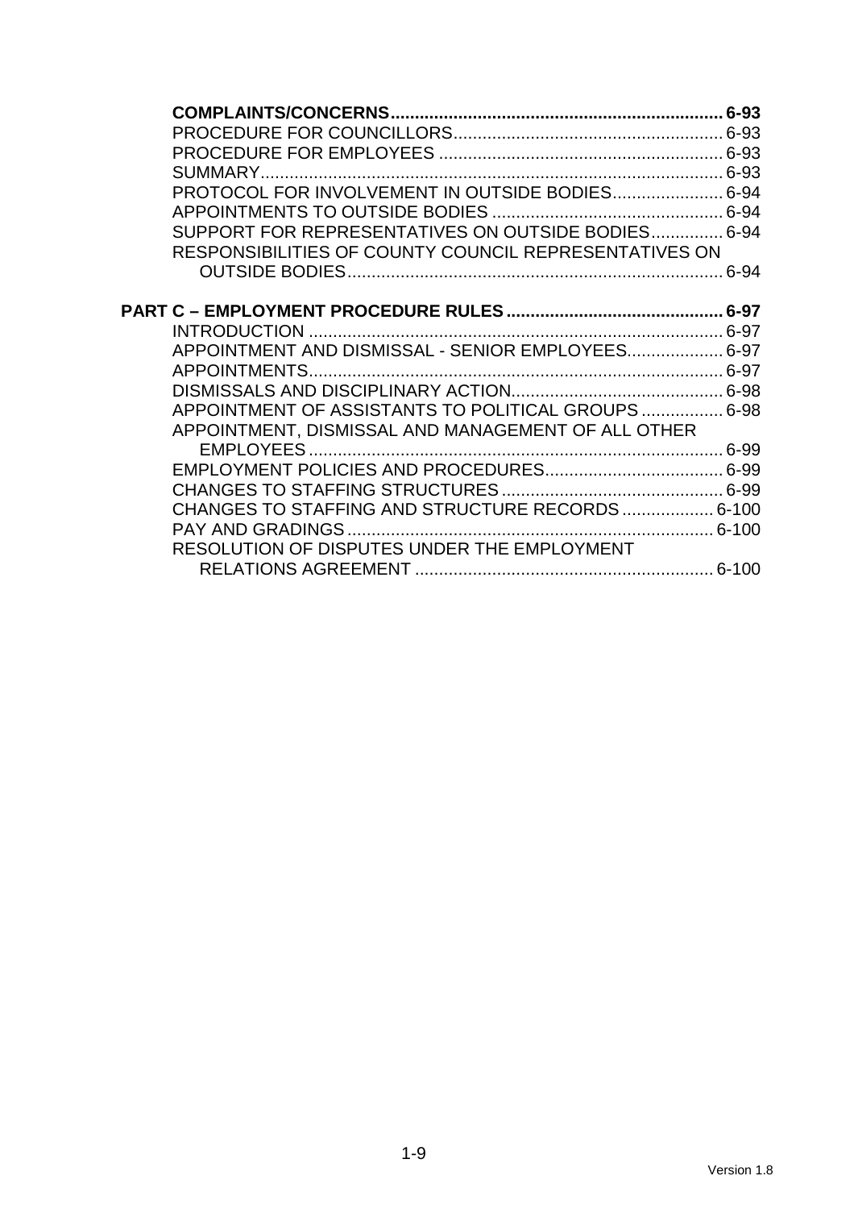**COMPLAINTS/CONCERNS.................................................................... 6-93**

PROCEDURE FOR COUNCILLORS........................................................ 6-93

PROCEDURE FOR EMPLOYEES ........................................................... 6-93

SUMMARY................................................................................................ 6-93

PROTOCOL FOR INVOLVEMENT IN OUTSIDE BODIES...................... 6-94

APPOINTMENTS TO OUTSIDE BODIES ................................................ 6-94

SUPPORT FOR REPRESENTATIVES ON OUTSIDE BODIES............... 6-94

RESPONSIBILITIES OF COUNTY COUNCIL REPRESENTATIVES ON OUTSIDE BODIES.............................................................................. 6-94

**PART C – EMPLOYMENT PROCEDURE RULES ............................................ 6-97**

INTRODUCTION ...................................................................................... 6-97

APPOINTMENT AND DISMISSAL - SENIOR EMPLOYEES................... 6-97

APPOINTMENTS...................................................................................... 6-97

DISMISSALS AND DISCIPLINARY ACTION............................................ 6-98

APPOINTMENT OF ASSISTANTS TO POLITICAL GROUPS ................. 6-98

APPOINTMENT, DISMISSAL AND MANAGEMENT OF ALL OTHER EMPLOYEES ...................................................................................... 6-99

EMPLOYMENT POLICIES AND PROCEDURES..................................... 6-99

CHANGES TO STAFFING STRUCTURES .............................................. 6-99

CHANGES TO STAFFING AND STRUCTURE RECORDS ................... 6-100

PAY AND GRADINGS ............................................................................ 6-100

RESOLUTION OF DISPUTES UNDER THE EMPLOYMENT RELATIONS AGREEMENT .............................................................. 6-100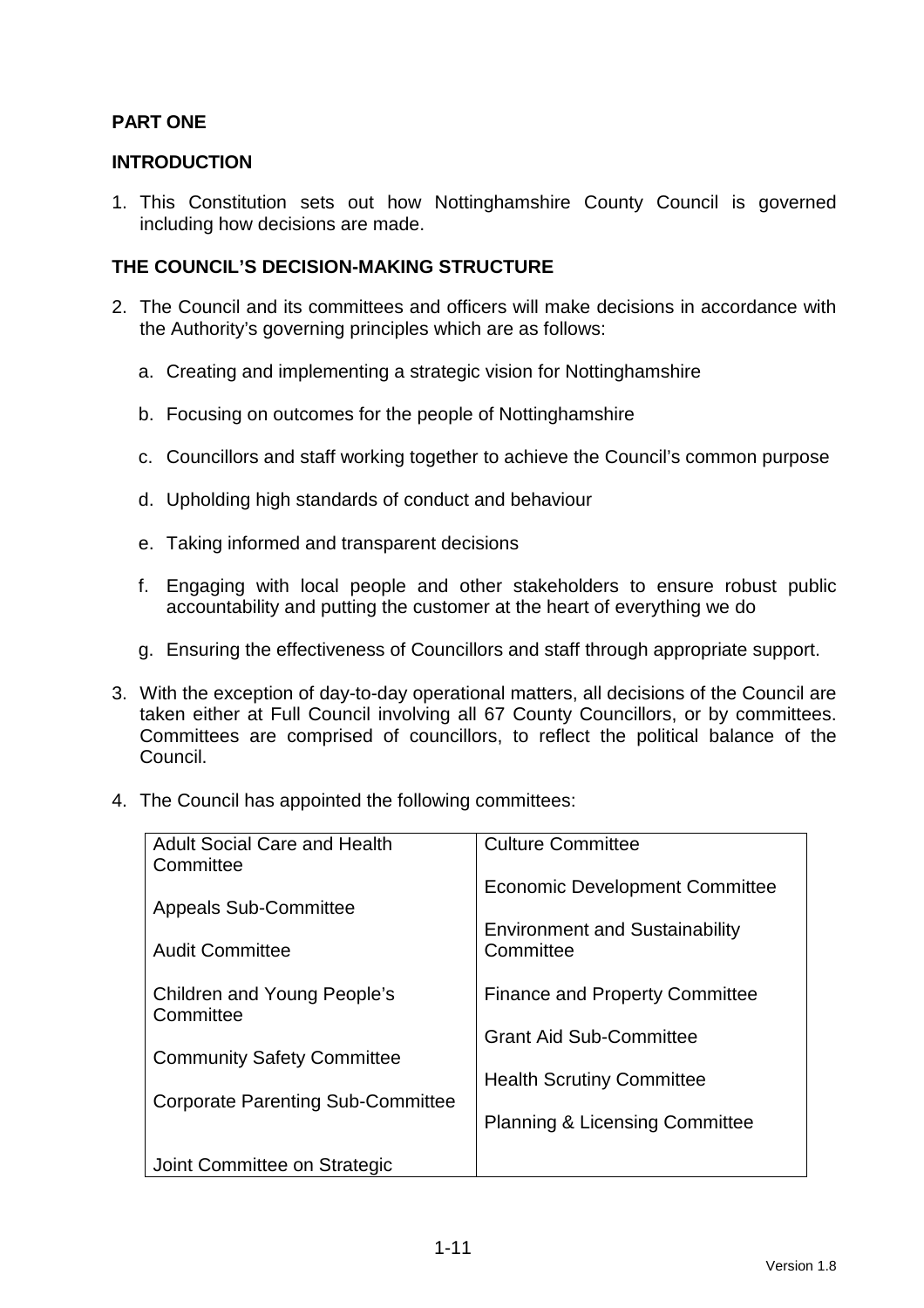**PART ONE**

**INTRODUCTION**

1. This Constitution sets out how Nottinghamshire County Council is governed including how decisions are made.

**THE COUNCIL'S DECISION-MAKING STRUCTURE**

2. The Council and its committees and officers will make decisions in accordance with the Authority's governing principles which are as follows:

   a. Creating and implementing a strategic vision for Nottinghamshire

   b. Focusing on outcomes for the people of Nottinghamshire

   c. Councillors and staff working together to achieve the Council's common purpose

   d. Upholding high standards of conduct and behaviour

   e. Taking informed and transparent decisions

   f. Engaging with local people and other stakeholders to ensure robust public accountability and putting the customer at the heart of everything we do

   g. Ensuring the effectiveness of Councillors and staff through appropriate support.

3. With the exception of day-to-day operational matters, all decisions of the Council are taken either at Full Council involving all 67 County Councillors, or by committees. Committees are comprised of councillors, to reflect the political balance of the Council.

4. The Council has appointed the following committees:

| | |
|---|---|
| Adult Social Care and Health Committee | Culture Committee |
| Appeals Sub-Committee | Economic Development Committee |
| Audit Committee | Environment and Sustainability Committee |
| Children and Young People's Committee | Finance and Property Committee |
| Community Safety Committee | Grant Aid Sub-Committee |
| Corporate Parenting Sub-Committee | Health Scrutiny Committee |
| Joint Committee on Strategic | Planning & Licensing Committee |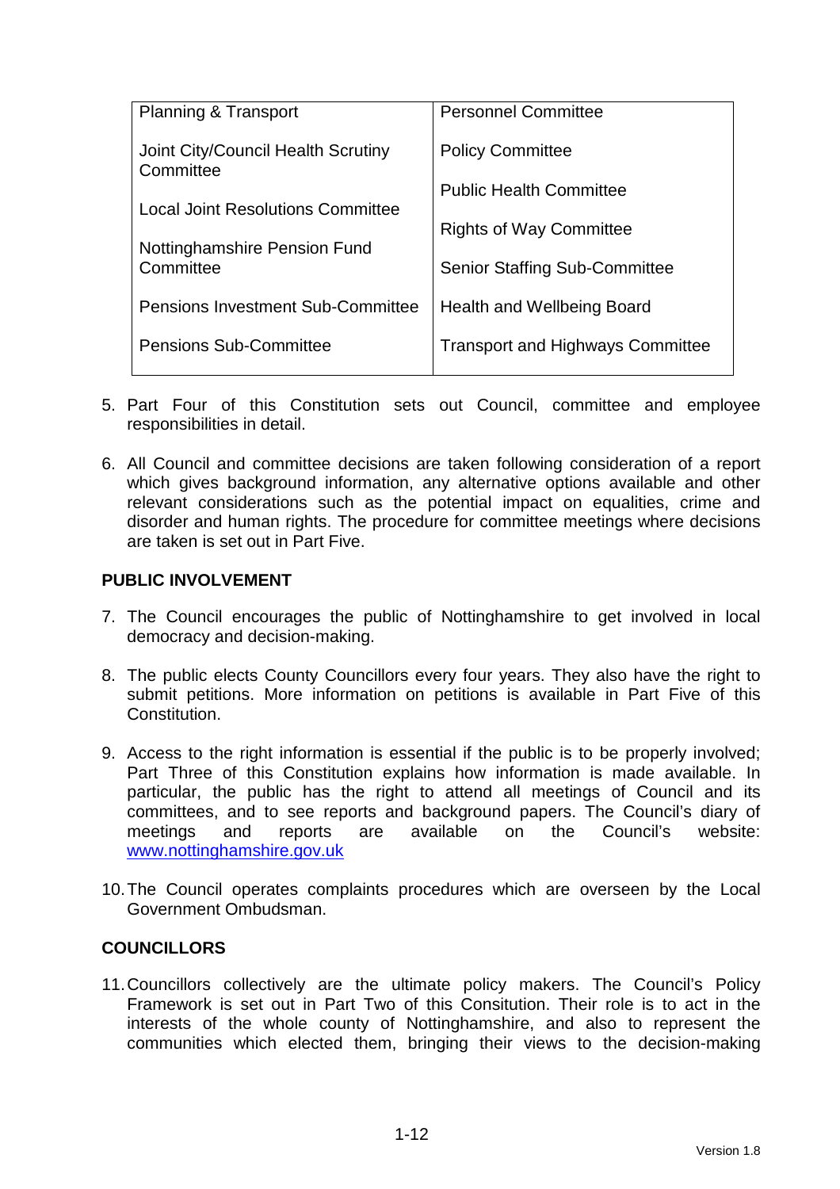| | |
|---|---|
| Planning & Transport | Personnel Committee |
| Joint City/Council Health Scrutiny Committee | Policy Committee |
| | Public Health Committee |
| Local Joint Resolutions Committee | |
| | Rights of Way Committee |
| Nottinghamshire Pension Fund Committee | Senior Staffing Sub-Committee |
| Pensions Investment Sub-Committee | Health and Wellbeing Board |
| Pensions Sub-Committee | Transport and Highways Committee |

5. Part Four of this Constitution sets out Council, committee and employee responsibilities in detail.

6. All Council and committee decisions are taken following consideration of a report which gives background information, any alternative options available and other relevant considerations such as the potential impact on equalities, crime and disorder and human rights. The procedure for committee meetings where decisions are taken is set out in Part Five.

## PUBLIC INVOLVEMENT

7. The Council encourages the public of Nottinghamshire to get involved in local democracy and decision-making.

8. The public elects County Councillors every four years. They also have the right to submit petitions. More information on petitions is available in Part Five of this Constitution.

9. Access to the right information is essential if the public is to be properly involved; Part Three of this Constitution explains how information is made available. In particular, the public has the right to attend all meetings of Council and its committees, and to see reports and background papers. The Council's diary of meetings and reports are available on the Council's website: [www.nottinghamshire.gov.uk](http://www.nottinghamshire.gov.uk)

10. The Council operates complaints procedures which are overseen by the Local Government Ombudsman.

## COUNCILLORS

11. Councillors collectively are the ultimate policy makers. The Council's Policy Framework is set out in Part Two of this Consitution. Their role is to act in the interests of the whole county of Nottinghamshire, and also to represent the communities which elected them, bringing their views to the decision-making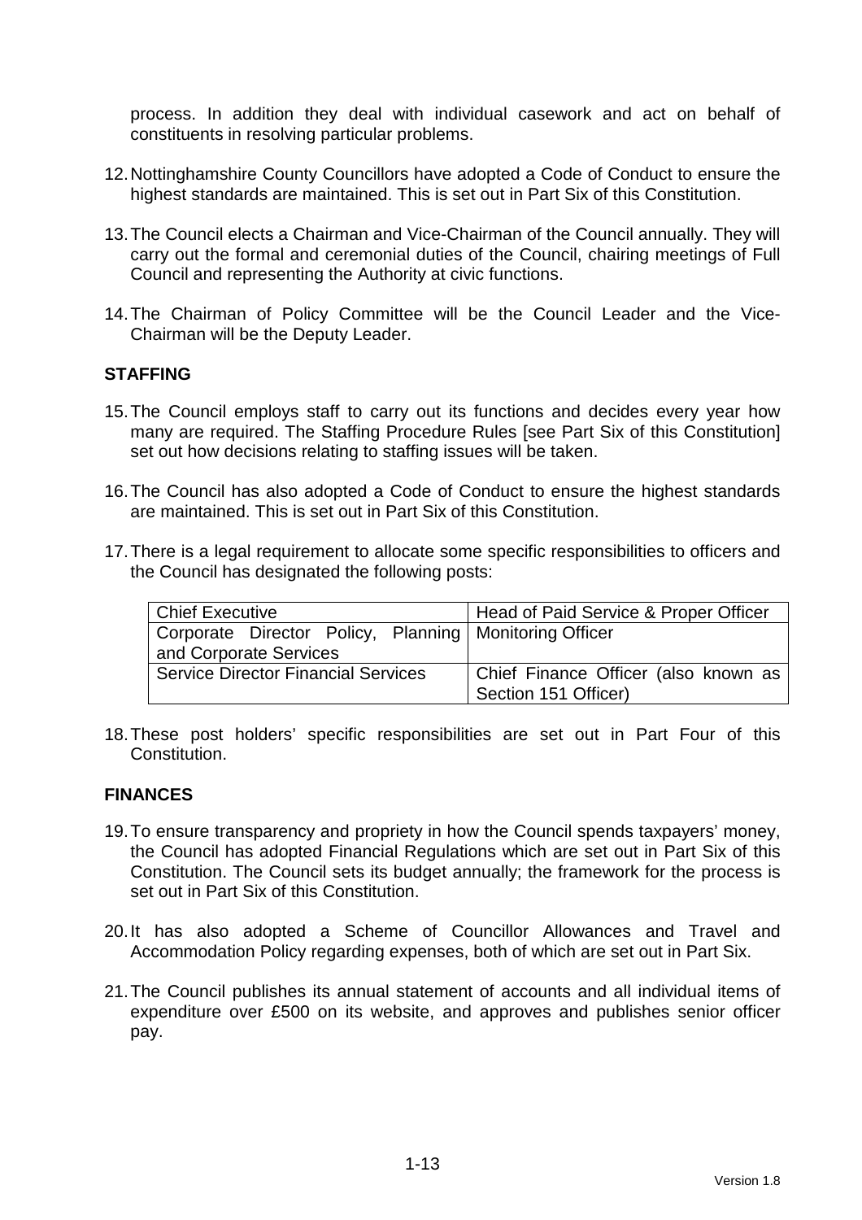process. In addition they deal with individual casework and act on behalf of constituents in resolving particular problems.

12. Nottinghamshire County Councillors have adopted a Code of Conduct to ensure the highest standards are maintained. This is set out in Part Six of this Constitution.

13. The Council elects a Chairman and Vice-Chairman of the Council annually. They will carry out the formal and ceremonial duties of the Council, chairing meetings of Full Council and representing the Authority at civic functions.

14. The Chairman of Policy Committee will be the Council Leader and the Vice-Chairman will be the Deputy Leader.

## STAFFING

15. The Council employs staff to carry out its functions and decides every year how many are required. The Staffing Procedure Rules [see Part Six of this Constitution] set out how decisions relating to staffing issues will be taken.

16. The Council has also adopted a Code of Conduct to ensure the highest standards are maintained. This is set out in Part Six of this Constitution.

17. There is a legal requirement to allocate some specific responsibilities to officers and the Council has designated the following posts:

| Chief Executive | Head of Paid Service & Proper Officer |
|---|---|
| Corporate Director Policy, Planning and Corporate Services | Monitoring Officer |
| Service Director Financial Services | Chief Finance Officer (also known as Section 151 Officer) |

18. These post holders' specific responsibilities are set out in Part Four of this Constitution.

## FINANCES

19. To ensure transparency and propriety in how the Council spends taxpayers' money, the Council has adopted Financial Regulations which are set out in Part Six of this Constitution. The Council sets its budget annually; the framework for the process is set out in Part Six of this Constitution.

20. It has also adopted a Scheme of Councillor Allowances and Travel and Accommodation Policy regarding expenses, both of which are set out in Part Six.

21. The Council publishes its annual statement of accounts and all individual items of expenditure over £500 on its website, and approves and publishes senior officer pay.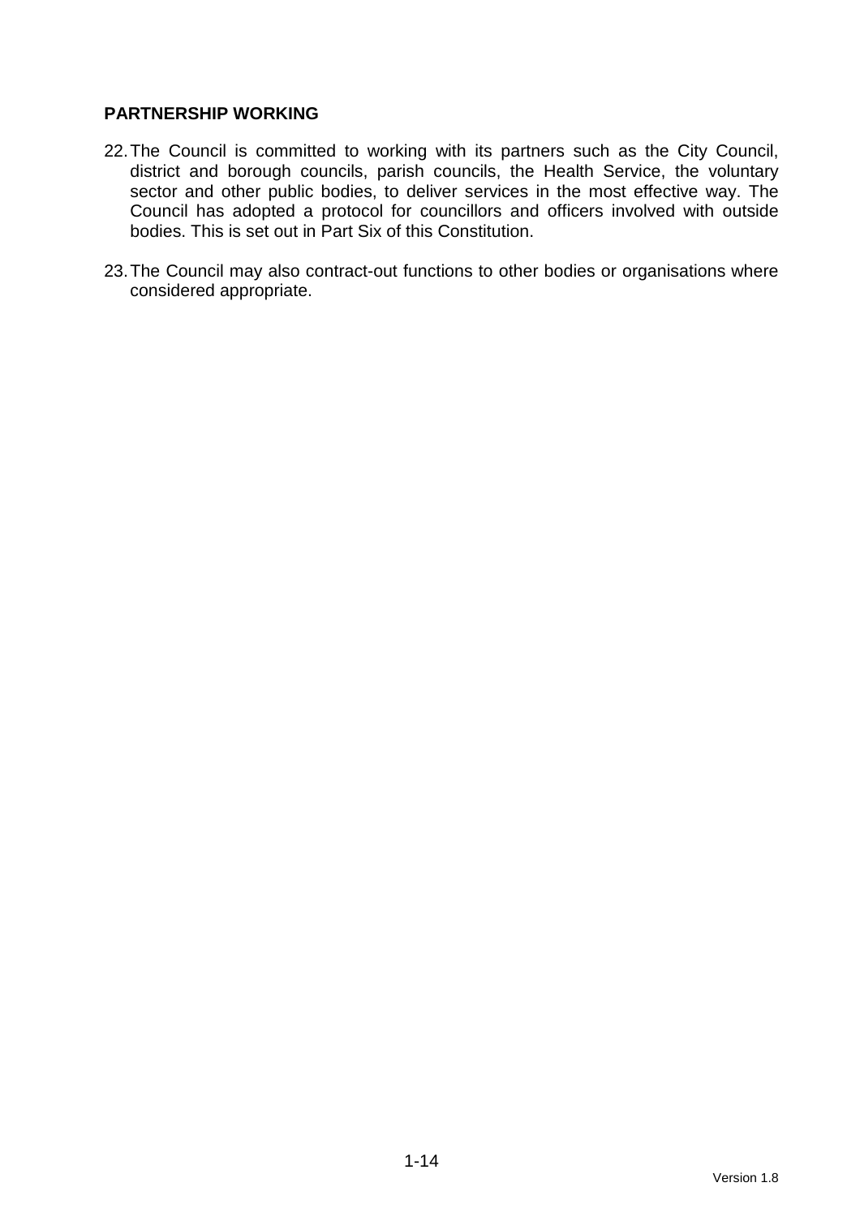**PARTNERSHIP WORKING**

22. The Council is committed to working with its partners such as the City Council, district and borough councils, parish councils, the Health Service, the voluntary sector and other public bodies, to deliver services in the most effective way. The Council has adopted a protocol for councillors and officers involved with outside bodies. This is set out in Part Six of this Constitution.

23. The Council may also contract-out functions to other bodies or organisations where considered appropriate.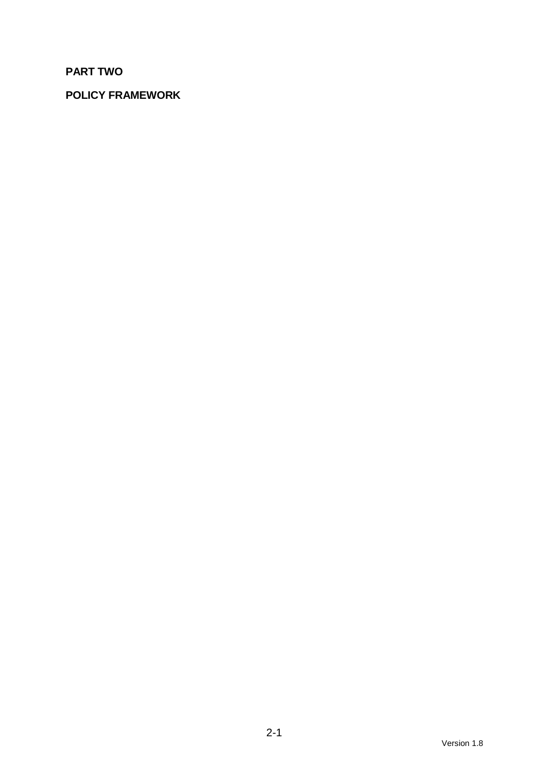# PART TWO

## POLICY FRAMEWORK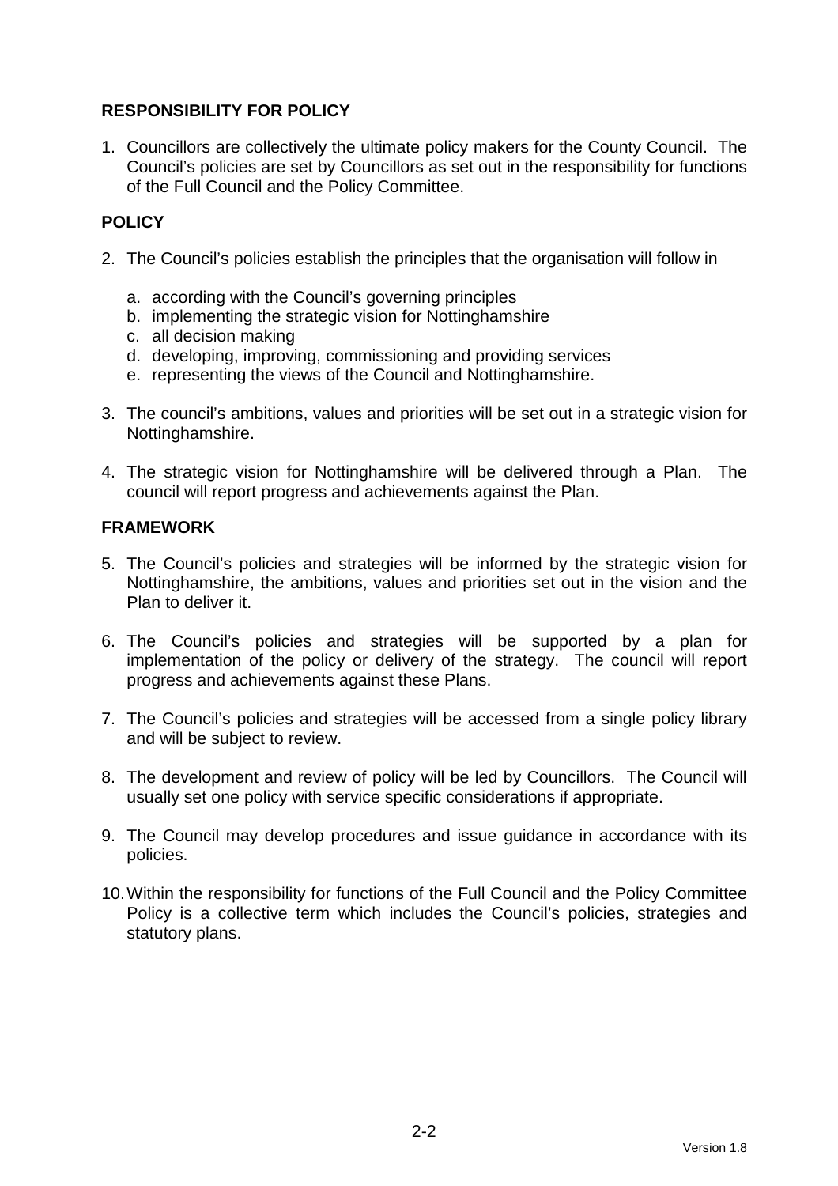## RESPONSIBILITY FOR POLICY

1. Councillors are collectively the ultimate policy makers for the County Council. The Council's policies are set by Councillors as set out in the responsibility for functions of the Full Council and the Policy Committee.

## POLICY

2. The Council's policies establish the principles that the organisation will follow in

   a. according with the Council's governing principles
   b. implementing the strategic vision for Nottinghamshire
   c. all decision making
   d. developing, improving, commissioning and providing services
   e. representing the views of the Council and Nottinghamshire.

3. The council's ambitions, values and priorities will be set out in a strategic vision for Nottinghamshire.

4. The strategic vision for Nottinghamshire will be delivered through a Plan. The council will report progress and achievements against the Plan.

## FRAMEWORK

5. The Council's policies and strategies will be informed by the strategic vision for Nottinghamshire, the ambitions, values and priorities set out in the vision and the Plan to deliver it.

6. The Council's policies and strategies will be supported by a plan for implementation of the policy or delivery of the strategy. The council will report progress and achievements against these Plans.

7. The Council's policies and strategies will be accessed from a single policy library and will be subject to review.

8. The development and review of policy will be led by Councillors. The Council will usually set one policy with service specific considerations if appropriate.

9. The Council may develop procedures and issue guidance in accordance with its policies.

10. Within the responsibility for functions of the Full Council and the Policy Committee Policy is a collective term which includes the Council's policies, strategies and statutory plans.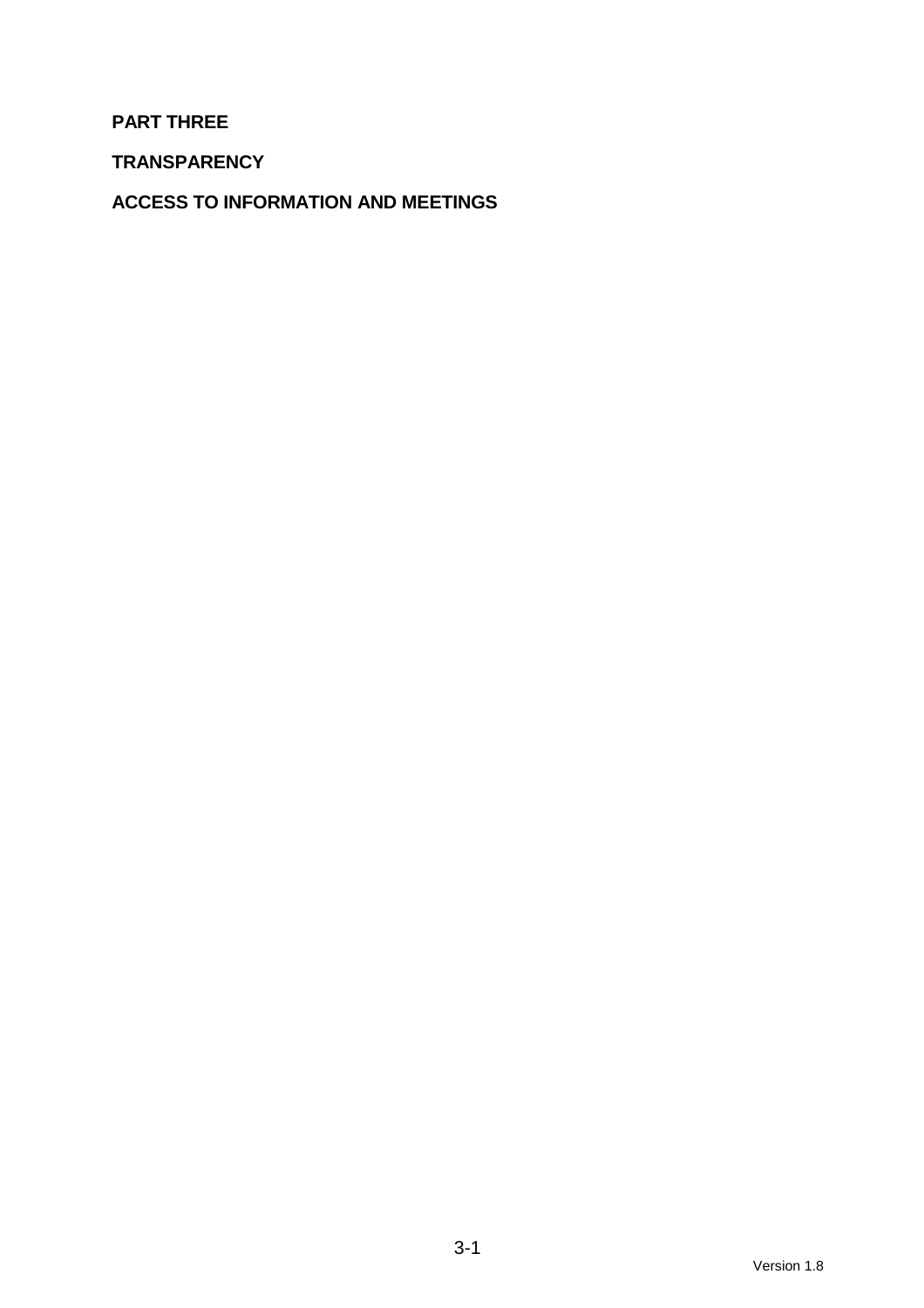# PART THREE

## TRANSPARENCY

## ACCESS TO INFORMATION AND MEETINGS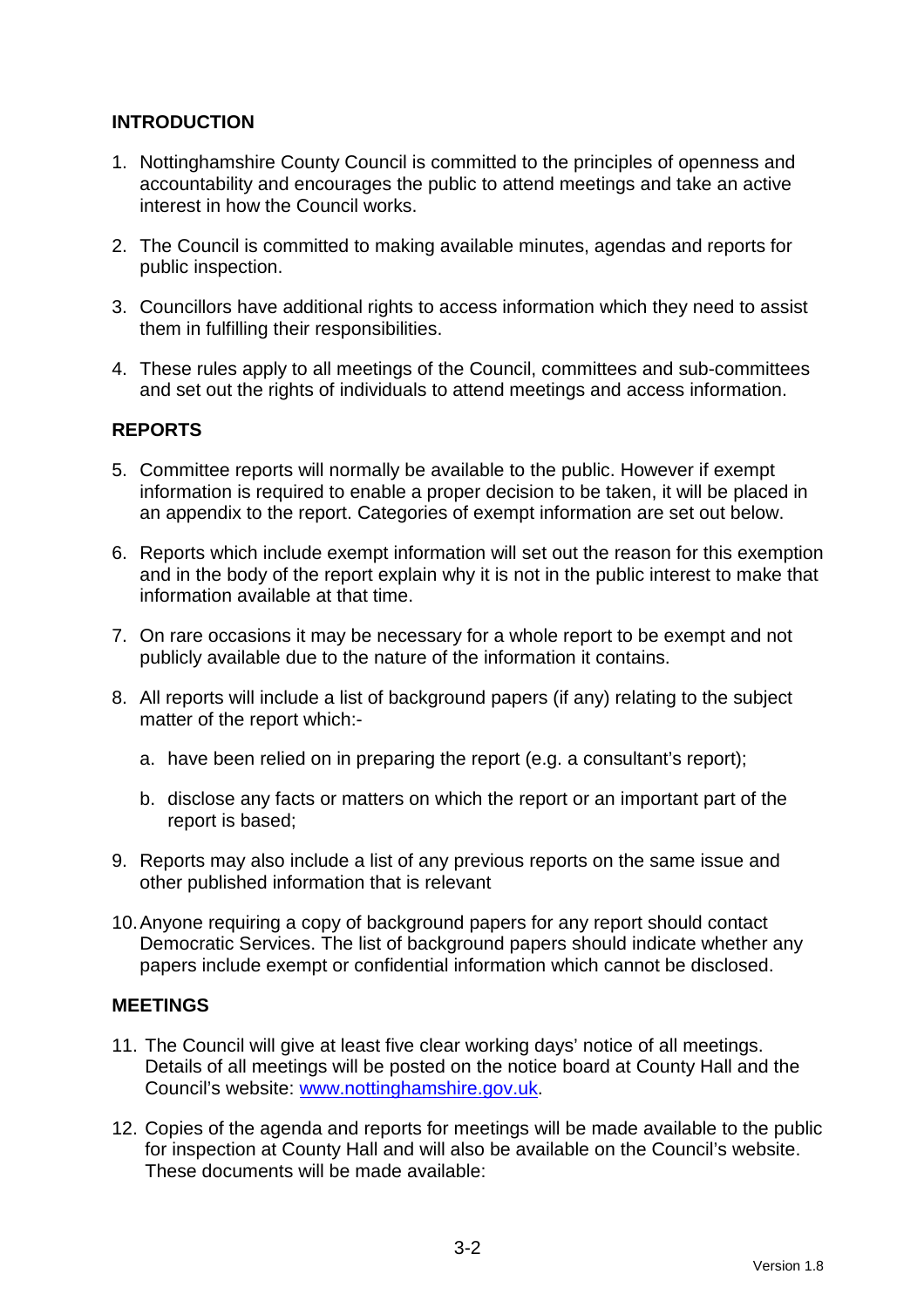## INTRODUCTION

1. Nottinghamshire County Council is committed to the principles of openness and accountability and encourages the public to attend meetings and take an active interest in how the Council works.

2. The Council is committed to making available minutes, agendas and reports for public inspection.

3. Councillors have additional rights to access information which they need to assist them in fulfilling their responsibilities.

4. These rules apply to all meetings of the Council, committees and sub-committees and set out the rights of individuals to attend meetings and access information.

## REPORTS

5. Committee reports will normally be available to the public. However if exempt information is required to enable a proper decision to be taken, it will be placed in an appendix to the report. Categories of exempt information are set out below.

6. Reports which include exempt information will set out the reason for this exemption and in the body of the report explain why it is not in the public interest to make that information available at that time.

7. On rare occasions it may be necessary for a whole report to be exempt and not publicly available due to the nature of the information it contains.

8. All reports will include a list of background papers (if any) relating to the subject matter of the report which:-

   a. have been relied on in preparing the report (e.g. a consultant's report);

   b. disclose any facts or matters on which the report or an important part of the report is based;

9. Reports may also include a list of any previous reports on the same issue and other published information that is relevant

10. Anyone requiring a copy of background papers for any report should contact Democratic Services. The list of background papers should indicate whether any papers include exempt or confidential information which cannot be disclosed.

## MEETINGS

11. The Council will give at least five clear working days' notice of all meetings. Details of all meetings will be posted on the notice board at County Hall and the Council's website: [www.nottinghamshire.gov.uk](http://www.nottinghamshire.gov.uk).

12. Copies of the agenda and reports for meetings will be made available to the public for inspection at County Hall and will also be available on the Council's website. These documents will be made available: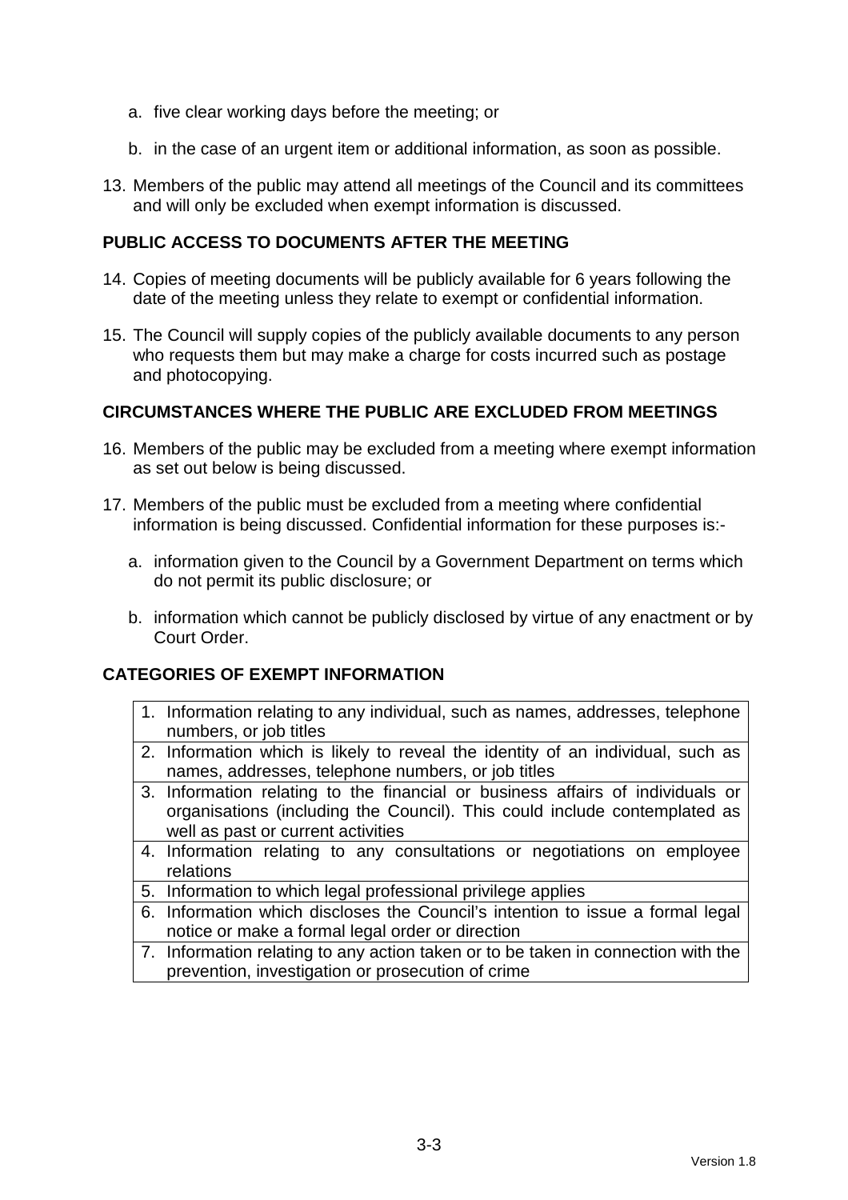a. five clear working days before the meeting; or

b. in the case of an urgent item or additional information, as soon as possible.

13. Members of the public may attend all meetings of the Council and its committees and will only be excluded when exempt information is discussed.

## PUBLIC ACCESS TO DOCUMENTS AFTER THE MEETING

14. Copies of meeting documents will be publicly available for 6 years following the date of the meeting unless they relate to exempt or confidential information.

15. The Council will supply copies of the publicly available documents to any person who requests them but may make a charge for costs incurred such as postage and photocopying.

## CIRCUMSTANCES WHERE THE PUBLIC ARE EXCLUDED FROM MEETINGS

16. Members of the public may be excluded from a meeting where exempt information as set out below is being discussed.

17. Members of the public must be excluded from a meeting where confidential information is being discussed. Confidential information for these purposes is:-

    a. information given to the Council by a Government Department on terms which do not permit its public disclosure; or

    b. information which cannot be publicly disclosed by virtue of any enactment or by Court Order.

## CATEGORIES OF EXEMPT INFORMATION

| |
|---|
| 1. Information relating to any individual, such as names, addresses, telephone numbers, or job titles |
| 2. Information which is likely to reveal the identity of an individual, such as names, addresses, telephone numbers, or job titles |
| 3. Information relating to the financial or business affairs of individuals or organisations (including the Council). This could include contemplated as well as past or current activities |
| 4. Information relating to any consultations or negotiations on employee relations |
| 5. Information to which legal professional privilege applies |
| 6. Information which discloses the Council's intention to issue a formal legal notice or make a formal legal order or direction |
| 7. Information relating to any action taken or to be taken in connection with the prevention, investigation or prosecution of crime |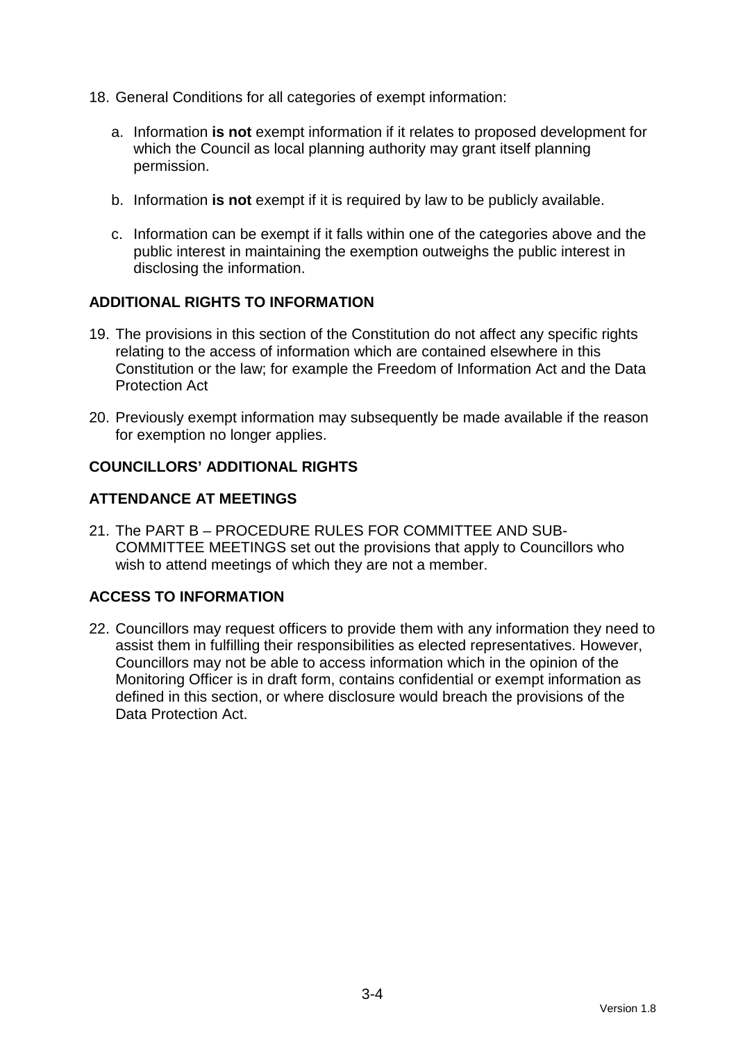18. General Conditions for all categories of exempt information:

    a. Information **is not** exempt information if it relates to proposed development for which the Council as local planning authority may grant itself planning permission.

    b. Information **is not** exempt if it is required by law to be publicly available.

    c. Information can be exempt if it falls within one of the categories above and the public interest in maintaining the exemption outweighs the public interest in disclosing the information.

## ADDITIONAL RIGHTS TO INFORMATION

19. The provisions in this section of the Constitution do not affect any specific rights relating to the access of information which are contained elsewhere in this Constitution or the law; for example the Freedom of Information Act and the Data Protection Act

20. Previously exempt information may subsequently be made available if the reason for exemption no longer applies.

## COUNCILLORS' ADDITIONAL RIGHTS

## ATTENDANCE AT MEETINGS

21. The PART B – PROCEDURE RULES FOR COMMITTEE AND SUB-COMMITTEE MEETINGS set out the provisions that apply to Councillors who wish to attend meetings of which they are not a member.

## ACCESS TO INFORMATION

22. Councillors may request officers to provide them with any information they need to assist them in fulfilling their responsibilities as elected representatives. However, Councillors may not be able to access information which in the opinion of the Monitoring Officer is in draft form, contains confidential or exempt information as defined in this section, or where disclosure would breach the provisions of the Data Protection Act.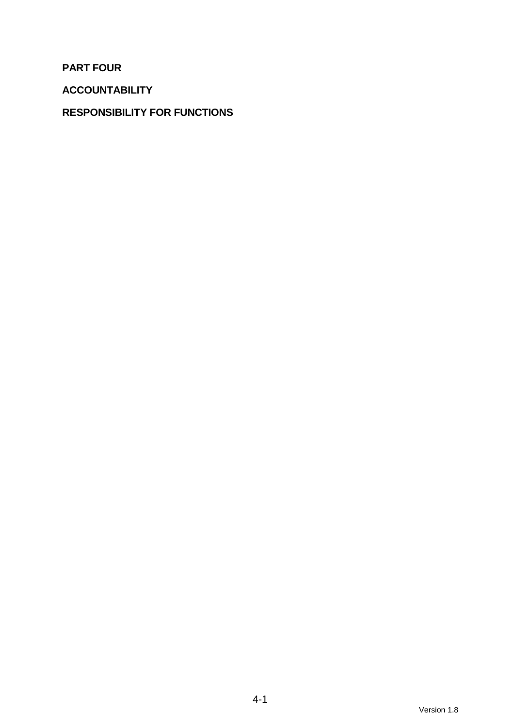# PART FOUR

## ACCOUNTABILITY

## RESPONSIBILITY FOR FUNCTIONS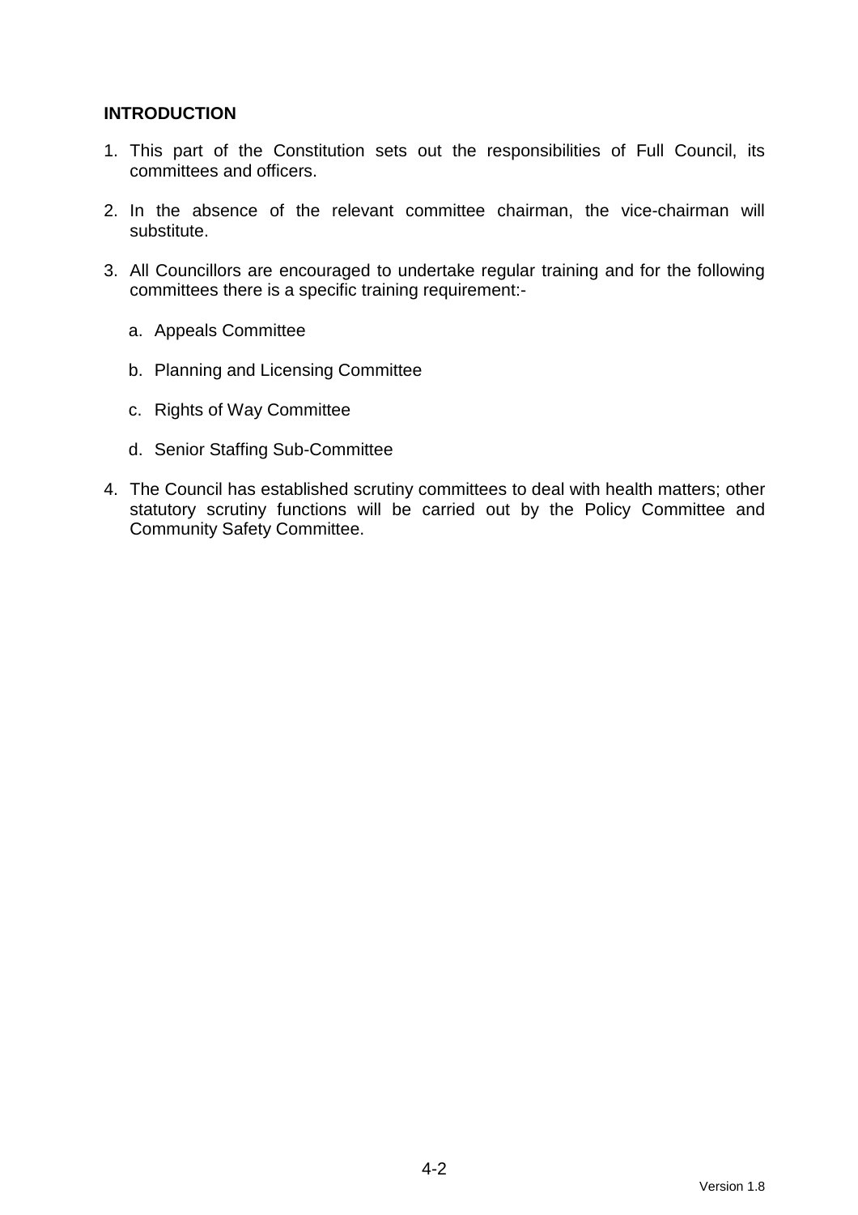**INTRODUCTION**

1. This part of the Constitution sets out the responsibilities of Full Council, its committees and officers.

2. In the absence of the relevant committee chairman, the vice-chairman will substitute.

3. All Councillors are encouraged to undertake regular training and for the following committees there is a specific training requirement:-

   a. Appeals Committee

   b. Planning and Licensing Committee

   c. Rights of Way Committee

   d. Senior Staffing Sub-Committee

4. The Council has established scrutiny committees to deal with health matters; other statutory scrutiny functions will be carried out by the Policy Committee and Community Safety Committee.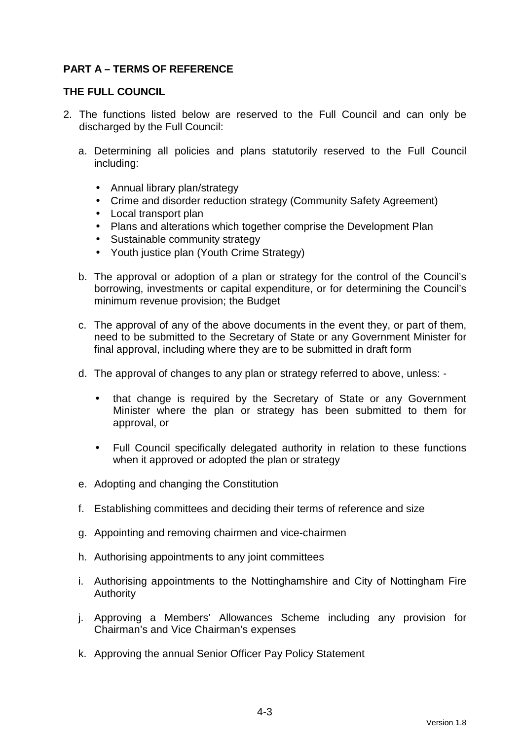**PART A – TERMS OF REFERENCE**

**THE FULL COUNCIL**

2. The functions listed below are reserved to the Full Council and can only be discharged by the Full Council:

   a. Determining all policies and plans statutorily reserved to the Full Council including:

      - Annual library plan/strategy
      - Crime and disorder reduction strategy (Community Safety Agreement)
      - Local transport plan
      - Plans and alterations which together comprise the Development Plan
      - Sustainable community strategy
      - Youth justice plan (Youth Crime Strategy)

   b. The approval or adoption of a plan or strategy for the control of the Council's borrowing, investments or capital expenditure, or for determining the Council's minimum revenue provision; the Budget

   c. The approval of any of the above documents in the event they, or part of them, need to be submitted to the Secretary of State or any Government Minister for final approval, including where they are to be submitted in draft form

   d. The approval of changes to any plan or strategy referred to above, unless: -

      - that change is required by the Secretary of State or any Government Minister where the plan or strategy has been submitted to them for approval, or

      - Full Council specifically delegated authority in relation to these functions when it approved or adopted the plan or strategy

   e. Adopting and changing the Constitution

   f. Establishing committees and deciding their terms of reference and size

   g. Appointing and removing chairmen and vice-chairmen

   h. Authorising appointments to any joint committees

   i. Authorising appointments to the Nottinghamshire and City of Nottingham Fire Authority

   j. Approving a Members' Allowances Scheme including any provision for Chairman's and Vice Chairman's expenses

   k. Approving the annual Senior Officer Pay Policy Statement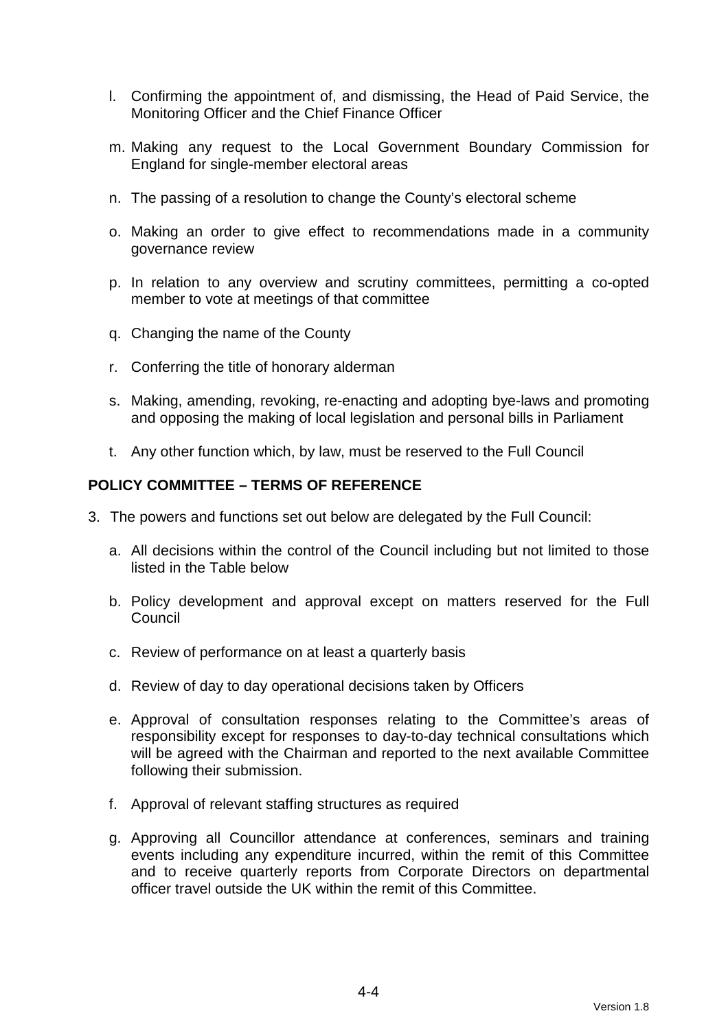l. Confirming the appointment of, and dismissing, the Head of Paid Service, the Monitoring Officer and the Chief Finance Officer

m. Making any request to the Local Government Boundary Commission for England for single-member electoral areas

n. The passing of a resolution to change the County's electoral scheme

o. Making an order to give effect to recommendations made in a community governance review

p. In relation to any overview and scrutiny committees, permitting a co-opted member to vote at meetings of that committee

q. Changing the name of the County

r. Conferring the title of honorary alderman

s. Making, amending, revoking, re-enacting and adopting bye-laws and promoting and opposing the making of local legislation and personal bills in Parliament

t. Any other function which, by law, must be reserved to the Full Council

**POLICY COMMITTEE – TERMS OF REFERENCE**

3. The powers and functions set out below are delegated by the Full Council:

   a. All decisions within the control of the Council including but not limited to those listed in the Table below

   b. Policy development and approval except on matters reserved for the Full Council

   c. Review of performance on at least a quarterly basis

   d. Review of day to day operational decisions taken by Officers

   e. Approval of consultation responses relating to the Committee's areas of responsibility except for responses to day-to-day technical consultations which will be agreed with the Chairman and reported to the next available Committee following their submission.

   f. Approval of relevant staffing structures as required

   g. Approving all Councillor attendance at conferences, seminars and training events including any expenditure incurred, within the remit of this Committee and to receive quarterly reports from Corporate Directors on departmental officer travel outside the UK within the remit of this Committee.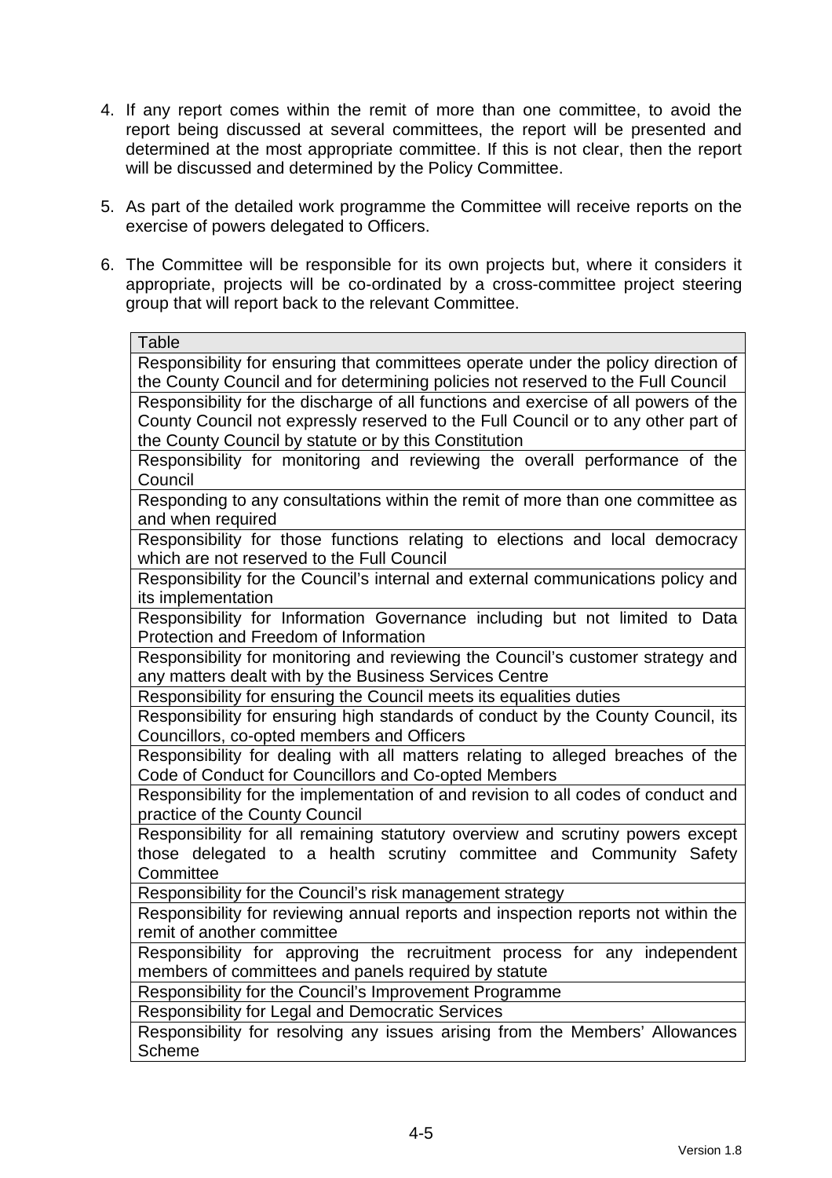4. If any report comes within the remit of more than one committee, to avoid the report being discussed at several committees, the report will be presented and determined at the most appropriate committee. If this is not clear, then the report will be discussed and determined by the Policy Committee.

5. As part of the detailed work programme the Committee will receive reports on the exercise of powers delegated to Officers.

6. The Committee will be responsible for its own projects but, where it considers it appropriate, projects will be co-ordinated by a cross-committee project steering group that will report back to the relevant Committee.

| Table |
|---|
| Responsibility for ensuring that committees operate under the policy direction of the County Council and for determining policies not reserved to the Full Council |
| Responsibility for the discharge of all functions and exercise of all powers of the County Council not expressly reserved to the Full Council or to any other part of the County Council by statute or by this Constitution |
| Responsibility for monitoring and reviewing the overall performance of the Council |
| Responding to any consultations within the remit of more than one committee as and when required |
| Responsibility for those functions relating to elections and local democracy which are not reserved to the Full Council |
| Responsibility for the Council's internal and external communications policy and its implementation |
| Responsibility for Information Governance including but not limited to Data Protection and Freedom of Information |
| Responsibility for monitoring and reviewing the Council's customer strategy and any matters dealt with by the Business Services Centre |
| Responsibility for ensuring the Council meets its equalities duties |
| Responsibility for ensuring high standards of conduct by the County Council, its Councillors, co-opted members and Officers |
| Responsibility for dealing with all matters relating to alleged breaches of the Code of Conduct for Councillors and Co-opted Members |
| Responsibility for the implementation of and revision to all codes of conduct and practice of the County Council |
| Responsibility for all remaining statutory overview and scrutiny powers except those delegated to a health scrutiny committee and Community Safety Committee |
| Responsibility for the Council's risk management strategy |
| Responsibility for reviewing annual reports and inspection reports not within the remit of another committee |
| Responsibility for approving the recruitment process for any independent members of committees and panels required by statute |
| Responsibility for the Council's Improvement Programme |
| Responsibility for Legal and Democratic Services |
| Responsibility for resolving any issues arising from the Members' Allowances Scheme |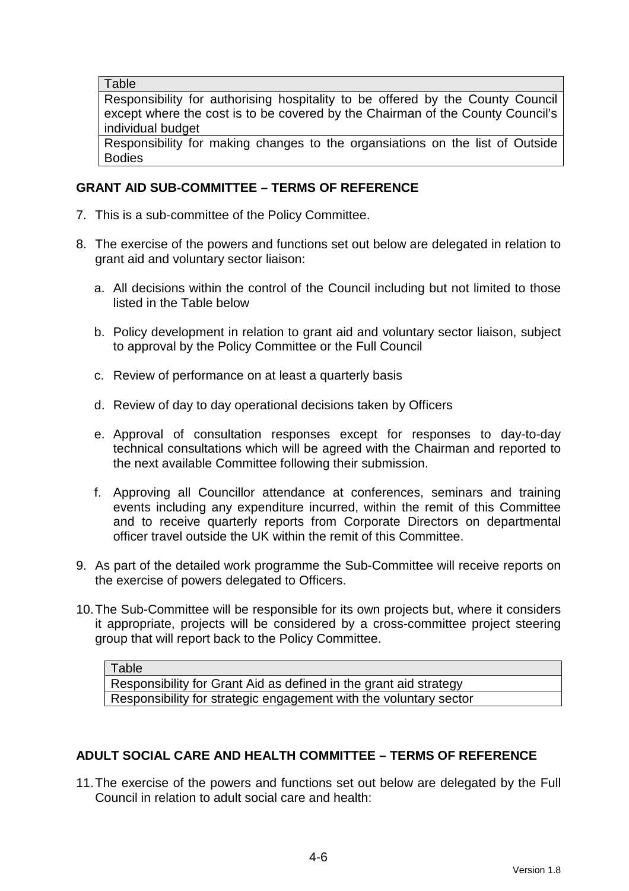| Table |
| --- |
| Responsibility for authorising hospitality to be offered by the County Council except where the cost is to be covered by the Chairman of the County Council's individual budget |
| Responsibility for making changes to the organsiations on the list of Outside Bodies |

## GRANT AID SUB-COMMITTEE – TERMS OF REFERENCE

7. This is a sub-committee of the Policy Committee.

8. The exercise of the powers and functions set out below are delegated in relation to grant aid and voluntary sector liaison:

   a. All decisions within the control of the Council including but not limited to those listed in the Table below

   b. Policy development in relation to grant aid and voluntary sector liaison, subject to approval by the Policy Committee or the Full Council

   c. Review of performance on at least a quarterly basis

   d. Review of day to day operational decisions taken by Officers

   e. Approval of consultation responses except for responses to day-to-day technical consultations which will be agreed with the Chairman and reported to the next available Committee following their submission.

   f. Approving all Councillor attendance at conferences, seminars and training events including any expenditure incurred, within the remit of this Committee and to receive quarterly reports from Corporate Directors on departmental officer travel outside the UK within the remit of this Committee.

9. As part of the detailed work programme the Sub-Committee will receive reports on the exercise of powers delegated to Officers.

10. The Sub-Committee will be responsible for its own projects but, where it considers it appropriate, projects will be considered by a cross-committee project steering group that will report back to the Policy Committee.

| Table |
| --- |
| Responsibility for Grant Aid as defined in the grant aid strategy |
| Responsibility for strategic engagement with the voluntary sector |

## ADULT SOCIAL CARE AND HEALTH COMMITTEE – TERMS OF REFERENCE

11. The exercise of the powers and functions set out below are delegated by the Full Council in relation to adult social care and health: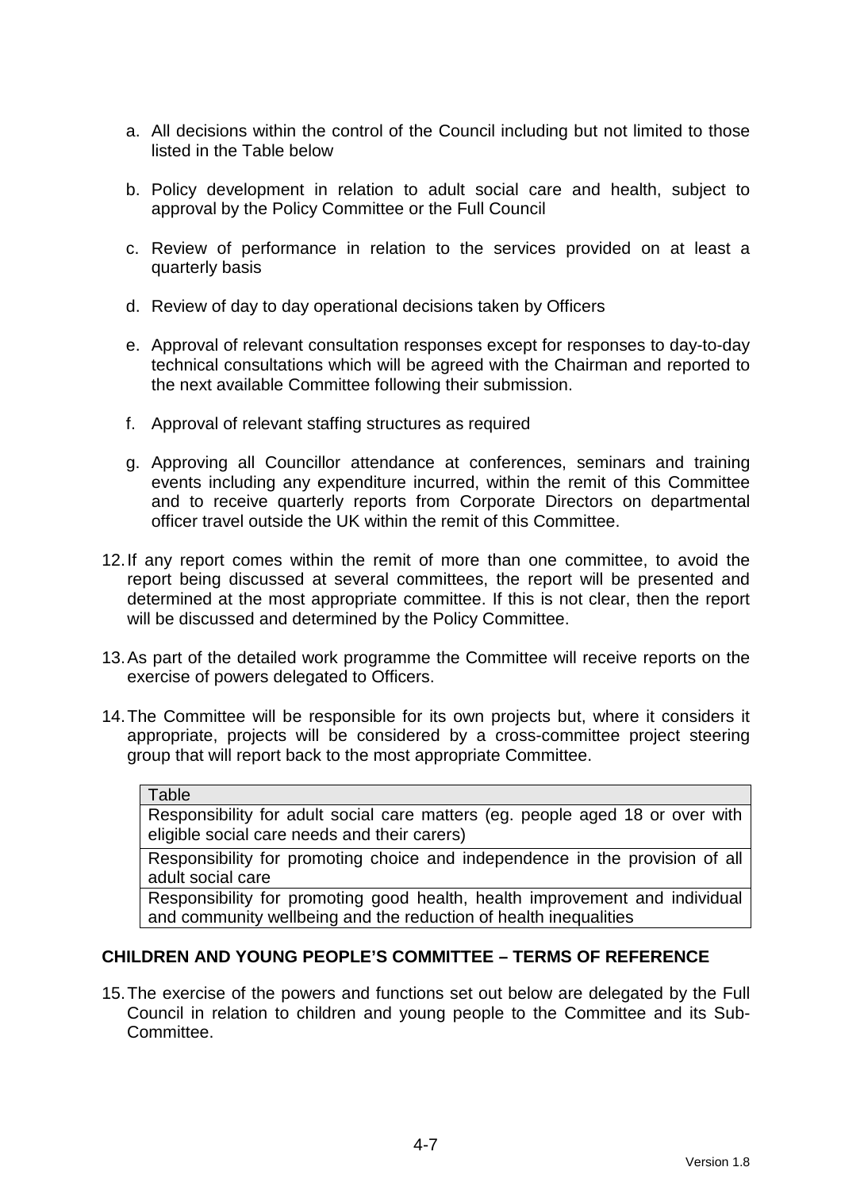a. All decisions within the control of the Council including but not limited to those listed in the Table below

b. Policy development in relation to adult social care and health, subject to approval by the Policy Committee or the Full Council

c. Review of performance in relation to the services provided on at least a quarterly basis

d. Review of day to day operational decisions taken by Officers

e. Approval of relevant consultation responses except for responses to day-to-day technical consultations which will be agreed with the Chairman and reported to the next available Committee following their submission.

f. Approval of relevant staffing structures as required

g. Approving all Councillor attendance at conferences, seminars and training events including any expenditure incurred, within the remit of this Committee and to receive quarterly reports from Corporate Directors on departmental officer travel outside the UK within the remit of this Committee.

12. If any report comes within the remit of more than one committee, to avoid the report being discussed at several committees, the report will be presented and determined at the most appropriate committee. If this is not clear, then the report will be discussed and determined by the Policy Committee.

13. As part of the detailed work programme the Committee will receive reports on the exercise of powers delegated to Officers.

14. The Committee will be responsible for its own projects but, where it considers it appropriate, projects will be considered by a cross-committee project steering group that will report back to the most appropriate Committee.

| Table |
|---|
| Responsibility for adult social care matters (eg. people aged 18 or over with eligible social care needs and their carers) |
| Responsibility for promoting choice and independence in the provision of all adult social care |
| Responsibility for promoting good health, health improvement and individual and community wellbeing and the reduction of health inequalities |

**CHILDREN AND YOUNG PEOPLE'S COMMITTEE – TERMS OF REFERENCE**

15. The exercise of the powers and functions set out below are delegated by the Full Council in relation to children and young people to the Committee and its Sub-Committee.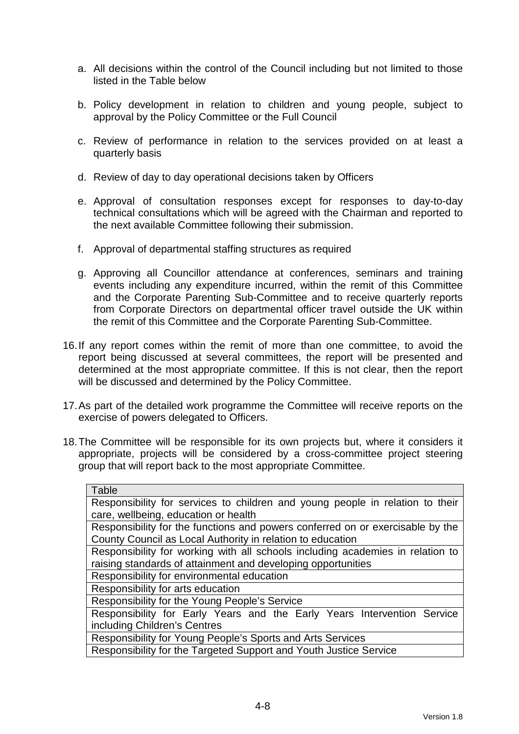a. All decisions within the control of the Council including but not limited to those listed in the Table below

b. Policy development in relation to children and young people, subject to approval by the Policy Committee or the Full Council

c. Review of performance in relation to the services provided on at least a quarterly basis

d. Review of day to day operational decisions taken by Officers

e. Approval of consultation responses except for responses to day-to-day technical consultations which will be agreed with the Chairman and reported to the next available Committee following their submission.

f. Approval of departmental staffing structures as required

g. Approving all Councillor attendance at conferences, seminars and training events including any expenditure incurred, within the remit of this Committee and the Corporate Parenting Sub-Committee and to receive quarterly reports from Corporate Directors on departmental officer travel outside the UK within the remit of this Committee and the Corporate Parenting Sub-Committee.

16. If any report comes within the remit of more than one committee, to avoid the report being discussed at several committees, the report will be presented and determined at the most appropriate committee. If this is not clear, then the report will be discussed and determined by the Policy Committee.

17. As part of the detailed work programme the Committee will receive reports on the exercise of powers delegated to Officers.

18. The Committee will be responsible for its own projects but, where it considers it appropriate, projects will be considered by a cross-committee project steering group that will report back to the most appropriate Committee.

| Table |
|---|
| Responsibility for services to children and young people in relation to their care, wellbeing, education or health |
| Responsibility for the functions and powers conferred on or exercisable by the County Council as Local Authority in relation to education |
| Responsibility for working with all schools including academies in relation to raising standards of attainment and developing opportunities |
| Responsibility for environmental education |
| Responsibility for arts education |
| Responsibility for the Young People's Service |
| Responsibility for Early Years and the Early Years Intervention Service including Children's Centres |
| Responsibility for Young People's Sports and Arts Services |
| Responsibility for the Targeted Support and Youth Justice Service |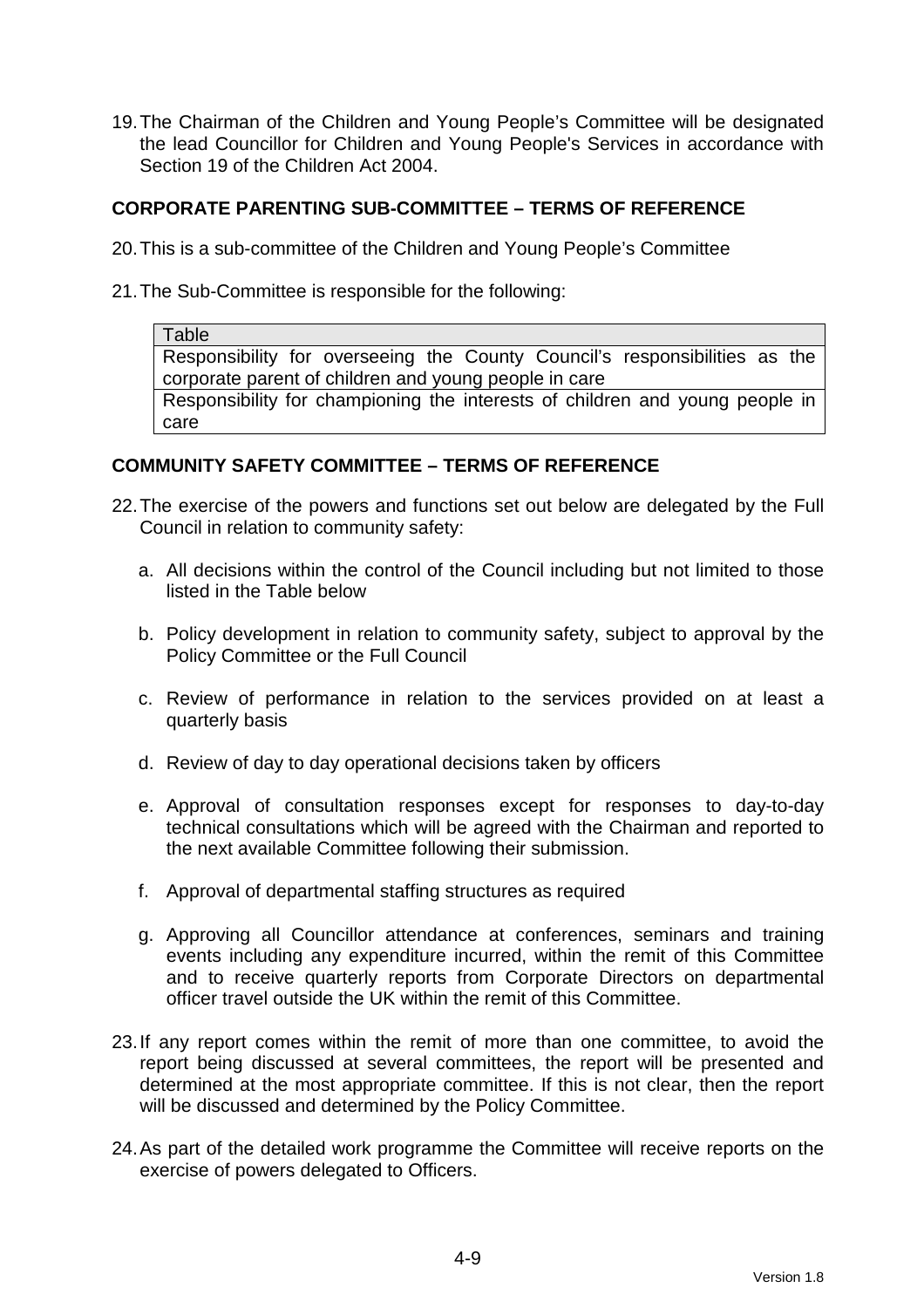19. The Chairman of the Children and Young People's Committee will be designated the lead Councillor for Children and Young People's Services in accordance with Section 19 of the Children Act 2004.

## CORPORATE PARENTING SUB-COMMITTEE – TERMS OF REFERENCE

20. This is a sub-committee of the Children and Young People's Committee

21. The Sub-Committee is responsible for the following:

| Table |
| --- |
| Responsibility for overseeing the County Council's responsibilities as the corporate parent of children and young people in care |
| Responsibility for championing the interests of children and young people in care |

## COMMUNITY SAFETY COMMITTEE – TERMS OF REFERENCE

22. The exercise of the powers and functions set out below are delegated by the Full Council in relation to community safety:

    a. All decisions within the control of the Council including but not limited to those listed in the Table below

    b. Policy development in relation to community safety, subject to approval by the Policy Committee or the Full Council

    c. Review of performance in relation to the services provided on at least a quarterly basis

    d. Review of day to day operational decisions taken by officers

    e. Approval of consultation responses except for responses to day-to-day technical consultations which will be agreed with the Chairman and reported to the next available Committee following their submission.

    f. Approval of departmental staffing structures as required

    g. Approving all Councillor attendance at conferences, seminars and training events including any expenditure incurred, within the remit of this Committee and to receive quarterly reports from Corporate Directors on departmental officer travel outside the UK within the remit of this Committee.

23. If any report comes within the remit of more than one committee, to avoid the report being discussed at several committees, the report will be presented and determined at the most appropriate committee. If this is not clear, then the report will be discussed and determined by the Policy Committee.

24. As part of the detailed work programme the Committee will receive reports on the exercise of powers delegated to Officers.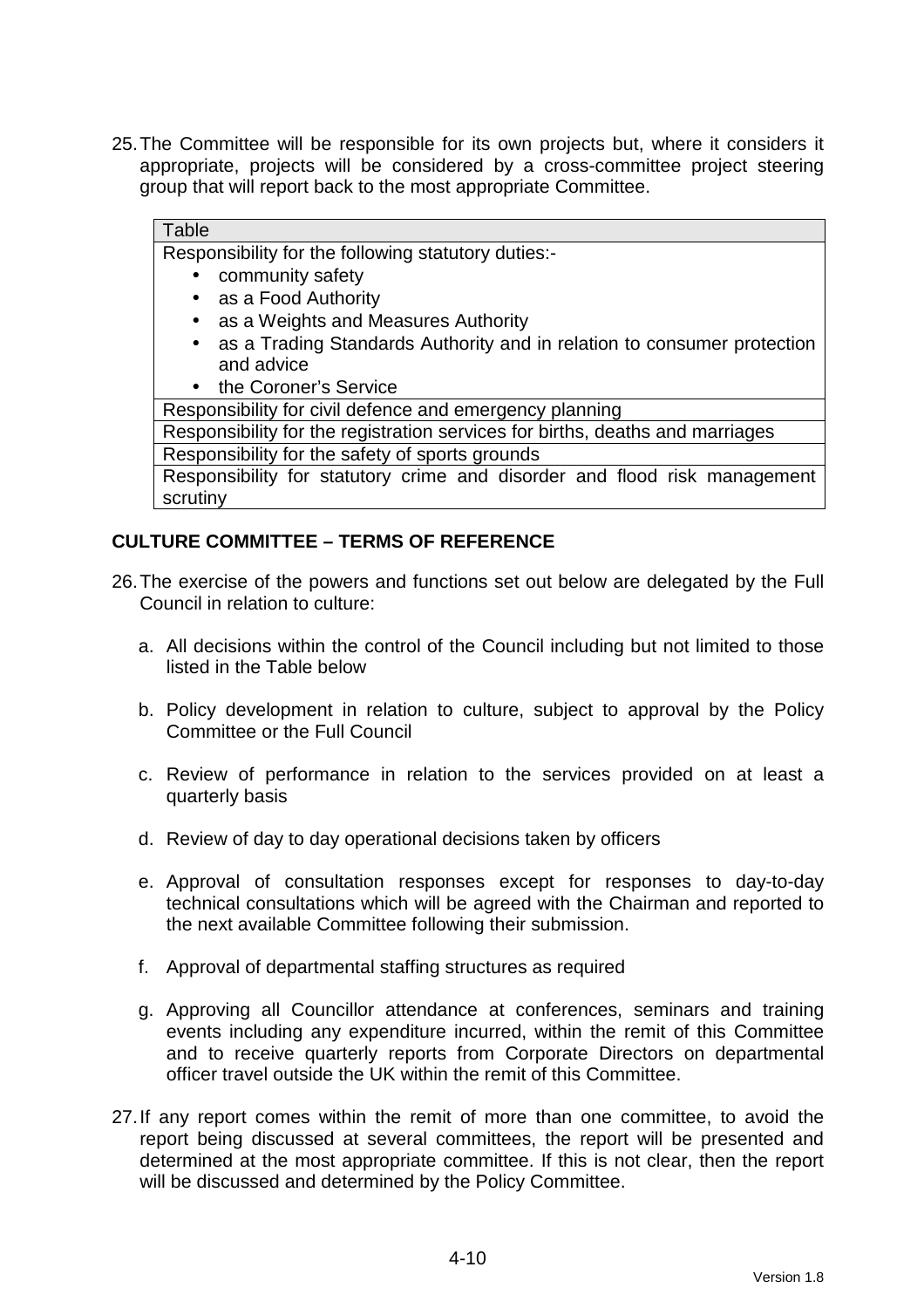25. The Committee will be responsible for its own projects but, where it considers it appropriate, projects will be considered by a cross-committee project steering group that will report back to the most appropriate Committee.

| Table |
| --- |
| Responsibility for the following statutory duties:-<br>• community safety<br>• as a Food Authority<br>• as a Weights and Measures Authority<br>• as a Trading Standards Authority and in relation to consumer protection and advice<br>• the Coroner's Service |
| Responsibility for civil defence and emergency planning |
| Responsibility for the registration services for births, deaths and marriages |
| Responsibility for the safety of sports grounds |
| Responsibility for statutory crime and disorder and flood risk management scrutiny |

## CULTURE COMMITTEE – TERMS OF REFERENCE

26. The exercise of the powers and functions set out below are delegated by the Full Council in relation to culture:

    a. All decisions within the control of the Council including but not limited to those listed in the Table below

    b. Policy development in relation to culture, subject to approval by the Policy Committee or the Full Council

    c. Review of performance in relation to the services provided on at least a quarterly basis

    d. Review of day to day operational decisions taken by officers

    e. Approval of consultation responses except for responses to day-to-day technical consultations which will be agreed with the Chairman and reported to the next available Committee following their submission.

    f. Approval of departmental staffing structures as required

    g. Approving all Councillor attendance at conferences, seminars and training events including any expenditure incurred, within the remit of this Committee and to receive quarterly reports from Corporate Directors on departmental officer travel outside the UK within the remit of this Committee.

27. If any report comes within the remit of more than one committee, to avoid the report being discussed at several committees, the report will be presented and determined at the most appropriate committee. If this is not clear, then the report will be discussed and determined by the Policy Committee.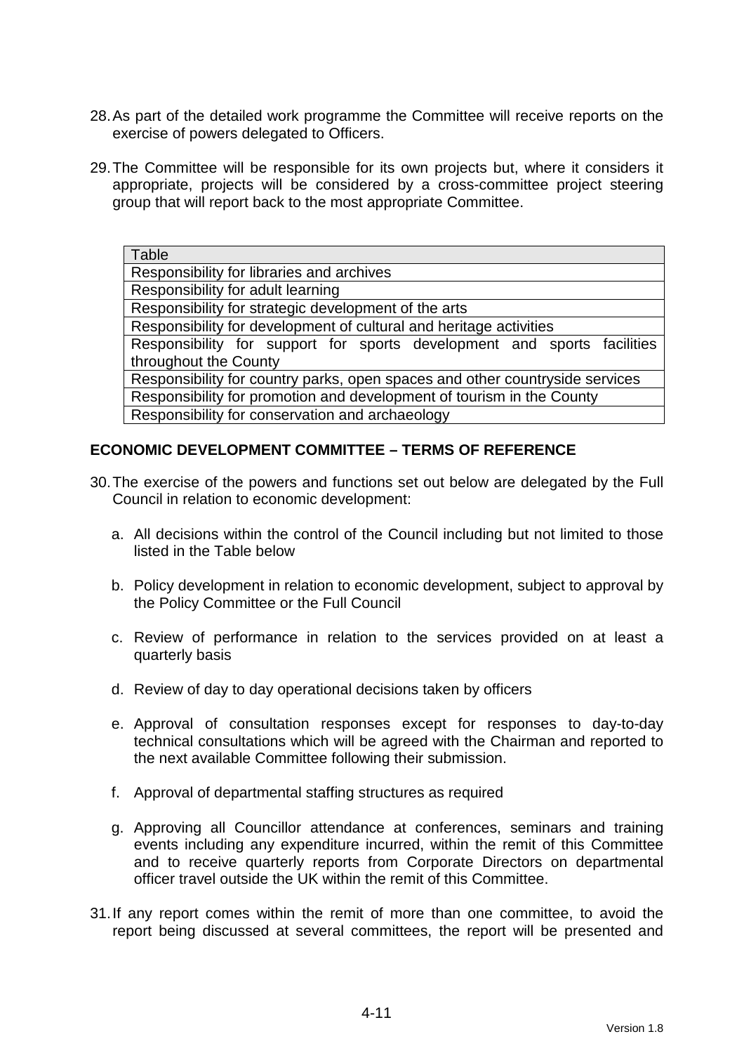28. As part of the detailed work programme the Committee will receive reports on the exercise of powers delegated to Officers.

29. The Committee will be responsible for its own projects but, where it considers it appropriate, projects will be considered by a cross-committee project steering group that will report back to the most appropriate Committee.

| Table |
| --- |
| Responsibility for libraries and archives |
| Responsibility for adult learning |
| Responsibility for strategic development of the arts |
| Responsibility for development of cultural and heritage activities |
| Responsibility for support for sports development and sports facilities throughout the County |
| Responsibility for country parks, open spaces and other countryside services |
| Responsibility for promotion and development of tourism in the County |
| Responsibility for conservation and archaeology |

**ECONOMIC DEVELOPMENT COMMITTEE – TERMS OF REFERENCE**

30. The exercise of the powers and functions set out below are delegated by the Full Council in relation to economic development:

    a. All decisions within the control of the Council including but not limited to those listed in the Table below

    b. Policy development in relation to economic development, subject to approval by the Policy Committee or the Full Council

    c. Review of performance in relation to the services provided on at least a quarterly basis

    d. Review of day to day operational decisions taken by officers

    e. Approval of consultation responses except for responses to day-to-day technical consultations which will be agreed with the Chairman and reported to the next available Committee following their submission.

    f. Approval of departmental staffing structures as required

    g. Approving all Councillor attendance at conferences, seminars and training events including any expenditure incurred, within the remit of this Committee and to receive quarterly reports from Corporate Directors on departmental officer travel outside the UK within the remit of this Committee.

31. If any report comes within the remit of more than one committee, to avoid the report being discussed at several committees, the report will be presented and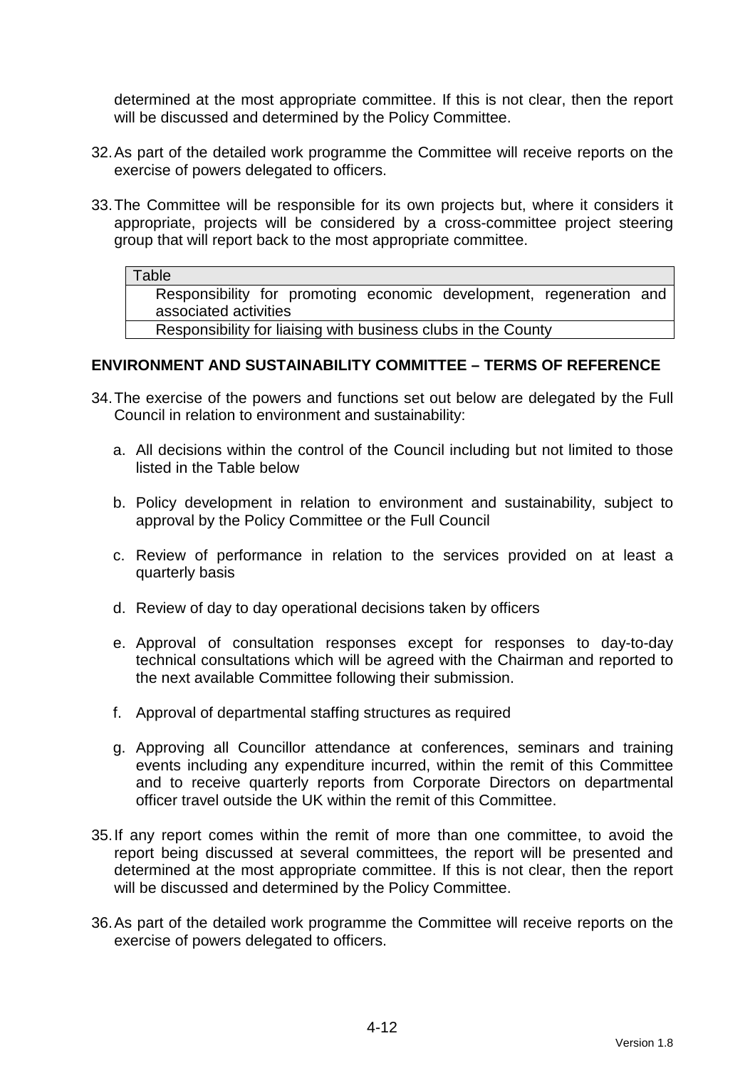determined at the most appropriate committee. If this is not clear, then the report will be discussed and determined by the Policy Committee.

32. As part of the detailed work programme the Committee will receive reports on the exercise of powers delegated to officers.

33. The Committee will be responsible for its own projects but, where it considers it appropriate, projects will be considered by a cross-committee project steering group that will report back to the most appropriate committee.

| Table |
| --- |
| Responsibility for promoting economic development, regeneration and associated activities |
| Responsibility for liaising with business clubs in the County |

## ENVIRONMENT AND SUSTAINABILITY COMMITTEE – TERMS OF REFERENCE

34. The exercise of the powers and functions set out below are delegated by the Full Council in relation to environment and sustainability:

    a. All decisions within the control of the Council including but not limited to those listed in the Table below

    b. Policy development in relation to environment and sustainability, subject to approval by the Policy Committee or the Full Council

    c. Review of performance in relation to the services provided on at least a quarterly basis

    d. Review of day to day operational decisions taken by officers

    e. Approval of consultation responses except for responses to day-to-day technical consultations which will be agreed with the Chairman and reported to the next available Committee following their submission.

    f. Approval of departmental staffing structures as required

    g. Approving all Councillor attendance at conferences, seminars and training events including any expenditure incurred, within the remit of this Committee and to receive quarterly reports from Corporate Directors on departmental officer travel outside the UK within the remit of this Committee.

35. If any report comes within the remit of more than one committee, to avoid the report being discussed at several committees, the report will be presented and determined at the most appropriate committee. If this is not clear, then the report will be discussed and determined by the Policy Committee.

36. As part of the detailed work programme the Committee will receive reports on the exercise of powers delegated to officers.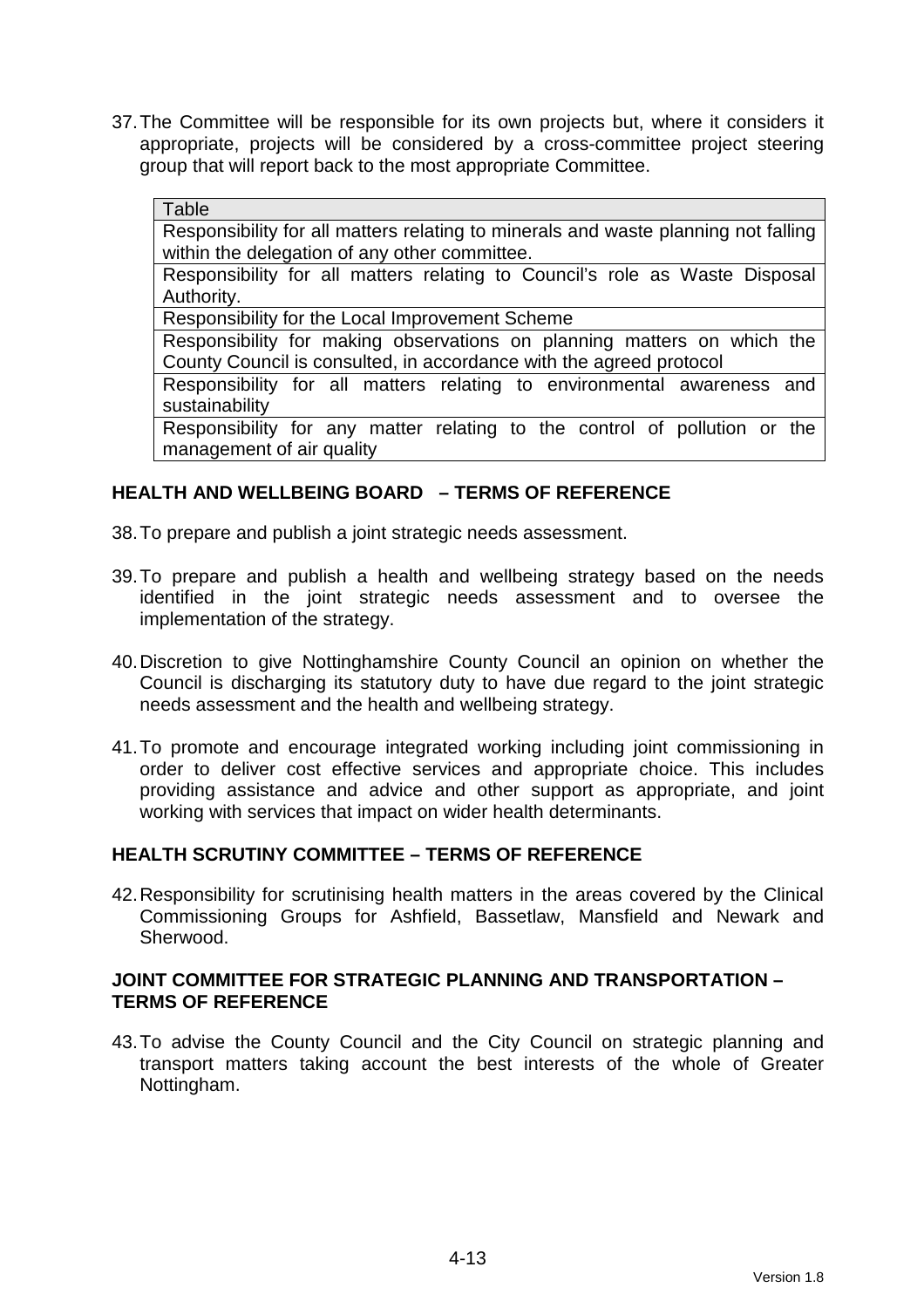37. The Committee will be responsible for its own projects but, where it considers it appropriate, projects will be considered by a cross-committee project steering group that will report back to the most appropriate Committee.

| Table |
| --- |
| Responsibility for all matters relating to minerals and waste planning not falling within the delegation of any other committee. |
| Responsibility for all matters relating to Council's role as Waste Disposal Authority. |
| Responsibility for the Local Improvement Scheme |
| Responsibility for making observations on planning matters on which the County Council is consulted, in accordance with the agreed protocol |
| Responsibility for all matters relating to environmental awareness and sustainability |
| Responsibility for any matter relating to the control of pollution or the management of air quality |

## HEALTH AND WELLBEING BOARD – TERMS OF REFERENCE

38. To prepare and publish a joint strategic needs assessment.

39. To prepare and publish a health and wellbeing strategy based on the needs identified in the joint strategic needs assessment and to oversee the implementation of the strategy.

40. Discretion to give Nottinghamshire County Council an opinion on whether the Council is discharging its statutory duty to have due regard to the joint strategic needs assessment and the health and wellbeing strategy.

41. To promote and encourage integrated working including joint commissioning in order to deliver cost effective services and appropriate choice. This includes providing assistance and advice and other support as appropriate, and joint working with services that impact on wider health determinants.

## HEALTH SCRUTINY COMMITTEE – TERMS OF REFERENCE

42. Responsibility for scrutinising health matters in the areas covered by the Clinical Commissioning Groups for Ashfield, Bassetlaw, Mansfield and Newark and Sherwood.

## JOINT COMMITTEE FOR STRATEGIC PLANNING AND TRANSPORTATION – TERMS OF REFERENCE

43. To advise the County Council and the City Council on strategic planning and transport matters taking account the best interests of the whole of Greater Nottingham.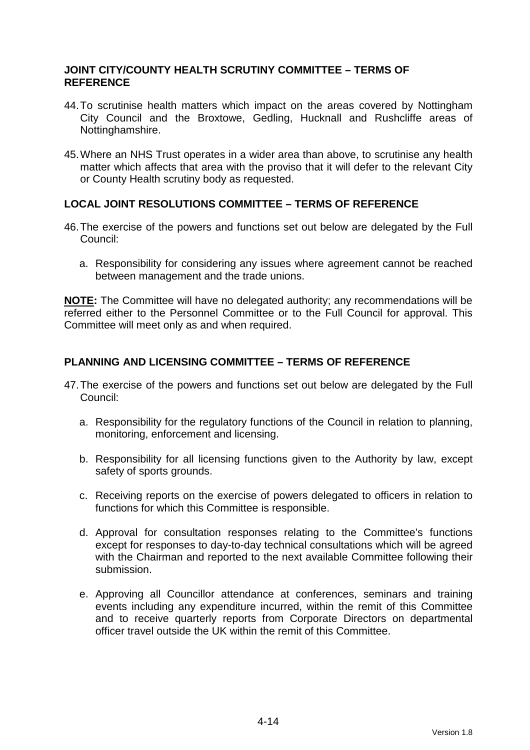## JOINT CITY/COUNTY HEALTH SCRUTINY COMMITTEE – TERMS OF REFERENCE

44. To scrutinise health matters which impact on the areas covered by Nottingham City Council and the Broxtowe, Gedling, Hucknall and Rushcliffe areas of Nottinghamshire.

45. Where an NHS Trust operates in a wider area than above, to scrutinise any health matter which affects that area with the proviso that it will defer to the relevant City or County Health scrutiny body as requested.

## LOCAL JOINT RESOLUTIONS COMMITTEE – TERMS OF REFERENCE

46. The exercise of the powers and functions set out below are delegated by the Full Council:

    a. Responsibility for considering any issues where agreement cannot be reached between management and the trade unions.

**NOTE:** The Committee will have no delegated authority; any recommendations will be referred either to the Personnel Committee or to the Full Council for approval. This Committee will meet only as and when required.

## PLANNING AND LICENSING COMMITTEE – TERMS OF REFERENCE

47. The exercise of the powers and functions set out below are delegated by the Full Council:

    a. Responsibility for the regulatory functions of the Council in relation to planning, monitoring, enforcement and licensing.

    b. Responsibility for all licensing functions given to the Authority by law, except safety of sports grounds.

    c. Receiving reports on the exercise of powers delegated to officers in relation to functions for which this Committee is responsible.

    d. Approval for consultation responses relating to the Committee's functions except for responses to day-to-day technical consultations which will be agreed with the Chairman and reported to the next available Committee following their submission.

    e. Approving all Councillor attendance at conferences, seminars and training events including any expenditure incurred, within the remit of this Committee and to receive quarterly reports from Corporate Directors on departmental officer travel outside the UK within the remit of this Committee.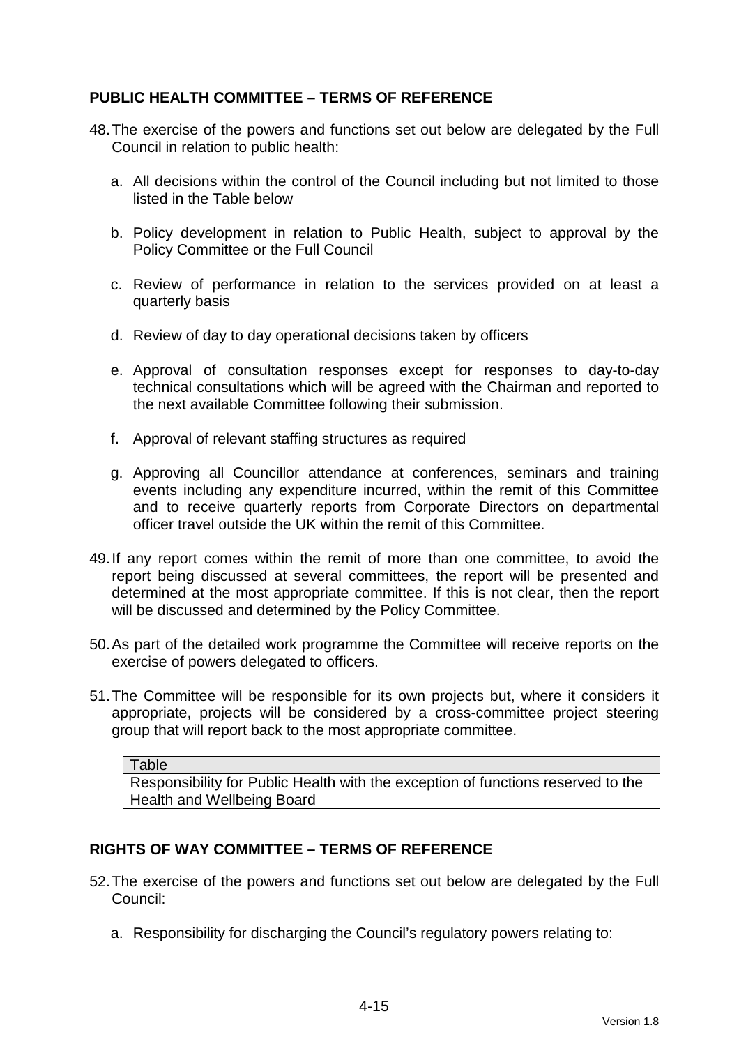## PUBLIC HEALTH COMMITTEE – TERMS OF REFERENCE

48. The exercise of the powers and functions set out below are delegated by the Full Council in relation to public health:

    a. All decisions within the control of the Council including but not limited to those listed in the Table below

    b. Policy development in relation to Public Health, subject to approval by the Policy Committee or the Full Council

    c. Review of performance in relation to the services provided on at least a quarterly basis

    d. Review of day to day operational decisions taken by officers

    e. Approval of consultation responses except for responses to day-to-day technical consultations which will be agreed with the Chairman and reported to the next available Committee following their submission.

    f. Approval of relevant staffing structures as required

    g. Approving all Councillor attendance at conferences, seminars and training events including any expenditure incurred, within the remit of this Committee and to receive quarterly reports from Corporate Directors on departmental officer travel outside the UK within the remit of this Committee.

49. If any report comes within the remit of more than one committee, to avoid the report being discussed at several committees, the report will be presented and determined at the most appropriate committee. If this is not clear, then the report will be discussed and determined by the Policy Committee.

50. As part of the detailed work programme the Committee will receive reports on the exercise of powers delegated to officers.

51. The Committee will be responsible for its own projects but, where it considers it appropriate, projects will be considered by a cross-committee project steering group that will report back to the most appropriate committee.

| Table |
| --- |
| Responsibility for Public Health with the exception of functions reserved to the Health and Wellbeing Board |

## RIGHTS OF WAY COMMITTEE – TERMS OF REFERENCE

52. The exercise of the powers and functions set out below are delegated by the Full Council:

    a. Responsibility for discharging the Council's regulatory powers relating to: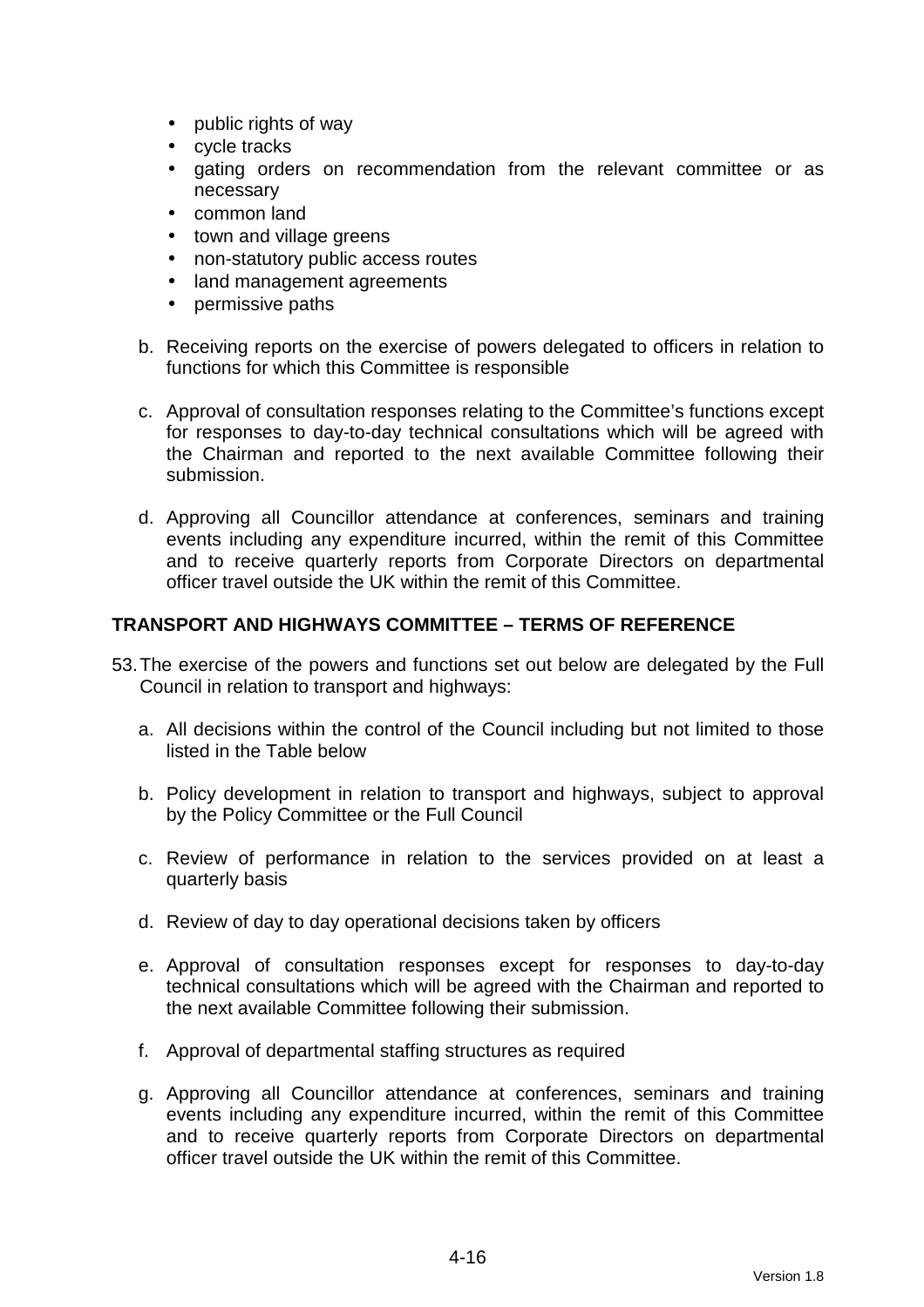- public rights of way
- cycle tracks
- gating orders on recommendation from the relevant committee or as necessary
- common land
- town and village greens
- non-statutory public access routes
- land management agreements
- permissive paths

b. Receiving reports on the exercise of powers delegated to officers in relation to functions for which this Committee is responsible

c. Approval of consultation responses relating to the Committee's functions except for responses to day-to-day technical consultations which will be agreed with the Chairman and reported to the next available Committee following their submission.

d. Approving all Councillor attendance at conferences, seminars and training events including any expenditure incurred, within the remit of this Committee and to receive quarterly reports from Corporate Directors on departmental officer travel outside the UK within the remit of this Committee.

## TRANSPORT AND HIGHWAYS COMMITTEE – TERMS OF REFERENCE

53. The exercise of the powers and functions set out below are delegated by the Full Council in relation to transport and highways:

a. All decisions within the control of the Council including but not limited to those listed in the Table below

b. Policy development in relation to transport and highways, subject to approval by the Policy Committee or the Full Council

c. Review of performance in relation to the services provided on at least a quarterly basis

d. Review of day to day operational decisions taken by officers

e. Approval of consultation responses except for responses to day-to-day technical consultations which will be agreed with the Chairman and reported to the next available Committee following their submission.

f. Approval of departmental staffing structures as required

g. Approving all Councillor attendance at conferences, seminars and training events including any expenditure incurred, within the remit of this Committee and to receive quarterly reports from Corporate Directors on departmental officer travel outside the UK within the remit of this Committee.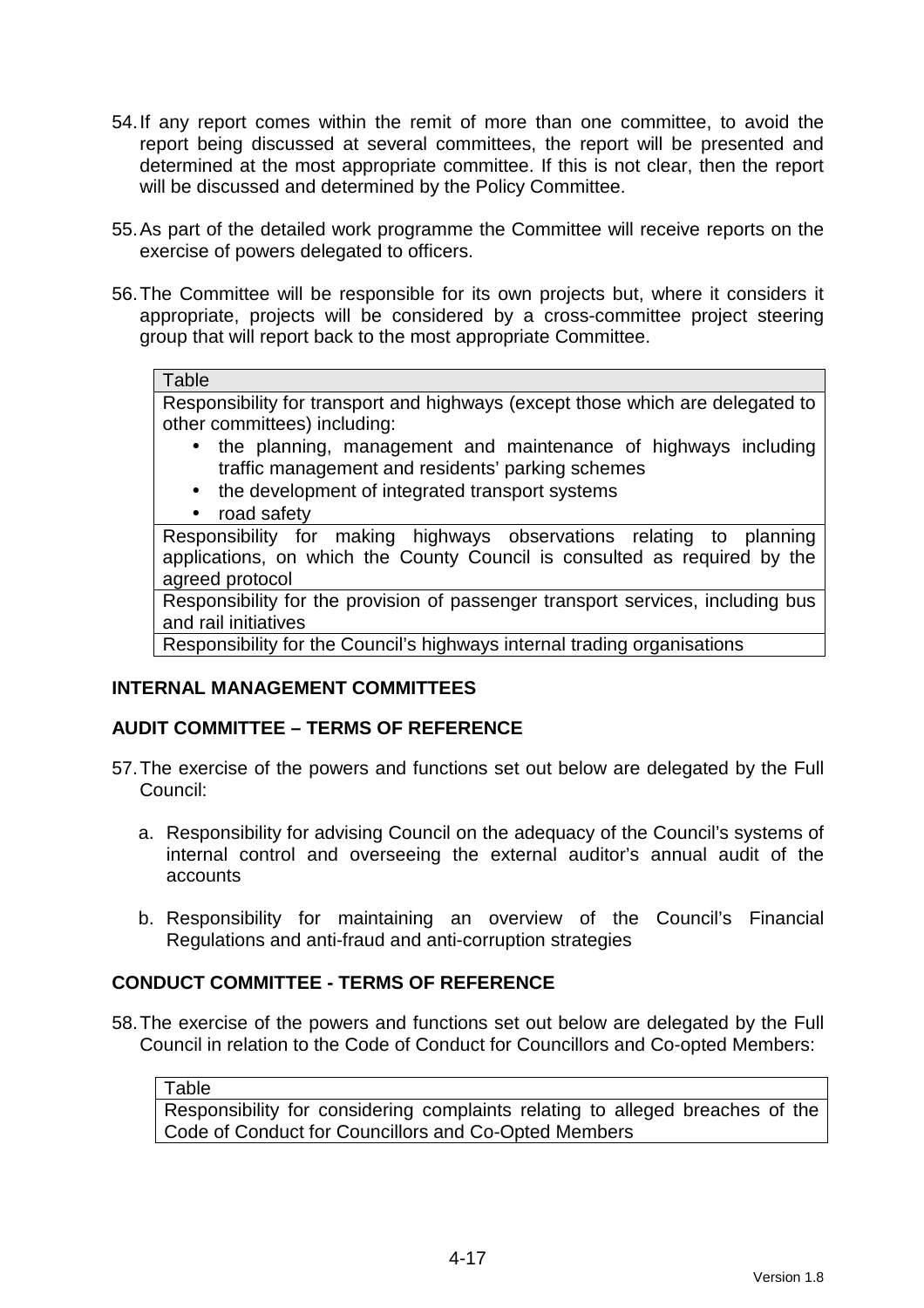54. If any report comes within the remit of more than one committee, to avoid the report being discussed at several committees, the report will be presented and determined at the most appropriate committee. If this is not clear, then the report will be discussed and determined by the Policy Committee.

55. As part of the detailed work programme the Committee will receive reports on the exercise of powers delegated to officers.

56. The Committee will be responsible for its own projects but, where it considers it appropriate, projects will be considered by a cross-committee project steering group that will report back to the most appropriate Committee.

| Table |
| --- |
| Responsibility for transport and highways (except those which are delegated to other committees) including:<br>• the planning, management and maintenance of highways including traffic management and residents' parking schemes<br>• the development of integrated transport systems<br>• road safety |
| Responsibility for making highways observations relating to planning applications, on which the County Council is consulted as required by the agreed protocol |
| Responsibility for the provision of passenger transport services, including bus and rail initiatives |
| Responsibility for the Council's highways internal trading organisations |

## INTERNAL MANAGEMENT COMMITTEES

### AUDIT COMMITTEE – TERMS OF REFERENCE

57. The exercise of the powers and functions set out below are delegated by the Full Council:

    a. Responsibility for advising Council on the adequacy of the Council's systems of internal control and overseeing the external auditor's annual audit of the accounts

    b. Responsibility for maintaining an overview of the Council's Financial Regulations and anti-fraud and anti-corruption strategies

### CONDUCT COMMITTEE - TERMS OF REFERENCE

58. The exercise of the powers and functions set out below are delegated by the Full Council in relation to the Code of Conduct for Councillors and Co-opted Members:

| Table |
| --- |
| Responsibility for considering complaints relating to alleged breaches of the Code of Conduct for Councillors and Co-Opted Members |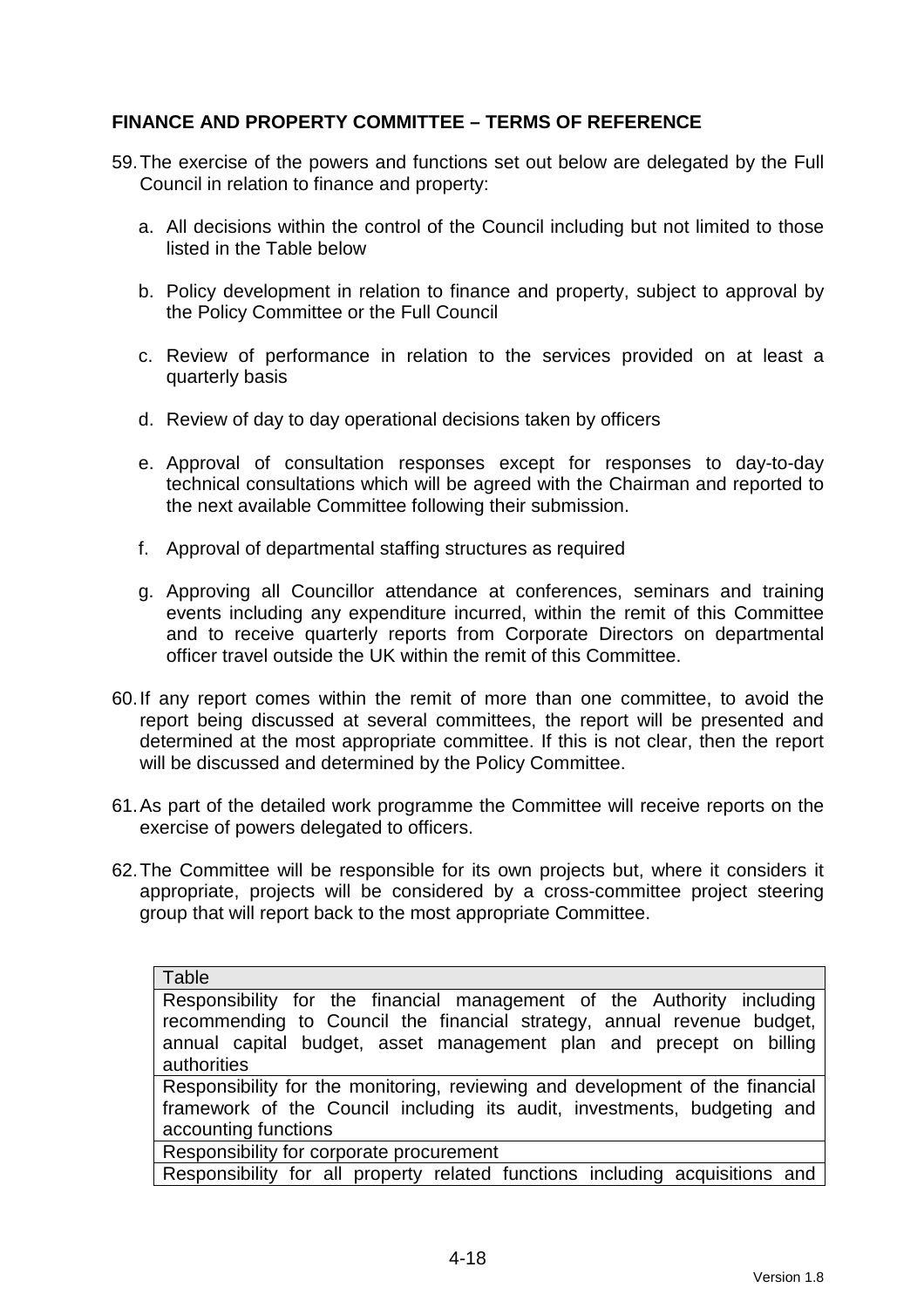## FINANCE AND PROPERTY COMMITTEE – TERMS OF REFERENCE

59. The exercise of the powers and functions set out below are delegated by the Full Council in relation to finance and property:

    a. All decisions within the control of the Council including but not limited to those listed in the Table below

    b. Policy development in relation to finance and property, subject to approval by the Policy Committee or the Full Council

    c. Review of performance in relation to the services provided on at least a quarterly basis

    d. Review of day to day operational decisions taken by officers

    e. Approval of consultation responses except for responses to day-to-day technical consultations which will be agreed with the Chairman and reported to the next available Committee following their submission.

    f. Approval of departmental staffing structures as required

    g. Approving all Councillor attendance at conferences, seminars and training events including any expenditure incurred, within the remit of this Committee and to receive quarterly reports from Corporate Directors on departmental officer travel outside the UK within the remit of this Committee.

60. If any report comes within the remit of more than one committee, to avoid the report being discussed at several committees, the report will be presented and determined at the most appropriate committee. If this is not clear, then the report will be discussed and determined by the Policy Committee.

61. As part of the detailed work programme the Committee will receive reports on the exercise of powers delegated to officers.

62. The Committee will be responsible for its own projects but, where it considers it appropriate, projects will be considered by a cross-committee project steering group that will report back to the most appropriate Committee.

| Table |
| --- |
| Responsibility for the financial management of the Authority including recommending to Council the financial strategy, annual revenue budget, annual capital budget, asset management plan and precept on billing authorities |
| Responsibility for the monitoring, reviewing and development of the financial framework of the Council including its audit, investments, budgeting and accounting functions |
| Responsibility for corporate procurement |
| Responsibility for all property related functions including acquisitions and |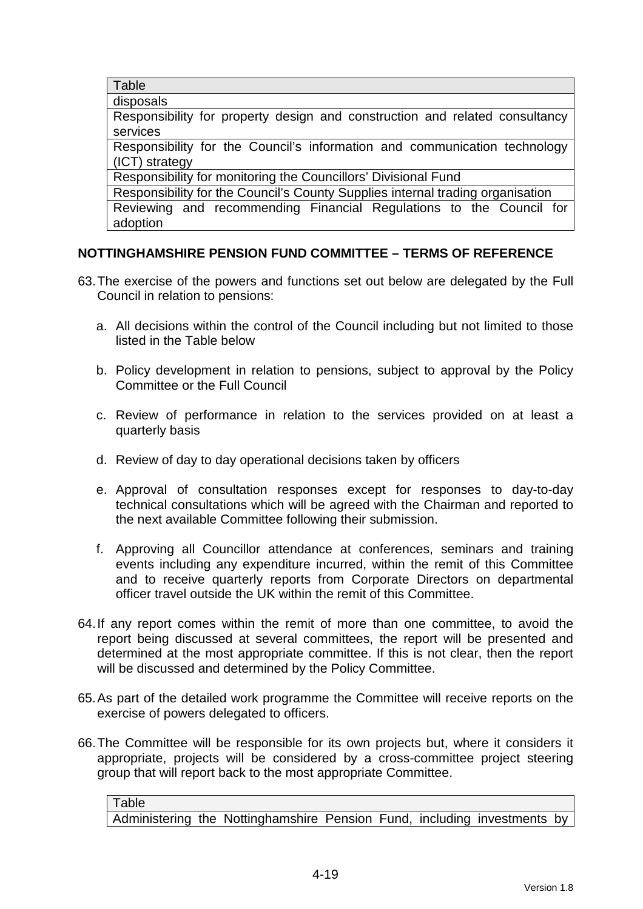| Table |
| --- |
| disposals |
| Responsibility for property design and construction and related consultancy services |
| Responsibility for the Council's information and communication technology (ICT) strategy |
| Responsibility for monitoring the Councillors' Divisional Fund |
| Responsibility for the Council's County Supplies internal trading organisation |
| Reviewing and recommending Financial Regulations to the Council for adoption |

**NOTTINGHAMSHIRE PENSION FUND COMMITTEE – TERMS OF REFERENCE**

63. The exercise of the powers and functions set out below are delegated by the Full Council in relation to pensions:

    a. All decisions within the control of the Council including but not limited to those listed in the Table below

    b. Policy development in relation to pensions, subject to approval by the Policy Committee or the Full Council

    c. Review of performance in relation to the services provided on at least a quarterly basis

    d. Review of day to day operational decisions taken by officers

    e. Approval of consultation responses except for responses to day-to-day technical consultations which will be agreed with the Chairman and reported to the next available Committee following their submission.

    f. Approving all Councillor attendance at conferences, seminars and training events including any expenditure incurred, within the remit of this Committee and to receive quarterly reports from Corporate Directors on departmental officer travel outside the UK within the remit of this Committee.

64. If any report comes within the remit of more than one committee, to avoid the report being discussed at several committees, the report will be presented and determined at the most appropriate committee. If this is not clear, then the report will be discussed and determined by the Policy Committee.

65. As part of the detailed work programme the Committee will receive reports on the exercise of powers delegated to officers.

66. The Committee will be responsible for its own projects but, where it considers it appropriate, projects will be considered by a cross-committee project steering group that will report back to the most appropriate Committee.

| Table |
| --- |
| Administering the Nottinghamshire Pension Fund, including investments by |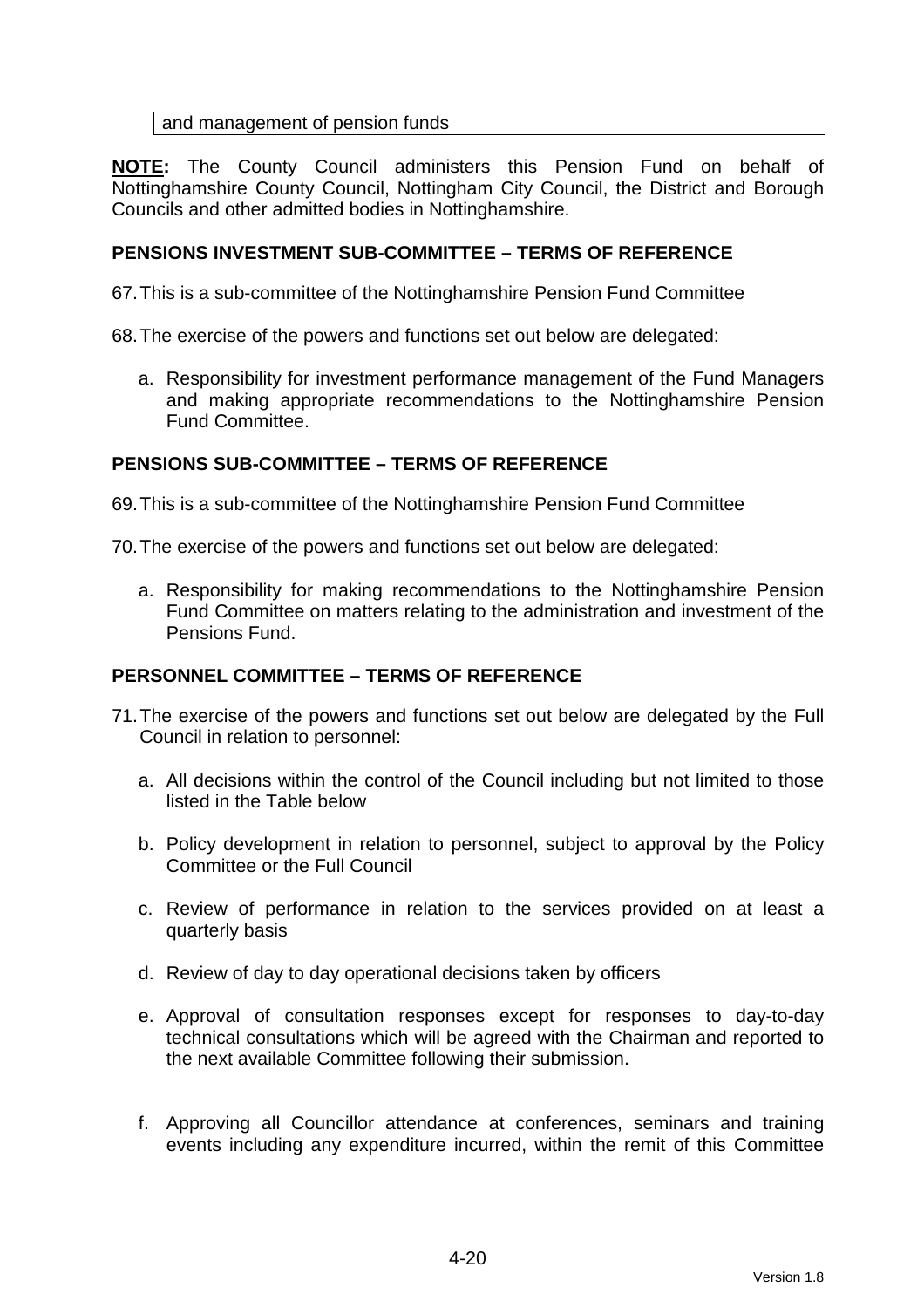| and management of pension funds |
|---|

**NOTE:** The County Council administers this Pension Fund on behalf of Nottinghamshire County Council, Nottingham City Council, the District and Borough Councils and other admitted bodies in Nottinghamshire.

**PENSIONS INVESTMENT SUB-COMMITTEE – TERMS OF REFERENCE**

67. This is a sub-committee of the Nottinghamshire Pension Fund Committee

68. The exercise of the powers and functions set out below are delegated:

    a. Responsibility for investment performance management of the Fund Managers and making appropriate recommendations to the Nottinghamshire Pension Fund Committee.

**PENSIONS SUB-COMMITTEE – TERMS OF REFERENCE**

69. This is a sub-committee of the Nottinghamshire Pension Fund Committee

70. The exercise of the powers and functions set out below are delegated:

    a. Responsibility for making recommendations to the Nottinghamshire Pension Fund Committee on matters relating to the administration and investment of the Pensions Fund.

**PERSONNEL COMMITTEE – TERMS OF REFERENCE**

71. The exercise of the powers and functions set out below are delegated by the Full Council in relation to personnel:

    a. All decisions within the control of the Council including but not limited to those listed in the Table below

    b. Policy development in relation to personnel, subject to approval by the Policy Committee or the Full Council

    c. Review of performance in relation to the services provided on at least a quarterly basis

    d. Review of day to day operational decisions taken by officers

    e. Approval of consultation responses except for responses to day-to-day technical consultations which will be agreed with the Chairman and reported to the next available Committee following their submission.

    f. Approving all Councillor attendance at conferences, seminars and training events including any expenditure incurred, within the remit of this Committee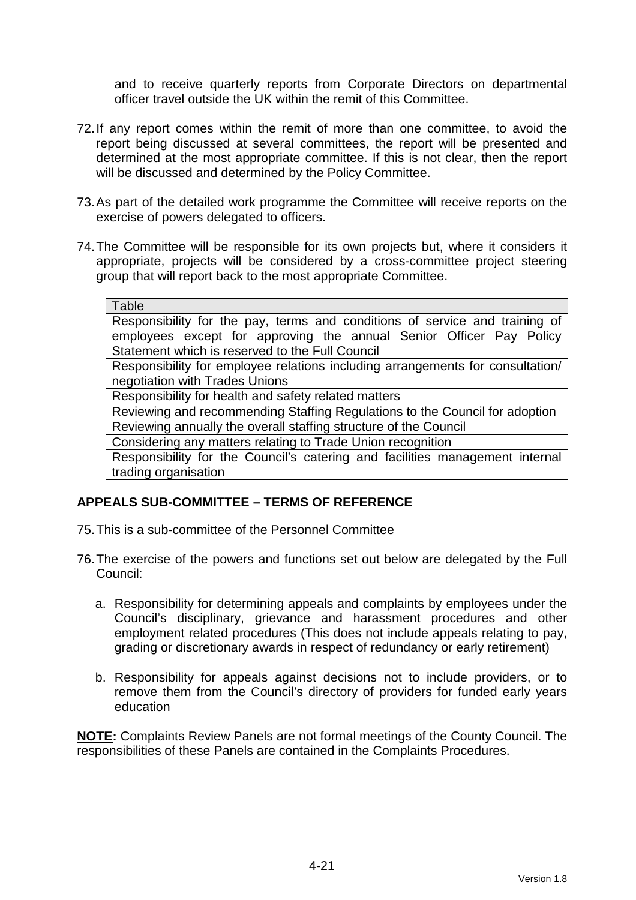and to receive quarterly reports from Corporate Directors on departmental officer travel outside the UK within the remit of this Committee.

72. If any report comes within the remit of more than one committee, to avoid the report being discussed at several committees, the report will be presented and determined at the most appropriate committee. If this is not clear, then the report will be discussed and determined by the Policy Committee.

73. As part of the detailed work programme the Committee will receive reports on the exercise of powers delegated to officers.

74. The Committee will be responsible for its own projects but, where it considers it appropriate, projects will be considered by a cross-committee project steering group that will report back to the most appropriate Committee.

| Table |
| --- |
| Responsibility for the pay, terms and conditions of service and training of employees except for approving the annual Senior Officer Pay Policy Statement which is reserved to the Full Council |
| Responsibility for employee relations including arrangements for consultation/ negotiation with Trades Unions |
| Responsibility for health and safety related matters |
| Reviewing and recommending Staffing Regulations to the Council for adoption |
| Reviewing annually the overall staffing structure of the Council |
| Considering any matters relating to Trade Union recognition |
| Responsibility for the Council's catering and facilities management internal trading organisation |

## APPEALS SUB-COMMITTEE – TERMS OF REFERENCE

75. This is a sub-committee of the Personnel Committee

76. The exercise of the powers and functions set out below are delegated by the Full Council:

    a. Responsibility for determining appeals and complaints by employees under the Council's disciplinary, grievance and harassment procedures and other employment related procedures (This does not include appeals relating to pay, grading or discretionary awards in respect of redundancy or early retirement)

    b. Responsibility for appeals against decisions not to include providers, or to remove them from the Council's directory of providers for funded early years education

**NOTE:** Complaints Review Panels are not formal meetings of the County Council. The responsibilities of these Panels are contained in the Complaints Procedures.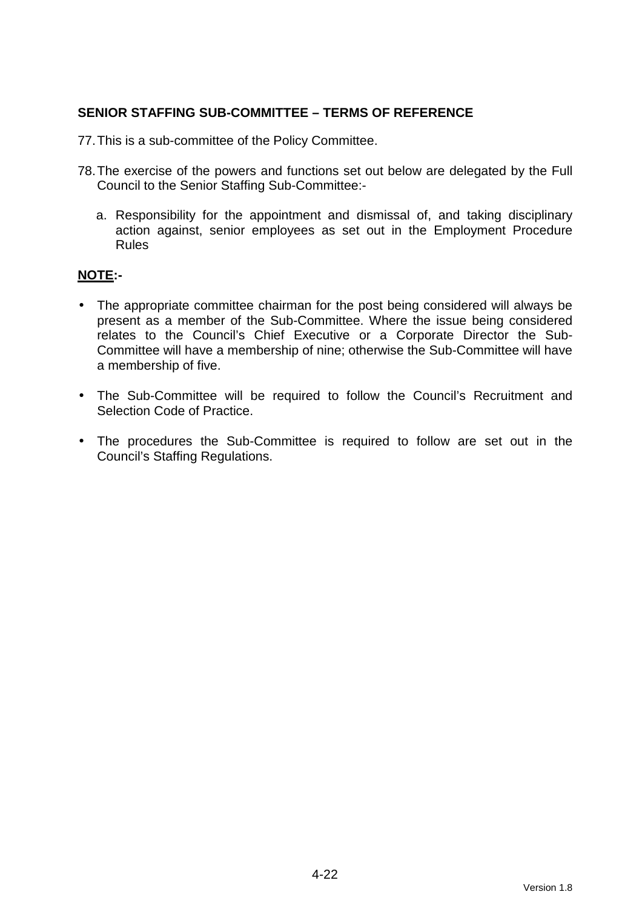## SENIOR STAFFING SUB-COMMITTEE – TERMS OF REFERENCE

77. This is a sub-committee of the Policy Committee.

78. The exercise of the powers and functions set out below are delegated by the Full Council to the Senior Staffing Sub-Committee:-

    a. Responsibility for the appointment and dismissal of, and taking disciplinary action against, senior employees as set out in the Employment Procedure Rules

**NOTE:-**

- The appropriate committee chairman for the post being considered will always be present as a member of the Sub-Committee. Where the issue being considered relates to the Council's Chief Executive or a Corporate Director the Sub-Committee will have a membership of nine; otherwise the Sub-Committee will have a membership of five.

- The Sub-Committee will be required to follow the Council's Recruitment and Selection Code of Practice.

- The procedures the Sub-Committee is required to follow are set out in the Council's Staffing Regulations.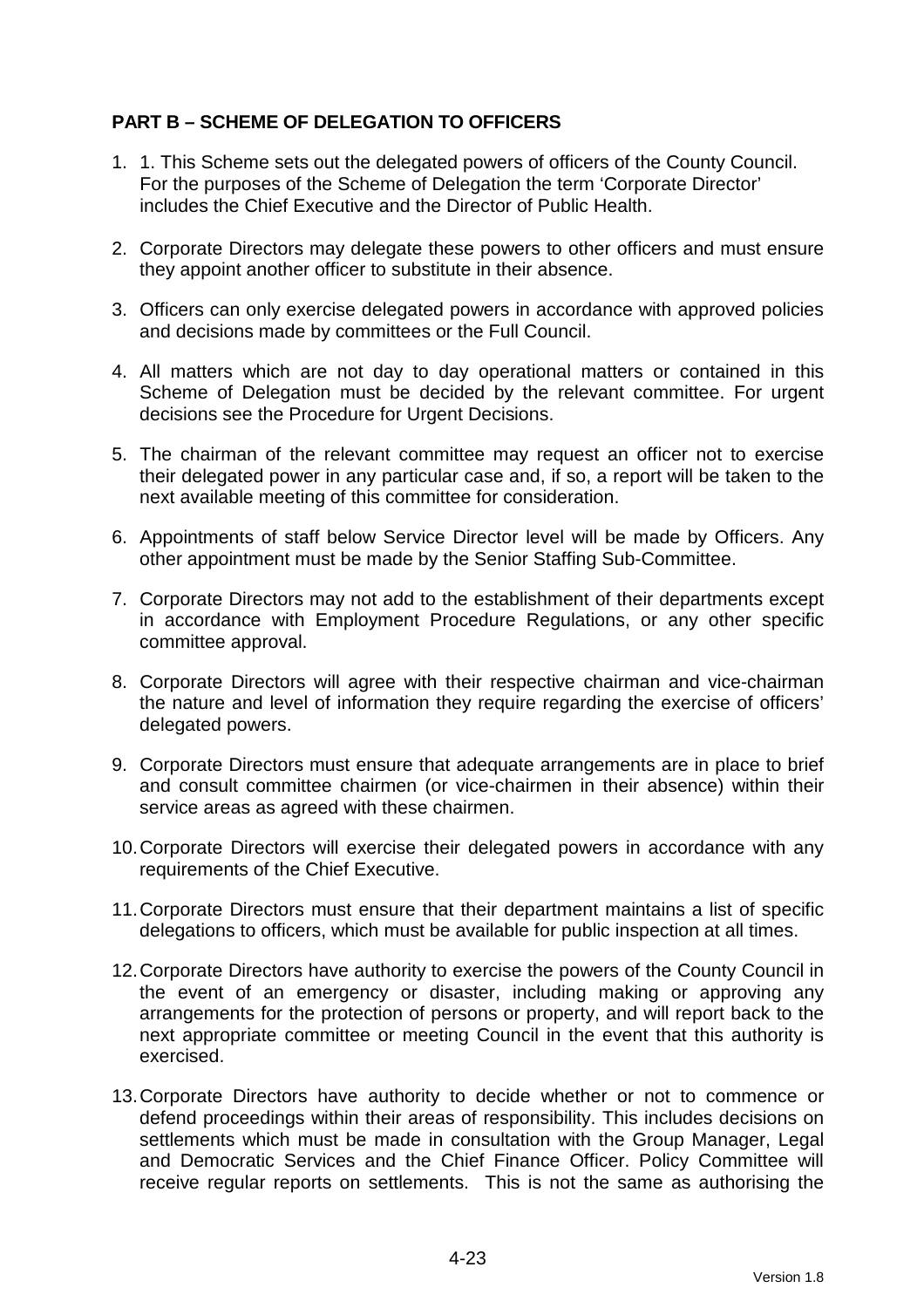**PART B – SCHEME OF DELEGATION TO OFFICERS**

1. 1. This Scheme sets out the delegated powers of officers of the County Council. For the purposes of the Scheme of Delegation the term 'Corporate Director' includes the Chief Executive and the Director of Public Health.

2. Corporate Directors may delegate these powers to other officers and must ensure they appoint another officer to substitute in their absence.

3. Officers can only exercise delegated powers in accordance with approved policies and decisions made by committees or the Full Council.

4. All matters which are not day to day operational matters or contained in this Scheme of Delegation must be decided by the relevant committee. For urgent decisions see the Procedure for Urgent Decisions.

5. The chairman of the relevant committee may request an officer not to exercise their delegated power in any particular case and, if so, a report will be taken to the next available meeting of this committee for consideration.

6. Appointments of staff below Service Director level will be made by Officers. Any other appointment must be made by the Senior Staffing Sub-Committee.

7. Corporate Directors may not add to the establishment of their departments except in accordance with Employment Procedure Regulations, or any other specific committee approval.

8. Corporate Directors will agree with their respective chairman and vice-chairman the nature and level of information they require regarding the exercise of officers' delegated powers.

9. Corporate Directors must ensure that adequate arrangements are in place to brief and consult committee chairmen (or vice-chairmen in their absence) within their service areas as agreed with these chairmen.

10. Corporate Directors will exercise their delegated powers in accordance with any requirements of the Chief Executive.

11. Corporate Directors must ensure that their department maintains a list of specific delegations to officers, which must be available for public inspection at all times.

12. Corporate Directors have authority to exercise the powers of the County Council in the event of an emergency or disaster, including making or approving any arrangements for the protection of persons or property, and will report back to the next appropriate committee or meeting Council in the event that this authority is exercised.

13. Corporate Directors have authority to decide whether or not to commence or defend proceedings within their areas of responsibility. This includes decisions on settlements which must be made in consultation with the Group Manager, Legal and Democratic Services and the Chief Finance Officer. Policy Committee will receive regular reports on settlements. This is not the same as authorising the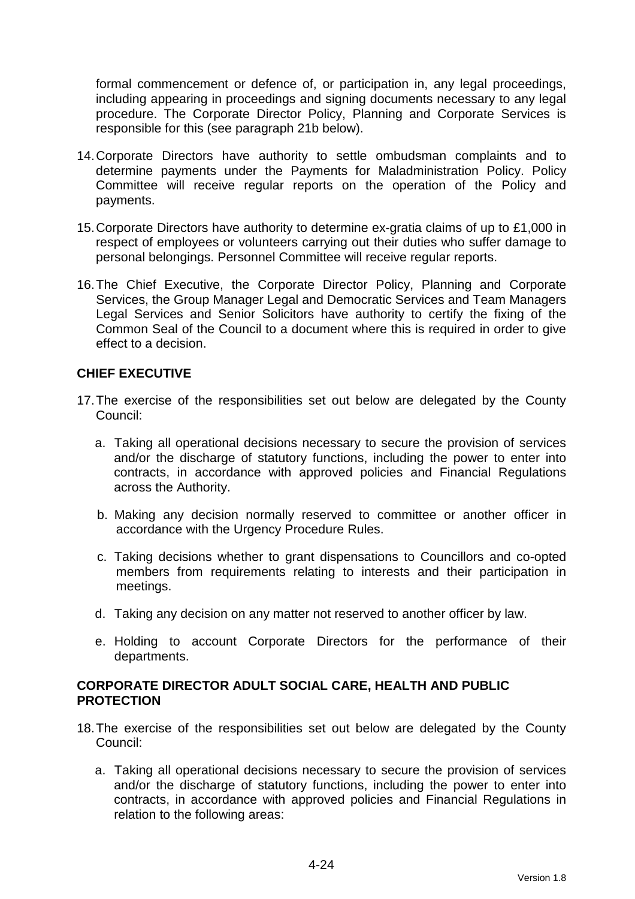formal commencement or defence of, or participation in, any legal proceedings, including appearing in proceedings and signing documents necessary to any legal procedure. The Corporate Director Policy, Planning and Corporate Services is responsible for this (see paragraph 21b below).

14. Corporate Directors have authority to settle ombudsman complaints and to determine payments under the Payments for Maladministration Policy. Policy Committee will receive regular reports on the operation of the Policy and payments.

15. Corporate Directors have authority to determine ex-gratia claims of up to £1,000 in respect of employees or volunteers carrying out their duties who suffer damage to personal belongings. Personnel Committee will receive regular reports.

16. The Chief Executive, the Corporate Director Policy, Planning and Corporate Services, the Group Manager Legal and Democratic Services and Team Managers Legal Services and Senior Solicitors have authority to certify the fixing of the Common Seal of the Council to a document where this is required in order to give effect to a decision.

**CHIEF EXECUTIVE**

17. The exercise of the responsibilities set out below are delegated by the County Council:

    a. Taking all operational decisions necessary to secure the provision of services and/or the discharge of statutory functions, including the power to enter into contracts, in accordance with approved policies and Financial Regulations across the Authority.

    b. Making any decision normally reserved to committee or another officer in accordance with the Urgency Procedure Rules.

    c. Taking decisions whether to grant dispensations to Councillors and co-opted members from requirements relating to interests and their participation in meetings.

    d. Taking any decision on any matter not reserved to another officer by law.

    e. Holding to account Corporate Directors for the performance of their departments.

**CORPORATE DIRECTOR ADULT SOCIAL CARE, HEALTH AND PUBLIC PROTECTION**

18. The exercise of the responsibilities set out below are delegated by the County Council:

    a. Taking all operational decisions necessary to secure the provision of services and/or the discharge of statutory functions, including the power to enter into contracts, in accordance with approved policies and Financial Regulations in relation to the following areas: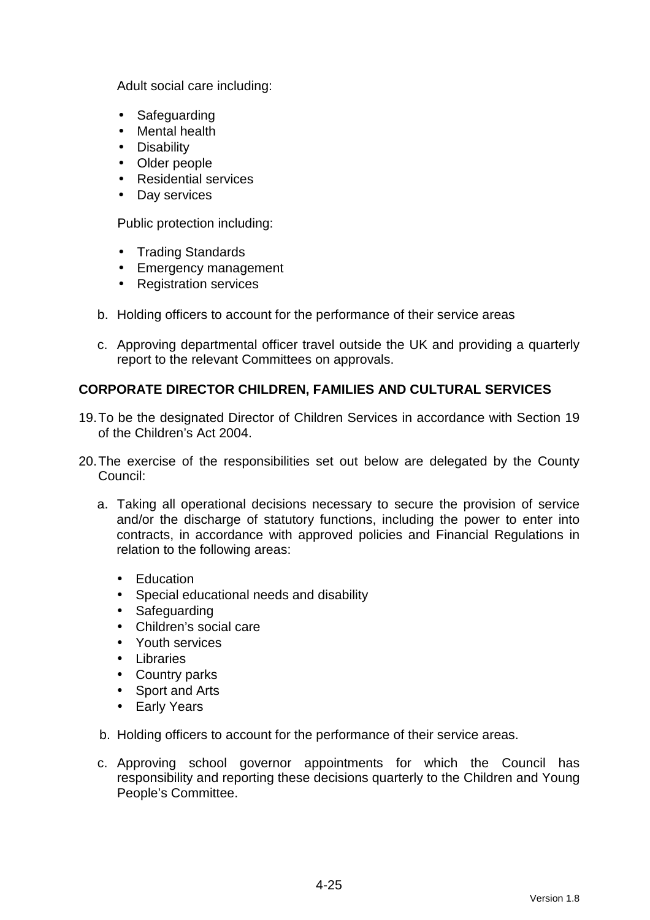Adult social care including:

- Safeguarding
- Mental health
- Disability
- Older people
- Residential services
- Day services

Public protection including:

- Trading Standards
- Emergency management
- Registration services

b. Holding officers to account for the performance of their service areas

c. Approving departmental officer travel outside the UK and providing a quarterly report to the relevant Committees on approvals.

**CORPORATE DIRECTOR CHILDREN, FAMILIES AND CULTURAL SERVICES**

19. To be the designated Director of Children Services in accordance with Section 19 of the Children's Act 2004.

20. The exercise of the responsibilities set out below are delegated by the County Council:

    a. Taking all operational decisions necessary to secure the provision of service and/or the discharge of statutory functions, including the power to enter into contracts, in accordance with approved policies and Financial Regulations in relation to the following areas:

        - Education
        - Special educational needs and disability
        - Safeguarding
        - Children's social care
        - Youth services
        - Libraries
        - Country parks
        - Sport and Arts
        - Early Years

    b. Holding officers to account for the performance of their service areas.

    c. Approving school governor appointments for which the Council has responsibility and reporting these decisions quarterly to the Children and Young People's Committee.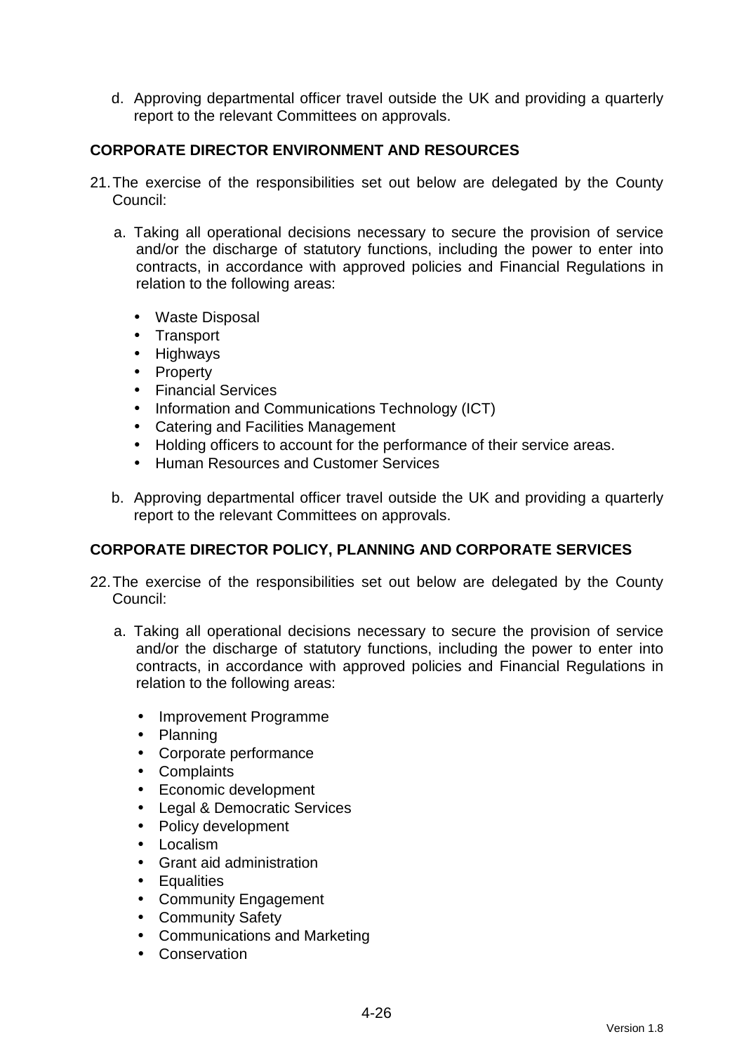d. Approving departmental officer travel outside the UK and providing a quarterly report to the relevant Committees on approvals.

**CORPORATE DIRECTOR ENVIRONMENT AND RESOURCES**

21. The exercise of the responsibilities set out below are delegated by the County Council:

    a. Taking all operational decisions necessary to secure the provision of service and/or the discharge of statutory functions, including the power to enter into contracts, in accordance with approved policies and Financial Regulations in relation to the following areas:

    - Waste Disposal
    - Transport
    - Highways
    - Property
    - Financial Services
    - Information and Communications Technology (ICT)
    - Catering and Facilities Management
    - Holding officers to account for the performance of their service areas.
    - Human Resources and Customer Services

    b. Approving departmental officer travel outside the UK and providing a quarterly report to the relevant Committees on approvals.

**CORPORATE DIRECTOR POLICY, PLANNING AND CORPORATE SERVICES**

22. The exercise of the responsibilities set out below are delegated by the County Council:

    a. Taking all operational decisions necessary to secure the provision of service and/or the discharge of statutory functions, including the power to enter into contracts, in accordance with approved policies and Financial Regulations in relation to the following areas:

    - Improvement Programme
    - Planning
    - Corporate performance
    - Complaints
    - Economic development
    - Legal & Democratic Services
    - Policy development
    - Localism
    - Grant aid administration
    - Equalities
    - Community Engagement
    - Community Safety
    - Communications and Marketing
    - Conservation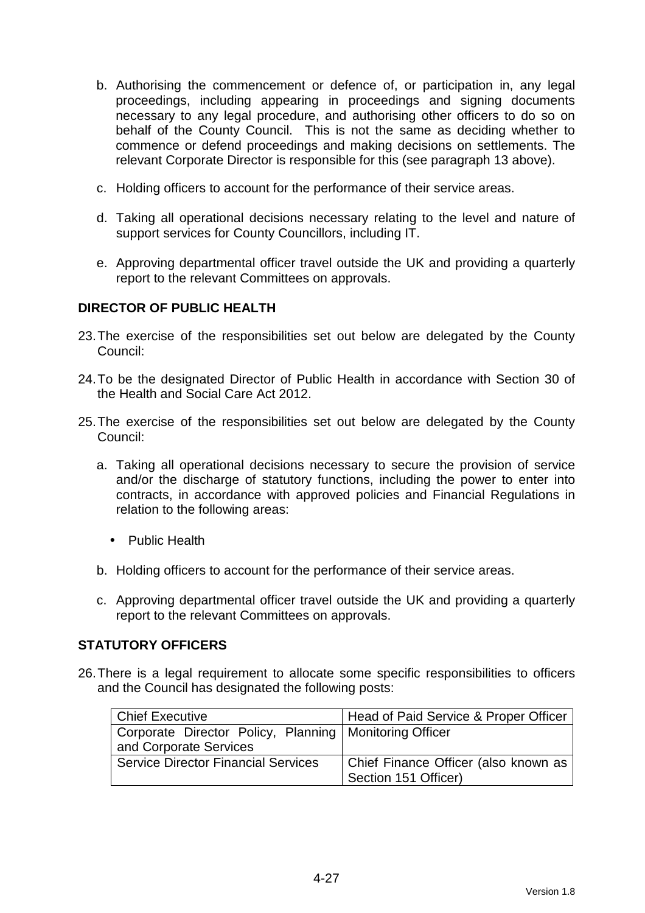b. Authorising the commencement or defence of, or participation in, any legal proceedings, including appearing in proceedings and signing documents necessary to any legal procedure, and authorising other officers to do so on behalf of the County Council. This is not the same as deciding whether to commence or defend proceedings and making decisions on settlements. The relevant Corporate Director is responsible for this (see paragraph 13 above).

c. Holding officers to account for the performance of their service areas.

d. Taking all operational decisions necessary relating to the level and nature of support services for County Councillors, including IT.

e. Approving departmental officer travel outside the UK and providing a quarterly report to the relevant Committees on approvals.

**DIRECTOR OF PUBLIC HEALTH**

23. The exercise of the responsibilities set out below are delegated by the County Council:

24. To be the designated Director of Public Health in accordance with Section 30 of the Health and Social Care Act 2012.

25. The exercise of the responsibilities set out below are delegated by the County Council:

   a. Taking all operational decisions necessary to secure the provision of service and/or the discharge of statutory functions, including the power to enter into contracts, in accordance with approved policies and Financial Regulations in relation to the following areas:

      - Public Health

   b. Holding officers to account for the performance of their service areas.

   c. Approving departmental officer travel outside the UK and providing a quarterly report to the relevant Committees on approvals.

**STATUTORY OFFICERS**

26. There is a legal requirement to allocate some specific responsibilities to officers and the Council has designated the following posts:

| Chief Executive | Head of Paid Service & Proper Officer |
|---|---|
| Corporate Director Policy, Planning and Corporate Services | Monitoring Officer |
| Service Director Financial Services | Chief Finance Officer (also known as Section 151 Officer) |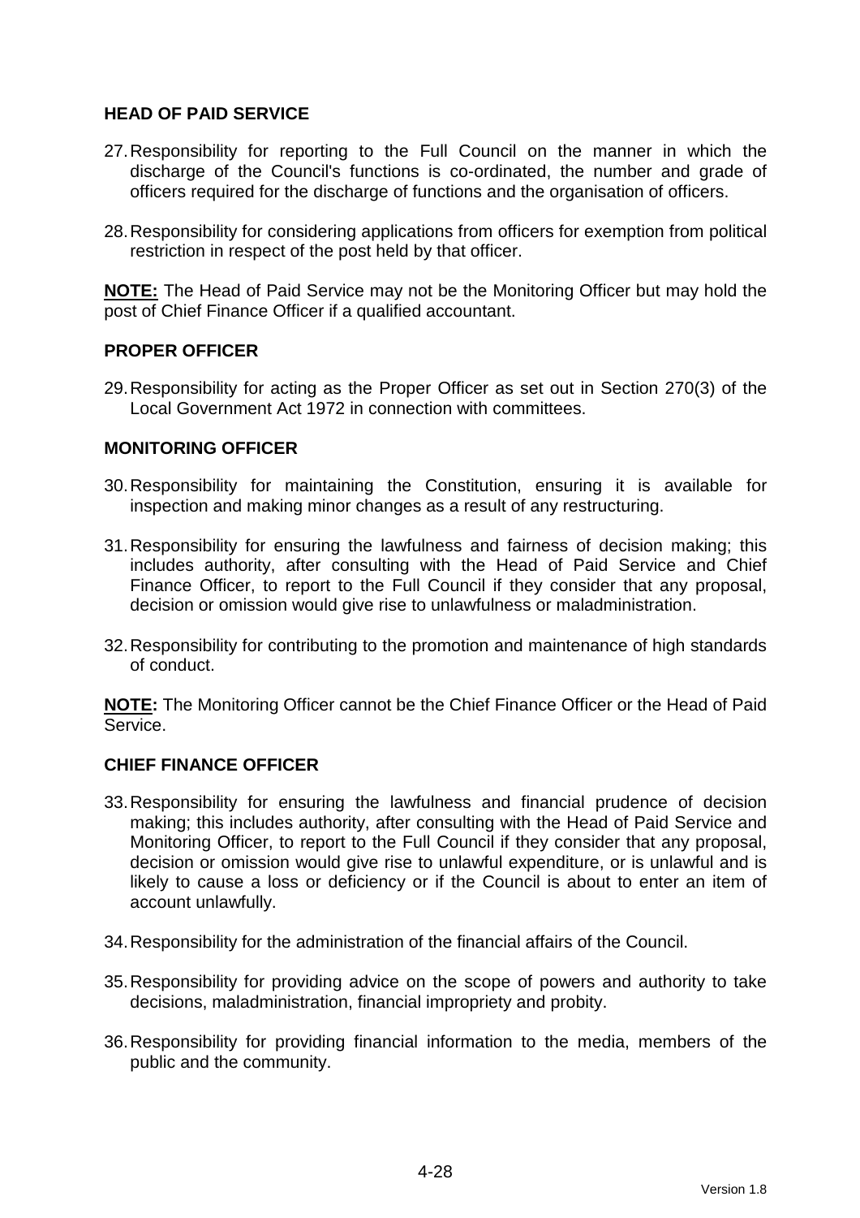## HEAD OF PAID SERVICE

27. Responsibility for reporting to the Full Council on the manner in which the discharge of the Council's functions is co-ordinated, the number and grade of officers required for the discharge of functions and the organisation of officers.

28. Responsibility for considering applications from officers for exemption from political restriction in respect of the post held by that officer.

**NOTE:** The Head of Paid Service may not be the Monitoring Officer but may hold the post of Chief Finance Officer if a qualified accountant.

## PROPER OFFICER

29. Responsibility for acting as the Proper Officer as set out in Section 270(3) of the Local Government Act 1972 in connection with committees.

## MONITORING OFFICER

30. Responsibility for maintaining the Constitution, ensuring it is available for inspection and making minor changes as a result of any restructuring.

31. Responsibility for ensuring the lawfulness and fairness of decision making; this includes authority, after consulting with the Head of Paid Service and Chief Finance Officer, to report to the Full Council if they consider that any proposal, decision or omission would give rise to unlawfulness or maladministration.

32. Responsibility for contributing to the promotion and maintenance of high standards of conduct.

**NOTE:** The Monitoring Officer cannot be the Chief Finance Officer or the Head of Paid Service.

## CHIEF FINANCE OFFICER

33. Responsibility for ensuring the lawfulness and financial prudence of decision making; this includes authority, after consulting with the Head of Paid Service and Monitoring Officer, to report to the Full Council if they consider that any proposal, decision or omission would give rise to unlawful expenditure, or is unlawful and is likely to cause a loss or deficiency or if the Council is about to enter an item of account unlawfully.

34. Responsibility for the administration of the financial affairs of the Council.

35. Responsibility for providing advice on the scope of powers and authority to take decisions, maladministration, financial impropriety and probity.

36. Responsibility for providing financial information to the media, members of the public and the community.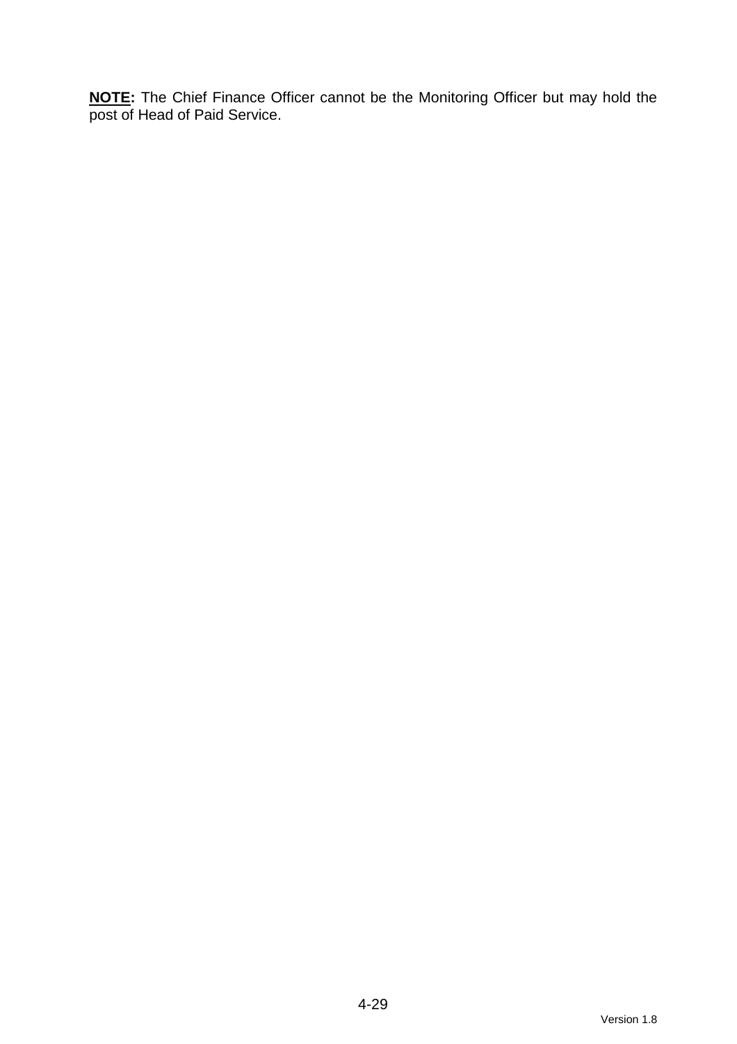**<u>NOTE</u>:** The Chief Finance Officer cannot be the Monitoring Officer but may hold the post of Head of Paid Service.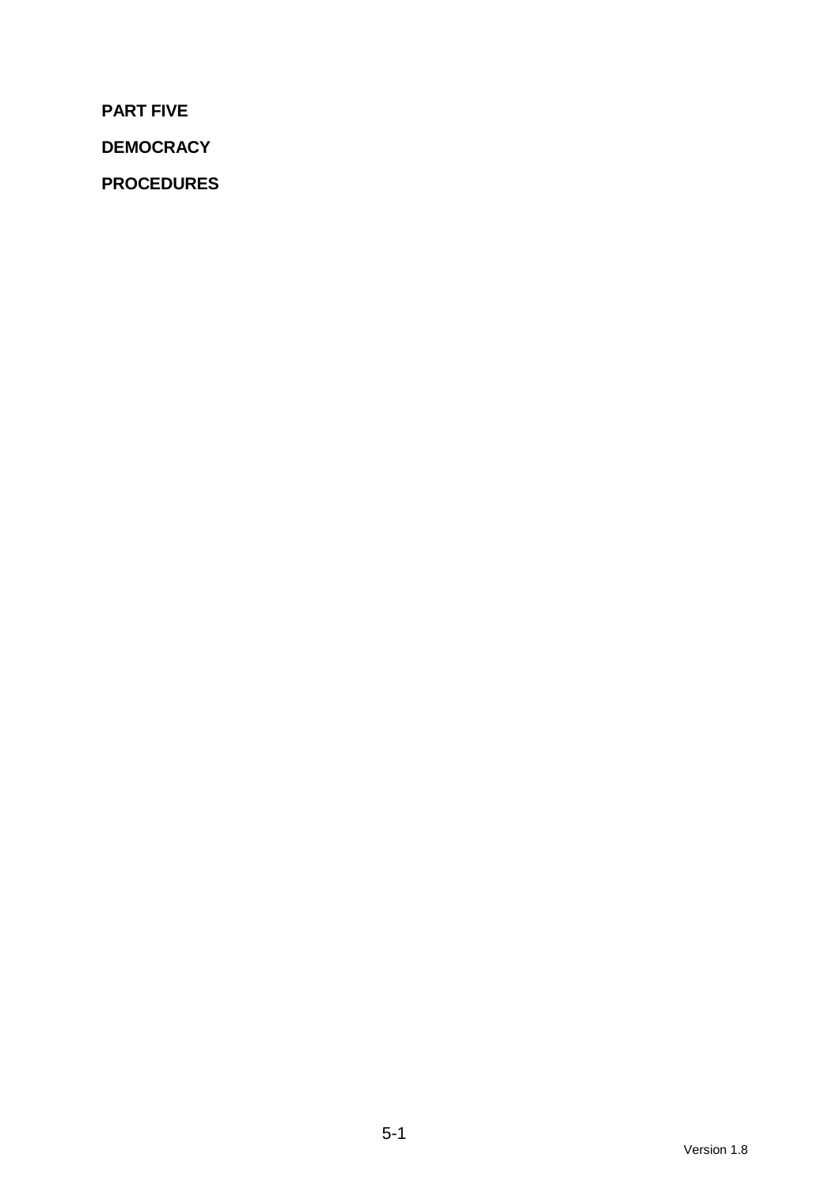**PART FIVE**

**DEMOCRACY**

**PROCEDURES**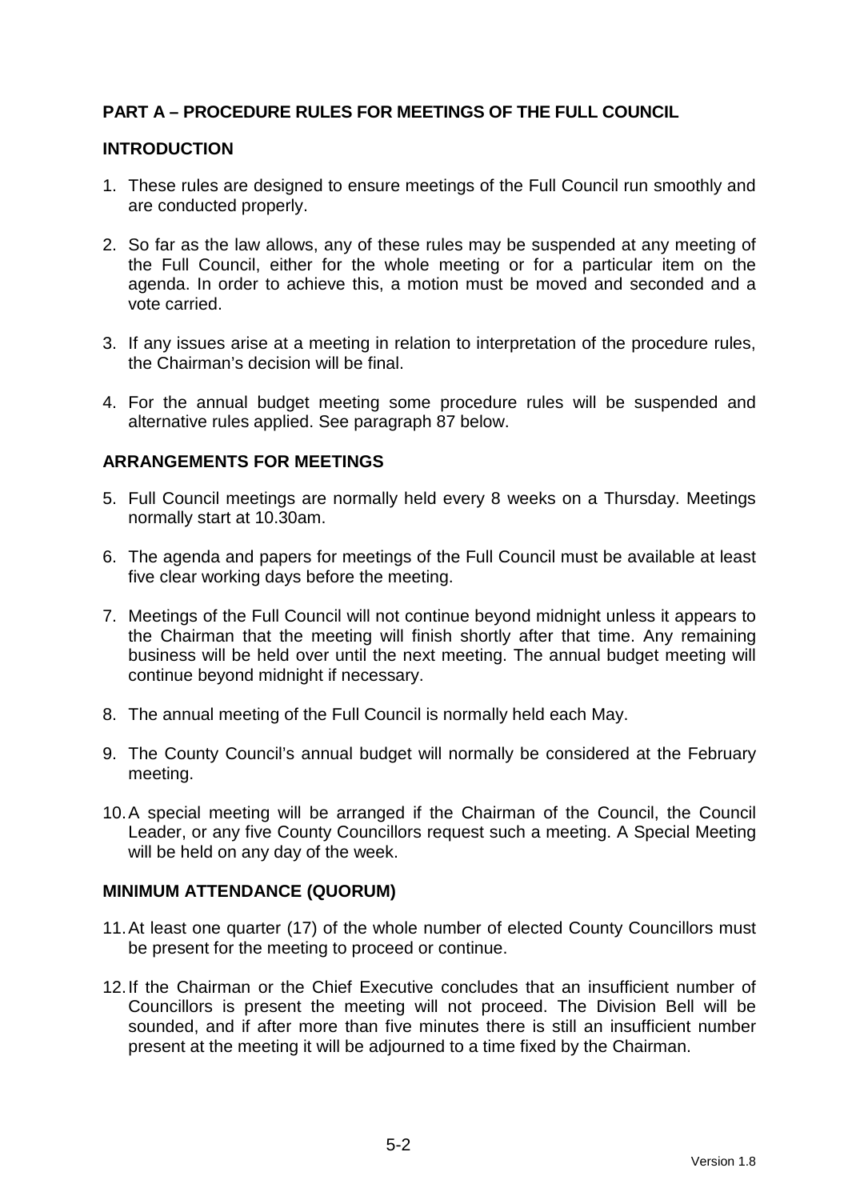## PART A – PROCEDURE RULES FOR MEETINGS OF THE FULL COUNCIL

### INTRODUCTION

1. These rules are designed to ensure meetings of the Full Council run smoothly and are conducted properly.

2. So far as the law allows, any of these rules may be suspended at any meeting of the Full Council, either for the whole meeting or for a particular item on the agenda. In order to achieve this, a motion must be moved and seconded and a vote carried.

3. If any issues arise at a meeting in relation to interpretation of the procedure rules, the Chairman's decision will be final.

4. For the annual budget meeting some procedure rules will be suspended and alternative rules applied. See paragraph 87 below.

### ARRANGEMENTS FOR MEETINGS

5. Full Council meetings are normally held every 8 weeks on a Thursday. Meetings normally start at 10.30am.

6. The agenda and papers for meetings of the Full Council must be available at least five clear working days before the meeting.

7. Meetings of the Full Council will not continue beyond midnight unless it appears to the Chairman that the meeting will finish shortly after that time. Any remaining business will be held over until the next meeting. The annual budget meeting will continue beyond midnight if necessary.

8. The annual meeting of the Full Council is normally held each May.

9. The County Council's annual budget will normally be considered at the February meeting.

10. A special meeting will be arranged if the Chairman of the Council, the Council Leader, or any five County Councillors request such a meeting. A Special Meeting will be held on any day of the week.

### MINIMUM ATTENDANCE (QUORUM)

11. At least one quarter (17) of the whole number of elected County Councillors must be present for the meeting to proceed or continue.

12. If the Chairman or the Chief Executive concludes that an insufficient number of Councillors is present the meeting will not proceed. The Division Bell will be sounded, and if after more than five minutes there is still an insufficient number present at the meeting it will be adjourned to a time fixed by the Chairman.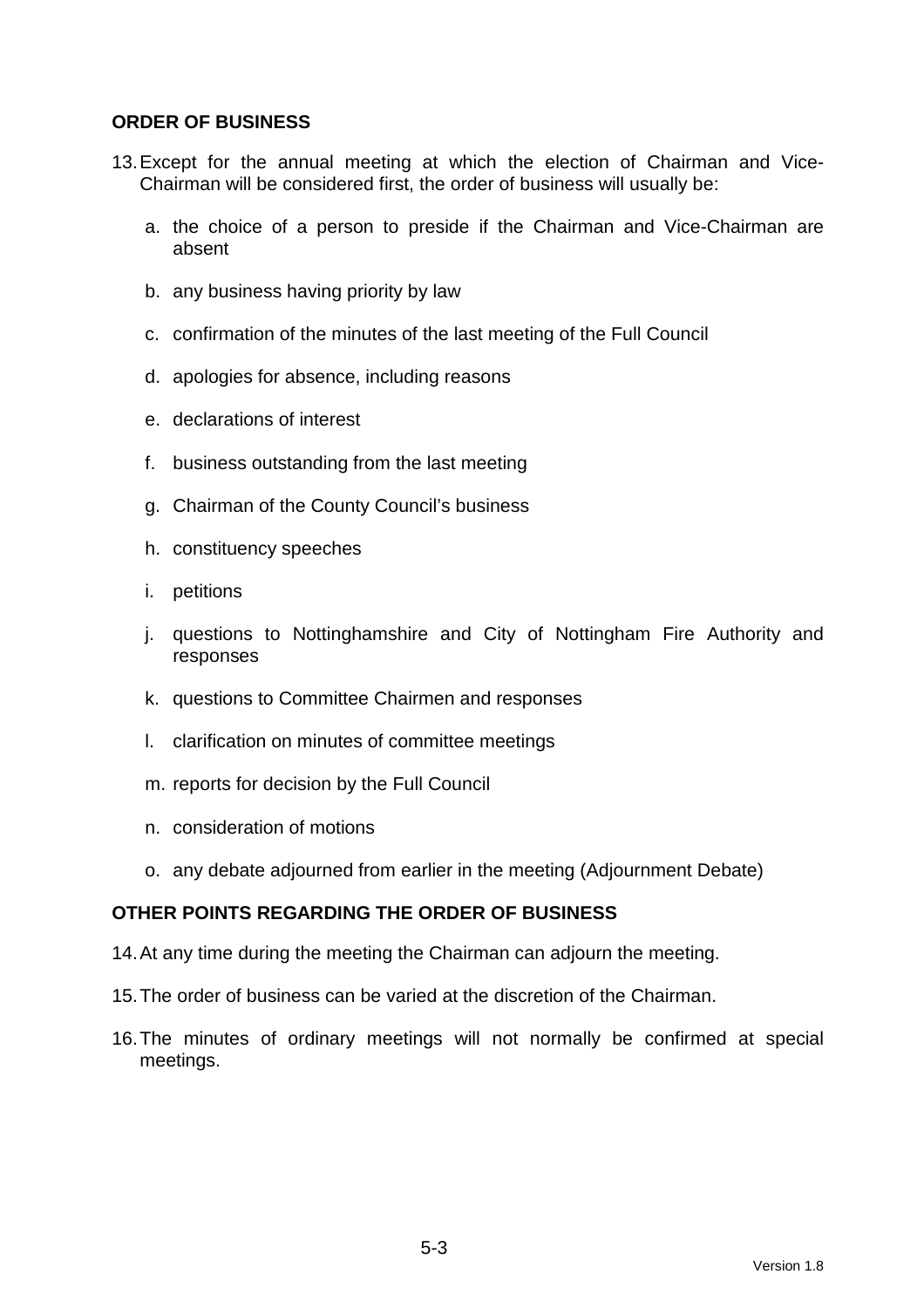## ORDER OF BUSINESS

13. Except for the annual meeting at which the election of Chairman and Vice-Chairman will be considered first, the order of business will usually be:

    a. the choice of a person to preside if the Chairman and Vice-Chairman are absent

    b. any business having priority by law

    c. confirmation of the minutes of the last meeting of the Full Council

    d. apologies for absence, including reasons

    e. declarations of interest

    f. business outstanding from the last meeting

    g. Chairman of the County Council's business

    h. constituency speeches

    i. petitions

    j. questions to Nottinghamshire and City of Nottingham Fire Authority and responses

    k. questions to Committee Chairmen and responses

    l. clarification on minutes of committee meetings

    m. reports for decision by the Full Council

    n. consideration of motions

    o. any debate adjourned from earlier in the meeting (Adjournment Debate)

## OTHER POINTS REGARDING THE ORDER OF BUSINESS

14. At any time during the meeting the Chairman can adjourn the meeting.

15. The order of business can be varied at the discretion of the Chairman.

16. The minutes of ordinary meetings will not normally be confirmed at special meetings.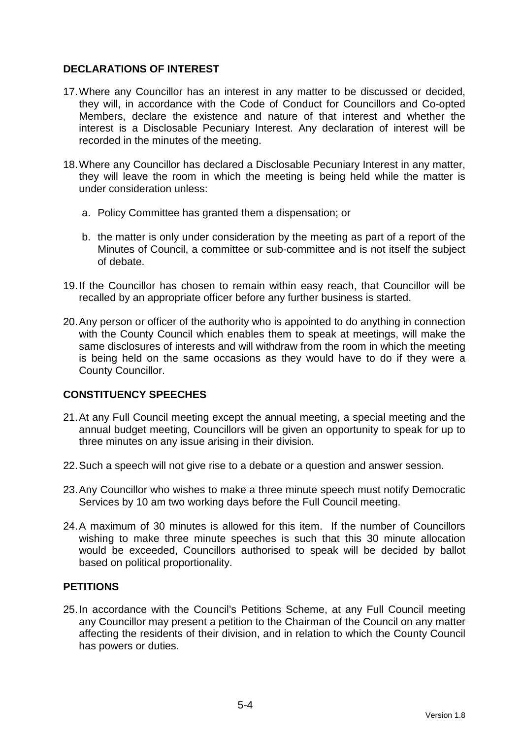## DECLARATIONS OF INTEREST

17. Where any Councillor has an interest in any matter to be discussed or decided, they will, in accordance with the Code of Conduct for Councillors and Co-opted Members, declare the existence and nature of that interest and whether the interest is a Disclosable Pecuniary Interest. Any declaration of interest will be recorded in the minutes of the meeting.

18. Where any Councillor has declared a Disclosable Pecuniary Interest in any matter, they will leave the room in which the meeting is being held while the matter is under consideration unless:

    a. Policy Committee has granted them a dispensation; or

    b. the matter is only under consideration by the meeting as part of a report of the Minutes of Council, a committee or sub-committee and is not itself the subject of debate.

19. If the Councillor has chosen to remain within easy reach, that Councillor will be recalled by an appropriate officer before any further business is started.

20. Any person or officer of the authority who is appointed to do anything in connection with the County Council which enables them to speak at meetings, will make the same disclosures of interests and will withdraw from the room in which the meeting is being held on the same occasions as they would have to do if they were a County Councillor.

## CONSTITUENCY SPEECHES

21. At any Full Council meeting except the annual meeting, a special meeting and the annual budget meeting, Councillors will be given an opportunity to speak for up to three minutes on any issue arising in their division.

22. Such a speech will not give rise to a debate or a question and answer session.

23. Any Councillor who wishes to make a three minute speech must notify Democratic Services by 10 am two working days before the Full Council meeting.

24. A maximum of 30 minutes is allowed for this item. If the number of Councillors wishing to make three minute speeches is such that this 30 minute allocation would be exceeded, Councillors authorised to speak will be decided by ballot based on political proportionality.

## PETITIONS

25. In accordance with the Council's Petitions Scheme, at any Full Council meeting any Councillor may present a petition to the Chairman of the Council on any matter affecting the residents of their division, and in relation to which the County Council has powers or duties.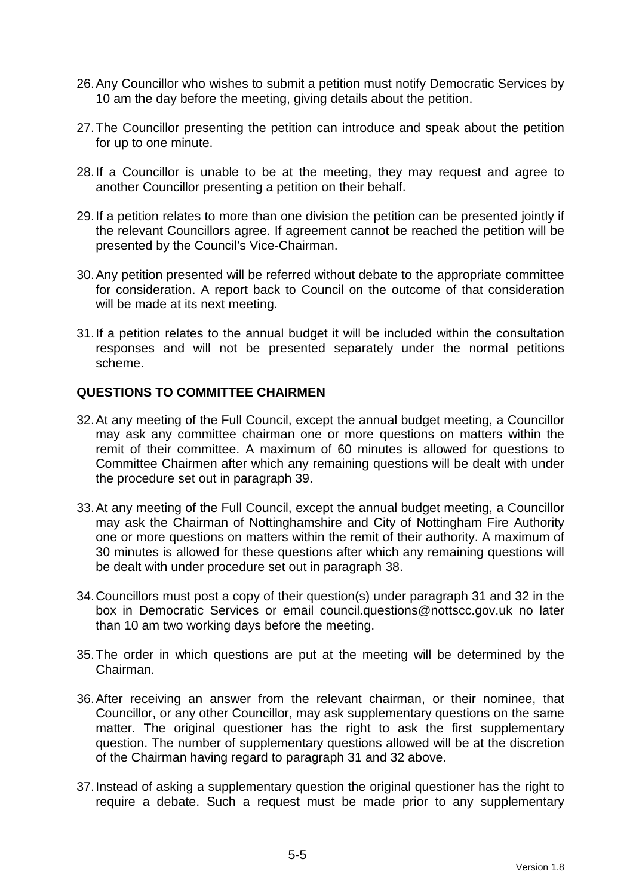26. Any Councillor who wishes to submit a petition must notify Democratic Services by 10 am the day before the meeting, giving details about the petition.

27. The Councillor presenting the petition can introduce and speak about the petition for up to one minute.

28. If a Councillor is unable to be at the meeting, they may request and agree to another Councillor presenting a petition on their behalf.

29. If a petition relates to more than one division the petition can be presented jointly if the relevant Councillors agree. If agreement cannot be reached the petition will be presented by the Council's Vice-Chairman.

30. Any petition presented will be referred without debate to the appropriate committee for consideration. A report back to Council on the outcome of that consideration will be made at its next meeting.

31. If a petition relates to the annual budget it will be included within the consultation responses and will not be presented separately under the normal petitions scheme.

**QUESTIONS TO COMMITTEE CHAIRMEN**

32. At any meeting of the Full Council, except the annual budget meeting, a Councillor may ask any committee chairman one or more questions on matters within the remit of their committee. A maximum of 60 minutes is allowed for questions to Committee Chairmen after which any remaining questions will be dealt with under the procedure set out in paragraph 39.

33. At any meeting of the Full Council, except the annual budget meeting, a Councillor may ask the Chairman of Nottinghamshire and City of Nottingham Fire Authority one or more questions on matters within the remit of their authority. A maximum of 30 minutes is allowed for these questions after which any remaining questions will be dealt with under procedure set out in paragraph 38.

34. Councillors must post a copy of their question(s) under paragraph 31 and 32 in the box in Democratic Services or email council.questions@nottscc.gov.uk no later than 10 am two working days before the meeting.

35. The order in which questions are put at the meeting will be determined by the Chairman.

36. After receiving an answer from the relevant chairman, or their nominee, that Councillor, or any other Councillor, may ask supplementary questions on the same matter. The original questioner has the right to ask the first supplementary question. The number of supplementary questions allowed will be at the discretion of the Chairman having regard to paragraph 31 and 32 above.

37. Instead of asking a supplementary question the original questioner has the right to require a debate. Such a request must be made prior to any supplementary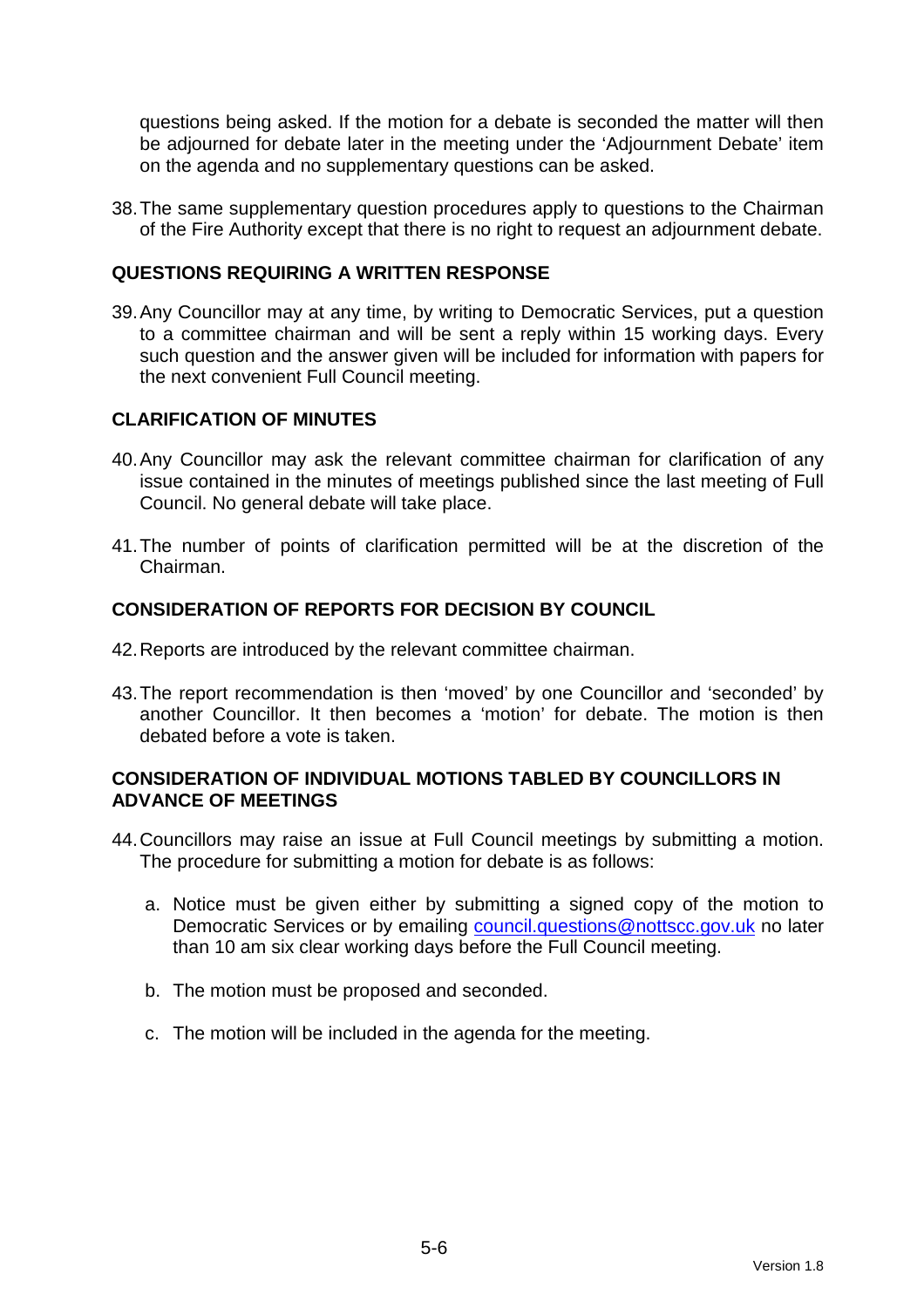questions being asked. If the motion for a debate is seconded the matter will then be adjourned for debate later in the meeting under the 'Adjournment Debate' item on the agenda and no supplementary questions can be asked.

38. The same supplementary question procedures apply to questions to the Chairman of the Fire Authority except that there is no right to request an adjournment debate.

## QUESTIONS REQUIRING A WRITTEN RESPONSE

39. Any Councillor may at any time, by writing to Democratic Services, put a question to a committee chairman and will be sent a reply within 15 working days. Every such question and the answer given will be included for information with papers for the next convenient Full Council meeting.

## CLARIFICATION OF MINUTES

40. Any Councillor may ask the relevant committee chairman for clarification of any issue contained in the minutes of meetings published since the last meeting of Full Council. No general debate will take place.

41. The number of points of clarification permitted will be at the discretion of the Chairman.

## CONSIDERATION OF REPORTS FOR DECISION BY COUNCIL

42. Reports are introduced by the relevant committee chairman.

43. The report recommendation is then 'moved' by one Councillor and 'seconded' by another Councillor. It then becomes a 'motion' for debate. The motion is then debated before a vote is taken.

## CONSIDERATION OF INDIVIDUAL MOTIONS TABLED BY COUNCILLORS IN ADVANCE OF MEETINGS

44. Councillors may raise an issue at Full Council meetings by submitting a motion. The procedure for submitting a motion for debate is as follows:

    a. Notice must be given either by submitting a signed copy of the motion to Democratic Services or by emailing council.questions@nottscc.gov.uk no later than 10 am six clear working days before the Full Council meeting.

    b. The motion must be proposed and seconded.

    c. The motion will be included in the agenda for the meeting.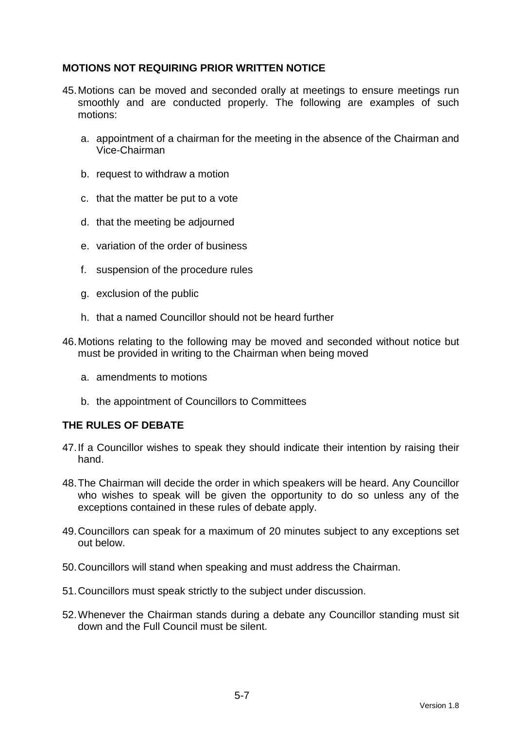## MOTIONS NOT REQUIRING PRIOR WRITTEN NOTICE

45. Motions can be moved and seconded orally at meetings to ensure meetings run smoothly and are conducted properly. The following are examples of such motions:

    a. appointment of a chairman for the meeting in the absence of the Chairman and Vice-Chairman

    b. request to withdraw a motion

    c. that the matter be put to a vote

    d. that the meeting be adjourned

    e. variation of the order of business

    f. suspension of the procedure rules

    g. exclusion of the public

    h. that a named Councillor should not be heard further

46. Motions relating to the following may be moved and seconded without notice but must be provided in writing to the Chairman when being moved

    a. amendments to motions

    b. the appointment of Councillors to Committees

## THE RULES OF DEBATE

47. If a Councillor wishes to speak they should indicate their intention by raising their hand.

48. The Chairman will decide the order in which speakers will be heard. Any Councillor who wishes to speak will be given the opportunity to do so unless any of the exceptions contained in these rules of debate apply.

49. Councillors can speak for a maximum of 20 minutes subject to any exceptions set out below.

50. Councillors will stand when speaking and must address the Chairman.

51. Councillors must speak strictly to the subject under discussion.

52. Whenever the Chairman stands during a debate any Councillor standing must sit down and the Full Council must be silent.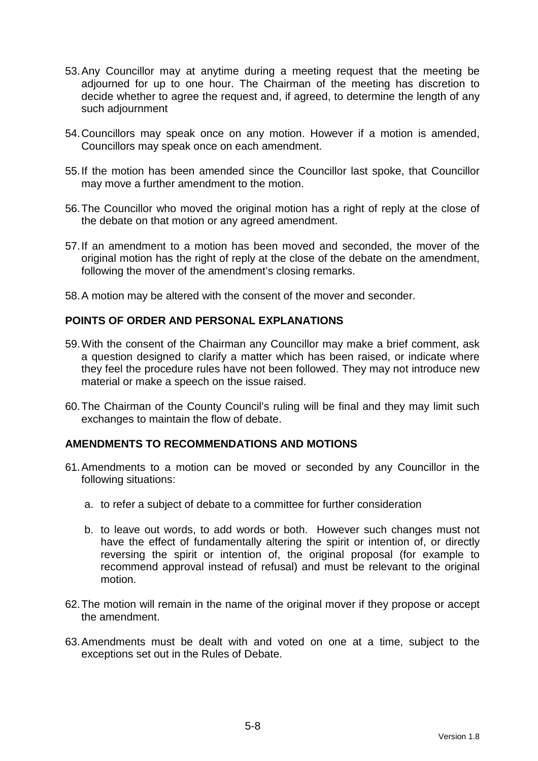53. Any Councillor may at anytime during a meeting request that the meeting be adjourned for up to one hour. The Chairman of the meeting has discretion to decide whether to agree the request and, if agreed, to determine the length of any such adjournment

54. Councillors may speak once on any motion. However if a motion is amended, Councillors may speak once on each amendment.

55. If the motion has been amended since the Councillor last spoke, that Councillor may move a further amendment to the motion.

56. The Councillor who moved the original motion has a right of reply at the close of the debate on that motion or any agreed amendment.

57. If an amendment to a motion has been moved and seconded, the mover of the original motion has the right of reply at the close of the debate on the amendment, following the mover of the amendment's closing remarks.

58. A motion may be altered with the consent of the mover and seconder.

## POINTS OF ORDER AND PERSONAL EXPLANATIONS

59. With the consent of the Chairman any Councillor may make a brief comment, ask a question designed to clarify a matter which has been raised, or indicate where they feel the procedure rules have not been followed. They may not introduce new material or make a speech on the issue raised.

60. The Chairman of the County Council's ruling will be final and they may limit such exchanges to maintain the flow of debate.

## AMENDMENTS TO RECOMMENDATIONS AND MOTIONS

61. Amendments to a motion can be moved or seconded by any Councillor in the following situations:

    a. to refer a subject of debate to a committee for further consideration

    b. to leave out words, to add words or both. However such changes must not have the effect of fundamentally altering the spirit or intention of, or directly reversing the spirit or intention of, the original proposal (for example to recommend approval instead of refusal) and must be relevant to the original motion.

62. The motion will remain in the name of the original mover if they propose or accept the amendment.

63. Amendments must be dealt with and voted on one at a time, subject to the exceptions set out in the Rules of Debate.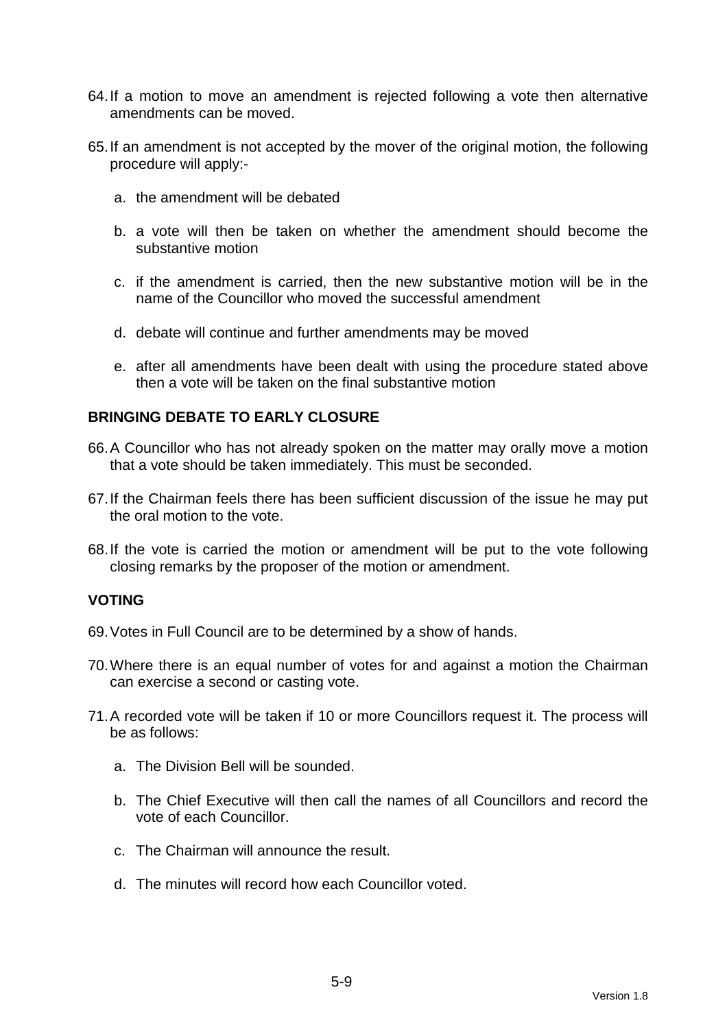64. If a motion to move an amendment is rejected following a vote then alternative amendments can be moved.

65. If an amendment is not accepted by the mover of the original motion, the following procedure will apply:-

    a. the amendment will be debated

    b. a vote will then be taken on whether the amendment should become the substantive motion

    c. if the amendment is carried, then the new substantive motion will be in the name of the Councillor who moved the successful amendment

    d. debate will continue and further amendments may be moved

    e. after all amendments have been dealt with using the procedure stated above then a vote will be taken on the final substantive motion

**BRINGING DEBATE TO EARLY CLOSURE**

66. A Councillor who has not already spoken on the matter may orally move a motion that a vote should be taken immediately. This must be seconded.

67. If the Chairman feels there has been sufficient discussion of the issue he may put the oral motion to the vote.

68. If the vote is carried the motion or amendment will be put to the vote following closing remarks by the proposer of the motion or amendment.

**VOTING**

69. Votes in Full Council are to be determined by a show of hands.

70. Where there is an equal number of votes for and against a motion the Chairman can exercise a second or casting vote.

71. A recorded vote will be taken if 10 or more Councillors request it. The process will be as follows:

    a. The Division Bell will be sounded.

    b. The Chief Executive will then call the names of all Councillors and record the vote of each Councillor.

    c. The Chairman will announce the result.

    d. The minutes will record how each Councillor voted.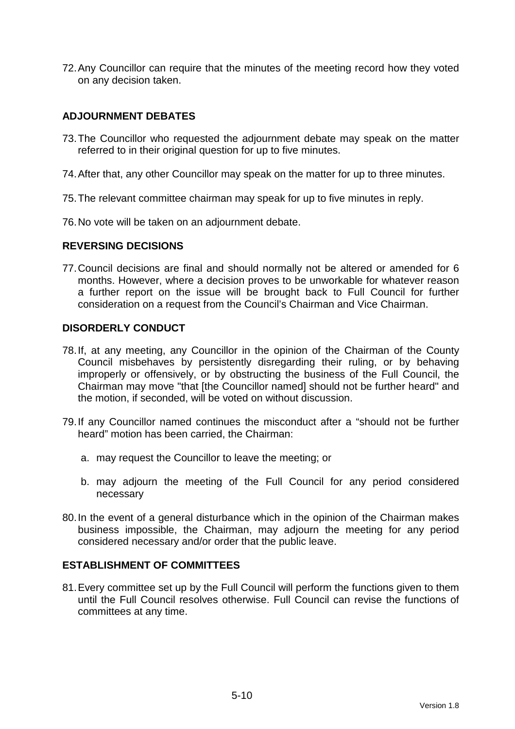72. Any Councillor can require that the minutes of the meeting record how they voted on any decision taken.

## ADJOURNMENT DEBATES

73. The Councillor who requested the adjournment debate may speak on the matter referred to in their original question for up to five minutes.

74. After that, any other Councillor may speak on the matter for up to three minutes.

75. The relevant committee chairman may speak for up to five minutes in reply.

76. No vote will be taken on an adjournment debate.

## REVERSING DECISIONS

77. Council decisions are final and should normally not be altered or amended for 6 months. However, where a decision proves to be unworkable for whatever reason a further report on the issue will be brought back to Full Council for further consideration on a request from the Council's Chairman and Vice Chairman.

## DISORDERLY CONDUCT

78. If, at any meeting, any Councillor in the opinion of the Chairman of the County Council misbehaves by persistently disregarding their ruling, or by behaving improperly or offensively, or by obstructing the business of the Full Council, the Chairman may move "that [the Councillor named] should not be further heard" and the motion, if seconded, will be voted on without discussion.

79. If any Councillor named continues the misconduct after a "should not be further heard" motion has been carried, the Chairman:

    a. may request the Councillor to leave the meeting; or

    b. may adjourn the meeting of the Full Council for any period considered necessary

80. In the event of a general disturbance which in the opinion of the Chairman makes business impossible, the Chairman, may adjourn the meeting for any period considered necessary and/or order that the public leave.

## ESTABLISHMENT OF COMMITTEES

81. Every committee set up by the Full Council will perform the functions given to them until the Full Council resolves otherwise. Full Council can revise the functions of committees at any time.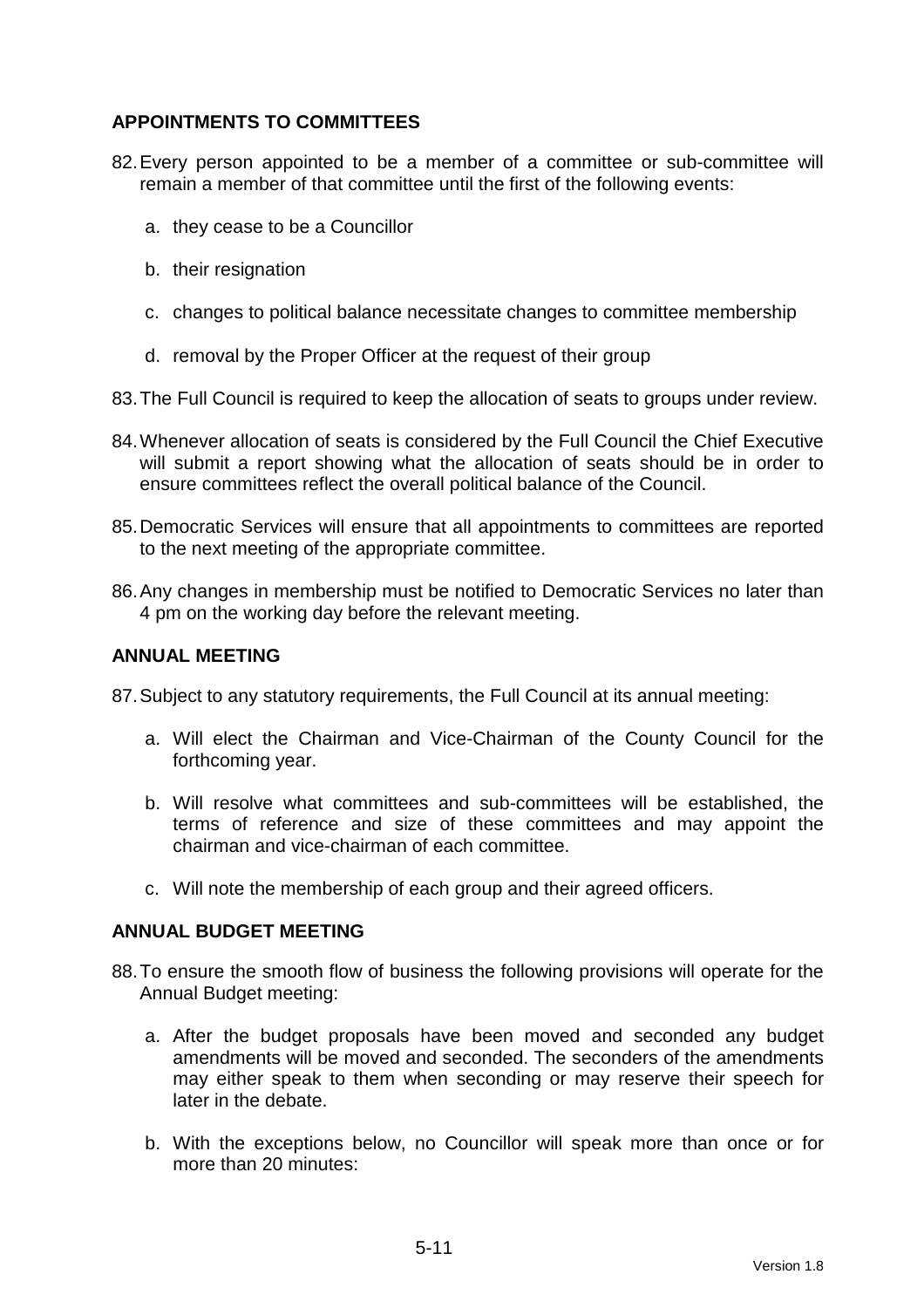## APPOINTMENTS TO COMMITTEES

82. Every person appointed to be a member of a committee or sub-committee will remain a member of that committee until the first of the following events:

    a. they cease to be a Councillor

    b. their resignation

    c. changes to political balance necessitate changes to committee membership

    d. removal by the Proper Officer at the request of their group

83. The Full Council is required to keep the allocation of seats to groups under review.

84. Whenever allocation of seats is considered by the Full Council the Chief Executive will submit a report showing what the allocation of seats should be in order to ensure committees reflect the overall political balance of the Council.

85. Democratic Services will ensure that all appointments to committees are reported to the next meeting of the appropriate committee.

86. Any changes in membership must be notified to Democratic Services no later than 4 pm on the working day before the relevant meeting.

## ANNUAL MEETING

87. Subject to any statutory requirements, the Full Council at its annual meeting:

    a. Will elect the Chairman and Vice-Chairman of the County Council for the forthcoming year.

    b. Will resolve what committees and sub-committees will be established, the terms of reference and size of these committees and may appoint the chairman and vice-chairman of each committee.

    c. Will note the membership of each group and their agreed officers.

## ANNUAL BUDGET MEETING

88. To ensure the smooth flow of business the following provisions will operate for the Annual Budget meeting:

    a. After the budget proposals have been moved and seconded any budget amendments will be moved and seconded. The seconders of the amendments may either speak to them when seconding or may reserve their speech for later in the debate.

    b. With the exceptions below, no Councillor will speak more than once or for more than 20 minutes: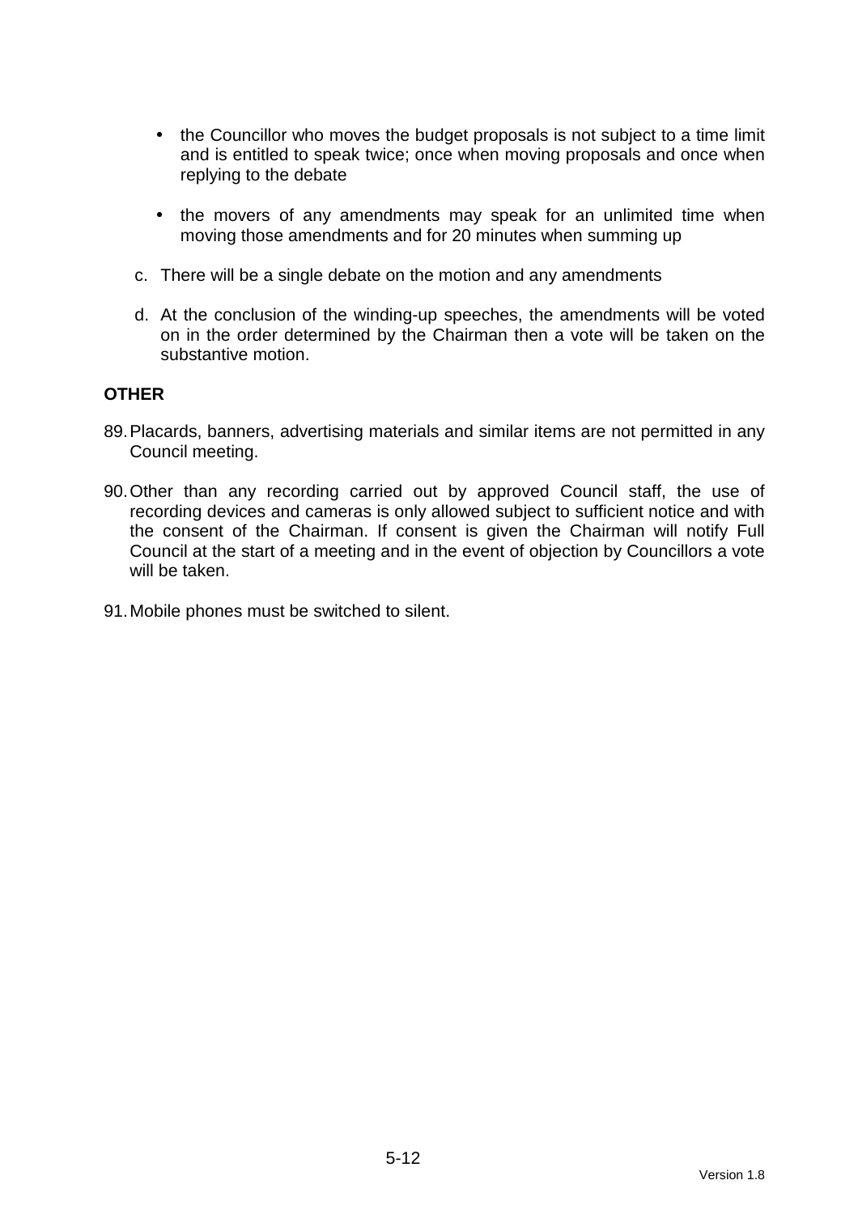- the Councillor who moves the budget proposals is not subject to a time limit and is entitled to speak twice; once when moving proposals and once when replying to the debate

- the movers of any amendments may speak for an unlimited time when moving those amendments and for 20 minutes when summing up

c. There will be a single debate on the motion and any amendments

d. At the conclusion of the winding-up speeches, the amendments will be voted on in the order determined by the Chairman then a vote will be taken on the substantive motion.

**OTHER**

89. Placards, banners, advertising materials and similar items are not permitted in any Council meeting.

90. Other than any recording carried out by approved Council staff, the use of recording devices and cameras is only allowed subject to sufficient notice and with the consent of the Chairman. If consent is given the Chairman will notify Full Council at the start of a meeting and in the event of objection by Councillors a vote will be taken.

91. Mobile phones must be switched to silent.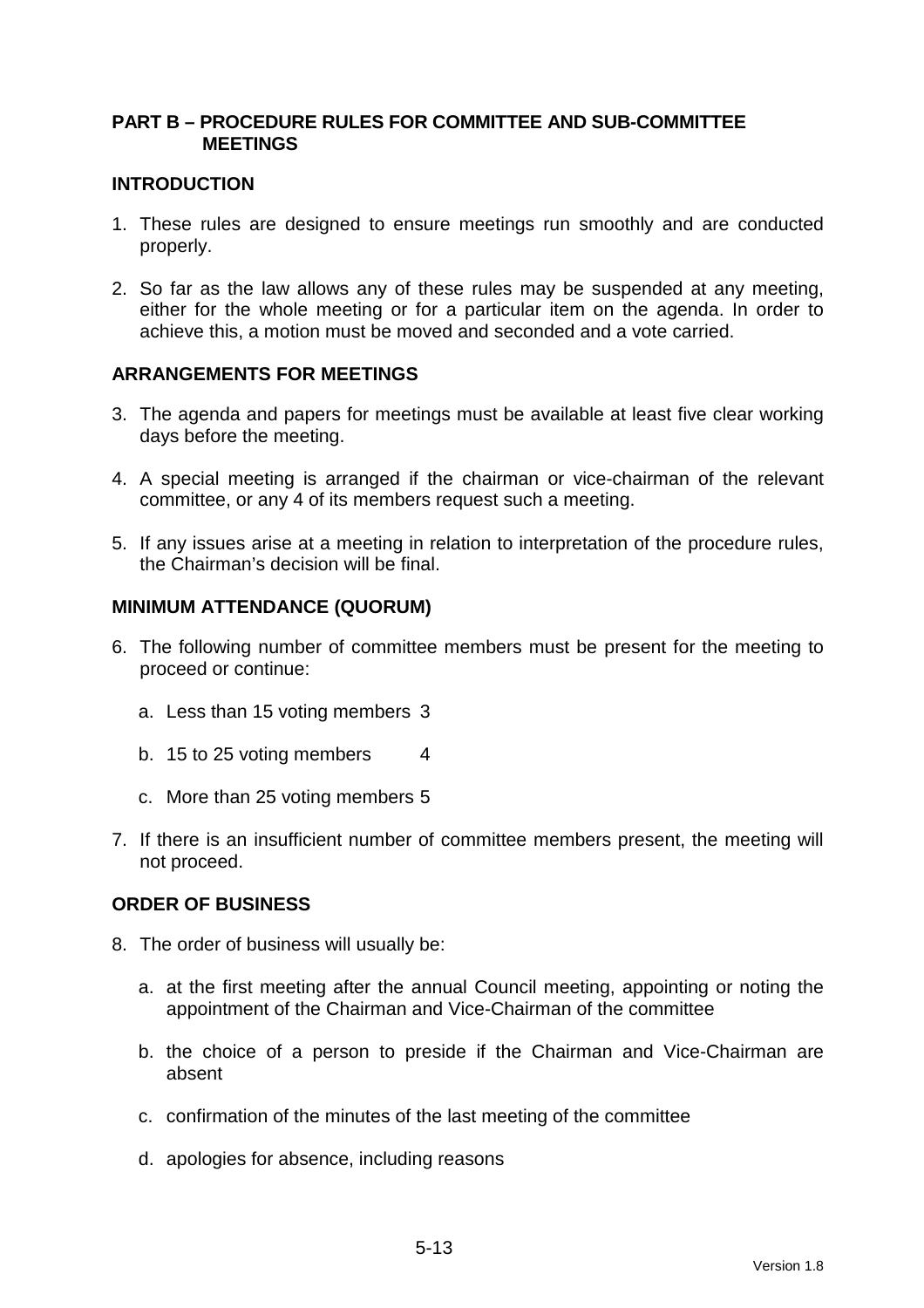## PART B – PROCEDURE RULES FOR COMMITTEE AND SUB-COMMITTEE MEETINGS

### INTRODUCTION

1. These rules are designed to ensure meetings run smoothly and are conducted properly.

2. So far as the law allows any of these rules may be suspended at any meeting, either for the whole meeting or for a particular item on the agenda. In order to achieve this, a motion must be moved and seconded and a vote carried.

### ARRANGEMENTS FOR MEETINGS

3. The agenda and papers for meetings must be available at least five clear working days before the meeting.

4. A special meeting is arranged if the chairman or vice-chairman of the relevant committee, or any 4 of its members request such a meeting.

5. If any issues arise at a meeting in relation to interpretation of the procedure rules, the Chairman's decision will be final.

### MINIMUM ATTENDANCE (QUORUM)

6. The following number of committee members must be present for the meeting to proceed or continue:

   a. Less than 15 voting members 3

   b. 15 to 25 voting members 4

   c. More than 25 voting members 5

7. If there is an insufficient number of committee members present, the meeting will not proceed.

### ORDER OF BUSINESS

8. The order of business will usually be:

   a. at the first meeting after the annual Council meeting, appointing or noting the appointment of the Chairman and Vice-Chairman of the committee

   b. the choice of a person to preside if the Chairman and Vice-Chairman are absent

   c. confirmation of the minutes of the last meeting of the committee

   d. apologies for absence, including reasons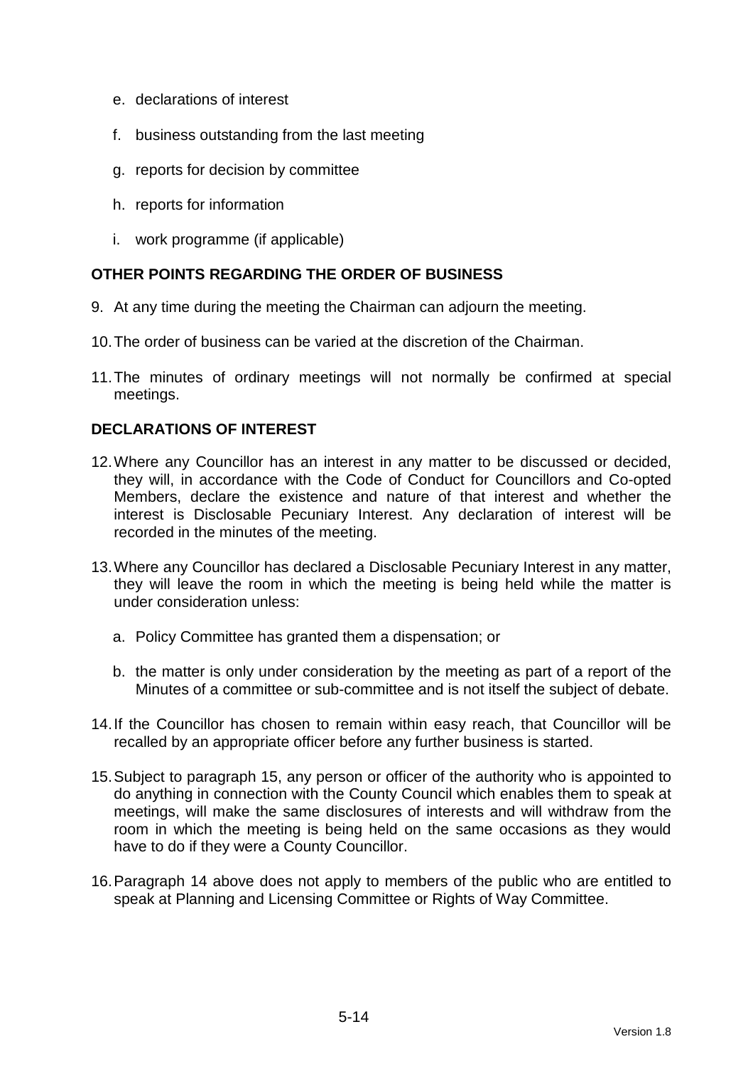e. declarations of interest

f. business outstanding from the last meeting

g. reports for decision by committee

h. reports for information

i. work programme (if applicable)

## OTHER POINTS REGARDING THE ORDER OF BUSINESS

9. At any time during the meeting the Chairman can adjourn the meeting.

10. The order of business can be varied at the discretion of the Chairman.

11. The minutes of ordinary meetings will not normally be confirmed at special meetings.

## DECLARATIONS OF INTEREST

12. Where any Councillor has an interest in any matter to be discussed or decided, they will, in accordance with the Code of Conduct for Councillors and Co-opted Members, declare the existence and nature of that interest and whether the interest is Disclosable Pecuniary Interest. Any declaration of interest will be recorded in the minutes of the meeting.

13. Where any Councillor has declared a Disclosable Pecuniary Interest in any matter, they will leave the room in which the meeting is being held while the matter is under consideration unless:

    a. Policy Committee has granted them a dispensation; or

    b. the matter is only under consideration by the meeting as part of a report of the Minutes of a committee or sub-committee and is not itself the subject of debate.

14. If the Councillor has chosen to remain within easy reach, that Councillor will be recalled by an appropriate officer before any further business is started.

15. Subject to paragraph 15, any person or officer of the authority who is appointed to do anything in connection with the County Council which enables them to speak at meetings, will make the same disclosures of interests and will withdraw from the room in which the meeting is being held on the same occasions as they would have to do if they were a County Councillor.

16. Paragraph 14 above does not apply to members of the public who are entitled to speak at Planning and Licensing Committee or Rights of Way Committee.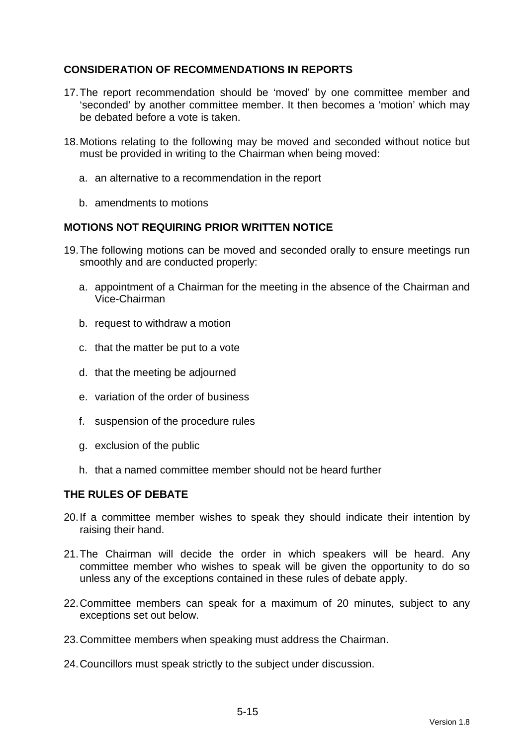## CONSIDERATION OF RECOMMENDATIONS IN REPORTS

17. The report recommendation should be 'moved' by one committee member and 'seconded' by another committee member. It then becomes a 'motion' which may be debated before a vote is taken.

18. Motions relating to the following may be moved and seconded without notice but must be provided in writing to the Chairman when being moved:

    a. an alternative to a recommendation in the report

    b. amendments to motions

## MOTIONS NOT REQUIRING PRIOR WRITTEN NOTICE

19. The following motions can be moved and seconded orally to ensure meetings run smoothly and are conducted properly:

    a. appointment of a Chairman for the meeting in the absence of the Chairman and Vice-Chairman

    b. request to withdraw a motion

    c. that the matter be put to a vote

    d. that the meeting be adjourned

    e. variation of the order of business

    f. suspension of the procedure rules

    g. exclusion of the public

    h. that a named committee member should not be heard further

## THE RULES OF DEBATE

20. If a committee member wishes to speak they should indicate their intention by raising their hand.

21. The Chairman will decide the order in which speakers will be heard. Any committee member who wishes to speak will be given the opportunity to do so unless any of the exceptions contained in these rules of debate apply.

22. Committee members can speak for a maximum of 20 minutes, subject to any exceptions set out below.

23. Committee members when speaking must address the Chairman.

24. Councillors must speak strictly to the subject under discussion.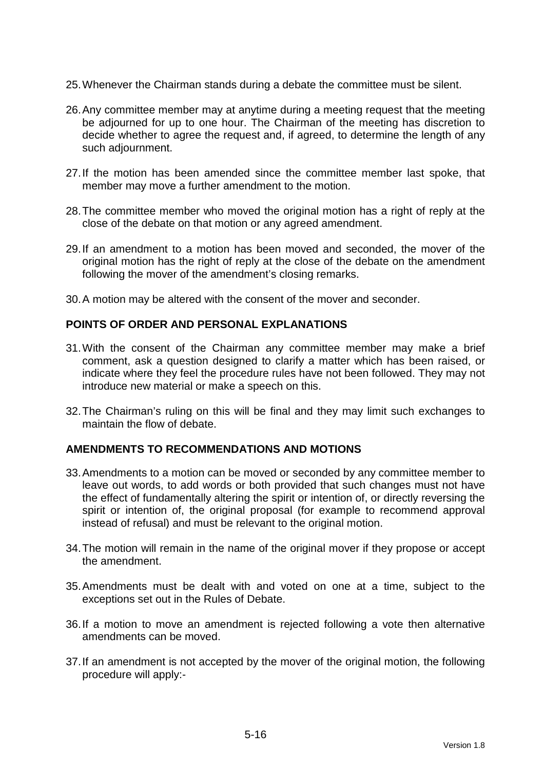25. Whenever the Chairman stands during a debate the committee must be silent.

26. Any committee member may at anytime during a meeting request that the meeting be adjourned for up to one hour. The Chairman of the meeting has discretion to decide whether to agree the request and, if agreed, to determine the length of any such adjournment.

27. If the motion has been amended since the committee member last spoke, that member may move a further amendment to the motion.

28. The committee member who moved the original motion has a right of reply at the close of the debate on that motion or any agreed amendment.

29. If an amendment to a motion has been moved and seconded, the mover of the original motion has the right of reply at the close of the debate on the amendment following the mover of the amendment's closing remarks.

30. A motion may be altered with the consent of the mover and seconder.

**POINTS OF ORDER AND PERSONAL EXPLANATIONS**

31. With the consent of the Chairman any committee member may make a brief comment, ask a question designed to clarify a matter which has been raised, or indicate where they feel the procedure rules have not been followed. They may not introduce new material or make a speech on this.

32. The Chairman's ruling on this will be final and they may limit such exchanges to maintain the flow of debate.

**AMENDMENTS TO RECOMMENDATIONS AND MOTIONS**

33. Amendments to a motion can be moved or seconded by any committee member to leave out words, to add words or both provided that such changes must not have the effect of fundamentally altering the spirit or intention of, or directly reversing the spirit or intention of, the original proposal (for example to recommend approval instead of refusal) and must be relevant to the original motion.

34. The motion will remain in the name of the original mover if they propose or accept the amendment.

35. Amendments must be dealt with and voted on one at a time, subject to the exceptions set out in the Rules of Debate.

36. If a motion to move an amendment is rejected following a vote then alternative amendments can be moved.

37. If an amendment is not accepted by the mover of the original motion, the following procedure will apply:-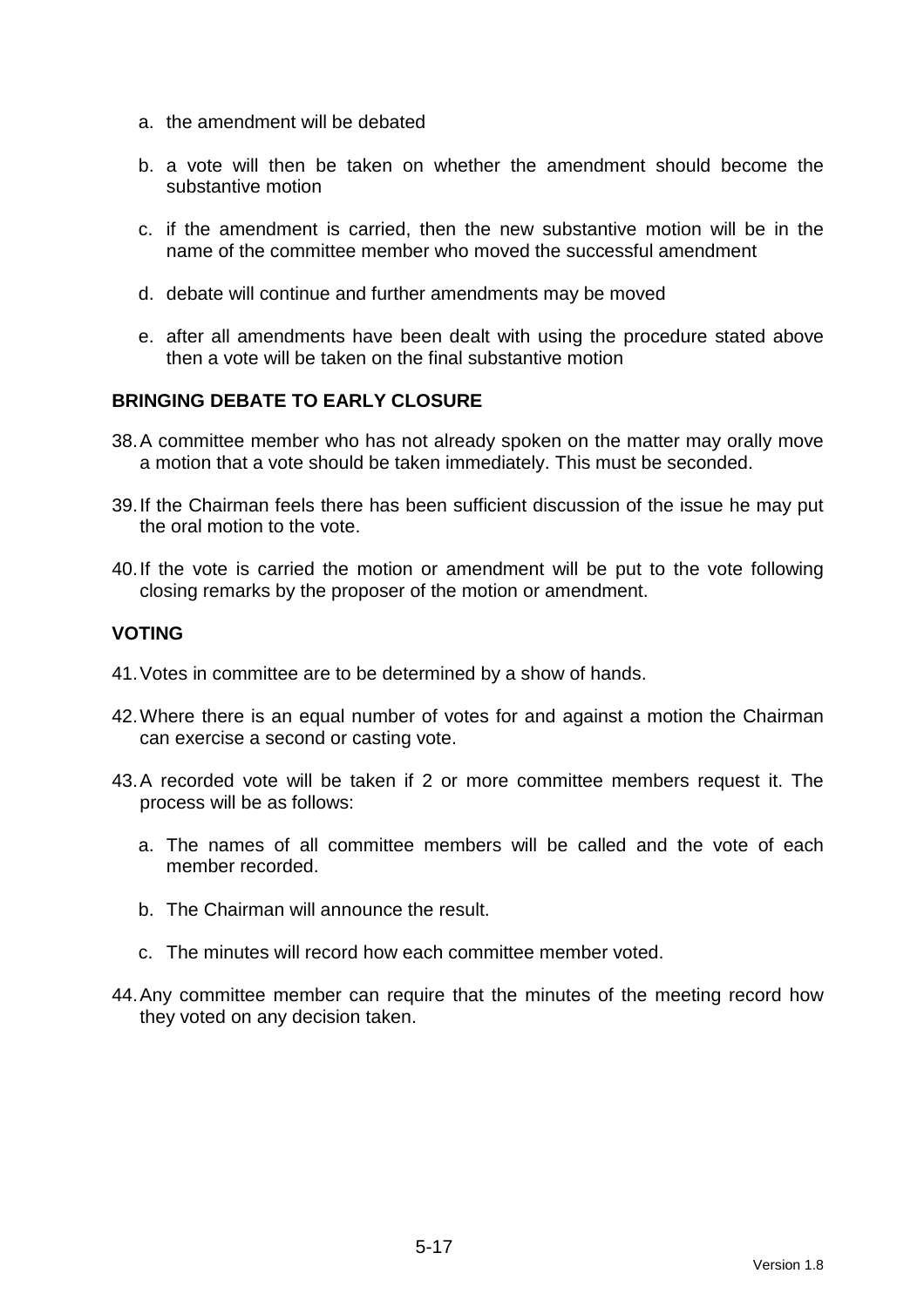a. the amendment will be debated

b. a vote will then be taken on whether the amendment should become the substantive motion

c. if the amendment is carried, then the new substantive motion will be in the name of the committee member who moved the successful amendment

d. debate will continue and further amendments may be moved

e. after all amendments have been dealt with using the procedure stated above then a vote will be taken on the final substantive motion

**BRINGING DEBATE TO EARLY CLOSURE**

38. A committee member who has not already spoken on the matter may orally move a motion that a vote should be taken immediately. This must be seconded.

39. If the Chairman feels there has been sufficient discussion of the issue he may put the oral motion to the vote.

40. If the vote is carried the motion or amendment will be put to the vote following closing remarks by the proposer of the motion or amendment.

**VOTING**

41. Votes in committee are to be determined by a show of hands.

42. Where there is an equal number of votes for and against a motion the Chairman can exercise a second or casting vote.

43. A recorded vote will be taken if 2 or more committee members request it. The process will be as follows:

    a. The names of all committee members will be called and the vote of each member recorded.

    b. The Chairman will announce the result.

    c. The minutes will record how each committee member voted.

44. Any committee member can require that the minutes of the meeting record how they voted on any decision taken.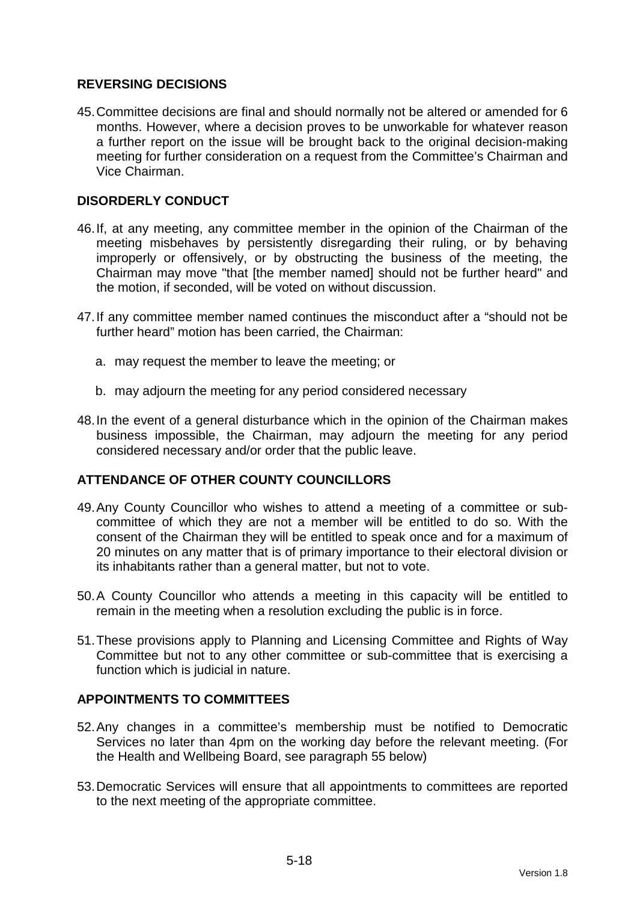## REVERSING DECISIONS

45. Committee decisions are final and should normally not be altered or amended for 6 months. However, where a decision proves to be unworkable for whatever reason a further report on the issue will be brought back to the original decision-making meeting for further consideration on a request from the Committee's Chairman and Vice Chairman.

## DISORDERLY CONDUCT

46. If, at any meeting, any committee member in the opinion of the Chairman of the meeting misbehaves by persistently disregarding their ruling, or by behaving improperly or offensively, or by obstructing the business of the meeting, the Chairman may move "that [the member named] should not be further heard" and the motion, if seconded, will be voted on without discussion.

47. If any committee member named continues the misconduct after a "should not be further heard" motion has been carried, the Chairman:

    a. may request the member to leave the meeting; or

    b. may adjourn the meeting for any period considered necessary

48. In the event of a general disturbance which in the opinion of the Chairman makes business impossible, the Chairman, may adjourn the meeting for any period considered necessary and/or order that the public leave.

## ATTENDANCE OF OTHER COUNTY COUNCILLORS

49. Any County Councillor who wishes to attend a meeting of a committee or sub-committee of which they are not a member will be entitled to do so. With the consent of the Chairman they will be entitled to speak once and for a maximum of 20 minutes on any matter that is of primary importance to their electoral division or its inhabitants rather than a general matter, but not to vote.

50. A County Councillor who attends a meeting in this capacity will be entitled to remain in the meeting when a resolution excluding the public is in force.

51. These provisions apply to Planning and Licensing Committee and Rights of Way Committee but not to any other committee or sub-committee that is exercising a function which is judicial in nature.

## APPOINTMENTS TO COMMITTEES

52. Any changes in a committee's membership must be notified to Democratic Services no later than 4pm on the working day before the relevant meeting. (For the Health and Wellbeing Board, see paragraph 55 below)

53. Democratic Services will ensure that all appointments to committees are reported to the next meeting of the appropriate committee.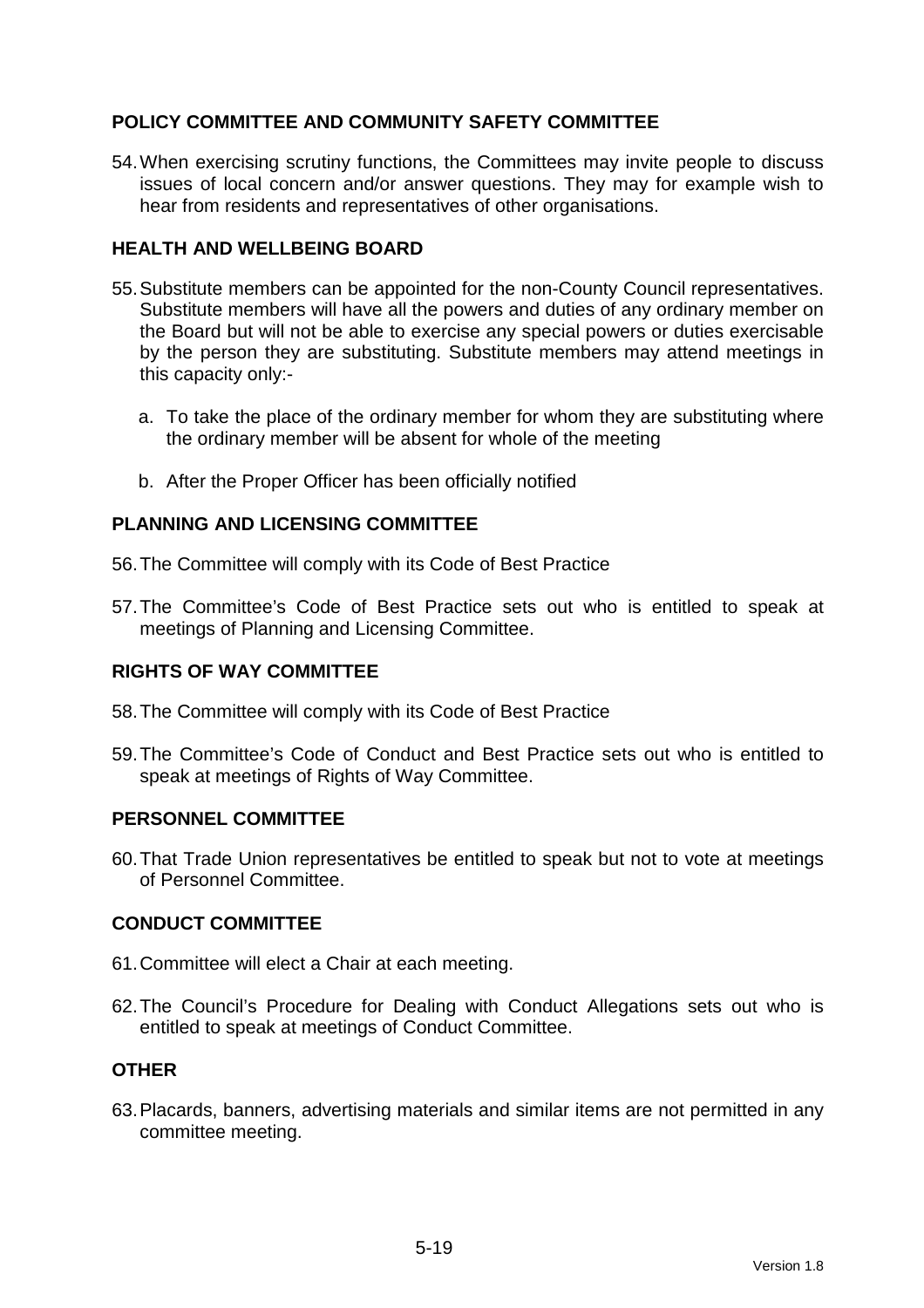## POLICY COMMITTEE AND COMMUNITY SAFETY COMMITTEE

54. When exercising scrutiny functions, the Committees may invite people to discuss issues of local concern and/or answer questions. They may for example wish to hear from residents and representatives of other organisations.

## HEALTH AND WELLBEING BOARD

55. Substitute members can be appointed for the non-County Council representatives. Substitute members will have all the powers and duties of any ordinary member on the Board but will not be able to exercise any special powers or duties exercisable by the person they are substituting. Substitute members may attend meetings in this capacity only:-

    a. To take the place of the ordinary member for whom they are substituting where the ordinary member will be absent for whole of the meeting

    b. After the Proper Officer has been officially notified

## PLANNING AND LICENSING COMMITTEE

56. The Committee will comply with its Code of Best Practice

57. The Committee's Code of Best Practice sets out who is entitled to speak at meetings of Planning and Licensing Committee.

## RIGHTS OF WAY COMMITTEE

58. The Committee will comply with its Code of Best Practice

59. The Committee's Code of Conduct and Best Practice sets out who is entitled to speak at meetings of Rights of Way Committee.

## PERSONNEL COMMITTEE

60. That Trade Union representatives be entitled to speak but not to vote at meetings of Personnel Committee.

## CONDUCT COMMITTEE

61. Committee will elect a Chair at each meeting.

62. The Council's Procedure for Dealing with Conduct Allegations sets out who is entitled to speak at meetings of Conduct Committee.

## OTHER

63. Placards, banners, advertising materials and similar items are not permitted in any committee meeting.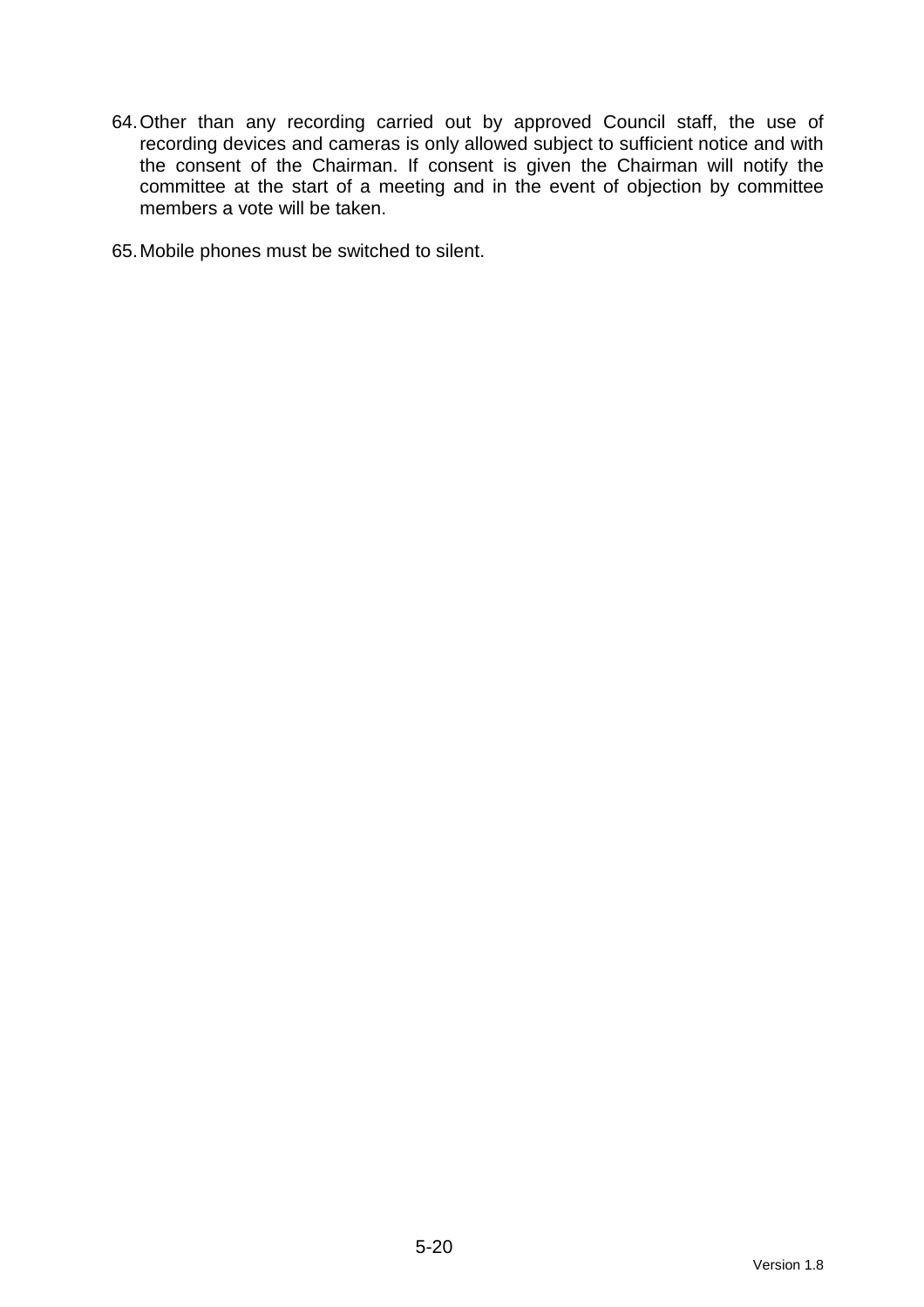64. Other than any recording carried out by approved Council staff, the use of recording devices and cameras is only allowed subject to sufficient notice and with the consent of the Chairman. If consent is given the Chairman will notify the committee at the start of a meeting and in the event of objection by committee members a vote will be taken.

65. Mobile phones must be switched to silent.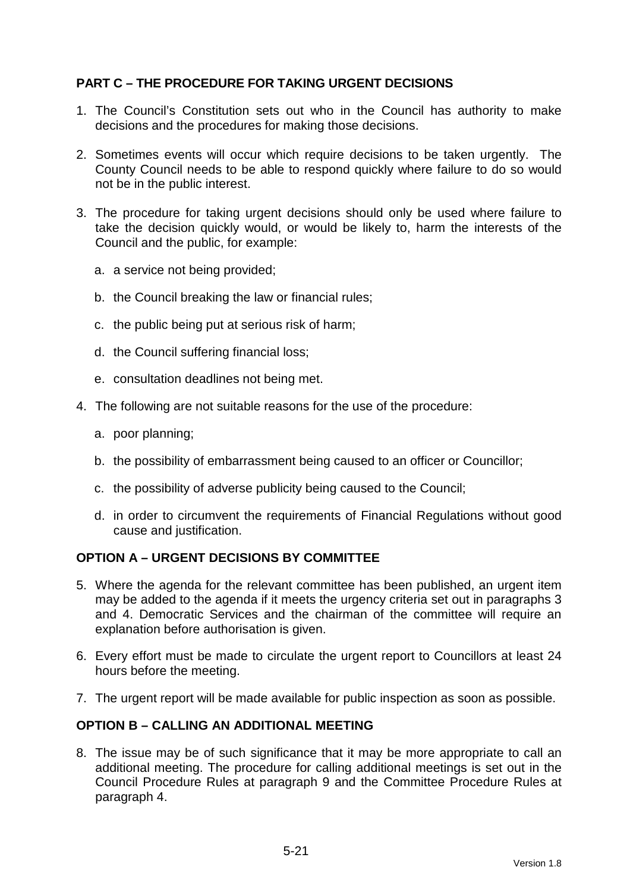## PART C – THE PROCEDURE FOR TAKING URGENT DECISIONS

1. The Council's Constitution sets out who in the Council has authority to make decisions and the procedures for making those decisions.

2. Sometimes events will occur which require decisions to be taken urgently. The County Council needs to be able to respond quickly where failure to do so would not be in the public interest.

3. The procedure for taking urgent decisions should only be used where failure to take the decision quickly would, or would be likely to, harm the interests of the Council and the public, for example:

   a. a service not being provided;

   b. the Council breaking the law or financial rules;

   c. the public being put at serious risk of harm;

   d. the Council suffering financial loss;

   e. consultation deadlines not being met.

4. The following are not suitable reasons for the use of the procedure:

   a. poor planning;

   b. the possibility of embarrassment being caused to an officer or Councillor;

   c. the possibility of adverse publicity being caused to the Council;

   d. in order to circumvent the requirements of Financial Regulations without good cause and justification.

## OPTION A – URGENT DECISIONS BY COMMITTEE

5. Where the agenda for the relevant committee has been published, an urgent item may be added to the agenda if it meets the urgency criteria set out in paragraphs 3 and 4. Democratic Services and the chairman of the committee will require an explanation before authorisation is given.

6. Every effort must be made to circulate the urgent report to Councillors at least 24 hours before the meeting.

7. The urgent report will be made available for public inspection as soon as possible.

## OPTION B – CALLING AN ADDITIONAL MEETING

8. The issue may be of such significance that it may be more appropriate to call an additional meeting. The procedure for calling additional meetings is set out in the Council Procedure Rules at paragraph 9 and the Committee Procedure Rules at paragraph 4.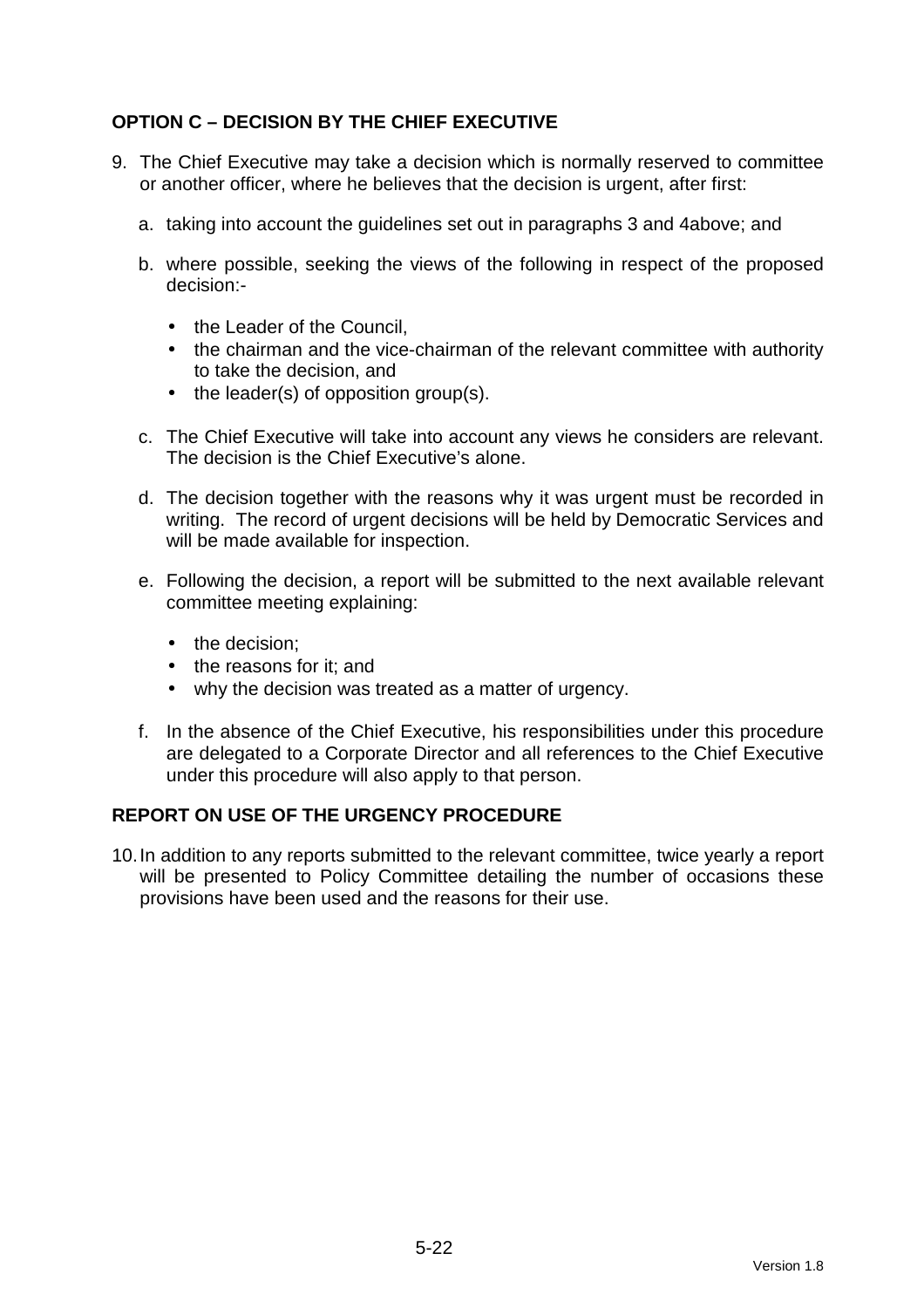## OPTION C – DECISION BY THE CHIEF EXECUTIVE

9. The Chief Executive may take a decision which is normally reserved to committee or another officer, where he believes that the decision is urgent, after first:

    a. taking into account the guidelines set out in paragraphs 3 and 4above; and

    b. where possible, seeking the views of the following in respect of the proposed decision:-

        - the Leader of the Council,
        - the chairman and the vice-chairman of the relevant committee with authority to take the decision, and
        - the leader(s) of opposition group(s).

    c. The Chief Executive will take into account any views he considers are relevant. The decision is the Chief Executive's alone.

    d. The decision together with the reasons why it was urgent must be recorded in writing. The record of urgent decisions will be held by Democratic Services and will be made available for inspection.

    e. Following the decision, a report will be submitted to the next available relevant committee meeting explaining:

        - the decision;
        - the reasons for it; and
        - why the decision was treated as a matter of urgency.

    f. In the absence of the Chief Executive, his responsibilities under this procedure are delegated to a Corporate Director and all references to the Chief Executive under this procedure will also apply to that person.

## REPORT ON USE OF THE URGENCY PROCEDURE

10. In addition to any reports submitted to the relevant committee, twice yearly a report will be presented to Policy Committee detailing the number of occasions these provisions have been used and the reasons for their use.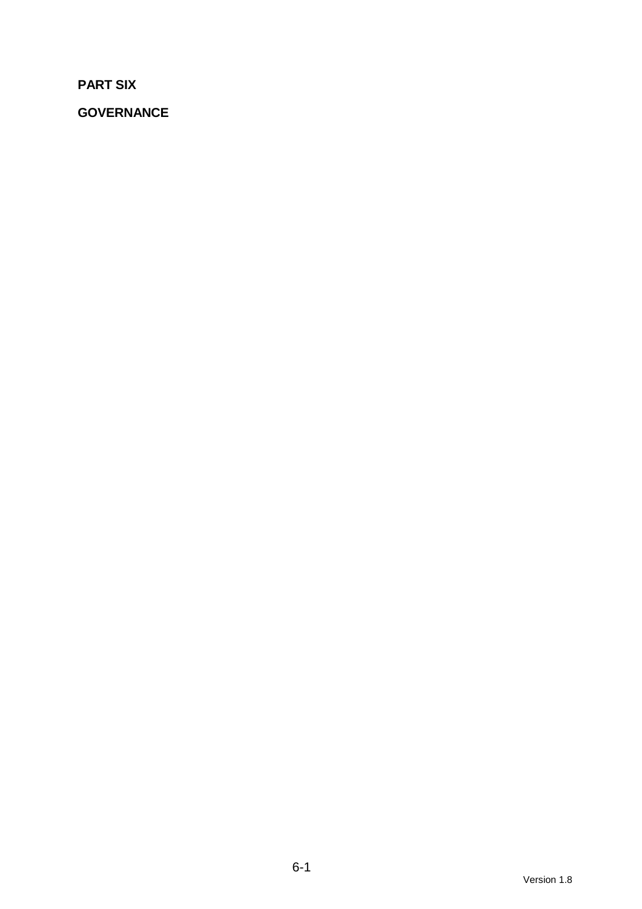# PART SIX

## GOVERNANCE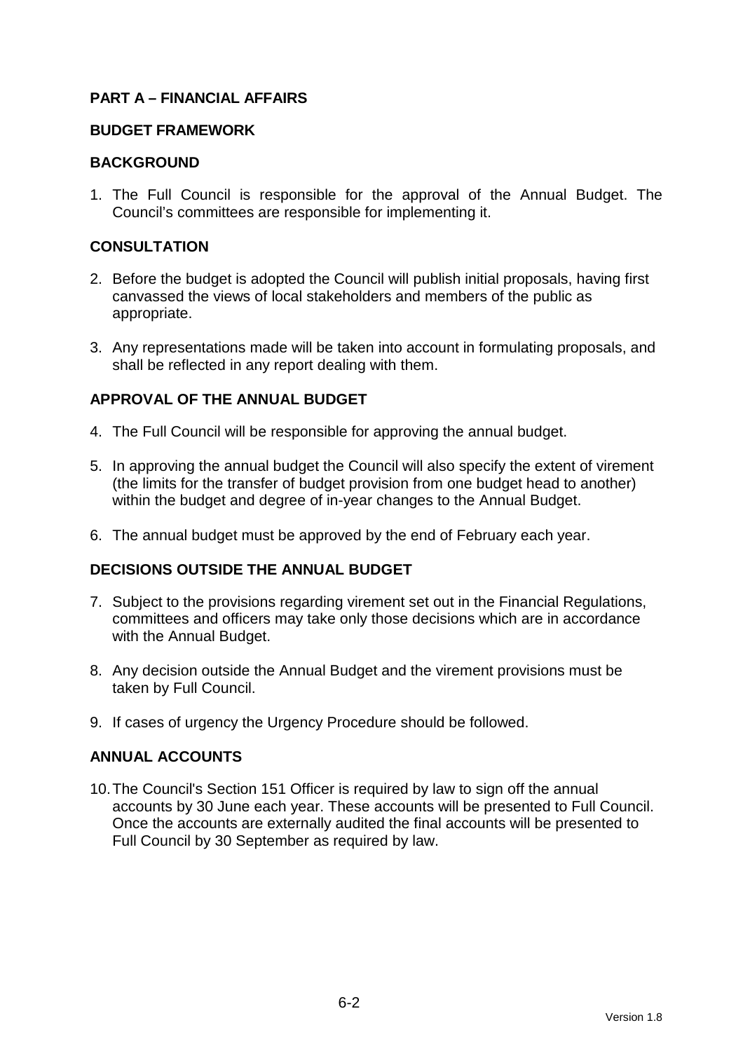## PART A – FINANCIAL AFFAIRS

### BUDGET FRAMEWORK

### BACKGROUND

1. The Full Council is responsible for the approval of the Annual Budget. The Council's committees are responsible for implementing it.

### CONSULTATION

2. Before the budget is adopted the Council will publish initial proposals, having first canvassed the views of local stakeholders and members of the public as appropriate.

3. Any representations made will be taken into account in formulating proposals, and shall be reflected in any report dealing with them.

### APPROVAL OF THE ANNUAL BUDGET

4. The Full Council will be responsible for approving the annual budget.

5. In approving the annual budget the Council will also specify the extent of virement (the limits for the transfer of budget provision from one budget head to another) within the budget and degree of in-year changes to the Annual Budget.

6. The annual budget must be approved by the end of February each year.

### DECISIONS OUTSIDE THE ANNUAL BUDGET

7. Subject to the provisions regarding virement set out in the Financial Regulations, committees and officers may take only those decisions which are in accordance with the Annual Budget.

8. Any decision outside the Annual Budget and the virement provisions must be taken by Full Council.

9. If cases of urgency the Urgency Procedure should be followed.

### ANNUAL ACCOUNTS

10. The Council's Section 151 Officer is required by law to sign off the annual accounts by 30 June each year. These accounts will be presented to Full Council. Once the accounts are externally audited the final accounts will be presented to Full Council by 30 September as required by law.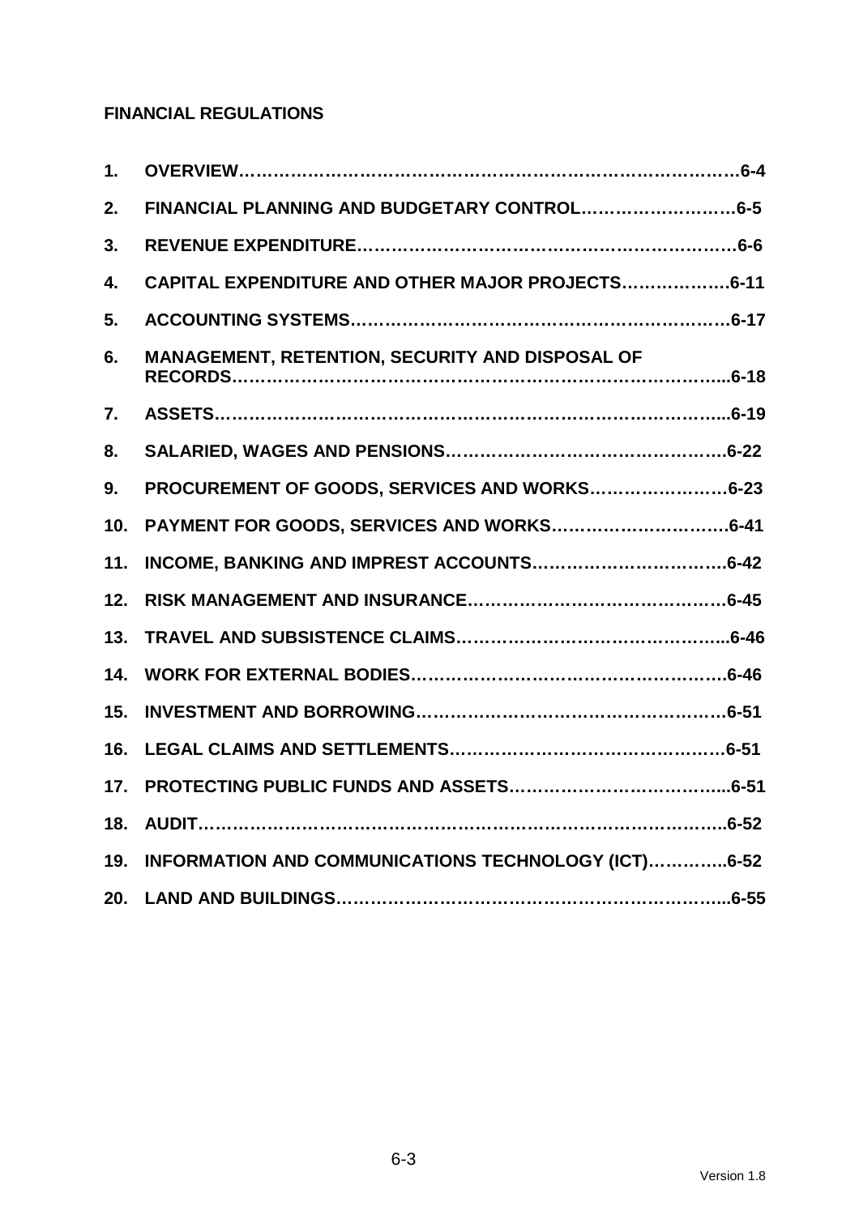# FINANCIAL REGULATIONS

1. **OVERVIEW……………………………………………………………………………6-4**
2. **FINANCIAL PLANNING AND BUDGETARY CONTROL………………………6-5**
3. **REVENUE EXPENDITURE………………………………………………………6-6**
4. **CAPITAL EXPENDITURE AND OTHER MAJOR PROJECTS………………6-11**
5. **ACCOUNTING SYSTEMS………………………………………………………6-17**
6. **MANAGEMENT, RETENTION, SECURITY AND DISPOSAL OF RECORDS…………………………………………………………………………..6-18**
7. **ASSETS………………………………………………………………………………..6-19**
8. **SALARIED, WAGES AND PENSIONS……………………………………….6-22**
9. **PROCUREMENT OF GOODS, SERVICES AND WORKS……………………6-23**
10. **PAYMENT FOR GOODS, SERVICES AND WORKS………………………….6-41**
11. **INCOME, BANKING AND IMPREST ACCOUNTS…………………………….6-42**
12. **RISK MANAGEMENT AND INSURANCE……………………………………6-45**
13. **TRAVEL AND SUBSISTENCE CLAIMS………………………………………..6-46**
14. **WORK FOR EXTERNAL BODIES……………………………………………….6-46**
15. **INVESTMENT AND BORROWING……………………………………………6-51**
16. **LEGAL CLAIMS AND SETTLEMENTS………………………………………6-51**
17. **PROTECTING PUBLIC FUNDS AND ASSETS………………………………...6-51**
18. **AUDIT……………………………………………………………………………..6-52**
19. **INFORMATION AND COMMUNICATIONS TECHNOLOGY (ICT)…………..6-52**
20. **LAND AND BUILDINGS………………………………………………………...6-55**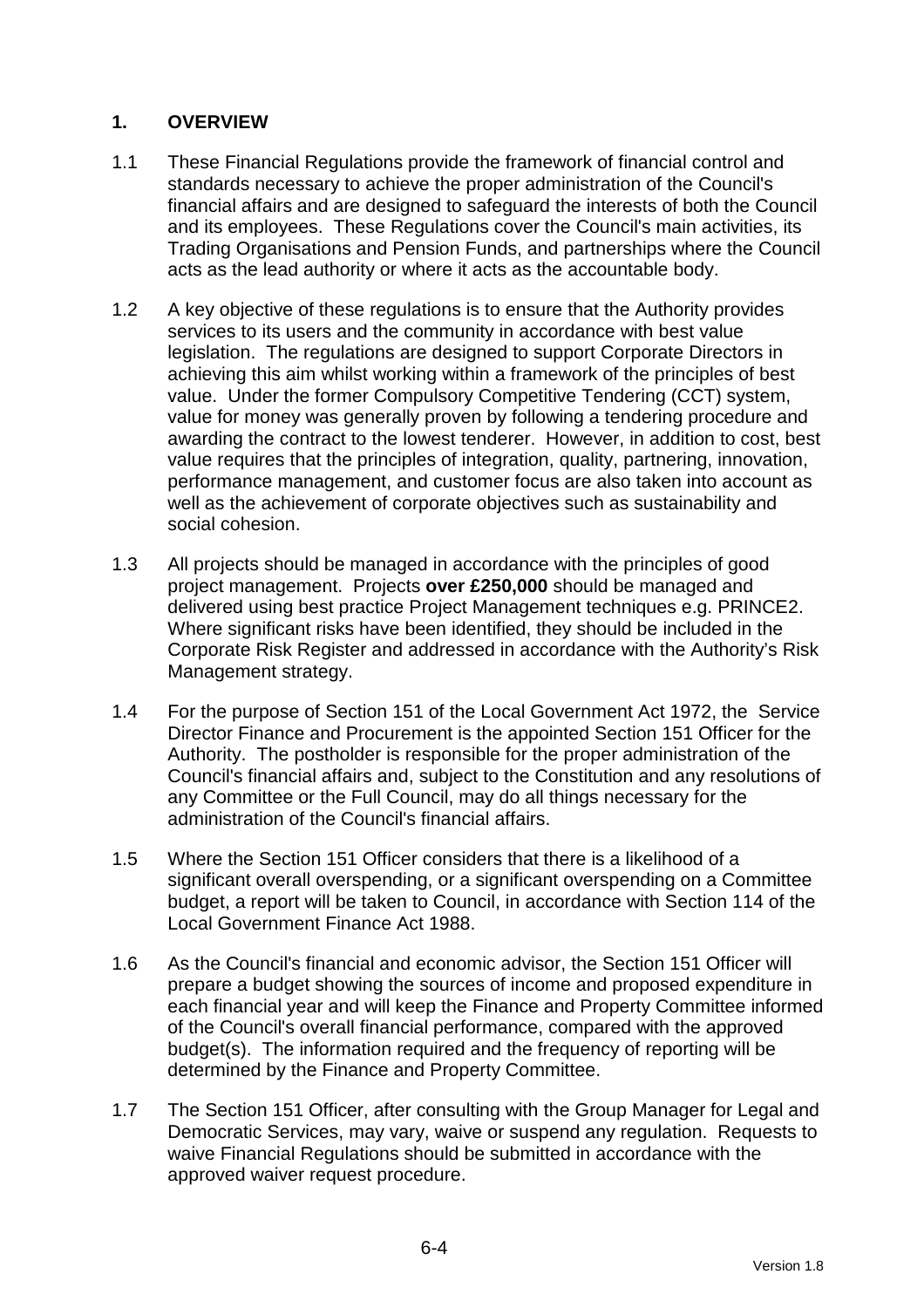## 1. OVERVIEW

1.1 These Financial Regulations provide the framework of financial control and standards necessary to achieve the proper administration of the Council's financial affairs and are designed to safeguard the interests of both the Council and its employees. These Regulations cover the Council's main activities, its Trading Organisations and Pension Funds, and partnerships where the Council acts as the lead authority or where it acts as the accountable body.

1.2 A key objective of these regulations is to ensure that the Authority provides services to its users and the community in accordance with best value legislation. The regulations are designed to support Corporate Directors in achieving this aim whilst working within a framework of the principles of best value. Under the former Compulsory Competitive Tendering (CCT) system, value for money was generally proven by following a tendering procedure and awarding the contract to the lowest tenderer. However, in addition to cost, best value requires that the principles of integration, quality, partnering, innovation, performance management, and customer focus are also taken into account as well as the achievement of corporate objectives such as sustainability and social cohesion.

1.3 All projects should be managed in accordance with the principles of good project management. Projects **over £250,000** should be managed and delivered using best practice Project Management techniques e.g. PRINCE2. Where significant risks have been identified, they should be included in the Corporate Risk Register and addressed in accordance with the Authority's Risk Management strategy.

1.4 For the purpose of Section 151 of the Local Government Act 1972, the Service Director Finance and Procurement is the appointed Section 151 Officer for the Authority. The postholder is responsible for the proper administration of the Council's financial affairs and, subject to the Constitution and any resolutions of any Committee or the Full Council, may do all things necessary for the administration of the Council's financial affairs.

1.5 Where the Section 151 Officer considers that there is a likelihood of a significant overall overspending, or a significant overspending on a Committee budget, a report will be taken to Council, in accordance with Section 114 of the Local Government Finance Act 1988.

1.6 As the Council's financial and economic advisor, the Section 151 Officer will prepare a budget showing the sources of income and proposed expenditure in each financial year and will keep the Finance and Property Committee informed of the Council's overall financial performance, compared with the approved budget(s). The information required and the frequency of reporting will be determined by the Finance and Property Committee.

1.7 The Section 151 Officer, after consulting with the Group Manager for Legal and Democratic Services, may vary, waive or suspend any regulation. Requests to waive Financial Regulations should be submitted in accordance with the approved waiver request procedure.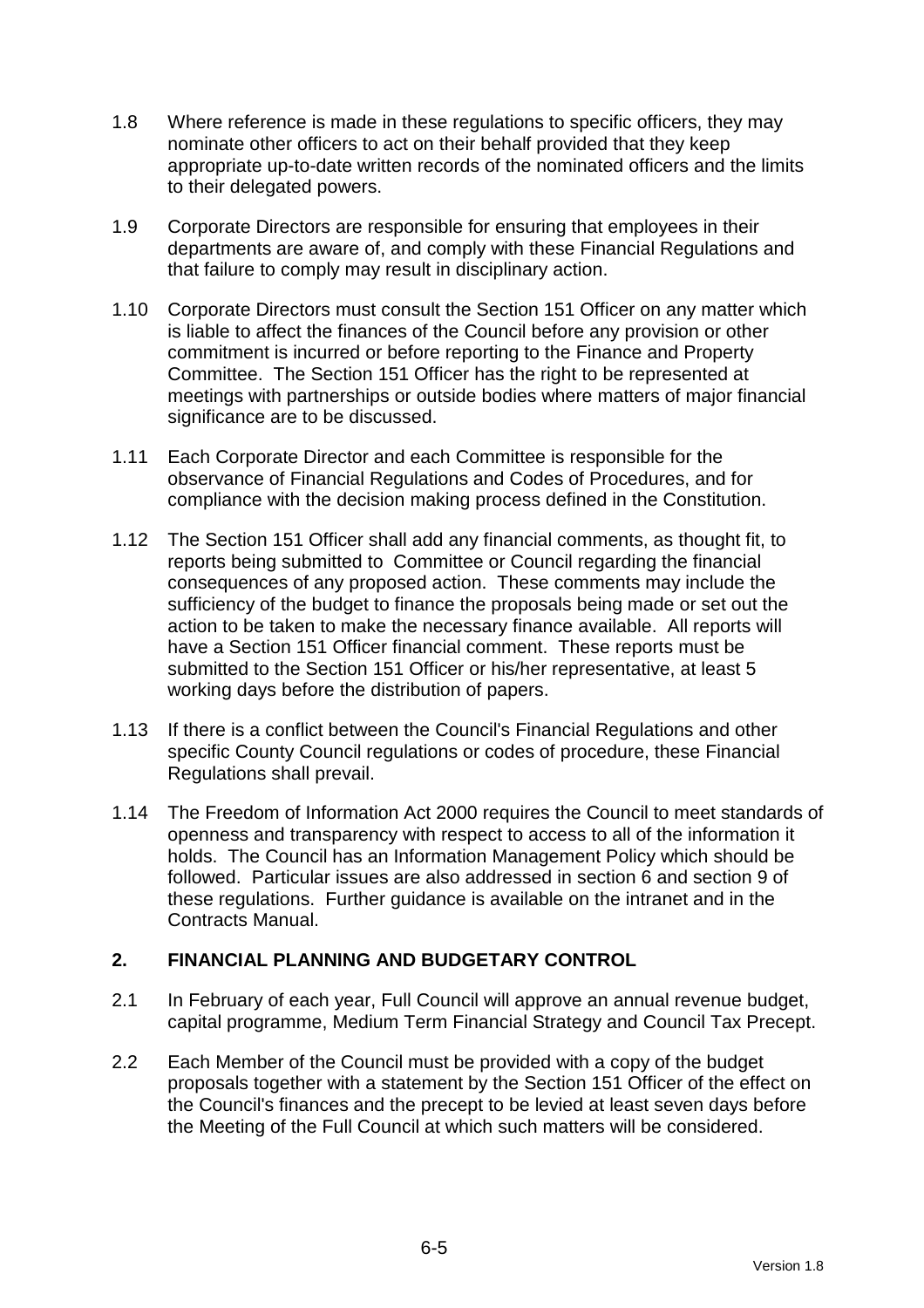1.8 Where reference is made in these regulations to specific officers, they may nominate other officers to act on their behalf provided that they keep appropriate up-to-date written records of the nominated officers and the limits to their delegated powers.

1.9 Corporate Directors are responsible for ensuring that employees in their departments are aware of, and comply with these Financial Regulations and that failure to comply may result in disciplinary action.

1.10 Corporate Directors must consult the Section 151 Officer on any matter which is liable to affect the finances of the Council before any provision or other commitment is incurred or before reporting to the Finance and Property Committee. The Section 151 Officer has the right to be represented at meetings with partnerships or outside bodies where matters of major financial significance are to be discussed.

1.11 Each Corporate Director and each Committee is responsible for the observance of Financial Regulations and Codes of Procedures, and for compliance with the decision making process defined in the Constitution.

1.12 The Section 151 Officer shall add any financial comments, as thought fit, to reports being submitted to Committee or Council regarding the financial consequences of any proposed action. These comments may include the sufficiency of the budget to finance the proposals being made or set out the action to be taken to make the necessary finance available. All reports will have a Section 151 Officer financial comment. These reports must be submitted to the Section 151 Officer or his/her representative, at least 5 working days before the distribution of papers.

1.13 If there is a conflict between the Council's Financial Regulations and other specific County Council regulations or codes of procedure, these Financial Regulations shall prevail.

1.14 The Freedom of Information Act 2000 requires the Council to meet standards of openness and transparency with respect to access to all of the information it holds. The Council has an Information Management Policy which should be followed. Particular issues are also addressed in section 6 and section 9 of these regulations. Further guidance is available on the intranet and in the Contracts Manual.

## 2. FINANCIAL PLANNING AND BUDGETARY CONTROL

2.1 In February of each year, Full Council will approve an annual revenue budget, capital programme, Medium Term Financial Strategy and Council Tax Precept.

2.2 Each Member of the Council must be provided with a copy of the budget proposals together with a statement by the Section 151 Officer of the effect on the Council's finances and the precept to be levied at least seven days before the Meeting of the Full Council at which such matters will be considered.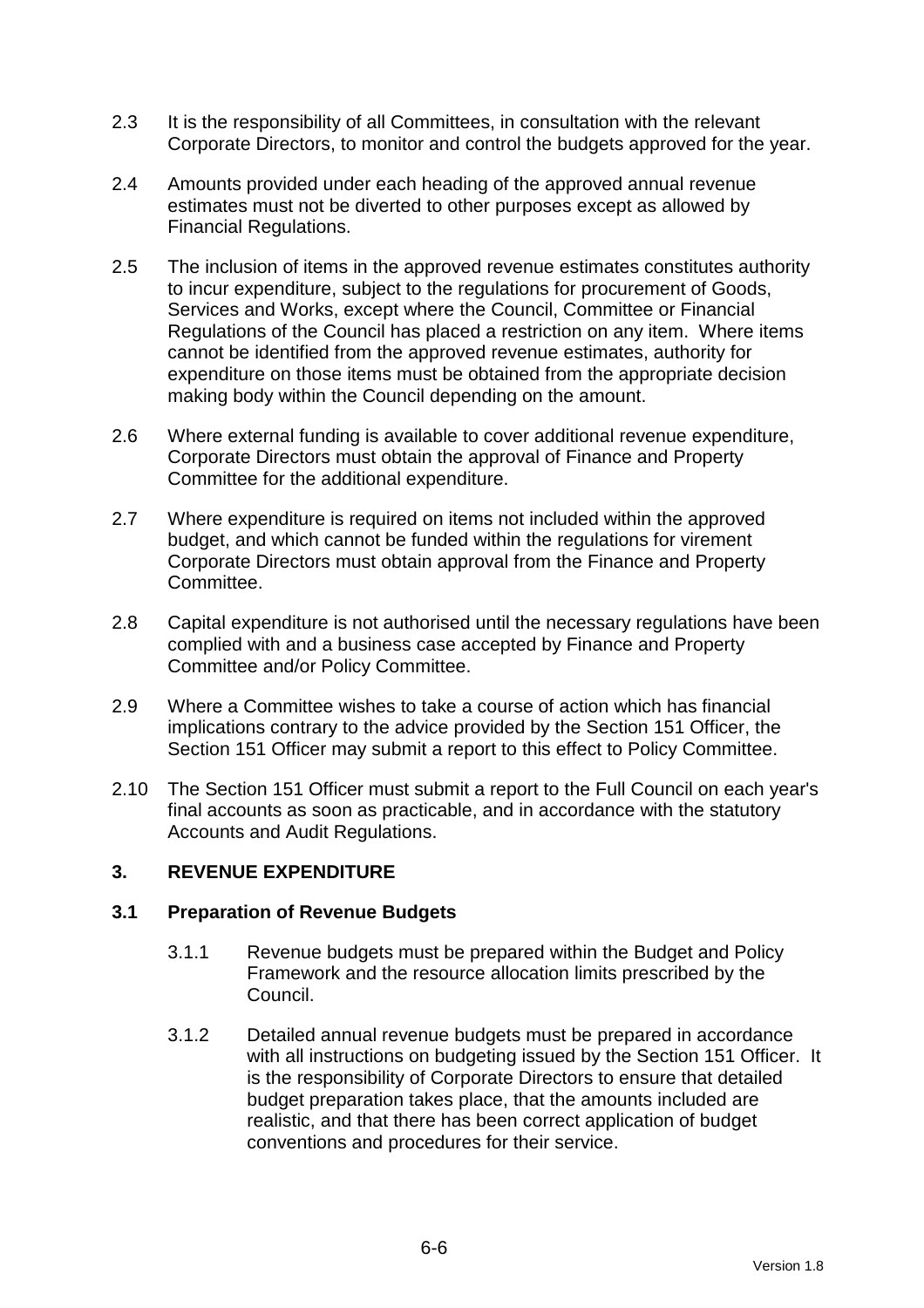2.3 It is the responsibility of all Committees, in consultation with the relevant Corporate Directors, to monitor and control the budgets approved for the year.

2.4 Amounts provided under each heading of the approved annual revenue estimates must not be diverted to other purposes except as allowed by Financial Regulations.

2.5 The inclusion of items in the approved revenue estimates constitutes authority to incur expenditure, subject to the regulations for procurement of Goods, Services and Works, except where the Council, Committee or Financial Regulations of the Council has placed a restriction on any item. Where items cannot be identified from the approved revenue estimates, authority for expenditure on those items must be obtained from the appropriate decision making body within the Council depending on the amount.

2.6 Where external funding is available to cover additional revenue expenditure, Corporate Directors must obtain the approval of Finance and Property Committee for the additional expenditure.

2.7 Where expenditure is required on items not included within the approved budget, and which cannot be funded within the regulations for virement Corporate Directors must obtain approval from the Finance and Property Committee.

2.8 Capital expenditure is not authorised until the necessary regulations have been complied with and a business case accepted by Finance and Property Committee and/or Policy Committee.

2.9 Where a Committee wishes to take a course of action which has financial implications contrary to the advice provided by the Section 151 Officer, the Section 151 Officer may submit a report to this effect to Policy Committee.

2.10 The Section 151 Officer must submit a report to the Full Council on each year's final accounts as soon as practicable, and in accordance with the statutory Accounts and Audit Regulations.

## 3. REVENUE EXPENDITURE

### 3.1 Preparation of Revenue Budgets

3.1.1 Revenue budgets must be prepared within the Budget and Policy Framework and the resource allocation limits prescribed by the Council.

3.1.2 Detailed annual revenue budgets must be prepared in accordance with all instructions on budgeting issued by the Section 151 Officer. It is the responsibility of Corporate Directors to ensure that detailed budget preparation takes place, that the amounts included are realistic, and that there has been correct application of budget conventions and procedures for their service.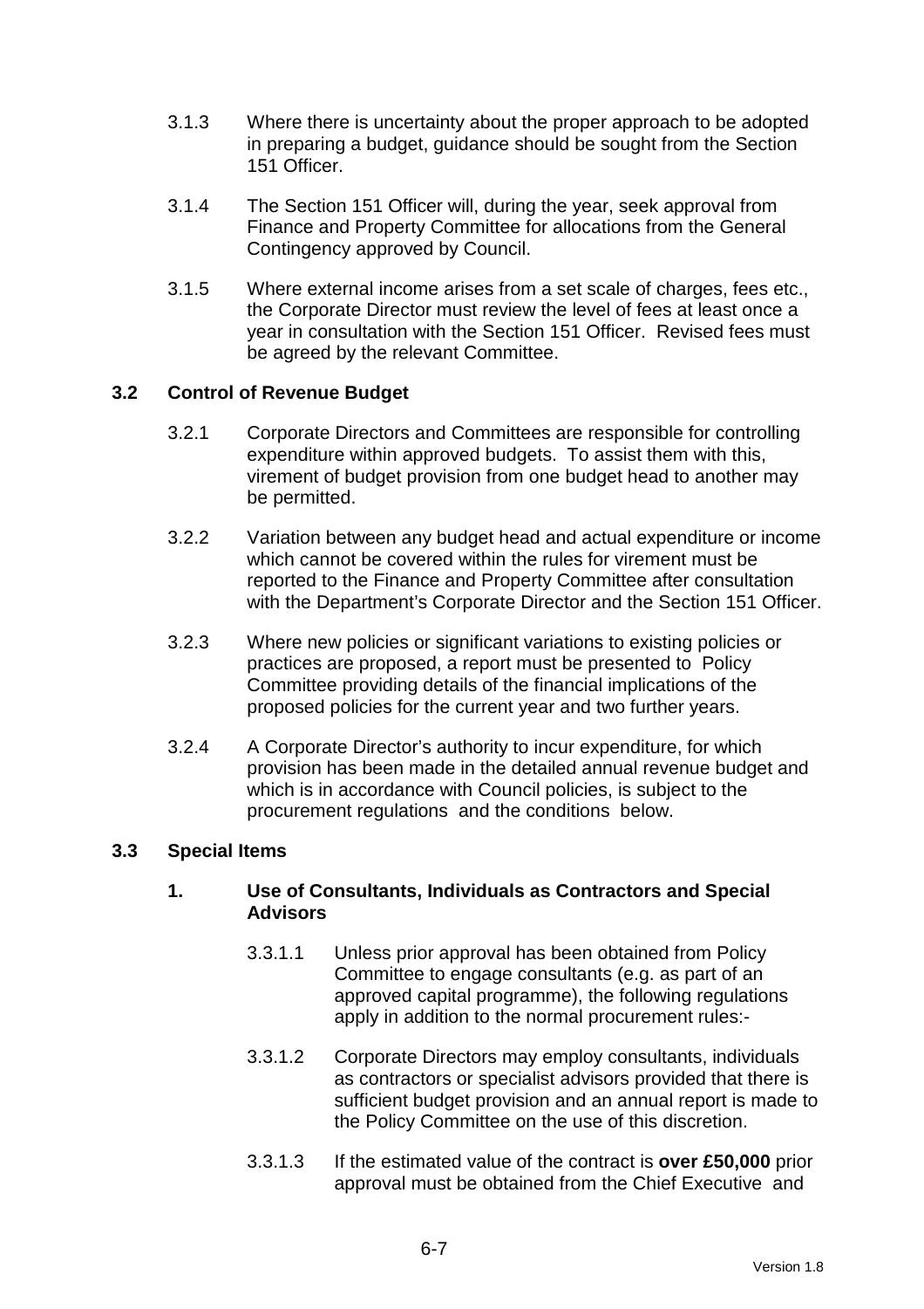3.1.3 Where there is uncertainty about the proper approach to be adopted in preparing a budget, guidance should be sought from the Section 151 Officer.

3.1.4 The Section 151 Officer will, during the year, seek approval from Finance and Property Committee for allocations from the General Contingency approved by Council.

3.1.5 Where external income arises from a set scale of charges, fees etc., the Corporate Director must review the level of fees at least once a year in consultation with the Section 151 Officer. Revised fees must be agreed by the relevant Committee.

### 3.2 Control of Revenue Budget

3.2.1 Corporate Directors and Committees are responsible for controlling expenditure within approved budgets. To assist them with this, virement of budget provision from one budget head to another may be permitted.

3.2.2 Variation between any budget head and actual expenditure or income which cannot be covered within the rules for virement must be reported to the Finance and Property Committee after consultation with the Department's Corporate Director and the Section 151 Officer.

3.2.3 Where new policies or significant variations to existing policies or practices are proposed, a report must be presented to Policy Committee providing details of the financial implications of the proposed policies for the current year and two further years.

3.2.4 A Corporate Director's authority to incur expenditure, for which provision has been made in the detailed annual revenue budget and which is in accordance with Council policies, is subject to the procurement regulations and the conditions below.

### 3.3 Special Items

#### 1. Use of Consultants, Individuals as Contractors and Special Advisors

3.3.1.1 Unless prior approval has been obtained from Policy Committee to engage consultants (e.g. as part of an approved capital programme), the following regulations apply in addition to the normal procurement rules:-

3.3.1.2 Corporate Directors may employ consultants, individuals as contractors or specialist advisors provided that there is sufficient budget provision and an annual report is made to the Policy Committee on the use of this discretion.

3.3.1.3 If the estimated value of the contract is **over £50,000** prior approval must be obtained from the Chief Executive and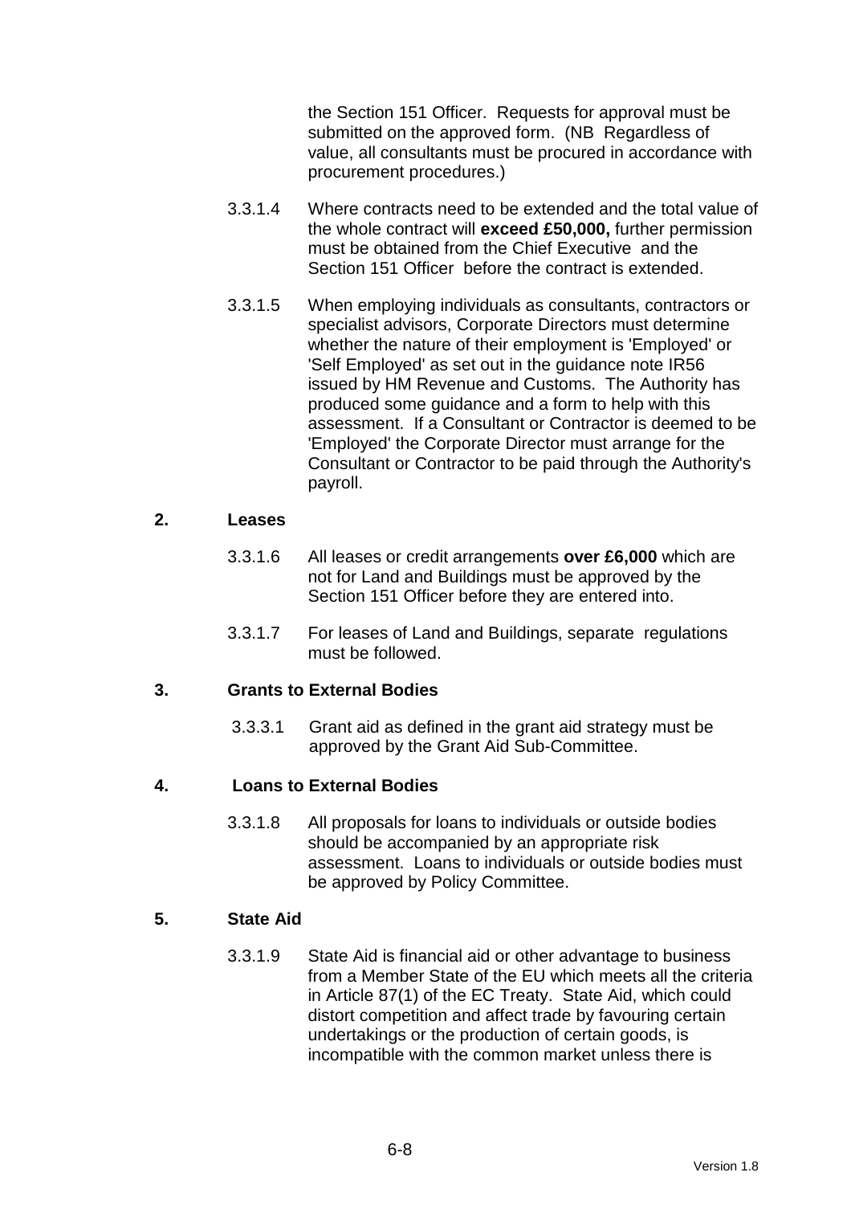the Section 151 Officer. Requests for approval must be submitted on the approved form. (NB Regardless of value, all consultants must be procured in accordance with procurement procedures.)

3.3.1.4 Where contracts need to be extended and the total value of the whole contract will **exceed £50,000,** further permission must be obtained from the Chief Executive and the Section 151 Officer before the contract is extended.

3.3.1.5 When employing individuals as consultants, contractors or specialist advisors, Corporate Directors must determine whether the nature of their employment is 'Employed' or 'Self Employed' as set out in the guidance note IR56 issued by HM Revenue and Customs. The Authority has produced some guidance and a form to help with this assessment. If a Consultant or Contractor is deemed to be 'Employed' the Corporate Director must arrange for the Consultant or Contractor to be paid through the Authority's payroll.

**2. Leases**

3.3.1.6 All leases or credit arrangements **over £6,000** which are not for Land and Buildings must be approved by the Section 151 Officer before they are entered into.

3.3.1.7 For leases of Land and Buildings, separate regulations must be followed.

**3. Grants to External Bodies**

3.3.3.1 Grant aid as defined in the grant aid strategy must be approved by the Grant Aid Sub-Committee.

**4. Loans to External Bodies**

3.3.1.8 All proposals for loans to individuals or outside bodies should be accompanied by an appropriate risk assessment. Loans to individuals or outside bodies must be approved by Policy Committee.

**5. State Aid**

3.3.1.9 State Aid is financial aid or other advantage to business from a Member State of the EU which meets all the criteria in Article 87(1) of the EC Treaty. State Aid, which could distort competition and affect trade by favouring certain undertakings or the production of certain goods, is incompatible with the common market unless there is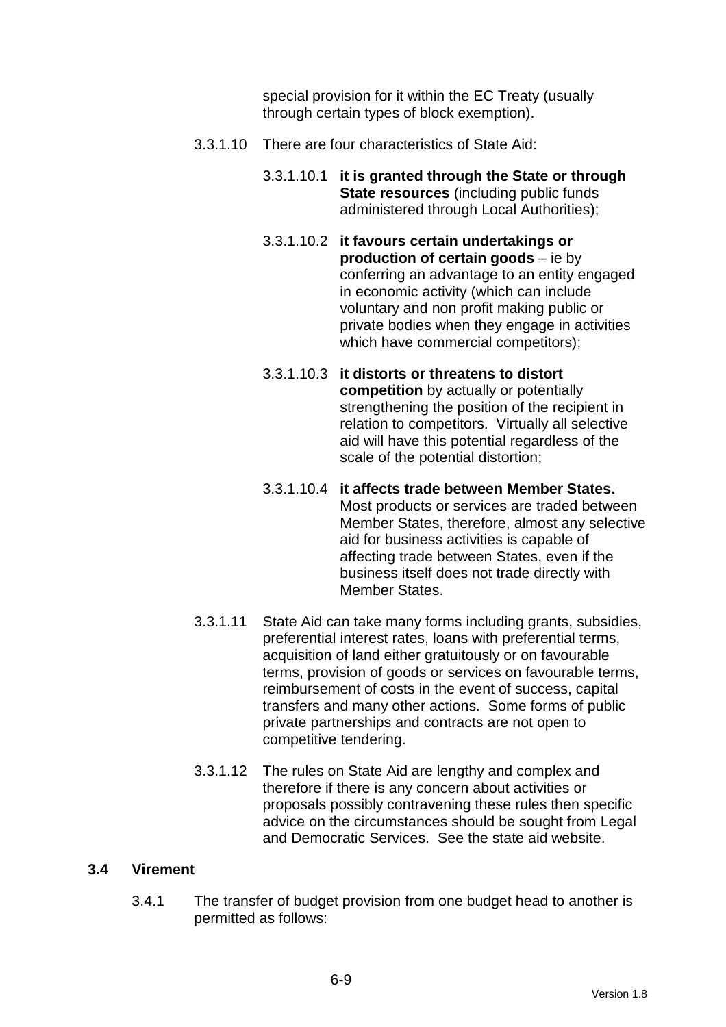special provision for it within the EC Treaty (usually through certain types of block exemption).

3.3.1.10 There are four characteristics of State Aid:

3.3.1.10.1 **it is granted through the State or through State resources** (including public funds administered through Local Authorities);

3.3.1.10.2 **it favours certain undertakings or production of certain goods** – ie by conferring an advantage to an entity engaged in economic activity (which can include voluntary and non profit making public or private bodies when they engage in activities which have commercial competitors);

3.3.1.10.3 **it distorts or threatens to distort competition** by actually or potentially strengthening the position of the recipient in relation to competitors. Virtually all selective aid will have this potential regardless of the scale of the potential distortion;

3.3.1.10.4 **it affects trade between Member States.** Most products or services are traded between Member States, therefore, almost any selective aid for business activities is capable of affecting trade between States, even if the business itself does not trade directly with Member States.

3.3.1.11 State Aid can take many forms including grants, subsidies, preferential interest rates, loans with preferential terms, acquisition of land either gratuitously or on favourable terms, provision of goods or services on favourable terms, reimbursement of costs in the event of success, capital transfers and many other actions. Some forms of public private partnerships and contracts are not open to competitive tendering.

3.3.1.12 The rules on State Aid are lengthy and complex and therefore if there is any concern about activities or proposals possibly contravening these rules then specific advice on the circumstances should be sought from Legal and Democratic Services. See the state aid website.

## 3.4 Virement

3.4.1 The transfer of budget provision from one budget head to another is permitted as follows: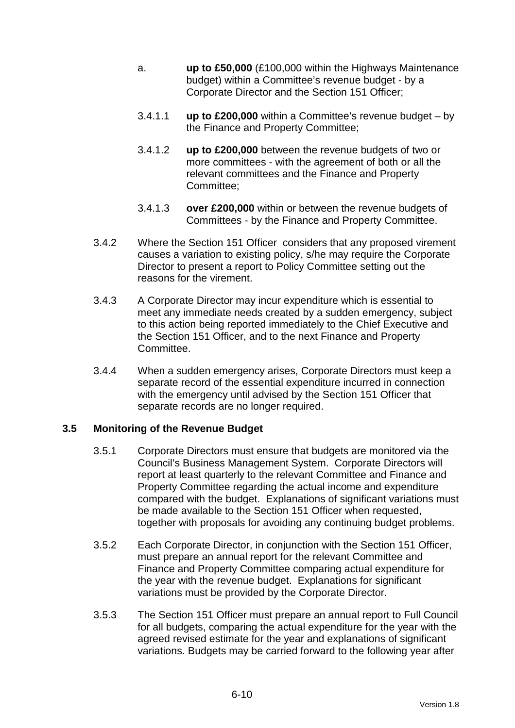a. **up to £50,000** (£100,000 within the Highways Maintenance budget) within a Committee's revenue budget - by a Corporate Director and the Section 151 Officer;

3.4.1.1 **up to £200,000** within a Committee's revenue budget – by the Finance and Property Committee;

3.4.1.2 **up to £200,000** between the revenue budgets of two or more committees - with the agreement of both or all the relevant committees and the Finance and Property Committee;

3.4.1.3 **over £200,000** within or between the revenue budgets of Committees - by the Finance and Property Committee.

3.4.2 Where the Section 151 Officer considers that any proposed virement causes a variation to existing policy, s/he may require the Corporate Director to present a report to Policy Committee setting out the reasons for the virement.

3.4.3 A Corporate Director may incur expenditure which is essential to meet any immediate needs created by a sudden emergency, subject to this action being reported immediately to the Chief Executive and the Section 151 Officer, and to the next Finance and Property Committee.

3.4.4 When a sudden emergency arises, Corporate Directors must keep a separate record of the essential expenditure incurred in connection with the emergency until advised by the Section 151 Officer that separate records are no longer required.

### 3.5 Monitoring of the Revenue Budget

3.5.1 Corporate Directors must ensure that budgets are monitored via the Council's Business Management System. Corporate Directors will report at least quarterly to the relevant Committee and Finance and Property Committee regarding the actual income and expenditure compared with the budget. Explanations of significant variations must be made available to the Section 151 Officer when requested, together with proposals for avoiding any continuing budget problems.

3.5.2 Each Corporate Director, in conjunction with the Section 151 Officer, must prepare an annual report for the relevant Committee and Finance and Property Committee comparing actual expenditure for the year with the revenue budget. Explanations for significant variations must be provided by the Corporate Director.

3.5.3 The Section 151 Officer must prepare an annual report to Full Council for all budgets, comparing the actual expenditure for the year with the agreed revised estimate for the year and explanations of significant variations. Budgets may be carried forward to the following year after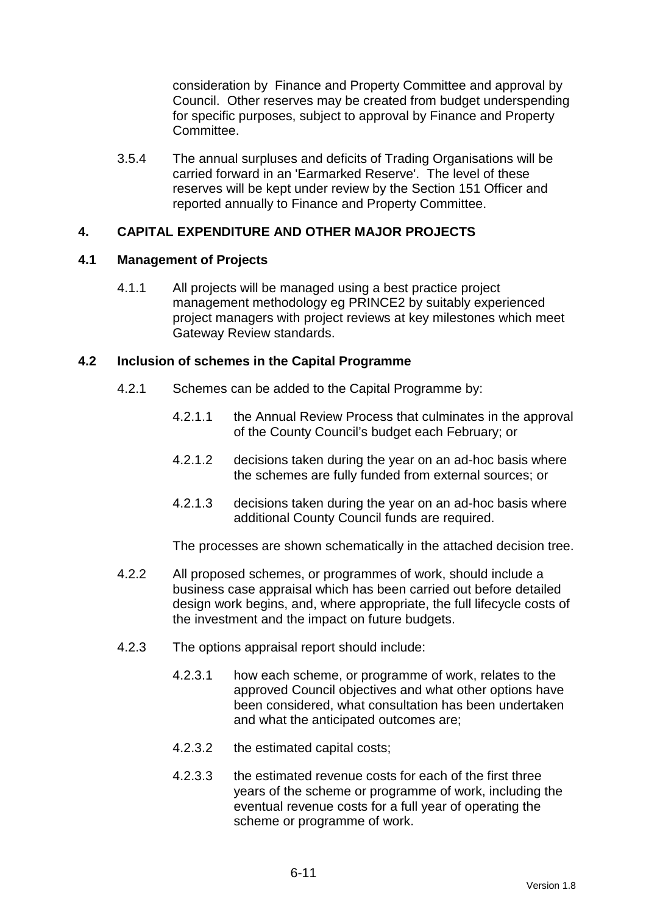consideration by Finance and Property Committee and approval by Council. Other reserves may be created from budget underspending for specific purposes, subject to approval by Finance and Property Committee.

3.5.4 The annual surpluses and deficits of Trading Organisations will be carried forward in an 'Earmarked Reserve'. The level of these reserves will be kept under review by the Section 151 Officer and reported annually to Finance and Property Committee.

## 4. CAPITAL EXPENDITURE AND OTHER MAJOR PROJECTS

### 4.1 Management of Projects

4.1.1 All projects will be managed using a best practice project management methodology eg PRINCE2 by suitably experienced project managers with project reviews at key milestones which meet Gateway Review standards.

### 4.2 Inclusion of schemes in the Capital Programme

4.2.1 Schemes can be added to the Capital Programme by:

4.2.1.1 the Annual Review Process that culminates in the approval of the County Council's budget each February; or

4.2.1.2 decisions taken during the year on an ad-hoc basis where the schemes are fully funded from external sources; or

4.2.1.3 decisions taken during the year on an ad-hoc basis where additional County Council funds are required.

The processes are shown schematically in the attached decision tree.

4.2.2 All proposed schemes, or programmes of work, should include a business case appraisal which has been carried out before detailed design work begins, and, where appropriate, the full lifecycle costs of the investment and the impact on future budgets.

4.2.3 The options appraisal report should include:

4.2.3.1 how each scheme, or programme of work, relates to the approved Council objectives and what other options have been considered, what consultation has been undertaken and what the anticipated outcomes are;

4.2.3.2 the estimated capital costs;

4.2.3.3 the estimated revenue costs for each of the first three years of the scheme or programme of work, including the eventual revenue costs for a full year of operating the scheme or programme of work.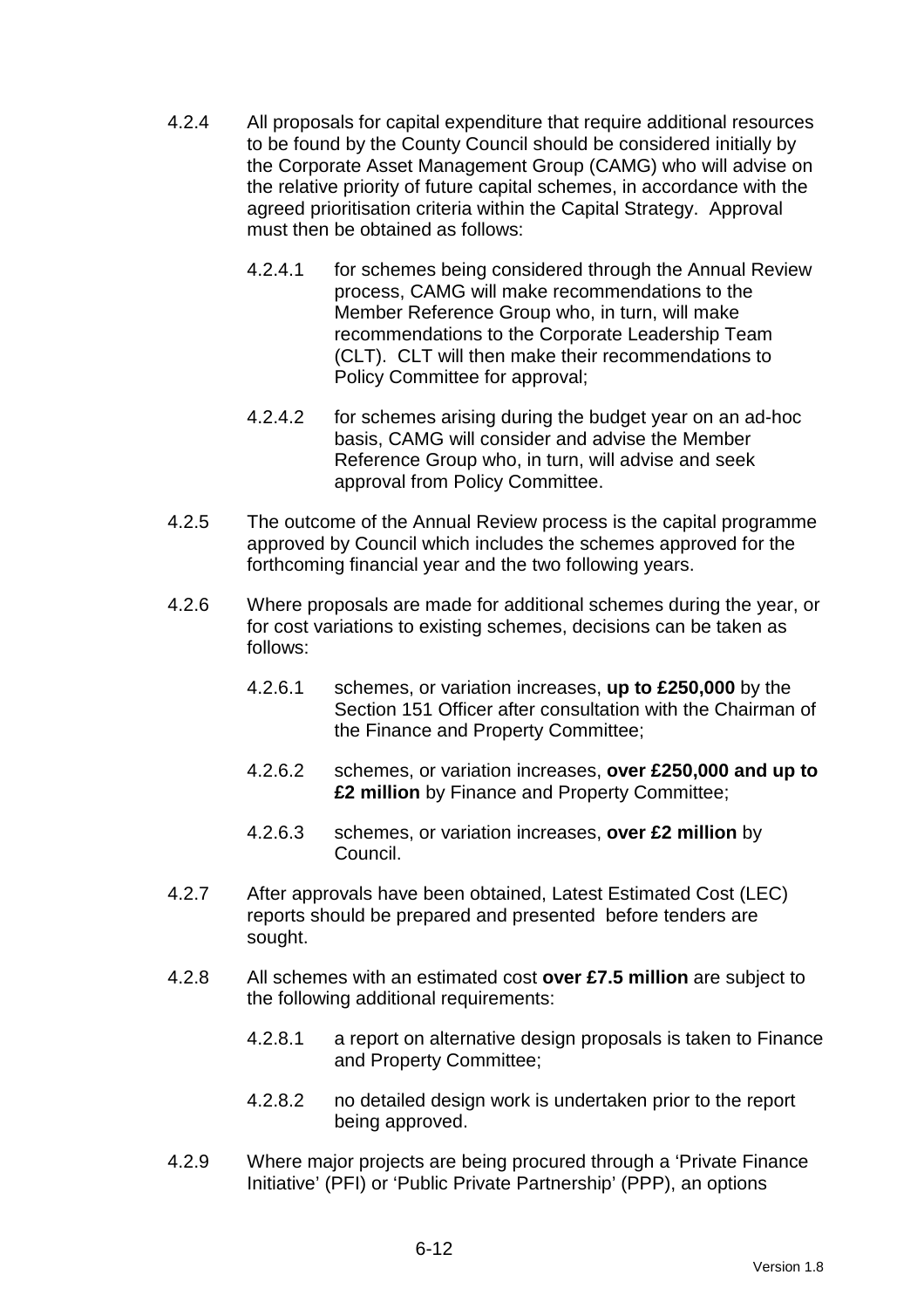4.2.4 All proposals for capital expenditure that require additional resources to be found by the County Council should be considered initially by the Corporate Asset Management Group (CAMG) who will advise on the relative priority of future capital schemes, in accordance with the agreed prioritisation criteria within the Capital Strategy. Approval must then be obtained as follows:

4.2.4.1 for schemes being considered through the Annual Review process, CAMG will make recommendations to the Member Reference Group who, in turn, will make recommendations to the Corporate Leadership Team (CLT). CLT will then make their recommendations to Policy Committee for approval;

4.2.4.2 for schemes arising during the budget year on an ad-hoc basis, CAMG will consider and advise the Member Reference Group who, in turn, will advise and seek approval from Policy Committee.

4.2.5 The outcome of the Annual Review process is the capital programme approved by Council which includes the schemes approved for the forthcoming financial year and the two following years.

4.2.6 Where proposals are made for additional schemes during the year, or for cost variations to existing schemes, decisions can be taken as follows:

4.2.6.1 schemes, or variation increases, **up to £250,000** by the Section 151 Officer after consultation with the Chairman of the Finance and Property Committee;

4.2.6.2 schemes, or variation increases, **over £250,000 and up to £2 million** by Finance and Property Committee;

4.2.6.3 schemes, or variation increases, **over £2 million** by Council.

4.2.7 After approvals have been obtained, Latest Estimated Cost (LEC) reports should be prepared and presented before tenders are sought.

4.2.8 All schemes with an estimated cost **over £7.5 million** are subject to the following additional requirements:

4.2.8.1 a report on alternative design proposals is taken to Finance and Property Committee;

4.2.8.2 no detailed design work is undertaken prior to the report being approved.

4.2.9 Where major projects are being procured through a 'Private Finance Initiative' (PFI) or 'Public Private Partnership' (PPP), an options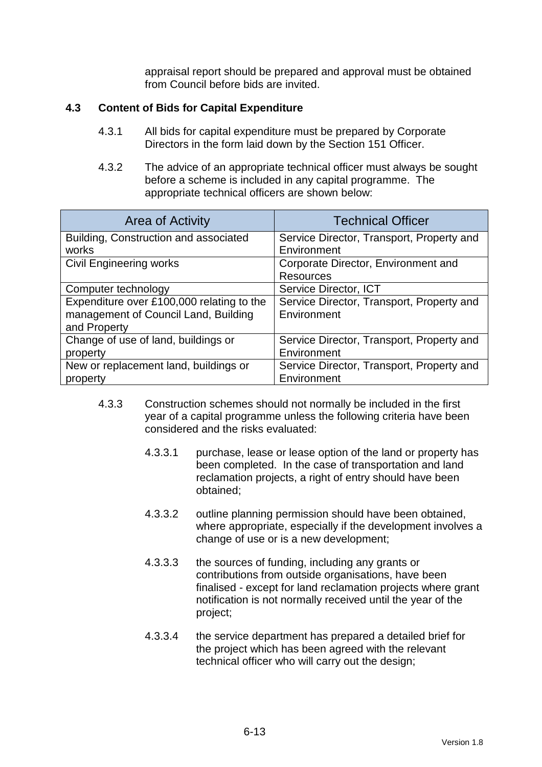appraisal report should be prepared and approval must be obtained from Council before bids are invited.

### 4.3 Content of Bids for Capital Expenditure

4.3.1 All bids for capital expenditure must be prepared by Corporate Directors in the form laid down by the Section 151 Officer.

4.3.2 The advice of an appropriate technical officer must always be sought before a scheme is included in any capital programme. The appropriate technical officers are shown below:

| Area of Activity | Technical Officer |
|---|---|
| Building, Construction and associated works | Service Director, Transport, Property and Environment |
| Civil Engineering works | Corporate Director, Environment and Resources |
| Computer technology | Service Director, ICT |
| Expenditure over £100,000 relating to the management of Council Land, Building and Property | Service Director, Transport, Property and Environment |
| Change of use of land, buildings or property | Service Director, Transport, Property and Environment |
| New or replacement land, buildings or property | Service Director, Transport, Property and Environment |

4.3.3 Construction schemes should not normally be included in the first year of a capital programme unless the following criteria have been considered and the risks evaluated:

4.3.3.1 purchase, lease or lease option of the land or property has been completed. In the case of transportation and land reclamation projects, a right of entry should have been obtained;

4.3.3.2 outline planning permission should have been obtained, where appropriate, especially if the development involves a change of use or is a new development;

4.3.3.3 the sources of funding, including any grants or contributions from outside organisations, have been finalised - except for land reclamation projects where grant notification is not normally received until the year of the project;

4.3.3.4 the service department has prepared a detailed brief for the project which has been agreed with the relevant technical officer who will carry out the design;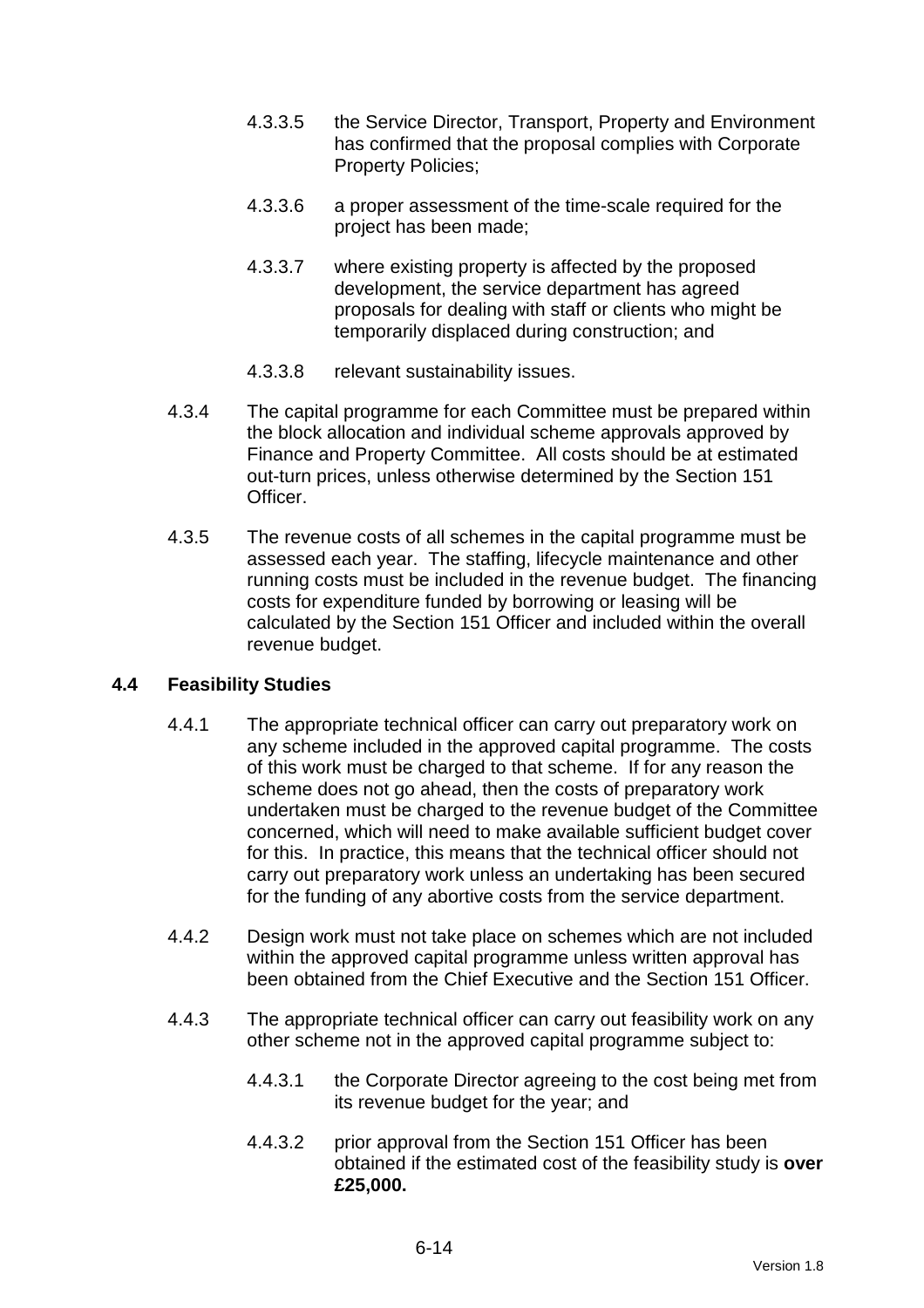4.3.3.5 the Service Director, Transport, Property and Environment has confirmed that the proposal complies with Corporate Property Policies;

4.3.3.6 a proper assessment of the time-scale required for the project has been made;

4.3.3.7 where existing property is affected by the proposed development, the service department has agreed proposals for dealing with staff or clients who might be temporarily displaced during construction; and

4.3.3.8 relevant sustainability issues.

4.3.4 The capital programme for each Committee must be prepared within the block allocation and individual scheme approvals approved by Finance and Property Committee. All costs should be at estimated out-turn prices, unless otherwise determined by the Section 151 Officer.

4.3.5 The revenue costs of all schemes in the capital programme must be assessed each year. The staffing, lifecycle maintenance and other running costs must be included in the revenue budget. The financing costs for expenditure funded by borrowing or leasing will be calculated by the Section 151 Officer and included within the overall revenue budget.

### 4.4 Feasibility Studies

4.4.1 The appropriate technical officer can carry out preparatory work on any scheme included in the approved capital programme. The costs of this work must be charged to that scheme. If for any reason the scheme does not go ahead, then the costs of preparatory work undertaken must be charged to the revenue budget of the Committee concerned, which will need to make available sufficient budget cover for this. In practice, this means that the technical officer should not carry out preparatory work unless an undertaking has been secured for the funding of any abortive costs from the service department.

4.4.2 Design work must not take place on schemes which are not included within the approved capital programme unless written approval has been obtained from the Chief Executive and the Section 151 Officer.

4.4.3 The appropriate technical officer can carry out feasibility work on any other scheme not in the approved capital programme subject to:

4.4.3.1 the Corporate Director agreeing to the cost being met from its revenue budget for the year; and

4.4.3.2 prior approval from the Section 151 Officer has been obtained if the estimated cost of the feasibility study is **over £25,000.**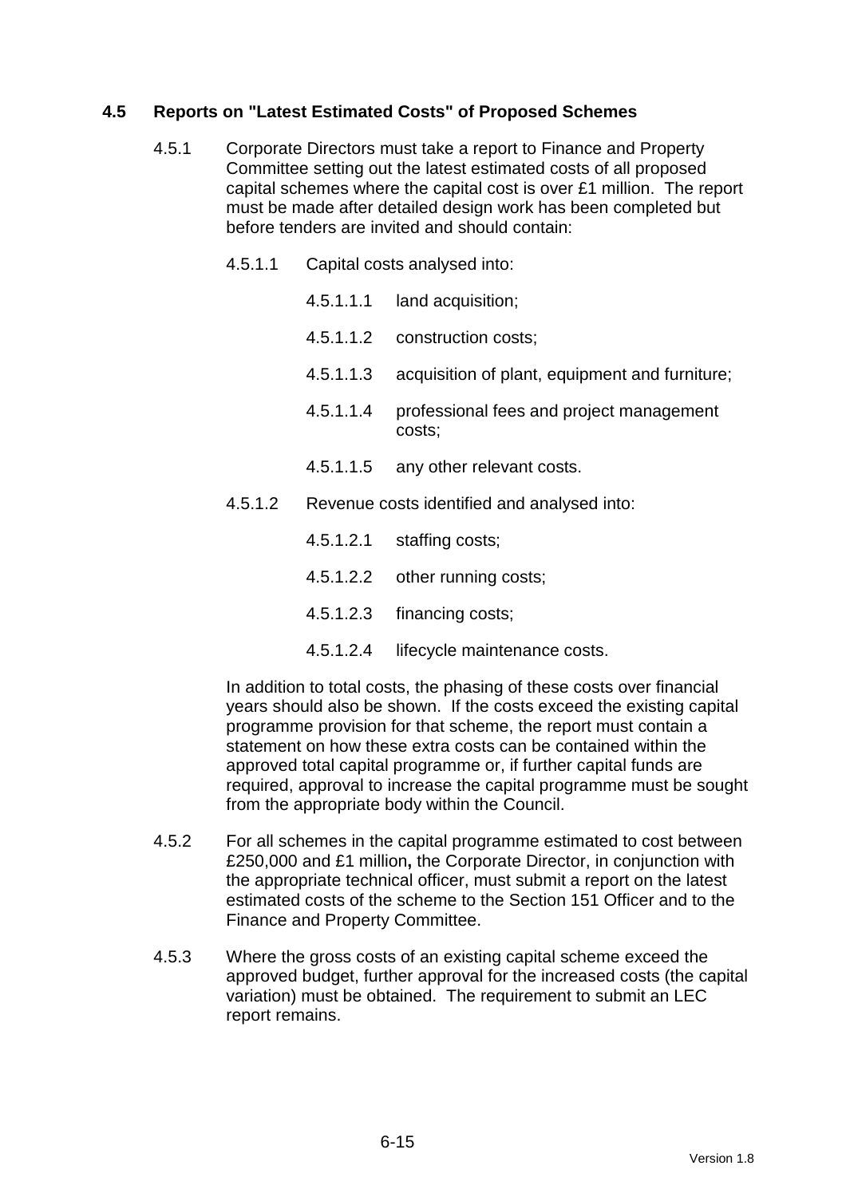## 4.5 Reports on "Latest Estimated Costs" of Proposed Schemes

4.5.1 Corporate Directors must take a report to Finance and Property Committee setting out the latest estimated costs of all proposed capital schemes where the capital cost is over £1 million. The report must be made after detailed design work has been completed but before tenders are invited and should contain:

4.5.1.1 Capital costs analysed into:

4.5.1.1.1 land acquisition;

4.5.1.1.2 construction costs;

4.5.1.1.3 acquisition of plant, equipment and furniture;

4.5.1.1.4 professional fees and project management costs;

4.5.1.1.5 any other relevant costs.

4.5.1.2 Revenue costs identified and analysed into:

4.5.1.2.1 staffing costs;

4.5.1.2.2 other running costs;

4.5.1.2.3 financing costs;

4.5.1.2.4 lifecycle maintenance costs.

In addition to total costs, the phasing of these costs over financial years should also be shown. If the costs exceed the existing capital programme provision for that scheme, the report must contain a statement on how these extra costs can be contained within the approved total capital programme or, if further capital funds are required, approval to increase the capital programme must be sought from the appropriate body within the Council.

4.5.2 For all schemes in the capital programme estimated to cost between £250,000 and £1 million**,** the Corporate Director, in conjunction with the appropriate technical officer, must submit a report on the latest estimated costs of the scheme to the Section 151 Officer and to the Finance and Property Committee.

4.5.3 Where the gross costs of an existing capital scheme exceed the approved budget, further approval for the increased costs (the capital variation) must be obtained. The requirement to submit an LEC report remains.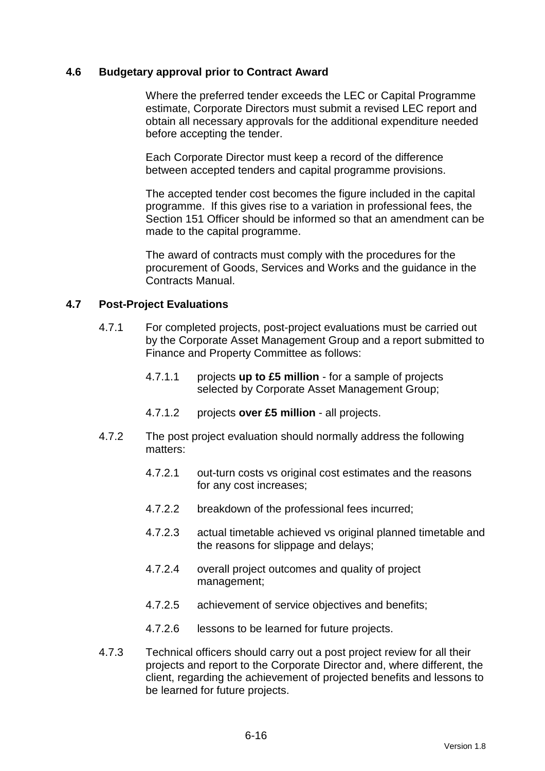### 4.6 Budgetary approval prior to Contract Award

Where the preferred tender exceeds the LEC or Capital Programme estimate, Corporate Directors must submit a revised LEC report and obtain all necessary approvals for the additional expenditure needed before accepting the tender.

Each Corporate Director must keep a record of the difference between accepted tenders and capital programme provisions.

The accepted tender cost becomes the figure included in the capital programme. If this gives rise to a variation in professional fees, the Section 151 Officer should be informed so that an amendment can be made to the capital programme.

The award of contracts must comply with the procedures for the procurement of Goods, Services and Works and the guidance in the Contracts Manual.

### 4.7 Post-Project Evaluations

4.7.1 For completed projects, post-project evaluations must be carried out by the Corporate Asset Management Group and a report submitted to Finance and Property Committee as follows:

4.7.1.1 projects **up to £5 million** - for a sample of projects selected by Corporate Asset Management Group;

4.7.1.2 projects **over £5 million** - all projects.

4.7.2 The post project evaluation should normally address the following matters:

4.7.2.1 out-turn costs vs original cost estimates and the reasons for any cost increases;

4.7.2.2 breakdown of the professional fees incurred;

4.7.2.3 actual timetable achieved vs original planned timetable and the reasons for slippage and delays;

4.7.2.4 overall project outcomes and quality of project management;

4.7.2.5 achievement of service objectives and benefits;

4.7.2.6 lessons to be learned for future projects.

4.7.3 Technical officers should carry out a post project review for all their projects and report to the Corporate Director and, where different, the client, regarding the achievement of projected benefits and lessons to be learned for future projects.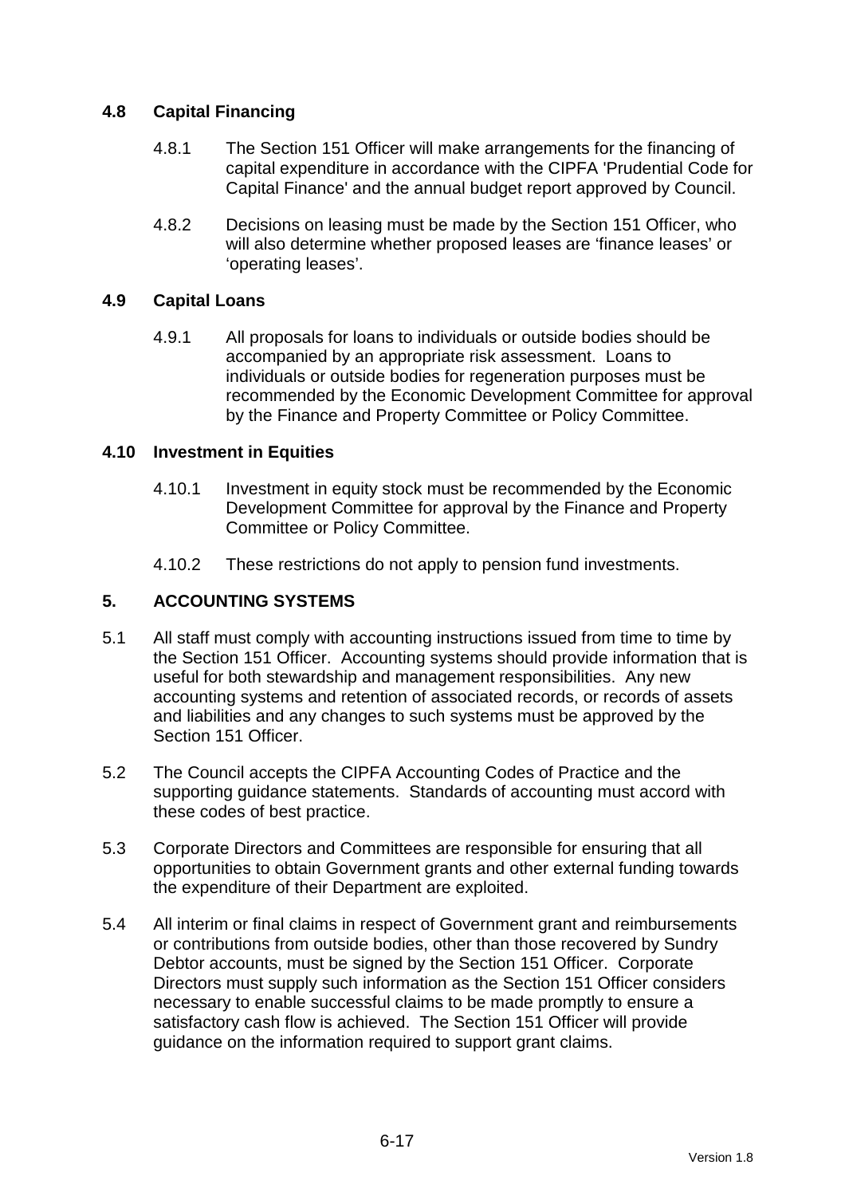### 4.8 Capital Financing

4.8.1 The Section 151 Officer will make arrangements for the financing of capital expenditure in accordance with the CIPFA 'Prudential Code for Capital Finance' and the annual budget report approved by Council.

4.8.2 Decisions on leasing must be made by the Section 151 Officer, who will also determine whether proposed leases are 'finance leases' or 'operating leases'.

### 4.9 Capital Loans

4.9.1 All proposals for loans to individuals or outside bodies should be accompanied by an appropriate risk assessment. Loans to individuals or outside bodies for regeneration purposes must be recommended by the Economic Development Committee for approval by the Finance and Property Committee or Policy Committee.

### 4.10 Investment in Equities

4.10.1 Investment in equity stock must be recommended by the Economic Development Committee for approval by the Finance and Property Committee or Policy Committee.

4.10.2 These restrictions do not apply to pension fund investments.

## 5. ACCOUNTING SYSTEMS

5.1 All staff must comply with accounting instructions issued from time to time by the Section 151 Officer. Accounting systems should provide information that is useful for both stewardship and management responsibilities. Any new accounting systems and retention of associated records, or records of assets and liabilities and any changes to such systems must be approved by the Section 151 Officer.

5.2 The Council accepts the CIPFA Accounting Codes of Practice and the supporting guidance statements. Standards of accounting must accord with these codes of best practice.

5.3 Corporate Directors and Committees are responsible for ensuring that all opportunities to obtain Government grants and other external funding towards the expenditure of their Department are exploited.

5.4 All interim or final claims in respect of Government grant and reimbursements or contributions from outside bodies, other than those recovered by Sundry Debtor accounts, must be signed by the Section 151 Officer. Corporate Directors must supply such information as the Section 151 Officer considers necessary to enable successful claims to be made promptly to ensure a satisfactory cash flow is achieved. The Section 151 Officer will provide guidance on the information required to support grant claims.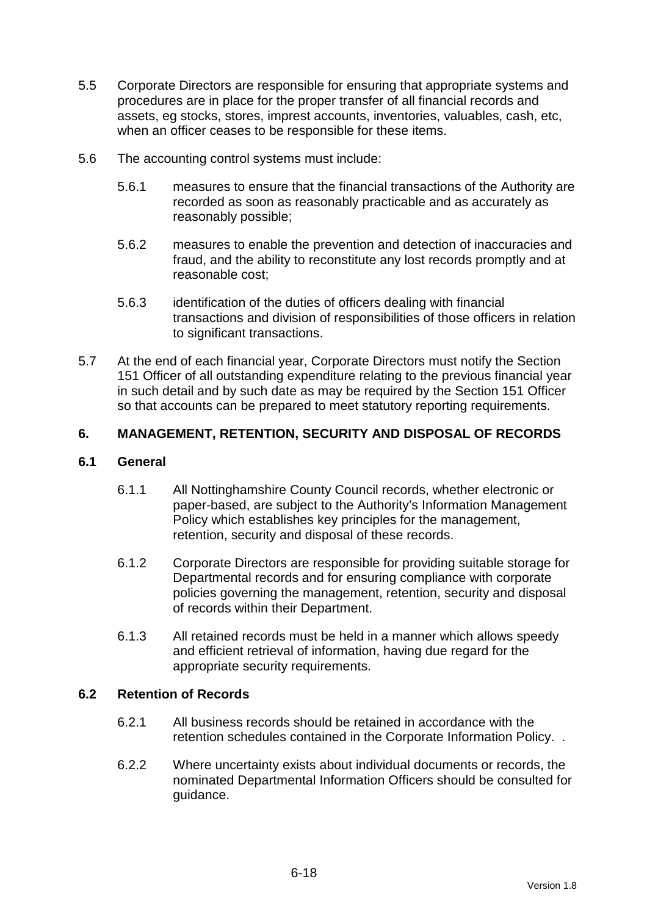5.5 Corporate Directors are responsible for ensuring that appropriate systems and procedures are in place for the proper transfer of all financial records and assets, eg stocks, stores, imprest accounts, inventories, valuables, cash, etc, when an officer ceases to be responsible for these items.

5.6 The accounting control systems must include:

5.6.1 measures to ensure that the financial transactions of the Authority are recorded as soon as reasonably practicable and as accurately as reasonably possible;

5.6.2 measures to enable the prevention and detection of inaccuracies and fraud, and the ability to reconstitute any lost records promptly and at reasonable cost;

5.6.3 identification of the duties of officers dealing with financial transactions and division of responsibilities of those officers in relation to significant transactions.

5.7 At the end of each financial year, Corporate Directors must notify the Section 151 Officer of all outstanding expenditure relating to the previous financial year in such detail and by such date as may be required by the Section 151 Officer so that accounts can be prepared to meet statutory reporting requirements.

## 6. MANAGEMENT, RETENTION, SECURITY AND DISPOSAL OF RECORDS

### 6.1 General

6.1.1 All Nottinghamshire County Council records, whether electronic or paper-based, are subject to the Authority's Information Management Policy which establishes key principles for the management, retention, security and disposal of these records.

6.1.2 Corporate Directors are responsible for providing suitable storage for Departmental records and for ensuring compliance with corporate policies governing the management, retention, security and disposal of records within their Department.

6.1.3 All retained records must be held in a manner which allows speedy and efficient retrieval of information, having due regard for the appropriate security requirements.

### 6.2 Retention of Records

6.2.1 All business records should be retained in accordance with the retention schedules contained in the Corporate Information Policy. .

6.2.2 Where uncertainty exists about individual documents or records, the nominated Departmental Information Officers should be consulted for guidance.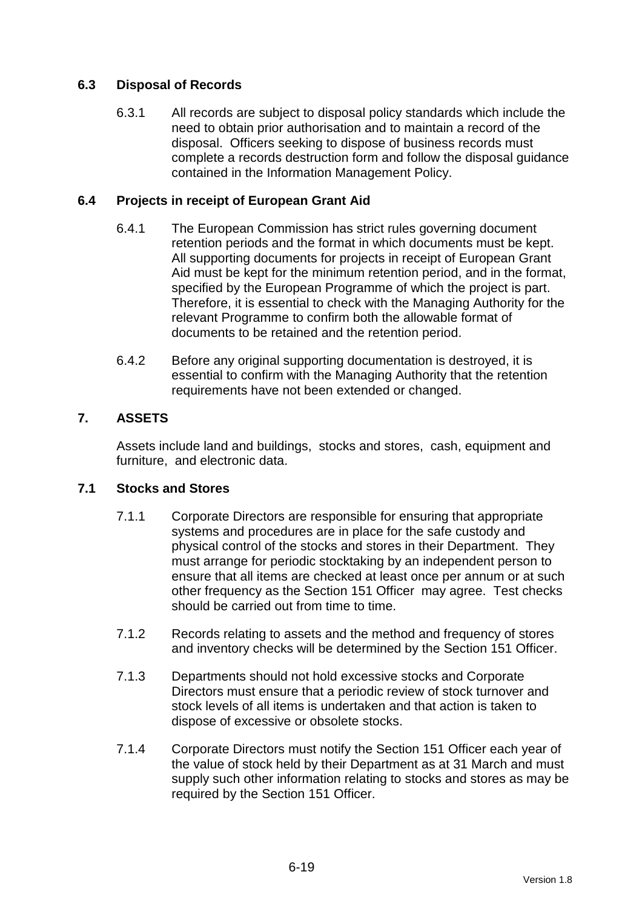### 6.3 Disposal of Records

6.3.1 All records are subject to disposal policy standards which include the need to obtain prior authorisation and to maintain a record of the disposal. Officers seeking to dispose of business records must complete a records destruction form and follow the disposal guidance contained in the Information Management Policy.

### 6.4 Projects in receipt of European Grant Aid

6.4.1 The European Commission has strict rules governing document retention periods and the format in which documents must be kept. All supporting documents for projects in receipt of European Grant Aid must be kept for the minimum retention period, and in the format, specified by the European Programme of which the project is part. Therefore, it is essential to check with the Managing Authority for the relevant Programme to confirm both the allowable format of documents to be retained and the retention period.

6.4.2 Before any original supporting documentation is destroyed, it is essential to confirm with the Managing Authority that the retention requirements have not been extended or changed.

## 7. ASSETS

Assets include land and buildings, stocks and stores, cash, equipment and furniture, and electronic data.

### 7.1 Stocks and Stores

7.1.1 Corporate Directors are responsible for ensuring that appropriate systems and procedures are in place for the safe custody and physical control of the stocks and stores in their Department. They must arrange for periodic stocktaking by an independent person to ensure that all items are checked at least once per annum or at such other frequency as the Section 151 Officer may agree. Test checks should be carried out from time to time.

7.1.2 Records relating to assets and the method and frequency of stores and inventory checks will be determined by the Section 151 Officer.

7.1.3 Departments should not hold excessive stocks and Corporate Directors must ensure that a periodic review of stock turnover and stock levels of all items is undertaken and that action is taken to dispose of excessive or obsolete stocks.

7.1.4 Corporate Directors must notify the Section 151 Officer each year of the value of stock held by their Department as at 31 March and must supply such other information relating to stocks and stores as may be required by the Section 151 Officer.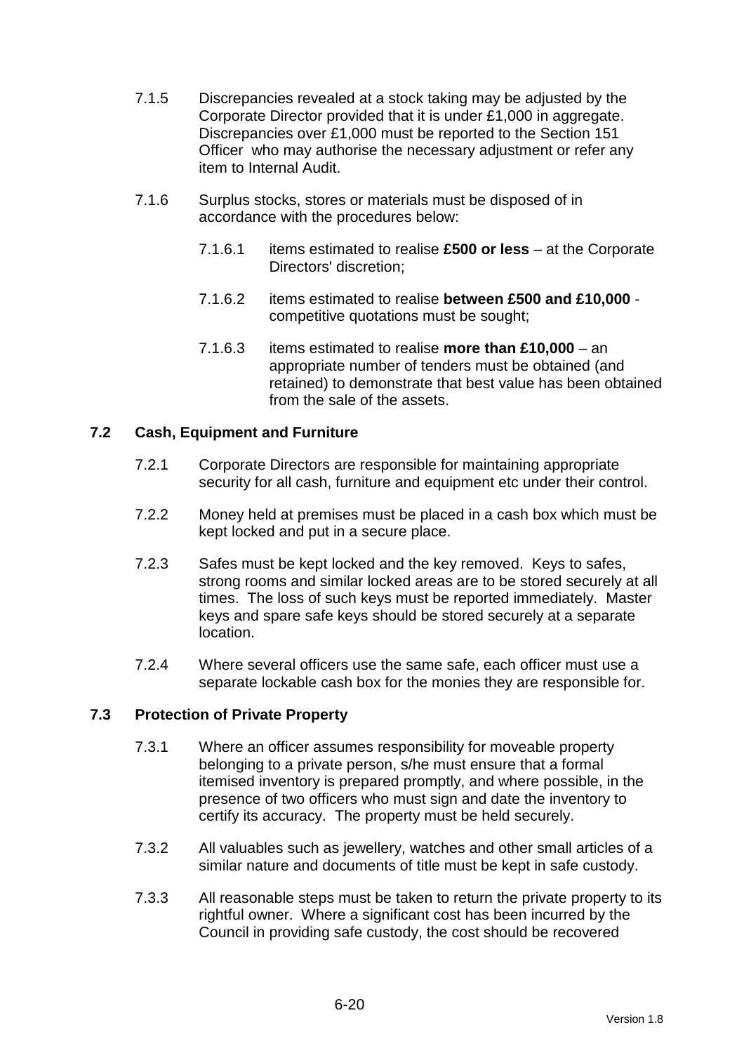7.1.5 Discrepancies revealed at a stock taking may be adjusted by the Corporate Director provided that it is under £1,000 in aggregate. Discrepancies over £1,000 must be reported to the Section 151 Officer who may authorise the necessary adjustment or refer any item to Internal Audit.

7.1.6 Surplus stocks, stores or materials must be disposed of in accordance with the procedures below:

7.1.6.1 items estimated to realise **£500 or less** – at the Corporate Directors' discretion;

7.1.6.2 items estimated to realise **between £500 and £10,000** - competitive quotations must be sought;

7.1.6.3 items estimated to realise **more than £10,000** – an appropriate number of tenders must be obtained (and retained) to demonstrate that best value has been obtained from the sale of the assets.

### 7.2 Cash, Equipment and Furniture

7.2.1 Corporate Directors are responsible for maintaining appropriate security for all cash, furniture and equipment etc under their control.

7.2.2 Money held at premises must be placed in a cash box which must be kept locked and put in a secure place.

7.2.3 Safes must be kept locked and the key removed. Keys to safes, strong rooms and similar locked areas are to be stored securely at all times. The loss of such keys must be reported immediately. Master keys and spare safe keys should be stored securely at a separate location.

7.2.4 Where several officers use the same safe, each officer must use a separate lockable cash box for the monies they are responsible for.

### 7.3 Protection of Private Property

7.3.1 Where an officer assumes responsibility for moveable property belonging to a private person, s/he must ensure that a formal itemised inventory is prepared promptly, and where possible, in the presence of two officers who must sign and date the inventory to certify its accuracy. The property must be held securely.

7.3.2 All valuables such as jewellery, watches and other small articles of a similar nature and documents of title must be kept in safe custody.

7.3.3 All reasonable steps must be taken to return the private property to its rightful owner. Where a significant cost has been incurred by the Council in providing safe custody, the cost should be recovered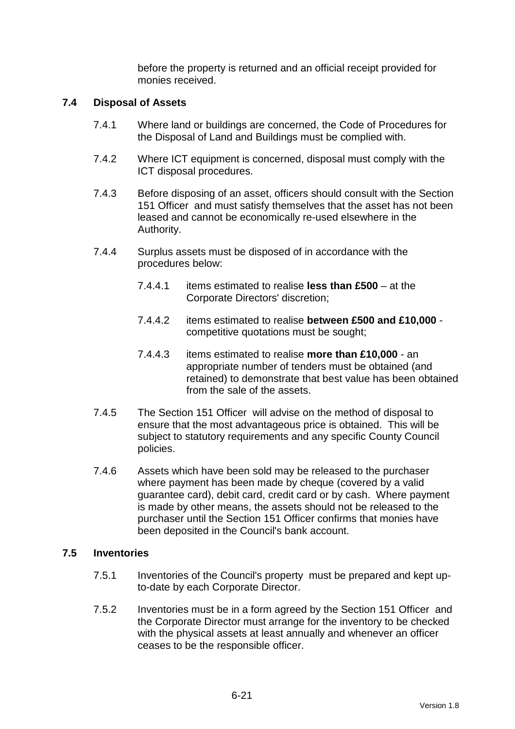before the property is returned and an official receipt provided for monies received.

### 7.4 Disposal of Assets

7.4.1 Where land or buildings are concerned, the Code of Procedures for the Disposal of Land and Buildings must be complied with.

7.4.2 Where ICT equipment is concerned, disposal must comply with the ICT disposal procedures.

7.4.3 Before disposing of an asset, officers should consult with the Section 151 Officer and must satisfy themselves that the asset has not been leased and cannot be economically re-used elsewhere in the Authority.

7.4.4 Surplus assets must be disposed of in accordance with the procedures below:

7.4.4.1 items estimated to realise **less than £500** – at the Corporate Directors' discretion;

7.4.4.2 items estimated to realise **between £500 and £10,000** - competitive quotations must be sought;

7.4.4.3 items estimated to realise **more than £10,000** - an appropriate number of tenders must be obtained (and retained) to demonstrate that best value has been obtained from the sale of the assets.

7.4.5 The Section 151 Officer will advise on the method of disposal to ensure that the most advantageous price is obtained. This will be subject to statutory requirements and any specific County Council policies.

7.4.6 Assets which have been sold may be released to the purchaser where payment has been made by cheque (covered by a valid guarantee card), debit card, credit card or by cash. Where payment is made by other means, the assets should not be released to the purchaser until the Section 151 Officer confirms that monies have been deposited in the Council's bank account.

### 7.5 Inventories

7.5.1 Inventories of the Council's property must be prepared and kept up-to-date by each Corporate Director.

7.5.2 Inventories must be in a form agreed by the Section 151 Officer and the Corporate Director must arrange for the inventory to be checked with the physical assets at least annually and whenever an officer ceases to be the responsible officer.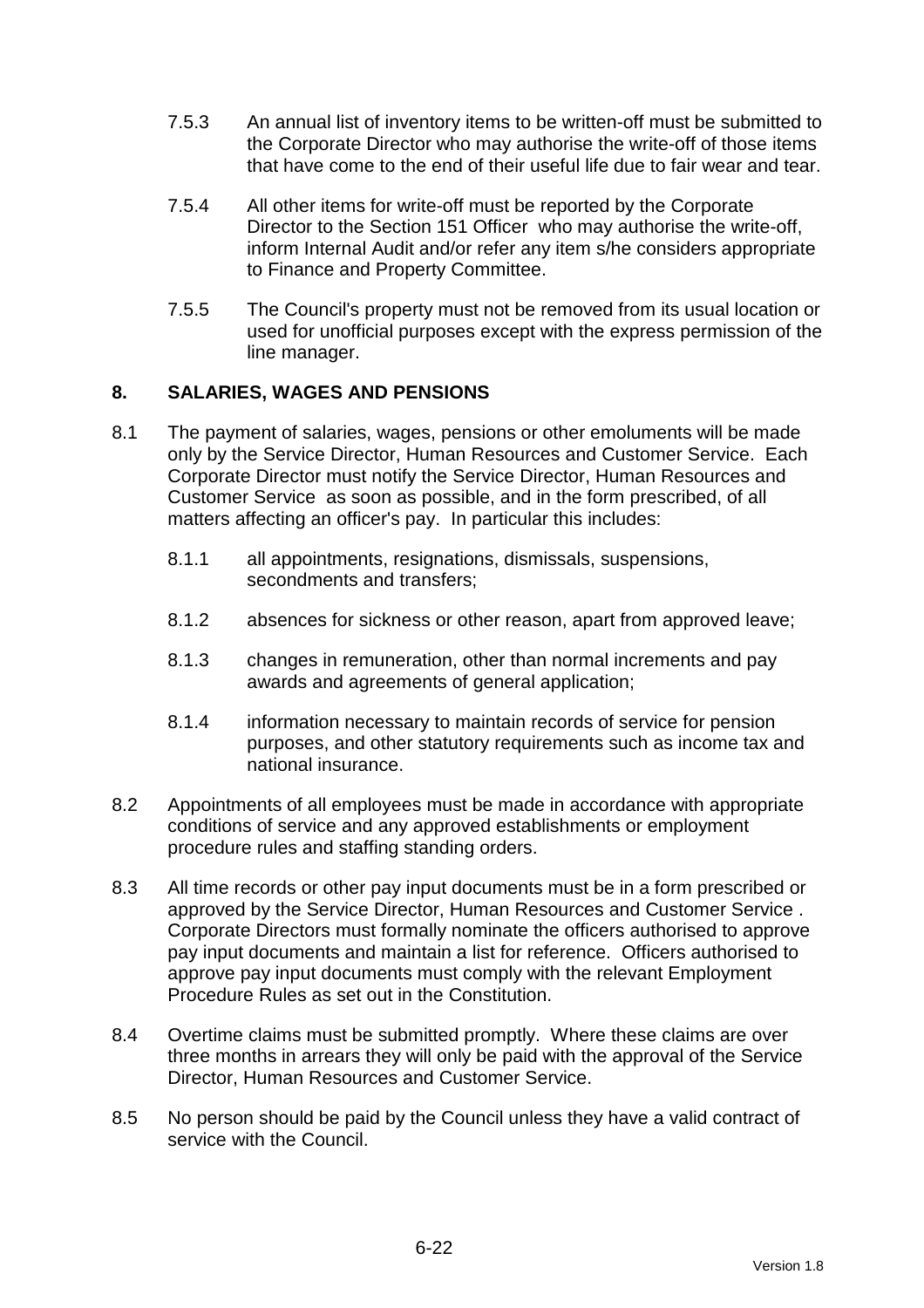7.5.3 An annual list of inventory items to be written-off must be submitted to the Corporate Director who may authorise the write-off of those items that have come to the end of their useful life due to fair wear and tear.

7.5.4 All other items for write-off must be reported by the Corporate Director to the Section 151 Officer who may authorise the write-off, inform Internal Audit and/or refer any item s/he considers appropriate to Finance and Property Committee.

7.5.5 The Council's property must not be removed from its usual location or used for unofficial purposes except with the express permission of the line manager.

## 8. SALARIES, WAGES AND PENSIONS

8.1 The payment of salaries, wages, pensions or other emoluments will be made only by the Service Director, Human Resources and Customer Service. Each Corporate Director must notify the Service Director, Human Resources and Customer Service as soon as possible, and in the form prescribed, of all matters affecting an officer's pay. In particular this includes:

8.1.1 all appointments, resignations, dismissals, suspensions, secondments and transfers;

8.1.2 absences for sickness or other reason, apart from approved leave;

8.1.3 changes in remuneration, other than normal increments and pay awards and agreements of general application;

8.1.4 information necessary to maintain records of service for pension purposes, and other statutory requirements such as income tax and national insurance.

8.2 Appointments of all employees must be made in accordance with appropriate conditions of service and any approved establishments or employment procedure rules and staffing standing orders.

8.3 All time records or other pay input documents must be in a form prescribed or approved by the Service Director, Human Resources and Customer Service . Corporate Directors must formally nominate the officers authorised to approve pay input documents and maintain a list for reference. Officers authorised to approve pay input documents must comply with the relevant Employment Procedure Rules as set out in the Constitution.

8.4 Overtime claims must be submitted promptly. Where these claims are over three months in arrears they will only be paid with the approval of the Service Director, Human Resources and Customer Service.

8.5 No person should be paid by the Council unless they have a valid contract of service with the Council.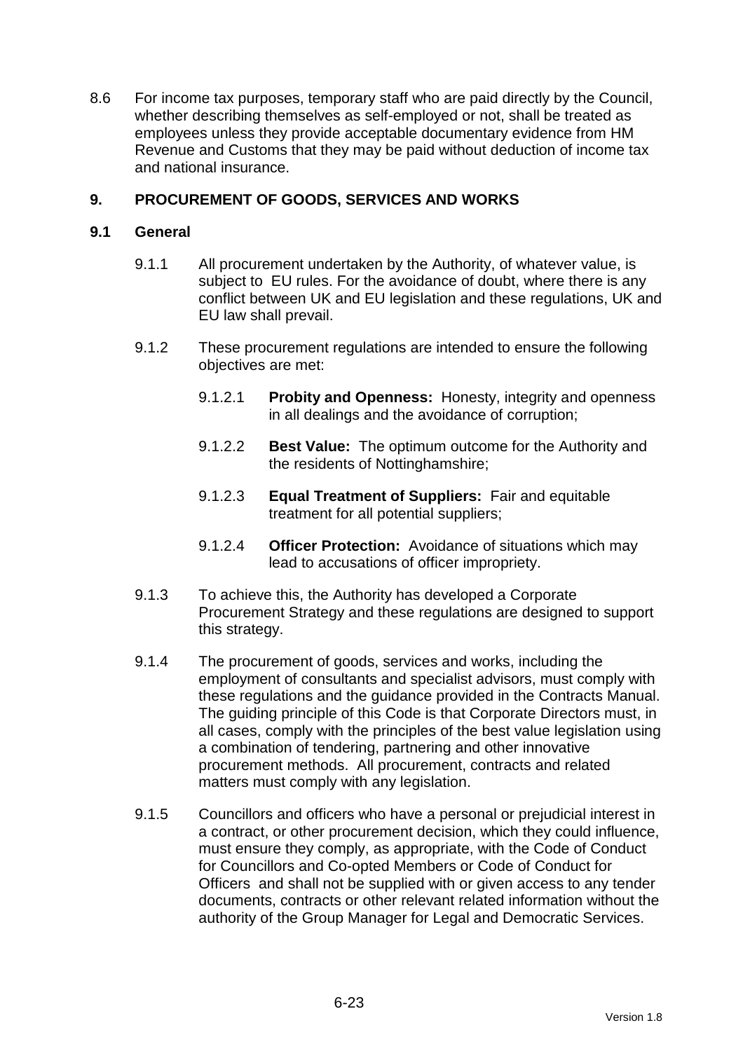8.6 For income tax purposes, temporary staff who are paid directly by the Council, whether describing themselves as self-employed or not, shall be treated as employees unless they provide acceptable documentary evidence from HM Revenue and Customs that they may be paid without deduction of income tax and national insurance.

## 9. PROCUREMENT OF GOODS, SERVICES AND WORKS

### 9.1 General

9.1.1 All procurement undertaken by the Authority, of whatever value, is subject to EU rules. For the avoidance of doubt, where there is any conflict between UK and EU legislation and these regulations, UK and EU law shall prevail.

9.1.2 These procurement regulations are intended to ensure the following objectives are met:

9.1.2.1 **Probity and Openness:** Honesty, integrity and openness in all dealings and the avoidance of corruption;

9.1.2.2 **Best Value:** The optimum outcome for the Authority and the residents of Nottinghamshire;

9.1.2.3 **Equal Treatment of Suppliers:** Fair and equitable treatment for all potential suppliers;

9.1.2.4 **Officer Protection:** Avoidance of situations which may lead to accusations of officer impropriety.

9.1.3 To achieve this, the Authority has developed a Corporate Procurement Strategy and these regulations are designed to support this strategy.

9.1.4 The procurement of goods, services and works, including the employment of consultants and specialist advisors, must comply with these regulations and the guidance provided in the Contracts Manual. The guiding principle of this Code is that Corporate Directors must, in all cases, comply with the principles of the best value legislation using a combination of tendering, partnering and other innovative procurement methods. All procurement, contracts and related matters must comply with any legislation.

9.1.5 Councillors and officers who have a personal or prejudicial interest in a contract, or other procurement decision, which they could influence, must ensure they comply, as appropriate, with the Code of Conduct for Councillors and Co-opted Members or Code of Conduct for Officers and shall not be supplied with or given access to any tender documents, contracts or other relevant related information without the authority of the Group Manager for Legal and Democratic Services.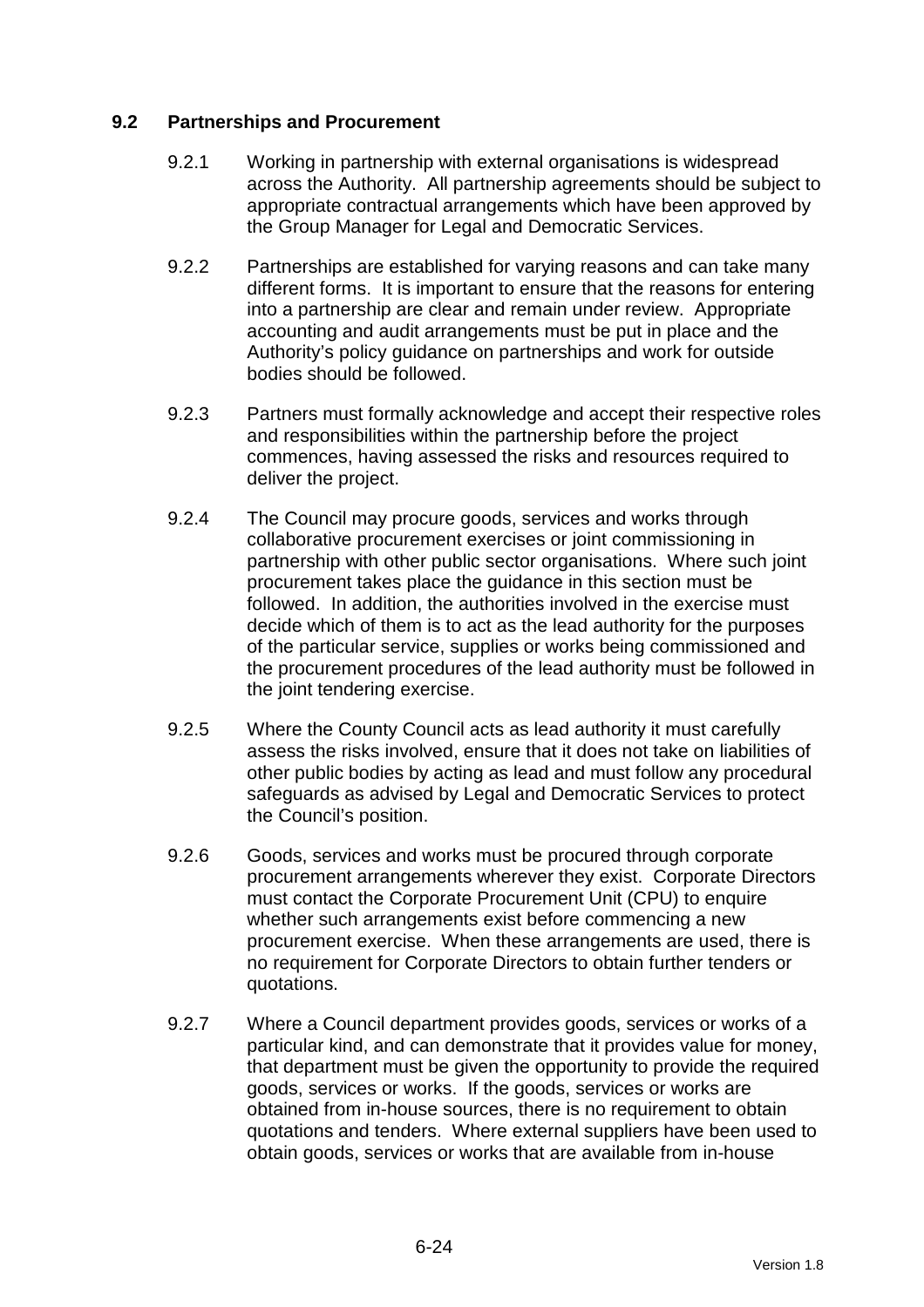## 9.2 Partnerships and Procurement

9.2.1 Working in partnership with external organisations is widespread across the Authority. All partnership agreements should be subject to appropriate contractual arrangements which have been approved by the Group Manager for Legal and Democratic Services.

9.2.2 Partnerships are established for varying reasons and can take many different forms. It is important to ensure that the reasons for entering into a partnership are clear and remain under review. Appropriate accounting and audit arrangements must be put in place and the Authority's policy guidance on partnerships and work for outside bodies should be followed.

9.2.3 Partners must formally acknowledge and accept their respective roles and responsibilities within the partnership before the project commences, having assessed the risks and resources required to deliver the project.

9.2.4 The Council may procure goods, services and works through collaborative procurement exercises or joint commissioning in partnership with other public sector organisations. Where such joint procurement takes place the guidance in this section must be followed. In addition, the authorities involved in the exercise must decide which of them is to act as the lead authority for the purposes of the particular service, supplies or works being commissioned and the procurement procedures of the lead authority must be followed in the joint tendering exercise.

9.2.5 Where the County Council acts as lead authority it must carefully assess the risks involved, ensure that it does not take on liabilities of other public bodies by acting as lead and must follow any procedural safeguards as advised by Legal and Democratic Services to protect the Council's position.

9.2.6 Goods, services and works must be procured through corporate procurement arrangements wherever they exist. Corporate Directors must contact the Corporate Procurement Unit (CPU) to enquire whether such arrangements exist before commencing a new procurement exercise. When these arrangements are used, there is no requirement for Corporate Directors to obtain further tenders or quotations.

9.2.7 Where a Council department provides goods, services or works of a particular kind, and can demonstrate that it provides value for money, that department must be given the opportunity to provide the required goods, services or works. If the goods, services or works are obtained from in-house sources, there is no requirement to obtain quotations and tenders. Where external suppliers have been used to obtain goods, services or works that are available from in-house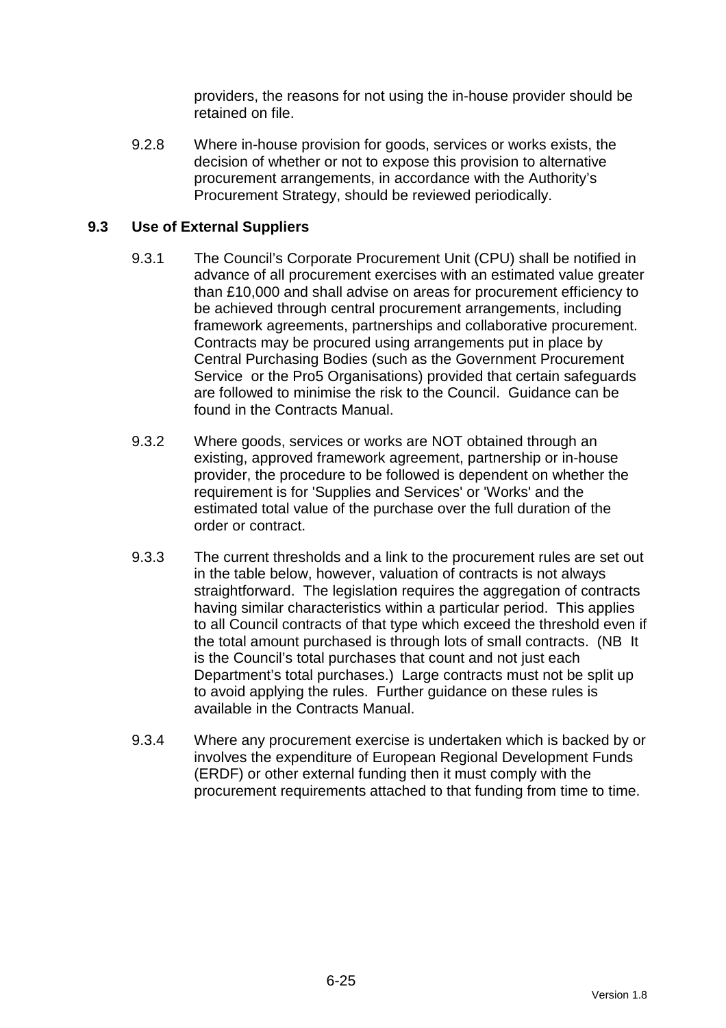providers, the reasons for not using the in-house provider should be retained on file.

9.2.8 Where in-house provision for goods, services or works exists, the decision of whether or not to expose this provision to alternative procurement arrangements, in accordance with the Authority's Procurement Strategy, should be reviewed periodically.

## 9.3 Use of External Suppliers

9.3.1 The Council's Corporate Procurement Unit (CPU) shall be notified in advance of all procurement exercises with an estimated value greater than £10,000 and shall advise on areas for procurement efficiency to be achieved through central procurement arrangements, including framework agreements, partnerships and collaborative procurement. Contracts may be procured using arrangements put in place by Central Purchasing Bodies (such as the Government Procurement Service or the Pro5 Organisations) provided that certain safeguards are followed to minimise the risk to the Council. Guidance can be found in the Contracts Manual.

9.3.2 Where goods, services or works are NOT obtained through an existing, approved framework agreement, partnership or in-house provider, the procedure to be followed is dependent on whether the requirement is for 'Supplies and Services' or 'Works' and the estimated total value of the purchase over the full duration of the order or contract.

9.3.3 The current thresholds and a link to the procurement rules are set out in the table below, however, valuation of contracts is not always straightforward. The legislation requires the aggregation of contracts having similar characteristics within a particular period. This applies to all Council contracts of that type which exceed the threshold even if the total amount purchased is through lots of small contracts. (NB It is the Council's total purchases that count and not just each Department's total purchases.) Large contracts must not be split up to avoid applying the rules. Further guidance on these rules is available in the Contracts Manual.

9.3.4 Where any procurement exercise is undertaken which is backed by or involves the expenditure of European Regional Development Funds (ERDF) or other external funding then it must comply with the procurement requirements attached to that funding from time to time.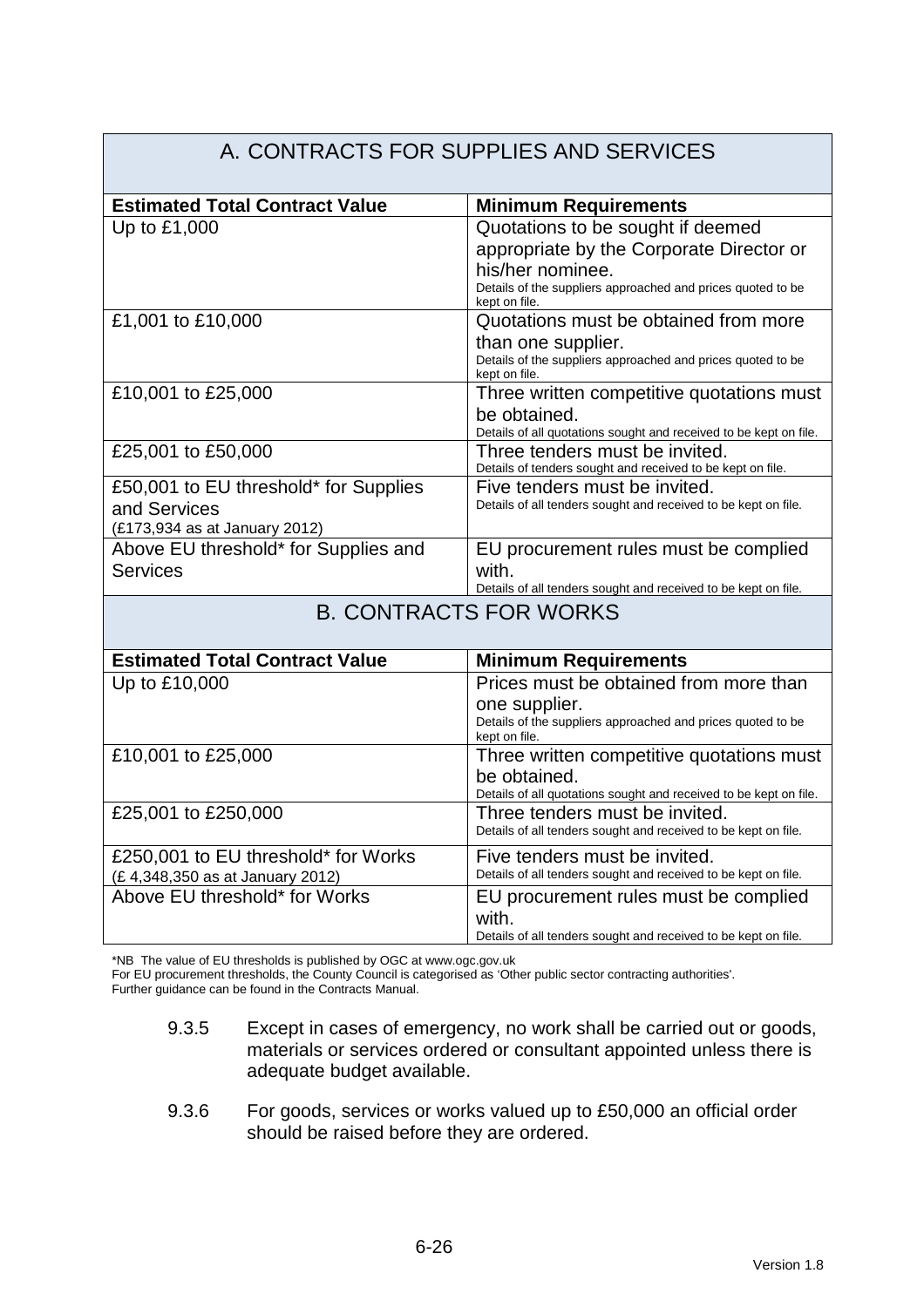| A. CONTRACTS FOR SUPPLIES AND SERVICES | |
|---|---|
| **Estimated Total Contract Value** | **Minimum Requirements** |
| Up to £1,000 | Quotations to be sought if deemed appropriate by the Corporate Director or his/her nominee. Details of the suppliers approached and prices quoted to be kept on file. |
| £1,001 to £10,000 | Quotations must be obtained from more than one supplier. Details of the suppliers approached and prices quoted to be kept on file. |
| £10,001 to £25,000 | Three written competitive quotations must be obtained. Details of all quotations sought and received to be kept on file. |
| £25,001 to £50,000 | Three tenders must be invited. Details of tenders sought and received to be kept on file. |
| £50,001 to EU threshold* for Supplies and Services (£173,934 as at January 2012) | Five tenders must be invited. Details of all tenders sought and received to be kept on file. |
| Above EU threshold* for Supplies and Services | EU procurement rules must be complied with. Details of all tenders sought and received to be kept on file. |

| B. CONTRACTS FOR WORKS | |
|---|---|
| **Estimated Total Contract Value** | **Minimum Requirements** |
| Up to £10,000 | Prices must be obtained from more than one supplier. Details of the suppliers approached and prices quoted to be kept on file. |
| £10,001 to £25,000 | Three written competitive quotations must be obtained. Details of all quotations sought and received to be kept on file. |
| £25,001 to £250,000 | Three tenders must be invited. Details of all tenders sought and received to be kept on file. |
| £250,001 to EU threshold* for Works (£ 4,348,350 as at January 2012) | Five tenders must be invited. Details of all tenders sought and received to be kept on file. |
| Above EU threshold* for Works | EU procurement rules must be complied with. Details of all tenders sought and received to be kept on file. |

*NB The value of EU thresholds is published by OGC at www.ogc.gov.uk
For EU procurement thresholds, the County Council is categorised as 'Other public sector contracting authorities'.
Further guidance can be found in the Contracts Manual.

9.3.5 Except in cases of emergency, no work shall be carried out or goods, materials or services ordered or consultant appointed unless there is adequate budget available.

9.3.6 For goods, services or works valued up to £50,000 an official order should be raised before they are ordered.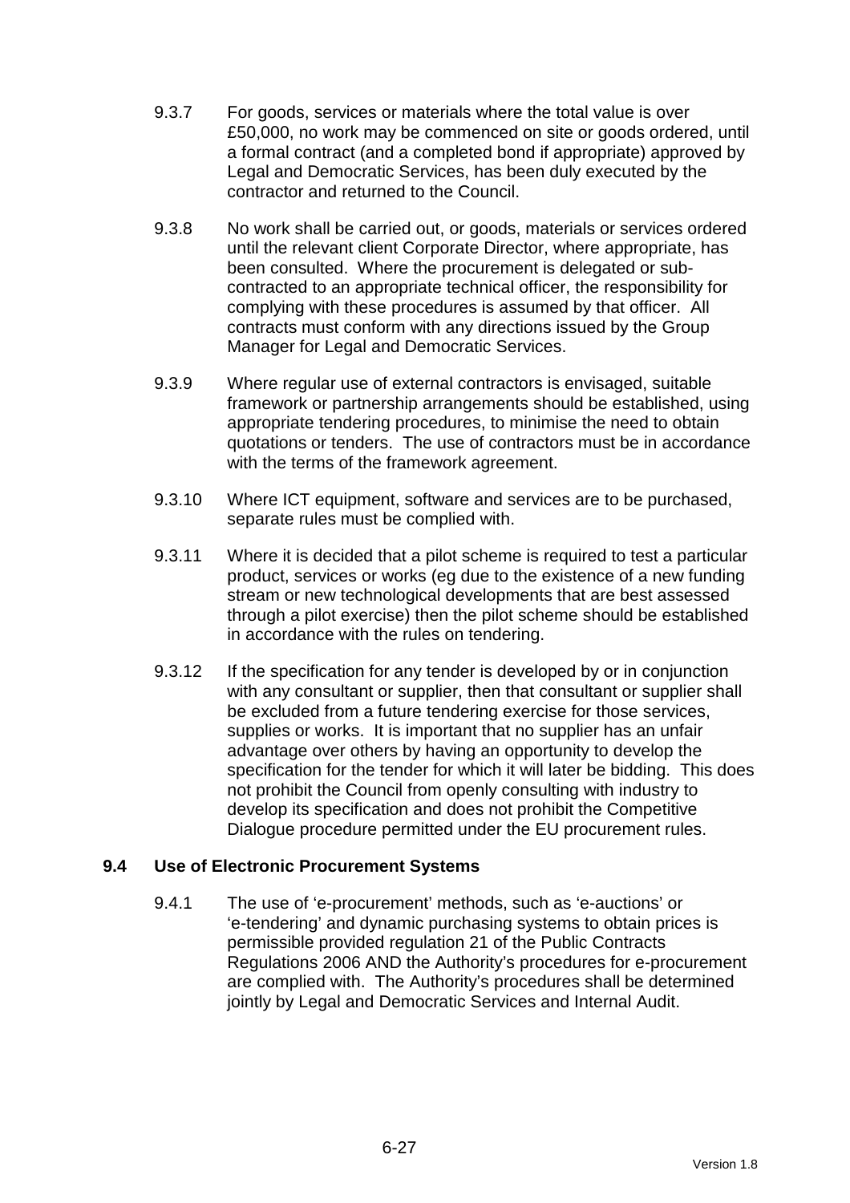9.3.7 For goods, services or materials where the total value is over £50,000, no work may be commenced on site or goods ordered, until a formal contract (and a completed bond if appropriate) approved by Legal and Democratic Services, has been duly executed by the contractor and returned to the Council.

9.3.8 No work shall be carried out, or goods, materials or services ordered until the relevant client Corporate Director, where appropriate, has been consulted. Where the procurement is delegated or sub-contracted to an appropriate technical officer, the responsibility for complying with these procedures is assumed by that officer. All contracts must conform with any directions issued by the Group Manager for Legal and Democratic Services.

9.3.9 Where regular use of external contractors is envisaged, suitable framework or partnership arrangements should be established, using appropriate tendering procedures, to minimise the need to obtain quotations or tenders. The use of contractors must be in accordance with the terms of the framework agreement.

9.3.10 Where ICT equipment, software and services are to be purchased, separate rules must be complied with.

9.3.11 Where it is decided that a pilot scheme is required to test a particular product, services or works (eg due to the existence of a new funding stream or new technological developments that are best assessed through a pilot exercise) then the pilot scheme should be established in accordance with the rules on tendering.

9.3.12 If the specification for any tender is developed by or in conjunction with any consultant or supplier, then that consultant or supplier shall be excluded from a future tendering exercise for those services, supplies or works. It is important that no supplier has an unfair advantage over others by having an opportunity to develop the specification for the tender for which it will later be bidding. This does not prohibit the Council from openly consulting with industry to develop its specification and does not prohibit the Competitive Dialogue procedure permitted under the EU procurement rules.

### 9.4 Use of Electronic Procurement Systems

9.4.1 The use of 'e-procurement' methods, such as 'e-auctions' or 'e-tendering' and dynamic purchasing systems to obtain prices is permissible provided regulation 21 of the Public Contracts Regulations 2006 AND the Authority's procedures for e-procurement are complied with. The Authority's procedures shall be determined jointly by Legal and Democratic Services and Internal Audit.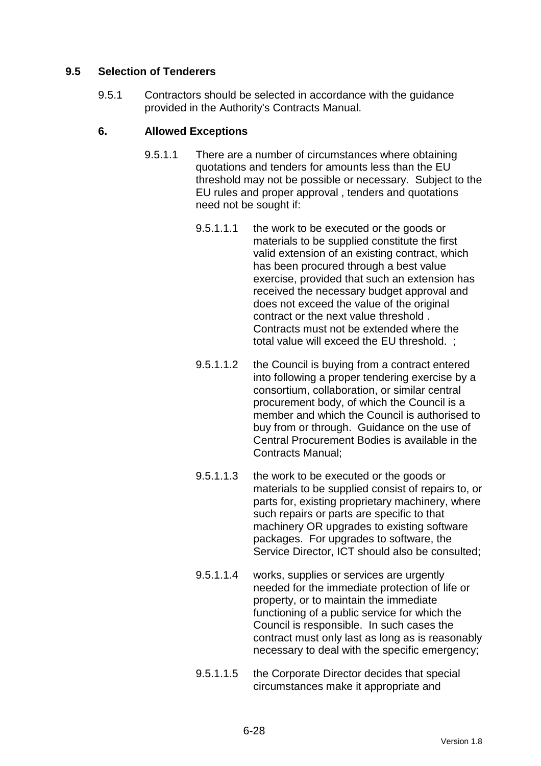## 9.5 Selection of Tenderers

9.5.1 Contractors should be selected in accordance with the guidance provided in the Authority's Contracts Manual.

### 6. Allowed Exceptions

9.5.1.1 There are a number of circumstances where obtaining quotations and tenders for amounts less than the EU threshold may not be possible or necessary. Subject to the EU rules and proper approval , tenders and quotations need not be sought if:

9.5.1.1.1 the work to be executed or the goods or materials to be supplied constitute the first valid extension of an existing contract, which has been procured through a best value exercise, provided that such an extension has received the necessary budget approval and does not exceed the value of the original contract or the next value threshold . Contracts must not be extended where the total value will exceed the EU threshold. ;

9.5.1.1.2 the Council is buying from a contract entered into following a proper tendering exercise by a consortium, collaboration, or similar central procurement body, of which the Council is a member and which the Council is authorised to buy from or through. Guidance on the use of Central Procurement Bodies is available in the Contracts Manual;

9.5.1.1.3 the work to be executed or the goods or materials to be supplied consist of repairs to, or parts for, existing proprietary machinery, where such repairs or parts are specific to that machinery OR upgrades to existing software packages. For upgrades to software, the Service Director, ICT should also be consulted;

9.5.1.1.4 works, supplies or services are urgently needed for the immediate protection of life or property, or to maintain the immediate functioning of a public service for which the Council is responsible. In such cases the contract must only last as long as is reasonably necessary to deal with the specific emergency;

9.5.1.1.5 the Corporate Director decides that special circumstances make it appropriate and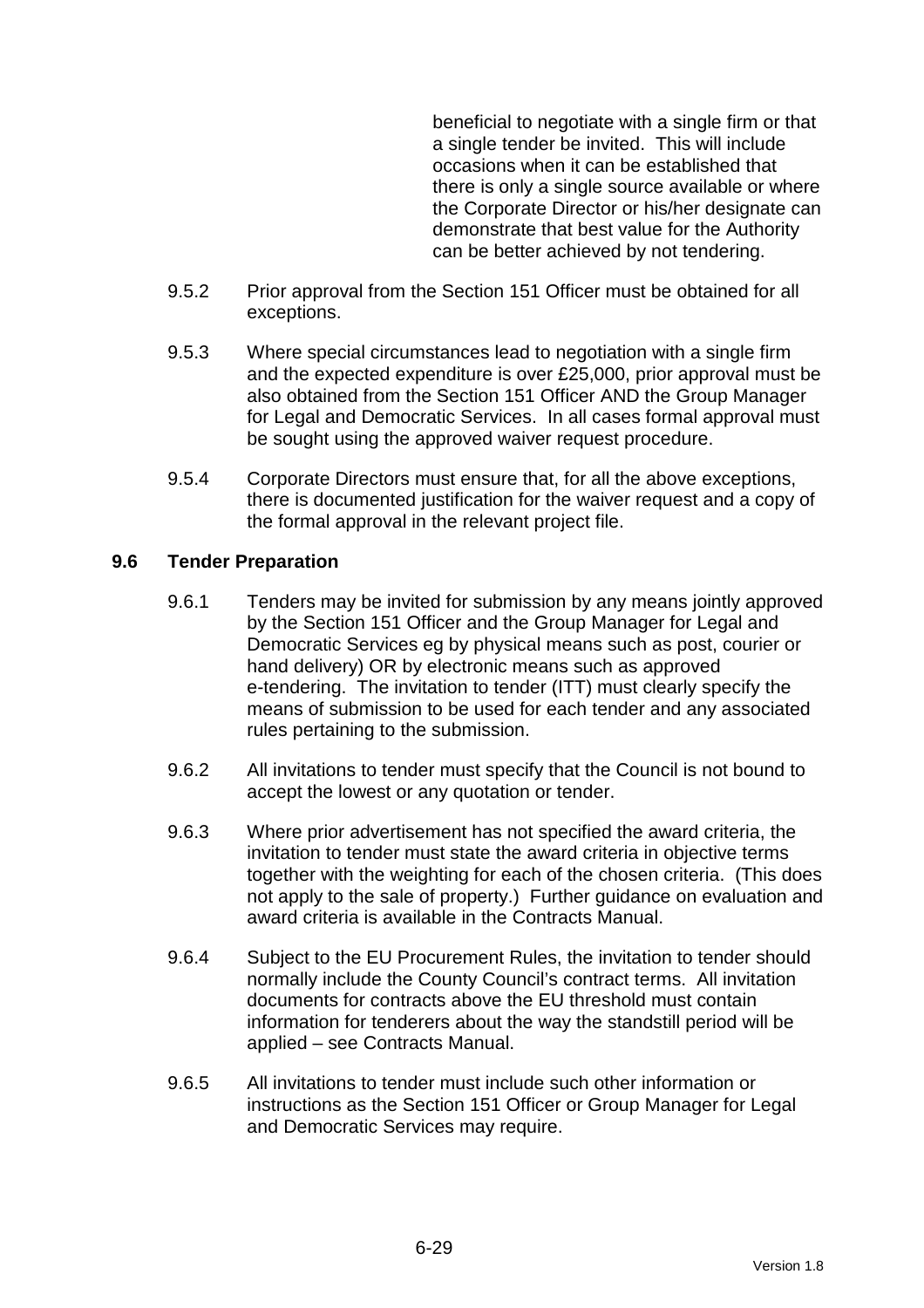beneficial to negotiate with a single firm or that a single tender be invited. This will include occasions when it can be established that there is only a single source available or where the Corporate Director or his/her designate can demonstrate that best value for the Authority can be better achieved by not tendering.

9.5.2 Prior approval from the Section 151 Officer must be obtained for all exceptions.

9.5.3 Where special circumstances lead to negotiation with a single firm and the expected expenditure is over £25,000, prior approval must be also obtained from the Section 151 Officer AND the Group Manager for Legal and Democratic Services. In all cases formal approval must be sought using the approved waiver request procedure.

9.5.4 Corporate Directors must ensure that, for all the above exceptions, there is documented justification for the waiver request and a copy of the formal approval in the relevant project file.

## 9.6 Tender Preparation

9.6.1 Tenders may be invited for submission by any means jointly approved by the Section 151 Officer and the Group Manager for Legal and Democratic Services eg by physical means such as post, courier or hand delivery) OR by electronic means such as approved e-tendering. The invitation to tender (ITT) must clearly specify the means of submission to be used for each tender and any associated rules pertaining to the submission.

9.6.2 All invitations to tender must specify that the Council is not bound to accept the lowest or any quotation or tender.

9.6.3 Where prior advertisement has not specified the award criteria, the invitation to tender must state the award criteria in objective terms together with the weighting for each of the chosen criteria. (This does not apply to the sale of property.) Further guidance on evaluation and award criteria is available in the Contracts Manual.

9.6.4 Subject to the EU Procurement Rules, the invitation to tender should normally include the County Council's contract terms. All invitation documents for contracts above the EU threshold must contain information for tenderers about the way the standstill period will be applied – see Contracts Manual.

9.6.5 All invitations to tender must include such other information or instructions as the Section 151 Officer or Group Manager for Legal and Democratic Services may require.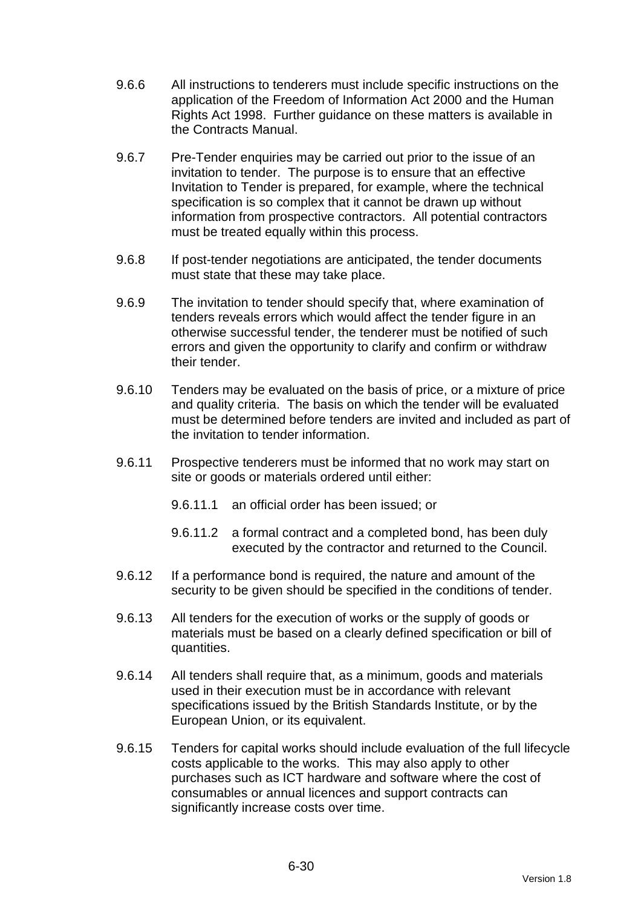9.6.6 All instructions to tenderers must include specific instructions on the application of the Freedom of Information Act 2000 and the Human Rights Act 1998. Further guidance on these matters is available in the Contracts Manual.

9.6.7 Pre-Tender enquiries may be carried out prior to the issue of an invitation to tender. The purpose is to ensure that an effective Invitation to Tender is prepared, for example, where the technical specification is so complex that it cannot be drawn up without information from prospective contractors. All potential contractors must be treated equally within this process.

9.6.8 If post-tender negotiations are anticipated, the tender documents must state that these may take place.

9.6.9 The invitation to tender should specify that, where examination of tenders reveals errors which would affect the tender figure in an otherwise successful tender, the tenderer must be notified of such errors and given the opportunity to clarify and confirm or withdraw their tender.

9.6.10 Tenders may be evaluated on the basis of price, or a mixture of price and quality criteria. The basis on which the tender will be evaluated must be determined before tenders are invited and included as part of the invitation to tender information.

9.6.11 Prospective tenderers must be informed that no work may start on site or goods or materials ordered until either:

9.6.11.1 an official order has been issued; or

9.6.11.2 a formal contract and a completed bond, has been duly executed by the contractor and returned to the Council.

9.6.12 If a performance bond is required, the nature and amount of the security to be given should be specified in the conditions of tender.

9.6.13 All tenders for the execution of works or the supply of goods or materials must be based on a clearly defined specification or bill of quantities.

9.6.14 All tenders shall require that, as a minimum, goods and materials used in their execution must be in accordance with relevant specifications issued by the British Standards Institute, or by the European Union, or its equivalent.

9.6.15 Tenders for capital works should include evaluation of the full lifecycle costs applicable to the works. This may also apply to other purchases such as ICT hardware and software where the cost of consumables or annual licences and support contracts can significantly increase costs over time.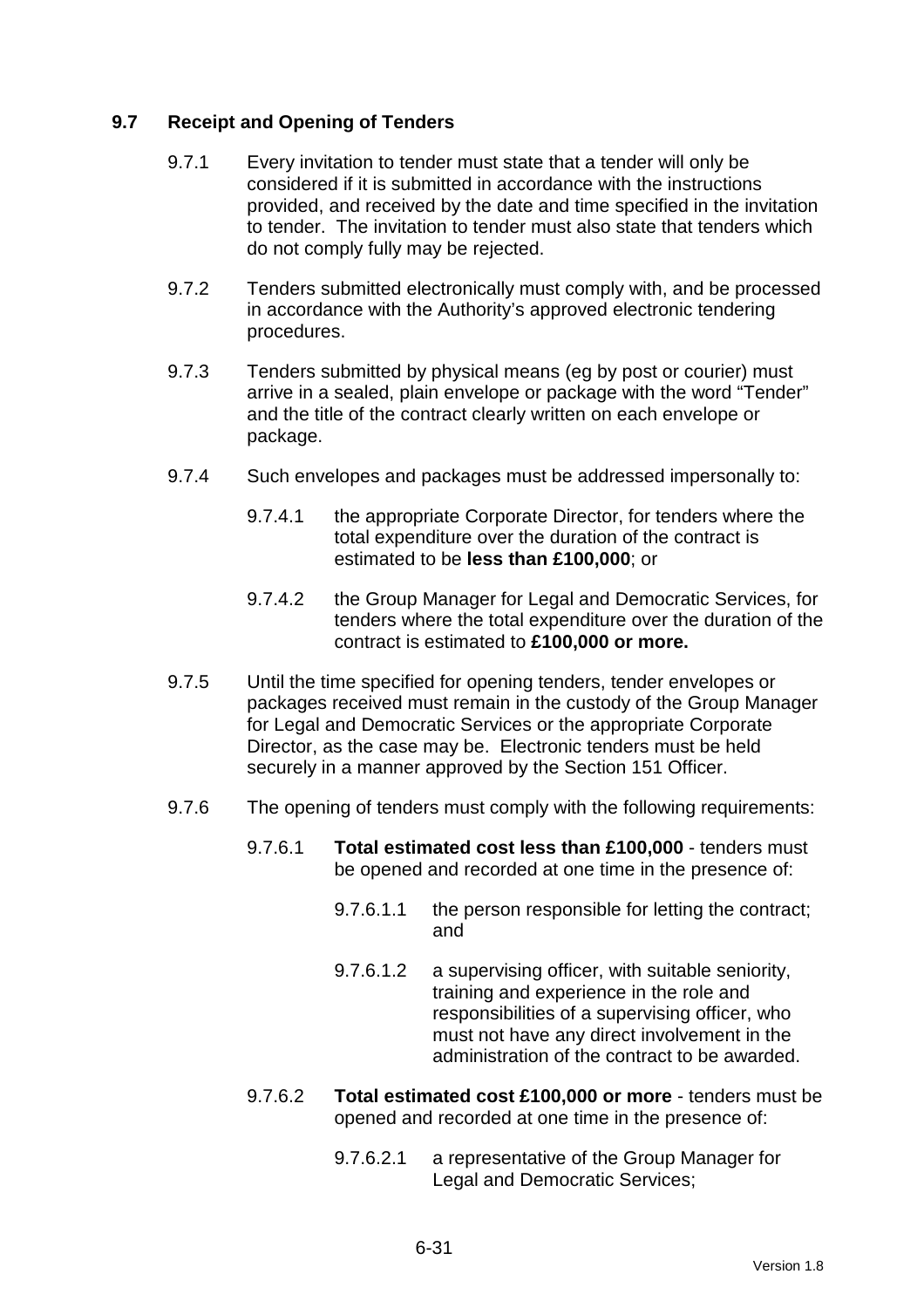## 9.7 Receipt and Opening of Tenders

9.7.1 Every invitation to tender must state that a tender will only be considered if it is submitted in accordance with the instructions provided, and received by the date and time specified in the invitation to tender. The invitation to tender must also state that tenders which do not comply fully may be rejected.

9.7.2 Tenders submitted electronically must comply with, and be processed in accordance with the Authority's approved electronic tendering procedures.

9.7.3 Tenders submitted by physical means (eg by post or courier) must arrive in a sealed, plain envelope or package with the word "Tender" and the title of the contract clearly written on each envelope or package.

9.7.4 Such envelopes and packages must be addressed impersonally to:

9.7.4.1 the appropriate Corporate Director, for tenders where the total expenditure over the duration of the contract is estimated to be **less than £100,000**; or

9.7.4.2 the Group Manager for Legal and Democratic Services, for tenders where the total expenditure over the duration of the contract is estimated to **£100,000 or more.**

9.7.5 Until the time specified for opening tenders, tender envelopes or packages received must remain in the custody of the Group Manager for Legal and Democratic Services or the appropriate Corporate Director, as the case may be. Electronic tenders must be held securely in a manner approved by the Section 151 Officer.

9.7.6 The opening of tenders must comply with the following requirements:

9.7.6.1 **Total estimated cost less than £100,000** - tenders must be opened and recorded at one time in the presence of:

9.7.6.1.1 the person responsible for letting the contract; and

9.7.6.1.2 a supervising officer, with suitable seniority, training and experience in the role and responsibilities of a supervising officer, who must not have any direct involvement in the administration of the contract to be awarded.

9.7.6.2 **Total estimated cost £100,000 or more** - tenders must be opened and recorded at one time in the presence of:

9.7.6.2.1 a representative of the Group Manager for Legal and Democratic Services;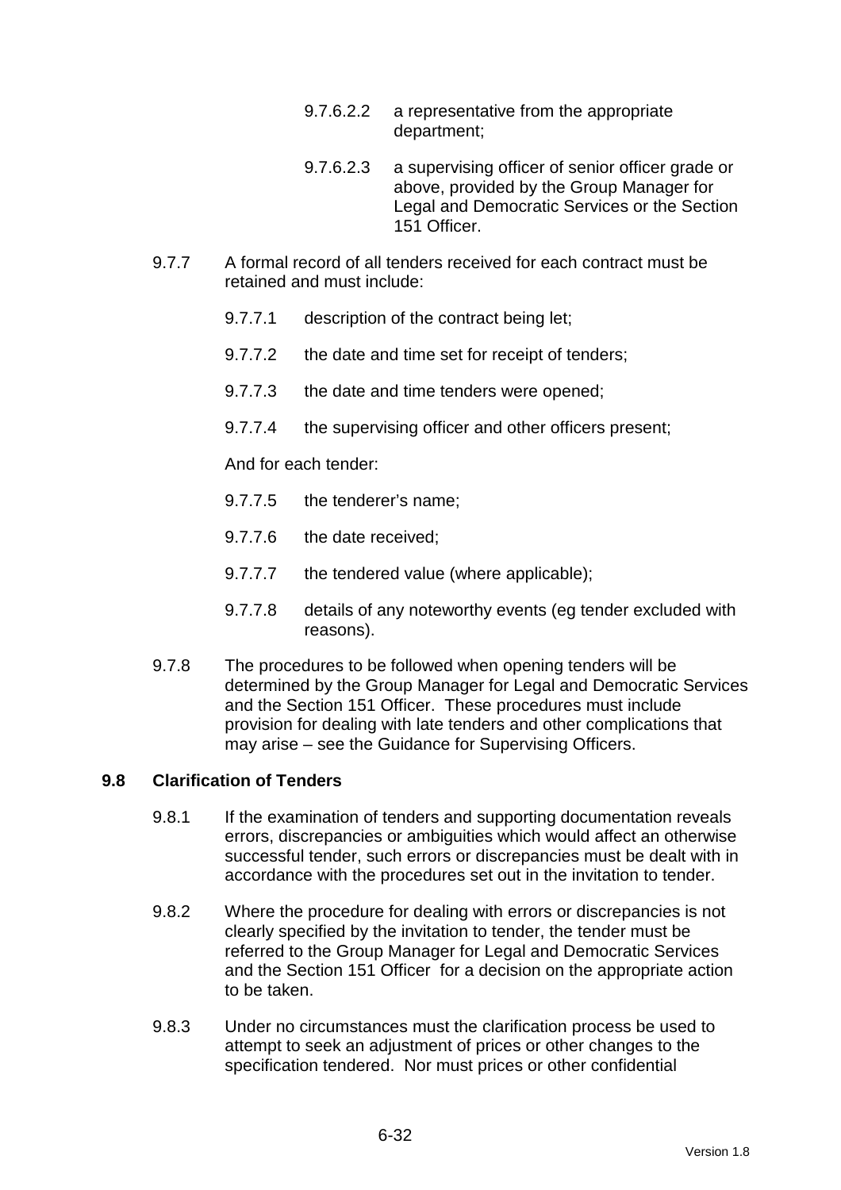9.7.6.2.2 a representative from the appropriate department;

9.7.6.2.3 a supervising officer of senior officer grade or above, provided by the Group Manager for Legal and Democratic Services or the Section 151 Officer.

9.7.7 A formal record of all tenders received for each contract must be retained and must include:

9.7.7.1 description of the contract being let;

9.7.7.2 the date and time set for receipt of tenders;

9.7.7.3 the date and time tenders were opened;

9.7.7.4 the supervising officer and other officers present;

And for each tender:

9.7.7.5 the tenderer's name;

9.7.7.6 the date received;

9.7.7.7 the tendered value (where applicable);

9.7.7.8 details of any noteworthy events (eg tender excluded with reasons).

9.7.8 The procedures to be followed when opening tenders will be determined by the Group Manager for Legal and Democratic Services and the Section 151 Officer. These procedures must include provision for dealing with late tenders and other complications that may arise – see the Guidance for Supervising Officers.

### 9.8 Clarification of Tenders

9.8.1 If the examination of tenders and supporting documentation reveals errors, discrepancies or ambiguities which would affect an otherwise successful tender, such errors or discrepancies must be dealt with in accordance with the procedures set out in the invitation to tender.

9.8.2 Where the procedure for dealing with errors or discrepancies is not clearly specified by the invitation to tender, the tender must be referred to the Group Manager for Legal and Democratic Services and the Section 151 Officer for a decision on the appropriate action to be taken.

9.8.3 Under no circumstances must the clarification process be used to attempt to seek an adjustment of prices or other changes to the specification tendered. Nor must prices or other confidential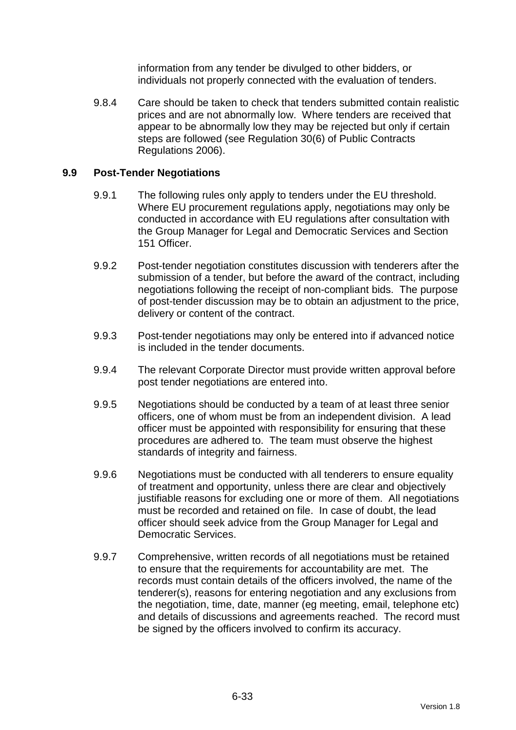information from any tender be divulged to other bidders, or individuals not properly connected with the evaluation of tenders.

9.8.4 Care should be taken to check that tenders submitted contain realistic prices and are not abnormally low. Where tenders are received that appear to be abnormally low they may be rejected but only if certain steps are followed (see Regulation 30(6) of Public Contracts Regulations 2006).

## 9.9 Post-Tender Negotiations

9.9.1 The following rules only apply to tenders under the EU threshold. Where EU procurement regulations apply, negotiations may only be conducted in accordance with EU regulations after consultation with the Group Manager for Legal and Democratic Services and Section 151 Officer.

9.9.2 Post-tender negotiation constitutes discussion with tenderers after the submission of a tender, but before the award of the contract, including negotiations following the receipt of non-compliant bids. The purpose of post-tender discussion may be to obtain an adjustment to the price, delivery or content of the contract.

9.9.3 Post-tender negotiations may only be entered into if advanced notice is included in the tender documents.

9.9.4 The relevant Corporate Director must provide written approval before post tender negotiations are entered into.

9.9.5 Negotiations should be conducted by a team of at least three senior officers, one of whom must be from an independent division. A lead officer must be appointed with responsibility for ensuring that these procedures are adhered to. The team must observe the highest standards of integrity and fairness.

9.9.6 Negotiations must be conducted with all tenderers to ensure equality of treatment and opportunity, unless there are clear and objectively justifiable reasons for excluding one or more of them. All negotiations must be recorded and retained on file. In case of doubt, the lead officer should seek advice from the Group Manager for Legal and Democratic Services.

9.9.7 Comprehensive, written records of all negotiations must be retained to ensure that the requirements for accountability are met. The records must contain details of the officers involved, the name of the tenderer(s), reasons for entering negotiation and any exclusions from the negotiation, time, date, manner (eg meeting, email, telephone etc) and details of discussions and agreements reached. The record must be signed by the officers involved to confirm its accuracy.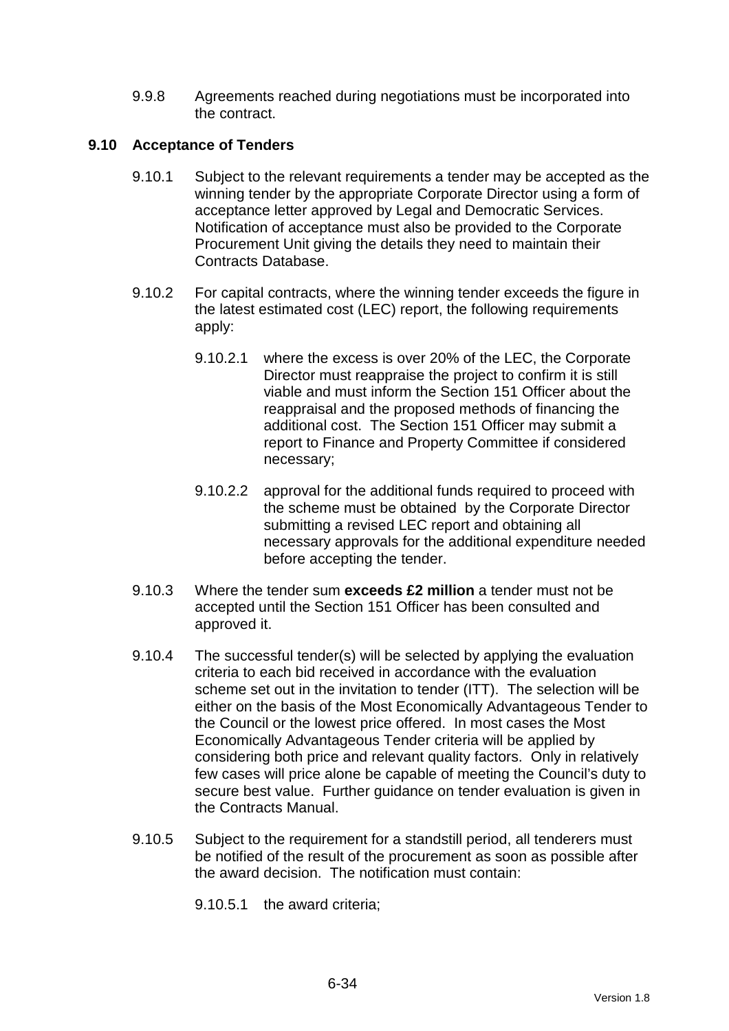9.9.8 Agreements reached during negotiations must be incorporated into the contract.

### 9.10 Acceptance of Tenders

9.10.1 Subject to the relevant requirements a tender may be accepted as the winning tender by the appropriate Corporate Director using a form of acceptance letter approved by Legal and Democratic Services. Notification of acceptance must also be provided to the Corporate Procurement Unit giving the details they need to maintain their Contracts Database.

9.10.2 For capital contracts, where the winning tender exceeds the figure in the latest estimated cost (LEC) report, the following requirements apply:

9.10.2.1 where the excess is over 20% of the LEC, the Corporate Director must reappraise the project to confirm it is still viable and must inform the Section 151 Officer about the reappraisal and the proposed methods of financing the additional cost. The Section 151 Officer may submit a report to Finance and Property Committee if considered necessary;

9.10.2.2 approval for the additional funds required to proceed with the scheme must be obtained by the Corporate Director submitting a revised LEC report and obtaining all necessary approvals for the additional expenditure needed before accepting the tender.

9.10.3 Where the tender sum **exceeds £2 million** a tender must not be accepted until the Section 151 Officer has been consulted and approved it.

9.10.4 The successful tender(s) will be selected by applying the evaluation criteria to each bid received in accordance with the evaluation scheme set out in the invitation to tender (ITT). The selection will be either on the basis of the Most Economically Advantageous Tender to the Council or the lowest price offered. In most cases the Most Economically Advantageous Tender criteria will be applied by considering both price and relevant quality factors. Only in relatively few cases will price alone be capable of meeting the Council's duty to secure best value. Further guidance on tender evaluation is given in the Contracts Manual.

9.10.5 Subject to the requirement for a standstill period, all tenderers must be notified of the result of the procurement as soon as possible after the award decision. The notification must contain:

9.10.5.1 the award criteria;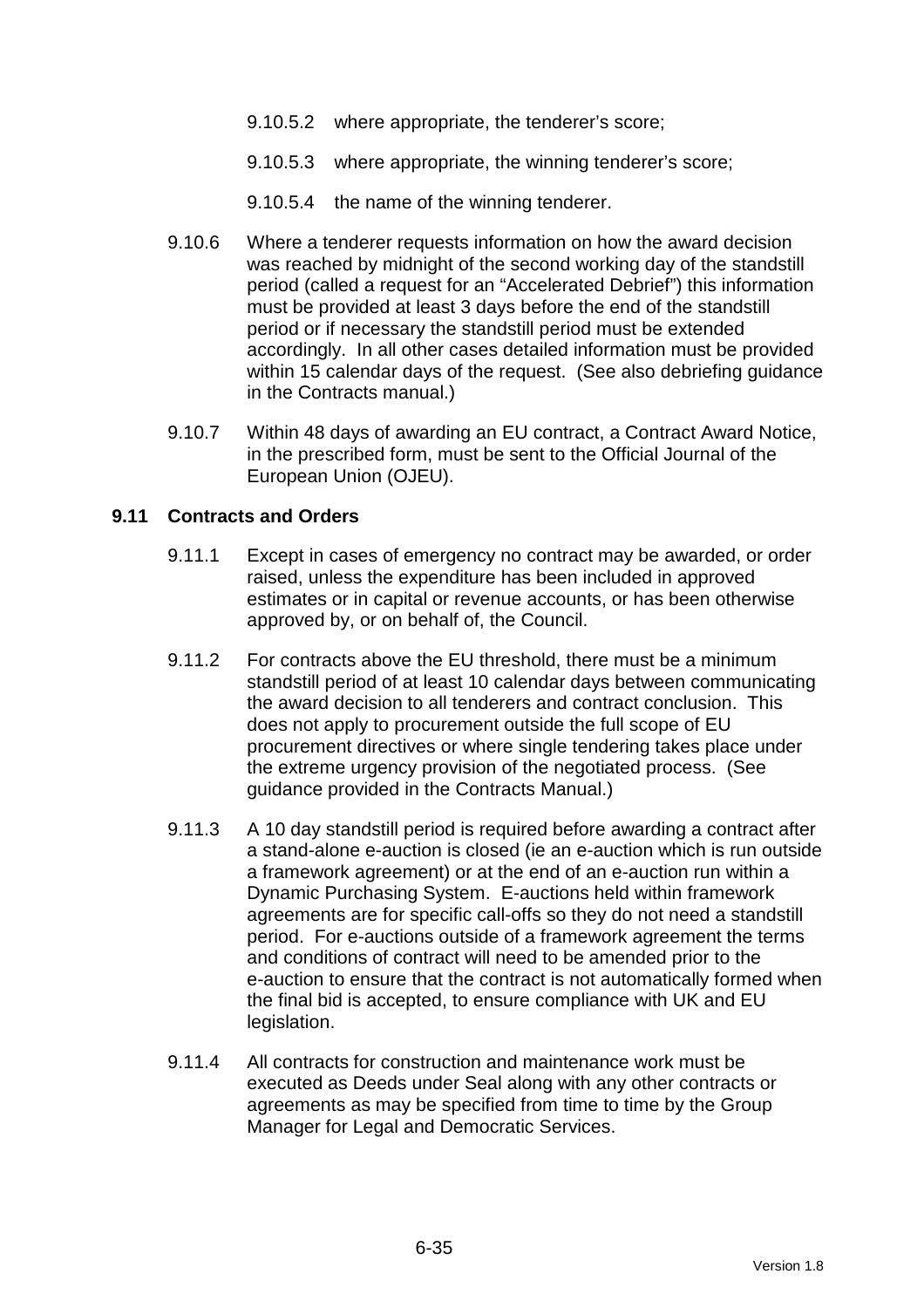9.10.5.2 where appropriate, the tenderer's score;

9.10.5.3 where appropriate, the winning tenderer's score;

9.10.5.4 the name of the winning tenderer.

9.10.6 Where a tenderer requests information on how the award decision was reached by midnight of the second working day of the standstill period (called a request for an "Accelerated Debrief") this information must be provided at least 3 days before the end of the standstill period or if necessary the standstill period must be extended accordingly. In all other cases detailed information must be provided within 15 calendar days of the request. (See also debriefing guidance in the Contracts manual.)

9.10.7 Within 48 days of awarding an EU contract, a Contract Award Notice, in the prescribed form, must be sent to the Official Journal of the European Union (OJEU).

### 9.11 Contracts and Orders

9.11.1 Except in cases of emergency no contract may be awarded, or order raised, unless the expenditure has been included in approved estimates or in capital or revenue accounts, or has been otherwise approved by, or on behalf of, the Council.

9.11.2 For contracts above the EU threshold, there must be a minimum standstill period of at least 10 calendar days between communicating the award decision to all tenderers and contract conclusion. This does not apply to procurement outside the full scope of EU procurement directives or where single tendering takes place under the extreme urgency provision of the negotiated process. (See guidance provided in the Contracts Manual.)

9.11.3 A 10 day standstill period is required before awarding a contract after a stand-alone e-auction is closed (ie an e-auction which is run outside a framework agreement) or at the end of an e-auction run within a Dynamic Purchasing System. E-auctions held within framework agreements are for specific call-offs so they do not need a standstill period. For e-auctions outside of a framework agreement the terms and conditions of contract will need to be amended prior to the e-auction to ensure that the contract is not automatically formed when the final bid is accepted, to ensure compliance with UK and EU legislation.

9.11.4 All contracts for construction and maintenance work must be executed as Deeds under Seal along with any other contracts or agreements as may be specified from time to time by the Group Manager for Legal and Democratic Services.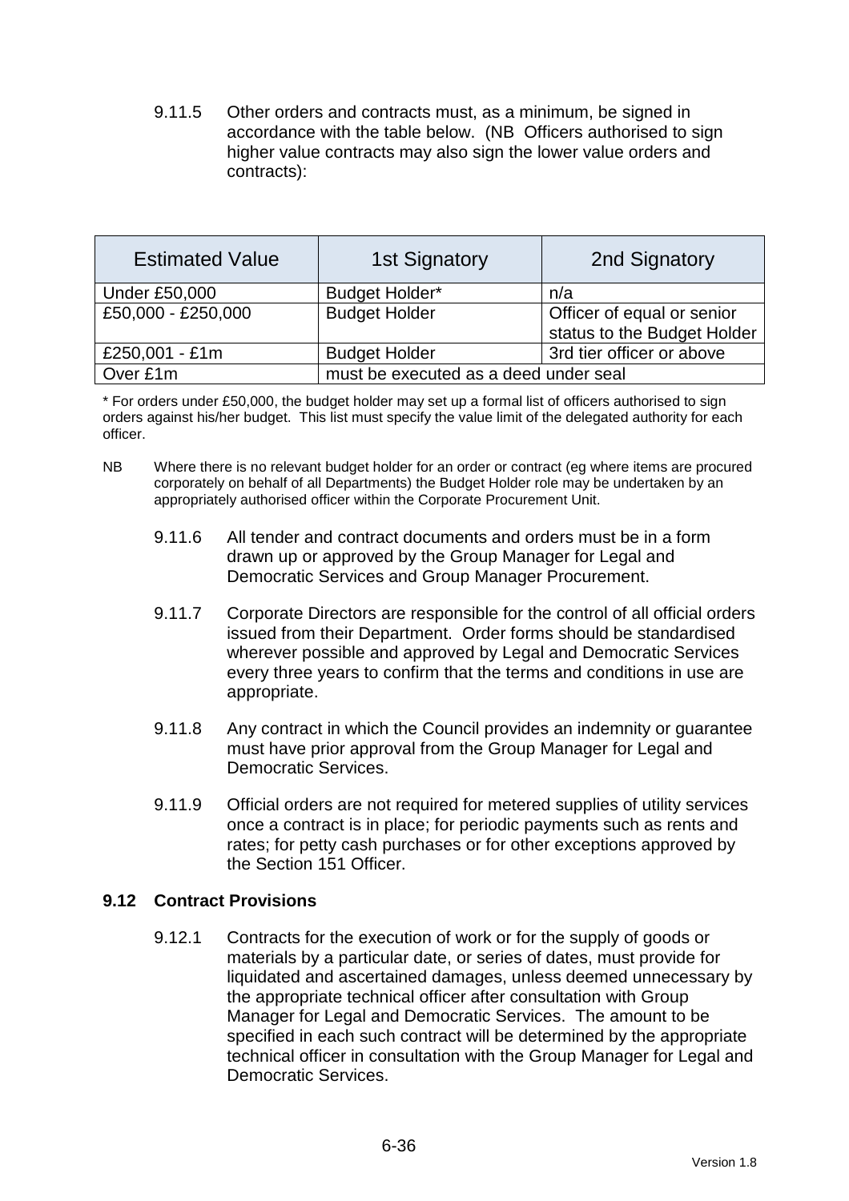9.11.5 Other orders and contracts must, as a minimum, be signed in accordance with the table below. (NB Officers authorised to sign higher value contracts may also sign the lower value orders and contracts):

| Estimated Value | 1st Signatory | 2nd Signatory |
|---|---|---|
| Under £50,000 | Budget Holder* | n/a |
| £50,000 - £250,000 | Budget Holder | Officer of equal or senior status to the Budget Holder |
| £250,001 - £1m | Budget Holder | 3rd tier officer or above |
| Over £1m | must be executed as a deed under seal | |

* For orders under £50,000, the budget holder may set up a formal list of officers authorised to sign orders against his/her budget. This list must specify the value limit of the delegated authority for each officer.

NB Where there is no relevant budget holder for an order or contract (eg where items are procured corporately on behalf of all Departments) the Budget Holder role may be undertaken by an appropriately authorised officer within the Corporate Procurement Unit.

9.11.6 All tender and contract documents and orders must be in a form drawn up or approved by the Group Manager for Legal and Democratic Services and Group Manager Procurement.

9.11.7 Corporate Directors are responsible for the control of all official orders issued from their Department. Order forms should be standardised wherever possible and approved by Legal and Democratic Services every three years to confirm that the terms and conditions in use are appropriate.

9.11.8 Any contract in which the Council provides an indemnity or guarantee must have prior approval from the Group Manager for Legal and Democratic Services.

9.11.9 Official orders are not required for metered supplies of utility services once a contract is in place; for periodic payments such as rents and rates; for petty cash purchases or for other exceptions approved by the Section 151 Officer.

### 9.12 Contract Provisions

9.12.1 Contracts for the execution of work or for the supply of goods or materials by a particular date, or series of dates, must provide for liquidated and ascertained damages, unless deemed unnecessary by the appropriate technical officer after consultation with Group Manager for Legal and Democratic Services. The amount to be specified in each such contract will be determined by the appropriate technical officer in consultation with the Group Manager for Legal and Democratic Services.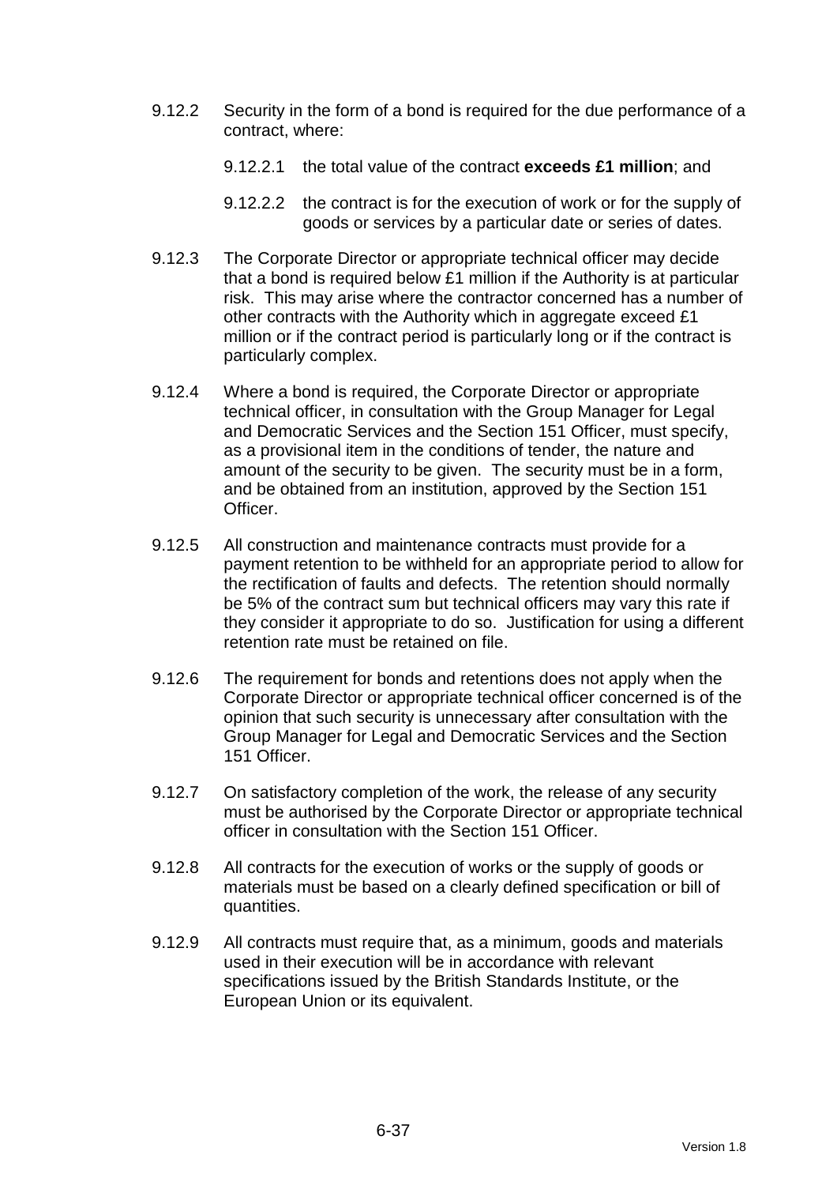9.12.2 Security in the form of a bond is required for the due performance of a contract, where:

9.12.2.1 the total value of the contract **exceeds £1 million**; and

9.12.2.2 the contract is for the execution of work or for the supply of goods or services by a particular date or series of dates.

9.12.3 The Corporate Director or appropriate technical officer may decide that a bond is required below £1 million if the Authority is at particular risk. This may arise where the contractor concerned has a number of other contracts with the Authority which in aggregate exceed £1 million or if the contract period is particularly long or if the contract is particularly complex.

9.12.4 Where a bond is required, the Corporate Director or appropriate technical officer, in consultation with the Group Manager for Legal and Democratic Services and the Section 151 Officer, must specify, as a provisional item in the conditions of tender, the nature and amount of the security to be given. The security must be in a form, and be obtained from an institution, approved by the Section 151 Officer.

9.12.5 All construction and maintenance contracts must provide for a payment retention to be withheld for an appropriate period to allow for the rectification of faults and defects. The retention should normally be 5% of the contract sum but technical officers may vary this rate if they consider it appropriate to do so. Justification for using a different retention rate must be retained on file.

9.12.6 The requirement for bonds and retentions does not apply when the Corporate Director or appropriate technical officer concerned is of the opinion that such security is unnecessary after consultation with the Group Manager for Legal and Democratic Services and the Section 151 Officer.

9.12.7 On satisfactory completion of the work, the release of any security must be authorised by the Corporate Director or appropriate technical officer in consultation with the Section 151 Officer.

9.12.8 All contracts for the execution of works or the supply of goods or materials must be based on a clearly defined specification or bill of quantities.

9.12.9 All contracts must require that, as a minimum, goods and materials used in their execution will be in accordance with relevant specifications issued by the British Standards Institute, or the European Union or its equivalent.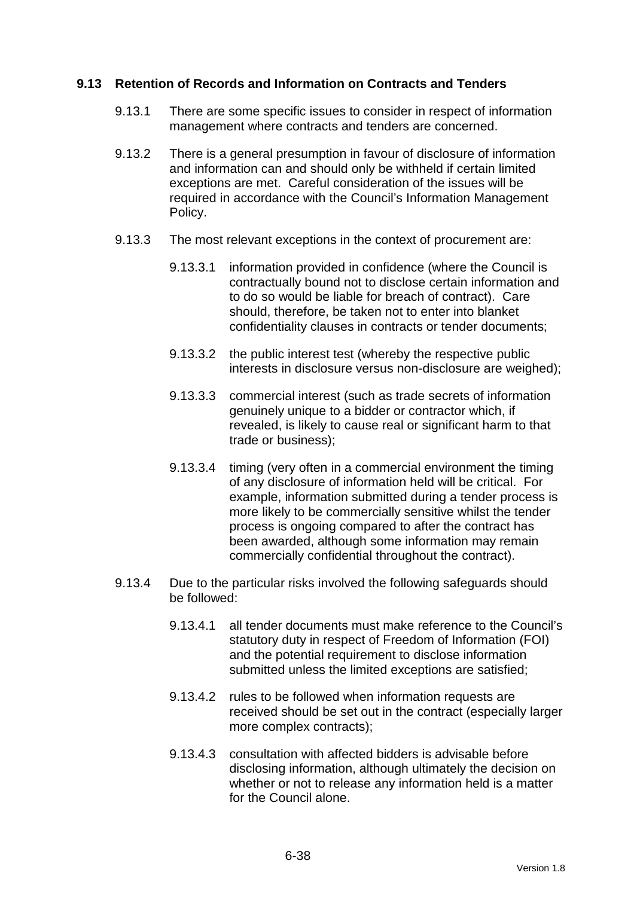## 9.13 Retention of Records and Information on Contracts and Tenders

9.13.1 There are some specific issues to consider in respect of information management where contracts and tenders are concerned.

9.13.2 There is a general presumption in favour of disclosure of information and information can and should only be withheld if certain limited exceptions are met. Careful consideration of the issues will be required in accordance with the Council's Information Management Policy.

9.13.3 The most relevant exceptions in the context of procurement are:

9.13.3.1 information provided in confidence (where the Council is contractually bound not to disclose certain information and to do so would be liable for breach of contract). Care should, therefore, be taken not to enter into blanket confidentiality clauses in contracts or tender documents;

9.13.3.2 the public interest test (whereby the respective public interests in disclosure versus non-disclosure are weighed);

9.13.3.3 commercial interest (such as trade secrets of information genuinely unique to a bidder or contractor which, if revealed, is likely to cause real or significant harm to that trade or business);

9.13.3.4 timing (very often in a commercial environment the timing of any disclosure of information held will be critical. For example, information submitted during a tender process is more likely to be commercially sensitive whilst the tender process is ongoing compared to after the contract has been awarded, although some information may remain commercially confidential throughout the contract).

9.13.4 Due to the particular risks involved the following safeguards should be followed:

9.13.4.1 all tender documents must make reference to the Council's statutory duty in respect of Freedom of Information (FOI) and the potential requirement to disclose information submitted unless the limited exceptions are satisfied;

9.13.4.2 rules to be followed when information requests are received should be set out in the contract (especially larger more complex contracts);

9.13.4.3 consultation with affected bidders is advisable before disclosing information, although ultimately the decision on whether or not to release any information held is a matter for the Council alone.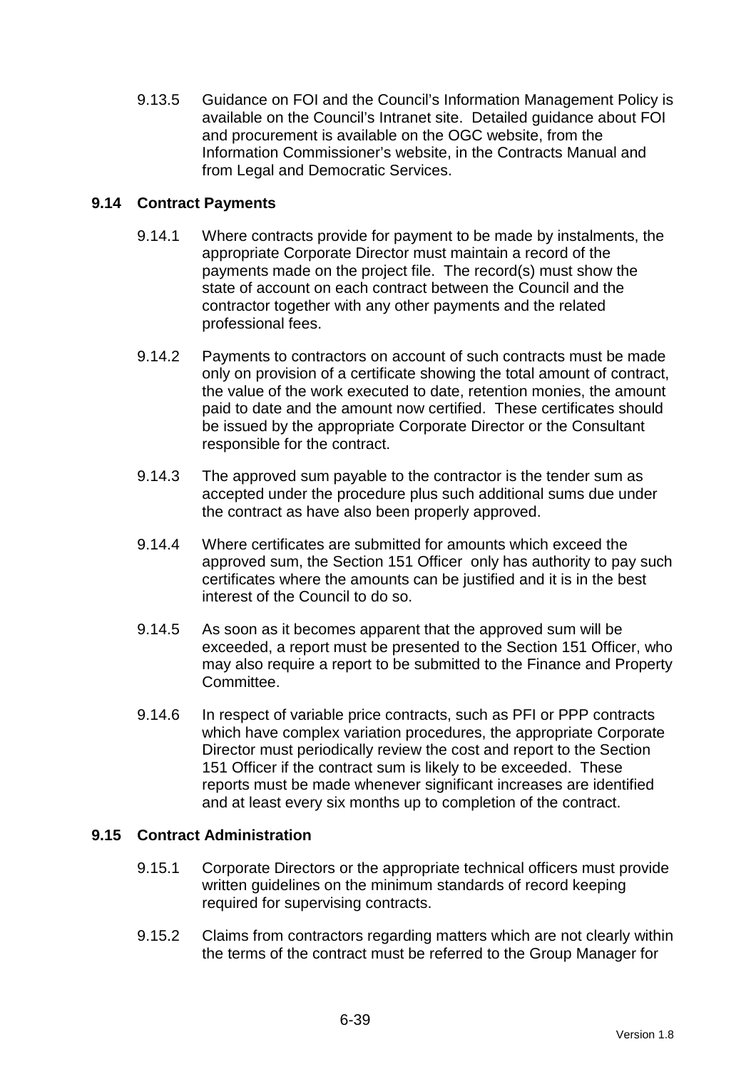9.13.5 Guidance on FOI and the Council's Information Management Policy is available on the Council's Intranet site. Detailed guidance about FOI and procurement is available on the OGC website, from the Information Commissioner's website, in the Contracts Manual and from Legal and Democratic Services.

### 9.14 Contract Payments

9.14.1 Where contracts provide for payment to be made by instalments, the appropriate Corporate Director must maintain a record of the payments made on the project file. The record(s) must show the state of account on each contract between the Council and the contractor together with any other payments and the related professional fees.

9.14.2 Payments to contractors on account of such contracts must be made only on provision of a certificate showing the total amount of contract, the value of the work executed to date, retention monies, the amount paid to date and the amount now certified. These certificates should be issued by the appropriate Corporate Director or the Consultant responsible for the contract.

9.14.3 The approved sum payable to the contractor is the tender sum as accepted under the procedure plus such additional sums due under the contract as have also been properly approved.

9.14.4 Where certificates are submitted for amounts which exceed the approved sum, the Section 151 Officer only has authority to pay such certificates where the amounts can be justified and it is in the best interest of the Council to do so.

9.14.5 As soon as it becomes apparent that the approved sum will be exceeded, a report must be presented to the Section 151 Officer, who may also require a report to be submitted to the Finance and Property Committee.

9.14.6 In respect of variable price contracts, such as PFI or PPP contracts which have complex variation procedures, the appropriate Corporate Director must periodically review the cost and report to the Section 151 Officer if the contract sum is likely to be exceeded. These reports must be made whenever significant increases are identified and at least every six months up to completion of the contract.

### 9.15 Contract Administration

9.15.1 Corporate Directors or the appropriate technical officers must provide written guidelines on the minimum standards of record keeping required for supervising contracts.

9.15.2 Claims from contractors regarding matters which are not clearly within the terms of the contract must be referred to the Group Manager for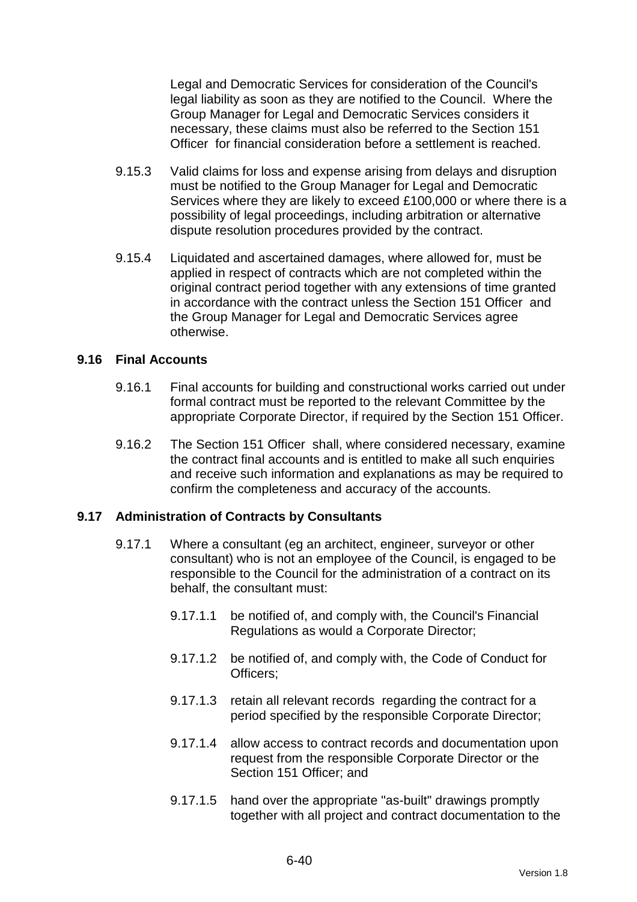Legal and Democratic Services for consideration of the Council's legal liability as soon as they are notified to the Council. Where the Group Manager for Legal and Democratic Services considers it necessary, these claims must also be referred to the Section 151 Officer for financial consideration before a settlement is reached.

9.15.3 Valid claims for loss and expense arising from delays and disruption must be notified to the Group Manager for Legal and Democratic Services where they are likely to exceed £100,000 or where there is a possibility of legal proceedings, including arbitration or alternative dispute resolution procedures provided by the contract.

9.15.4 Liquidated and ascertained damages, where allowed for, must be applied in respect of contracts which are not completed within the original contract period together with any extensions of time granted in accordance with the contract unless the Section 151 Officer and the Group Manager for Legal and Democratic Services agree otherwise.

### 9.16 Final Accounts

9.16.1 Final accounts for building and constructional works carried out under formal contract must be reported to the relevant Committee by the appropriate Corporate Director, if required by the Section 151 Officer.

9.16.2 The Section 151 Officer shall, where considered necessary, examine the contract final accounts and is entitled to make all such enquiries and receive such information and explanations as may be required to confirm the completeness and accuracy of the accounts.

### 9.17 Administration of Contracts by Consultants

9.17.1 Where a consultant (eg an architect, engineer, surveyor or other consultant) who is not an employee of the Council, is engaged to be responsible to the Council for the administration of a contract on its behalf, the consultant must:

9.17.1.1 be notified of, and comply with, the Council's Financial Regulations as would a Corporate Director;

9.17.1.2 be notified of, and comply with, the Code of Conduct for Officers;

9.17.1.3 retain all relevant records regarding the contract for a period specified by the responsible Corporate Director;

9.17.1.4 allow access to contract records and documentation upon request from the responsible Corporate Director or the Section 151 Officer; and

9.17.1.5 hand over the appropriate "as-built" drawings promptly together with all project and contract documentation to the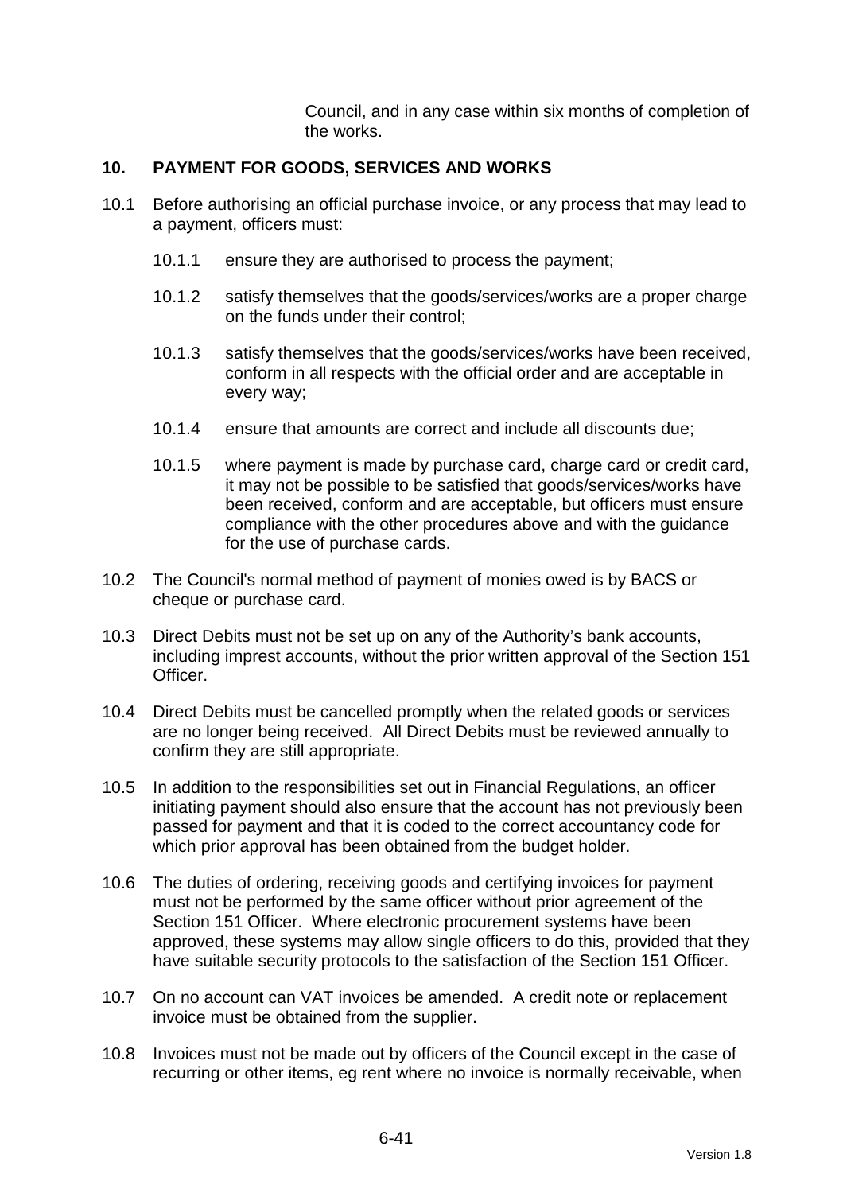Council, and in any case within six months of completion of the works.

## 10. PAYMENT FOR GOODS, SERVICES AND WORKS

10.1 Before authorising an official purchase invoice, or any process that may lead to a payment, officers must:

- 10.1.1 ensure they are authorised to process the payment;
- 10.1.2 satisfy themselves that the goods/services/works are a proper charge on the funds under their control;
- 10.1.3 satisfy themselves that the goods/services/works have been received, conform in all respects with the official order and are acceptable in every way;
- 10.1.4 ensure that amounts are correct and include all discounts due;
- 10.1.5 where payment is made by purchase card, charge card or credit card, it may not be possible to be satisfied that goods/services/works have been received, conform and are acceptable, but officers must ensure compliance with the other procedures above and with the guidance for the use of purchase cards.

10.2 The Council's normal method of payment of monies owed is by BACS or cheque or purchase card.

10.3 Direct Debits must not be set up on any of the Authority's bank accounts, including imprest accounts, without the prior written approval of the Section 151 Officer.

10.4 Direct Debits must be cancelled promptly when the related goods or services are no longer being received. All Direct Debits must be reviewed annually to confirm they are still appropriate.

10.5 In addition to the responsibilities set out in Financial Regulations, an officer initiating payment should also ensure that the account has not previously been passed for payment and that it is coded to the correct accountancy code for which prior approval has been obtained from the budget holder.

10.6 The duties of ordering, receiving goods and certifying invoices for payment must not be performed by the same officer without prior agreement of the Section 151 Officer. Where electronic procurement systems have been approved, these systems may allow single officers to do this, provided that they have suitable security protocols to the satisfaction of the Section 151 Officer.

10.7 On no account can VAT invoices be amended. A credit note or replacement invoice must be obtained from the supplier.

10.8 Invoices must not be made out by officers of the Council except in the case of recurring or other items, eg rent where no invoice is normally receivable, when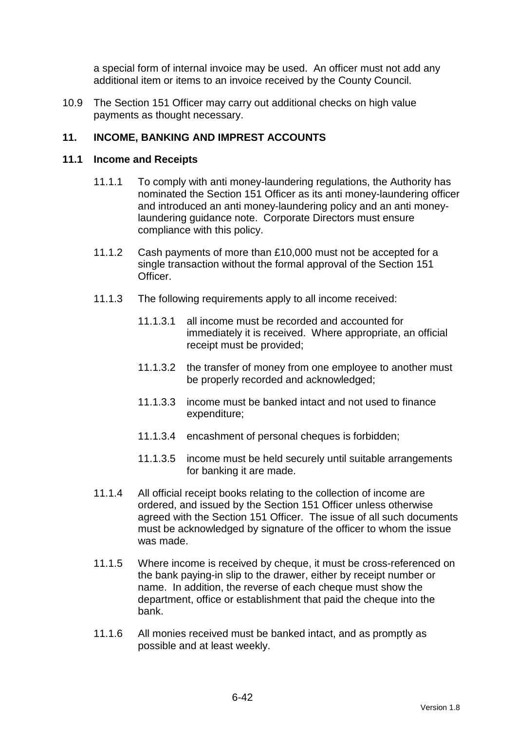a special form of internal invoice may be used. An officer must not add any additional item or items to an invoice received by the County Council.

10.9 The Section 151 Officer may carry out additional checks on high value payments as thought necessary.

## 11. INCOME, BANKING AND IMPREST ACCOUNTS

### 11.1 Income and Receipts

11.1.1 To comply with anti money-laundering regulations, the Authority has nominated the Section 151 Officer as its anti money-laundering officer and introduced an anti money-laundering policy and an anti money-laundering guidance note. Corporate Directors must ensure compliance with this policy.

11.1.2 Cash payments of more than £10,000 must not be accepted for a single transaction without the formal approval of the Section 151 Officer.

11.1.3 The following requirements apply to all income received:

11.1.3.1 all income must be recorded and accounted for immediately it is received. Where appropriate, an official receipt must be provided;

11.1.3.2 the transfer of money from one employee to another must be properly recorded and acknowledged;

11.1.3.3 income must be banked intact and not used to finance expenditure;

11.1.3.4 encashment of personal cheques is forbidden;

11.1.3.5 income must be held securely until suitable arrangements for banking it are made.

11.1.4 All official receipt books relating to the collection of income are ordered, and issued by the Section 151 Officer unless otherwise agreed with the Section 151 Officer. The issue of all such documents must be acknowledged by signature of the officer to whom the issue was made.

11.1.5 Where income is received by cheque, it must be cross-referenced on the bank paying-in slip to the drawer, either by receipt number or name. In addition, the reverse of each cheque must show the department, office or establishment that paid the cheque into the bank.

11.1.6 All monies received must be banked intact, and as promptly as possible and at least weekly.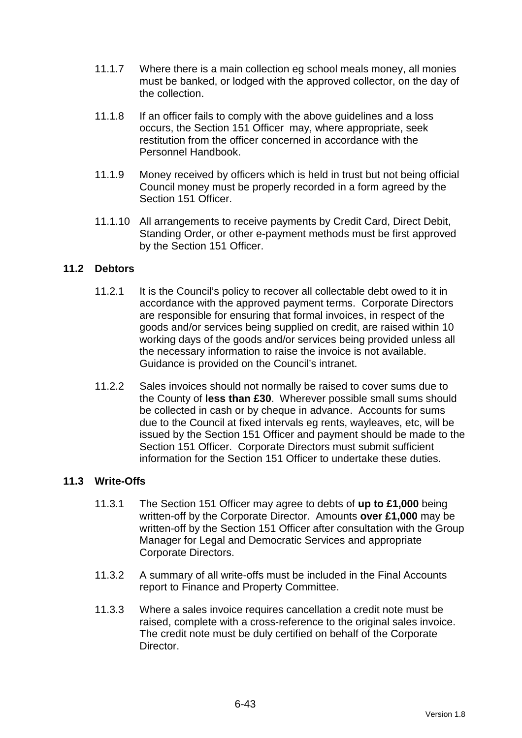11.1.7 Where there is a main collection eg school meals money, all monies must be banked, or lodged with the approved collector, on the day of the collection.

11.1.8 If an officer fails to comply with the above guidelines and a loss occurs, the Section 151 Officer may, where appropriate, seek restitution from the officer concerned in accordance with the Personnel Handbook.

11.1.9 Money received by officers which is held in trust but not being official Council money must be properly recorded in a form agreed by the Section 151 Officer.

11.1.10 All arrangements to receive payments by Credit Card, Direct Debit, Standing Order, or other e-payment methods must be first approved by the Section 151 Officer.

### 11.2 Debtors

11.2.1 It is the Council's policy to recover all collectable debt owed to it in accordance with the approved payment terms. Corporate Directors are responsible for ensuring that formal invoices, in respect of the goods and/or services being supplied on credit, are raised within 10 working days of the goods and/or services being provided unless all the necessary information to raise the invoice is not available. Guidance is provided on the Council's intranet.

11.2.2 Sales invoices should not normally be raised to cover sums due to the County of **less than £30**. Wherever possible small sums should be collected in cash or by cheque in advance. Accounts for sums due to the Council at fixed intervals eg rents, wayleaves, etc, will be issued by the Section 151 Officer and payment should be made to the Section 151 Officer. Corporate Directors must submit sufficient information for the Section 151 Officer to undertake these duties.

### 11.3 Write-Offs

11.3.1 The Section 151 Officer may agree to debts of **up to £1,000** being written-off by the Corporate Director. Amounts **over £1,000** may be written-off by the Section 151 Officer after consultation with the Group Manager for Legal and Democratic Services and appropriate Corporate Directors.

11.3.2 A summary of all write-offs must be included in the Final Accounts report to Finance and Property Committee.

11.3.3 Where a sales invoice requires cancellation a credit note must be raised, complete with a cross-reference to the original sales invoice. The credit note must be duly certified on behalf of the Corporate Director.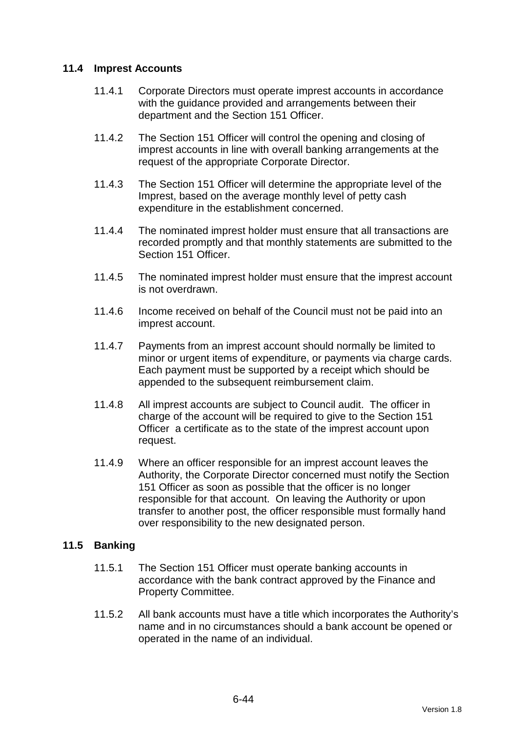### 11.4 Imprest Accounts

11.4.1 Corporate Directors must operate imprest accounts in accordance with the guidance provided and arrangements between their department and the Section 151 Officer.

11.4.2 The Section 151 Officer will control the opening and closing of imprest accounts in line with overall banking arrangements at the request of the appropriate Corporate Director.

11.4.3 The Section 151 Officer will determine the appropriate level of the Imprest, based on the average monthly level of petty cash expenditure in the establishment concerned.

11.4.4 The nominated imprest holder must ensure that all transactions are recorded promptly and that monthly statements are submitted to the Section 151 Officer.

11.4.5 The nominated imprest holder must ensure that the imprest account is not overdrawn.

11.4.6 Income received on behalf of the Council must not be paid into an imprest account.

11.4.7 Payments from an imprest account should normally be limited to minor or urgent items of expenditure, or payments via charge cards. Each payment must be supported by a receipt which should be appended to the subsequent reimbursement claim.

11.4.8 All imprest accounts are subject to Council audit. The officer in charge of the account will be required to give to the Section 151 Officer a certificate as to the state of the imprest account upon request.

11.4.9 Where an officer responsible for an imprest account leaves the Authority, the Corporate Director concerned must notify the Section 151 Officer as soon as possible that the officer is no longer responsible for that account. On leaving the Authority or upon transfer to another post, the officer responsible must formally hand over responsibility to the new designated person.

### 11.5 Banking

11.5.1 The Section 151 Officer must operate banking accounts in accordance with the bank contract approved by the Finance and Property Committee.

11.5.2 All bank accounts must have a title which incorporates the Authority's name and in no circumstances should a bank account be opened or operated in the name of an individual.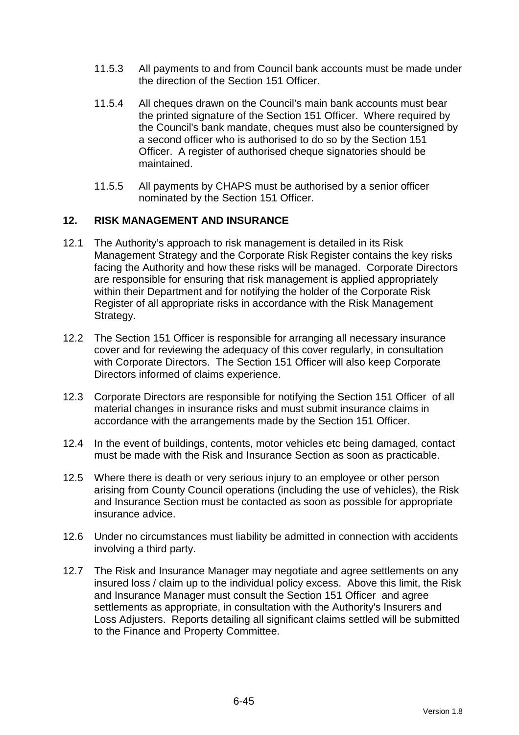11.5.3 All payments to and from Council bank accounts must be made under the direction of the Section 151 Officer.

11.5.4 All cheques drawn on the Council's main bank accounts must bear the printed signature of the Section 151 Officer. Where required by the Council's bank mandate, cheques must also be countersigned by a second officer who is authorised to do so by the Section 151 Officer. A register of authorised cheque signatories should be maintained.

11.5.5 All payments by CHAPS must be authorised by a senior officer nominated by the Section 151 Officer.

## 12. RISK MANAGEMENT AND INSURANCE

12.1 The Authority's approach to risk management is detailed in its Risk Management Strategy and the Corporate Risk Register contains the key risks facing the Authority and how these risks will be managed. Corporate Directors are responsible for ensuring that risk management is applied appropriately within their Department and for notifying the holder of the Corporate Risk Register of all appropriate risks in accordance with the Risk Management Strategy.

12.2 The Section 151 Officer is responsible for arranging all necessary insurance cover and for reviewing the adequacy of this cover regularly, in consultation with Corporate Directors. The Section 151 Officer will also keep Corporate Directors informed of claims experience.

12.3 Corporate Directors are responsible for notifying the Section 151 Officer of all material changes in insurance risks and must submit insurance claims in accordance with the arrangements made by the Section 151 Officer.

12.4 In the event of buildings, contents, motor vehicles etc being damaged, contact must be made with the Risk and Insurance Section as soon as practicable.

12.5 Where there is death or very serious injury to an employee or other person arising from County Council operations (including the use of vehicles), the Risk and Insurance Section must be contacted as soon as possible for appropriate insurance advice.

12.6 Under no circumstances must liability be admitted in connection with accidents involving a third party.

12.7 The Risk and Insurance Manager may negotiate and agree settlements on any insured loss / claim up to the individual policy excess. Above this limit, the Risk and Insurance Manager must consult the Section 151 Officer and agree settlements as appropriate, in consultation with the Authority's Insurers and Loss Adjusters. Reports detailing all significant claims settled will be submitted to the Finance and Property Committee.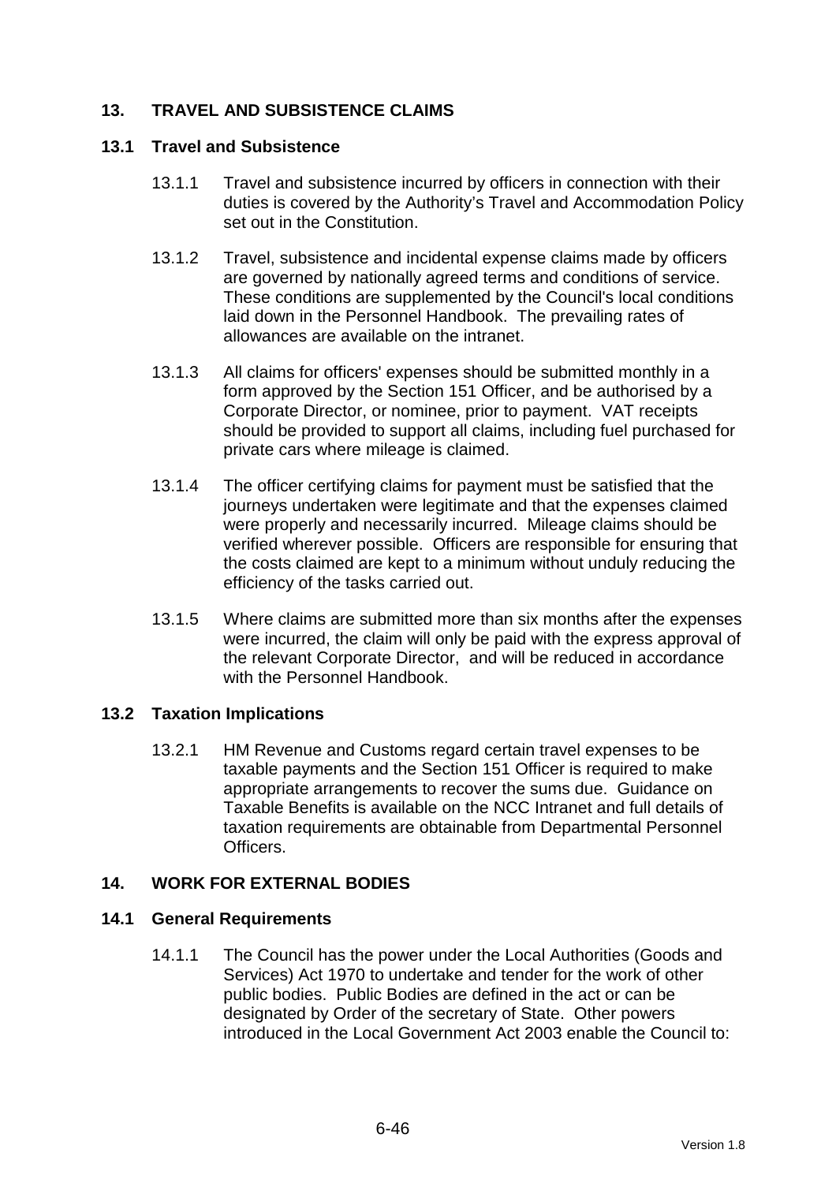## 13. TRAVEL AND SUBSISTENCE CLAIMS

### 13.1 Travel and Subsistence

13.1.1 Travel and subsistence incurred by officers in connection with their duties is covered by the Authority's Travel and Accommodation Policy set out in the Constitution.

13.1.2 Travel, subsistence and incidental expense claims made by officers are governed by nationally agreed terms and conditions of service. These conditions are supplemented by the Council's local conditions laid down in the Personnel Handbook. The prevailing rates of allowances are available on the intranet.

13.1.3 All claims for officers' expenses should be submitted monthly in a form approved by the Section 151 Officer, and be authorised by a Corporate Director, or nominee, prior to payment. VAT receipts should be provided to support all claims, including fuel purchased for private cars where mileage is claimed.

13.1.4 The officer certifying claims for payment must be satisfied that the journeys undertaken were legitimate and that the expenses claimed were properly and necessarily incurred. Mileage claims should be verified wherever possible. Officers are responsible for ensuring that the costs claimed are kept to a minimum without unduly reducing the efficiency of the tasks carried out.

13.1.5 Where claims are submitted more than six months after the expenses were incurred, the claim will only be paid with the express approval of the relevant Corporate Director, and will be reduced in accordance with the Personnel Handbook.

### 13.2 Taxation Implications

13.2.1 HM Revenue and Customs regard certain travel expenses to be taxable payments and the Section 151 Officer is required to make appropriate arrangements to recover the sums due. Guidance on Taxable Benefits is available on the NCC Intranet and full details of taxation requirements are obtainable from Departmental Personnel Officers.

## 14. WORK FOR EXTERNAL BODIES

### 14.1 General Requirements

14.1.1 The Council has the power under the Local Authorities (Goods and Services) Act 1970 to undertake and tender for the work of other public bodies. Public Bodies are defined in the act or can be designated by Order of the secretary of State. Other powers introduced in the Local Government Act 2003 enable the Council to: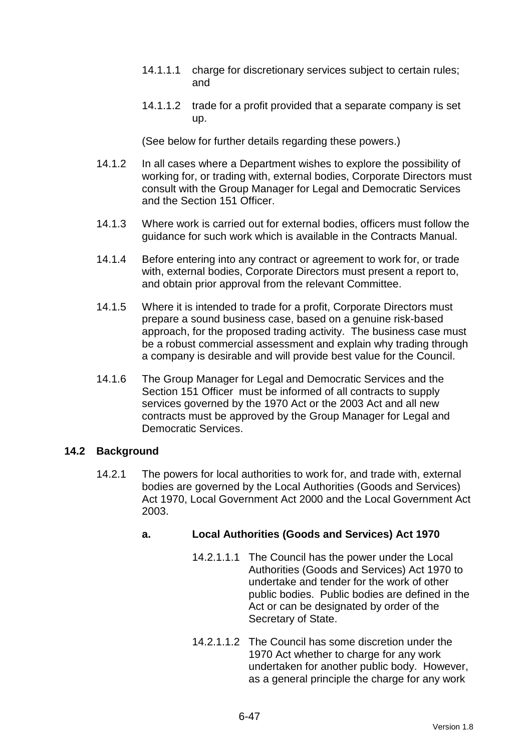14.1.1.1 charge for discretionary services subject to certain rules; and

14.1.1.2 trade for a profit provided that a separate company is set up.

(See below for further details regarding these powers.)

14.1.2 In all cases where a Department wishes to explore the possibility of working for, or trading with, external bodies, Corporate Directors must consult with the Group Manager for Legal and Democratic Services and the Section 151 Officer.

14.1.3 Where work is carried out for external bodies, officers must follow the guidance for such work which is available in the Contracts Manual.

14.1.4 Before entering into any contract or agreement to work for, or trade with, external bodies, Corporate Directors must present a report to, and obtain prior approval from the relevant Committee.

14.1.5 Where it is intended to trade for a profit, Corporate Directors must prepare a sound business case, based on a genuine risk-based approach, for the proposed trading activity. The business case must be a robust commercial assessment and explain why trading through a company is desirable and will provide best value for the Council.

14.1.6 The Group Manager for Legal and Democratic Services and the Section 151 Officer must be informed of all contracts to supply services governed by the 1970 Act or the 2003 Act and all new contracts must be approved by the Group Manager for Legal and Democratic Services.

### 14.2 Background

14.2.1 The powers for local authorities to work for, and trade with, external bodies are governed by the Local Authorities (Goods and Services) Act 1970, Local Government Act 2000 and the Local Government Act 2003.

**a. Local Authorities (Goods and Services) Act 1970**

14.2.1.1.1 The Council has the power under the Local Authorities (Goods and Services) Act 1970 to undertake and tender for the work of other public bodies. Public bodies are defined in the Act or can be designated by order of the Secretary of State.

14.2.1.1.2 The Council has some discretion under the 1970 Act whether to charge for any work undertaken for another public body. However, as a general principle the charge for any work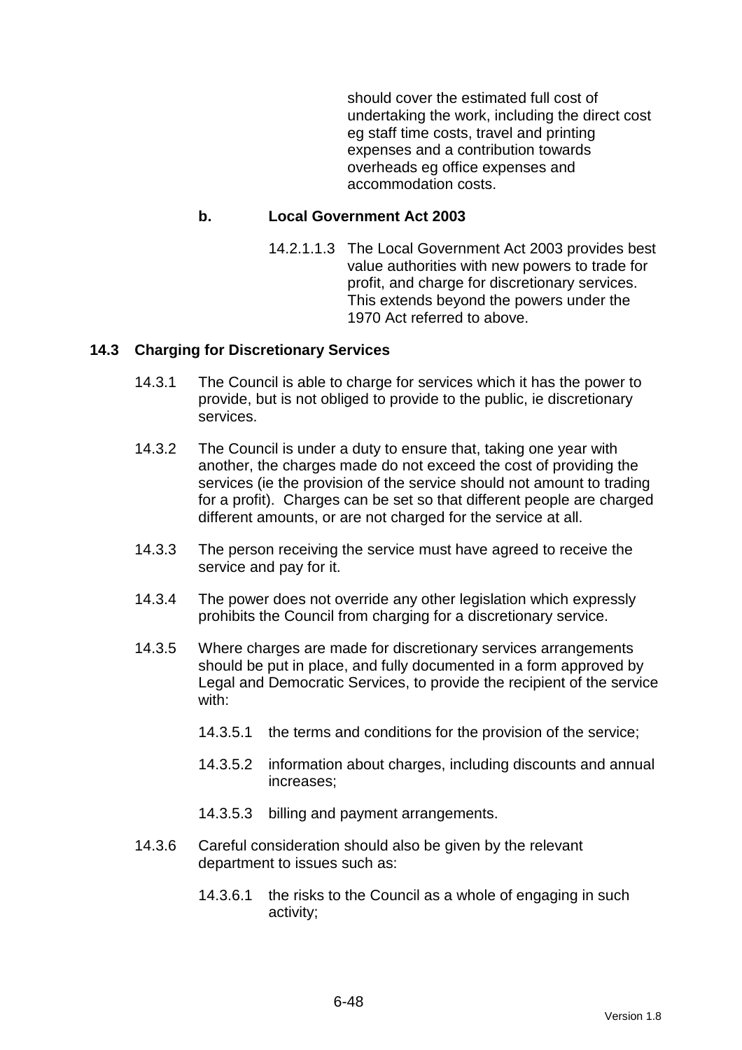should cover the estimated full cost of undertaking the work, including the direct cost eg staff time costs, travel and printing expenses and a contribution towards overheads eg office expenses and accommodation costs.

**b. Local Government Act 2003**

14.2.1.1.3 The Local Government Act 2003 provides best value authorities with new powers to trade for profit, and charge for discretionary services. This extends beyond the powers under the 1970 Act referred to above.

### 14.3 Charging for Discretionary Services

14.3.1 The Council is able to charge for services which it has the power to provide, but is not obliged to provide to the public, ie discretionary services.

14.3.2 The Council is under a duty to ensure that, taking one year with another, the charges made do not exceed the cost of providing the services (ie the provision of the service should not amount to trading for a profit). Charges can be set so that different people are charged different amounts, or are not charged for the service at all.

14.3.3 The person receiving the service must have agreed to receive the service and pay for it.

14.3.4 The power does not override any other legislation which expressly prohibits the Council from charging for a discretionary service.

14.3.5 Where charges are made for discretionary services arrangements should be put in place, and fully documented in a form approved by Legal and Democratic Services, to provide the recipient of the service with:

14.3.5.1 the terms and conditions for the provision of the service;

14.3.5.2 information about charges, including discounts and annual increases;

14.3.5.3 billing and payment arrangements.

14.3.6 Careful consideration should also be given by the relevant department to issues such as:

14.3.6.1 the risks to the Council as a whole of engaging in such activity;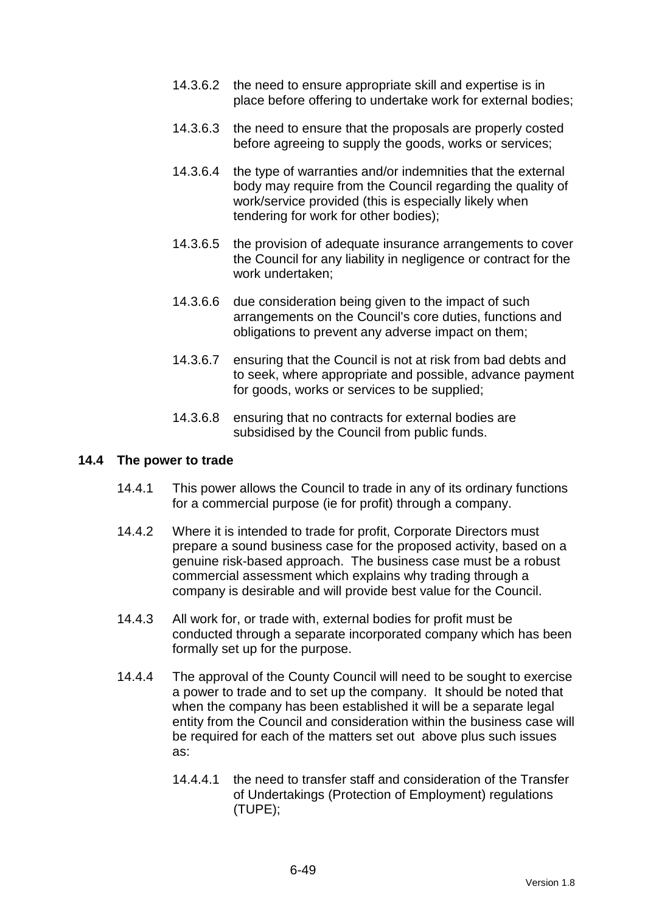14.3.6.2 the need to ensure appropriate skill and expertise is in place before offering to undertake work for external bodies;

14.3.6.3 the need to ensure that the proposals are properly costed before agreeing to supply the goods, works or services;

14.3.6.4 the type of warranties and/or indemnities that the external body may require from the Council regarding the quality of work/service provided (this is especially likely when tendering for work for other bodies);

14.3.6.5 the provision of adequate insurance arrangements to cover the Council for any liability in negligence or contract for the work undertaken;

14.3.6.6 due consideration being given to the impact of such arrangements on the Council's core duties, functions and obligations to prevent any adverse impact on them;

14.3.6.7 ensuring that the Council is not at risk from bad debts and to seek, where appropriate and possible, advance payment for goods, works or services to be supplied;

14.3.6.8 ensuring that no contracts for external bodies are subsidised by the Council from public funds.

## 14.4 The power to trade

14.4.1 This power allows the Council to trade in any of its ordinary functions for a commercial purpose (ie for profit) through a company.

14.4.2 Where it is intended to trade for profit, Corporate Directors must prepare a sound business case for the proposed activity, based on a genuine risk-based approach. The business case must be a robust commercial assessment which explains why trading through a company is desirable and will provide best value for the Council.

14.4.3 All work for, or trade with, external bodies for profit must be conducted through a separate incorporated company which has been formally set up for the purpose.

14.4.4 The approval of the County Council will need to be sought to exercise a power to trade and to set up the company. It should be noted that when the company has been established it will be a separate legal entity from the Council and consideration within the business case will be required for each of the matters set out above plus such issues as:

14.4.4.1 the need to transfer staff and consideration of the Transfer of Undertakings (Protection of Employment) regulations (TUPE);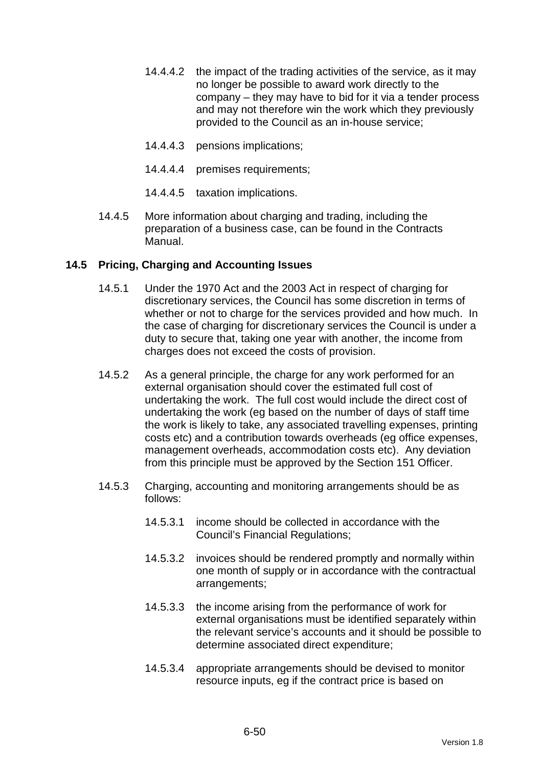14.4.4.2 the impact of the trading activities of the service, as it may no longer be possible to award work directly to the company – they may have to bid for it via a tender process and may not therefore win the work which they previously provided to the Council as an in-house service;

14.4.4.3 pensions implications;

14.4.4.4 premises requirements;

14.4.4.5 taxation implications.

14.4.5 More information about charging and trading, including the preparation of a business case, can be found in the Contracts Manual.

### 14.5 Pricing, Charging and Accounting Issues

14.5.1 Under the 1970 Act and the 2003 Act in respect of charging for discretionary services, the Council has some discretion in terms of whether or not to charge for the services provided and how much. In the case of charging for discretionary services the Council is under a duty to secure that, taking one year with another, the income from charges does not exceed the costs of provision.

14.5.2 As a general principle, the charge for any work performed for an external organisation should cover the estimated full cost of undertaking the work. The full cost would include the direct cost of undertaking the work (eg based on the number of days of staff time the work is likely to take, any associated travelling expenses, printing costs etc) and a contribution towards overheads (eg office expenses, management overheads, accommodation costs etc). Any deviation from this principle must be approved by the Section 151 Officer.

14.5.3 Charging, accounting and monitoring arrangements should be as follows:

14.5.3.1 income should be collected in accordance with the Council's Financial Regulations;

14.5.3.2 invoices should be rendered promptly and normally within one month of supply or in accordance with the contractual arrangements;

14.5.3.3 the income arising from the performance of work for external organisations must be identified separately within the relevant service's accounts and it should be possible to determine associated direct expenditure;

14.5.3.4 appropriate arrangements should be devised to monitor resource inputs, eg if the contract price is based on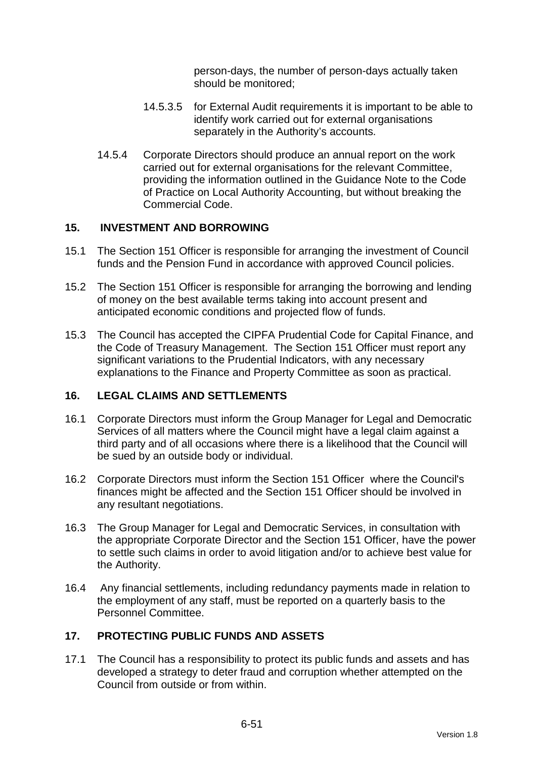person-days, the number of person-days actually taken should be monitored;

14.5.3.5 for External Audit requirements it is important to be able to identify work carried out for external organisations separately in the Authority's accounts.

14.5.4 Corporate Directors should produce an annual report on the work carried out for external organisations for the relevant Committee, providing the information outlined in the Guidance Note to the Code of Practice on Local Authority Accounting, but without breaking the Commercial Code.

## 15. INVESTMENT AND BORROWING

15.1 The Section 151 Officer is responsible for arranging the investment of Council funds and the Pension Fund in accordance with approved Council policies.

15.2 The Section 151 Officer is responsible for arranging the borrowing and lending of money on the best available terms taking into account present and anticipated economic conditions and projected flow of funds.

15.3 The Council has accepted the CIPFA Prudential Code for Capital Finance, and the Code of Treasury Management. The Section 151 Officer must report any significant variations to the Prudential Indicators, with any necessary explanations to the Finance and Property Committee as soon as practical.

## 16. LEGAL CLAIMS AND SETTLEMENTS

16.1 Corporate Directors must inform the Group Manager for Legal and Democratic Services of all matters where the Council might have a legal claim against a third party and of all occasions where there is a likelihood that the Council will be sued by an outside body or individual.

16.2 Corporate Directors must inform the Section 151 Officer where the Council's finances might be affected and the Section 151 Officer should be involved in any resultant negotiations.

16.3 The Group Manager for Legal and Democratic Services, in consultation with the appropriate Corporate Director and the Section 151 Officer, have the power to settle such claims in order to avoid litigation and/or to achieve best value for the Authority.

16.4 Any financial settlements, including redundancy payments made in relation to the employment of any staff, must be reported on a quarterly basis to the Personnel Committee.

## 17. PROTECTING PUBLIC FUNDS AND ASSETS

17.1 The Council has a responsibility to protect its public funds and assets and has developed a strategy to deter fraud and corruption whether attempted on the Council from outside or from within.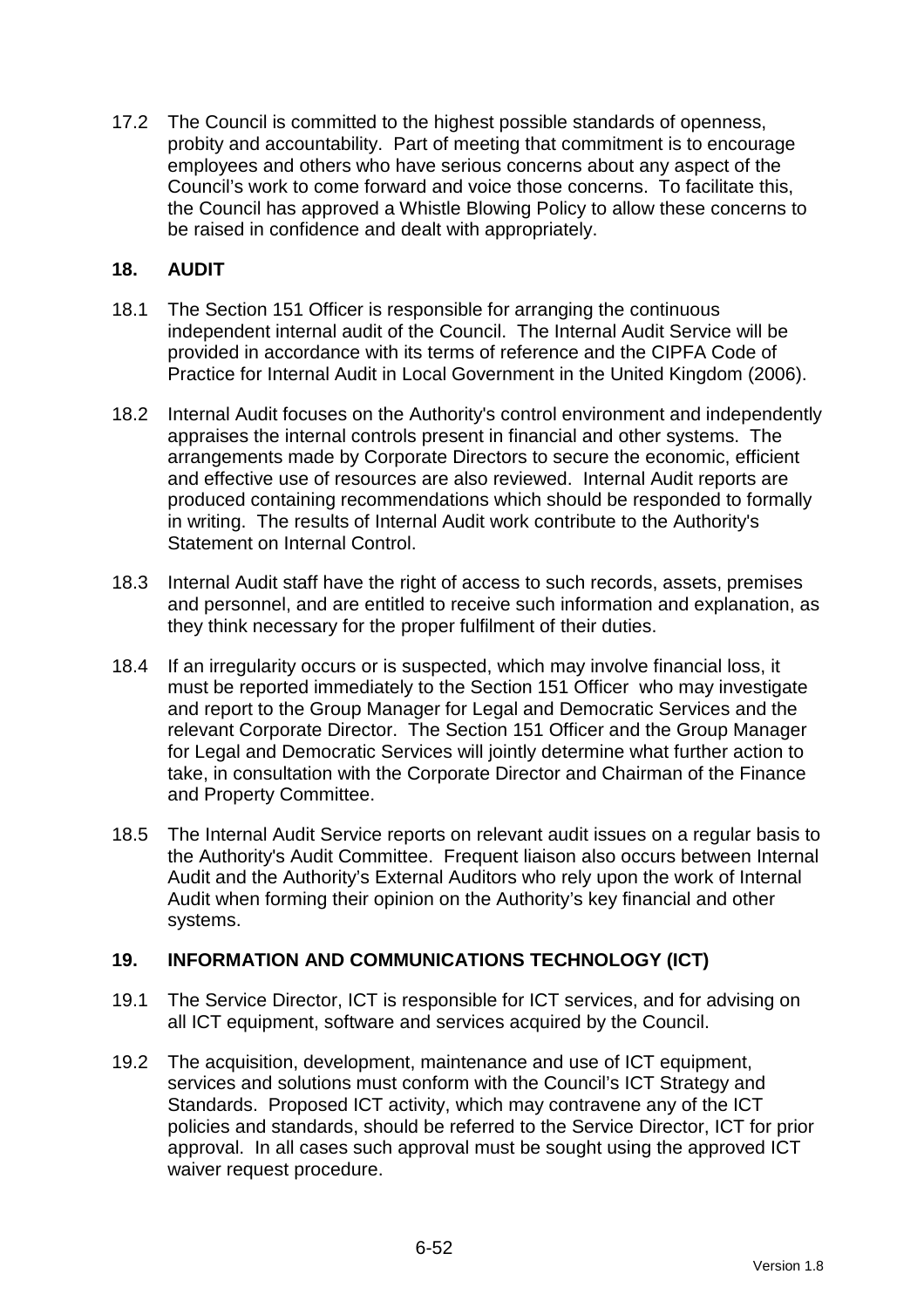17.2 The Council is committed to the highest possible standards of openness, probity and accountability. Part of meeting that commitment is to encourage employees and others who have serious concerns about any aspect of the Council's work to come forward and voice those concerns. To facilitate this, the Council has approved a Whistle Blowing Policy to allow these concerns to be raised in confidence and dealt with appropriately.

## 18. AUDIT

18.1 The Section 151 Officer is responsible for arranging the continuous independent internal audit of the Council. The Internal Audit Service will be provided in accordance with its terms of reference and the CIPFA Code of Practice for Internal Audit in Local Government in the United Kingdom (2006).

18.2 Internal Audit focuses on the Authority's control environment and independently appraises the internal controls present in financial and other systems. The arrangements made by Corporate Directors to secure the economic, efficient and effective use of resources are also reviewed. Internal Audit reports are produced containing recommendations which should be responded to formally in writing. The results of Internal Audit work contribute to the Authority's Statement on Internal Control.

18.3 Internal Audit staff have the right of access to such records, assets, premises and personnel, and are entitled to receive such information and explanation, as they think necessary for the proper fulfilment of their duties.

18.4 If an irregularity occurs or is suspected, which may involve financial loss, it must be reported immediately to the Section 151 Officer who may investigate and report to the Group Manager for Legal and Democratic Services and the relevant Corporate Director. The Section 151 Officer and the Group Manager for Legal and Democratic Services will jointly determine what further action to take, in consultation with the Corporate Director and Chairman of the Finance and Property Committee.

18.5 The Internal Audit Service reports on relevant audit issues on a regular basis to the Authority's Audit Committee. Frequent liaison also occurs between Internal Audit and the Authority's External Auditors who rely upon the work of Internal Audit when forming their opinion on the Authority's key financial and other systems.

## 19. INFORMATION AND COMMUNICATIONS TECHNOLOGY (ICT)

19.1 The Service Director, ICT is responsible for ICT services, and for advising on all ICT equipment, software and services acquired by the Council.

19.2 The acquisition, development, maintenance and use of ICT equipment, services and solutions must conform with the Council's ICT Strategy and Standards. Proposed ICT activity, which may contravene any of the ICT policies and standards, should be referred to the Service Director, ICT for prior approval. In all cases such approval must be sought using the approved ICT waiver request procedure.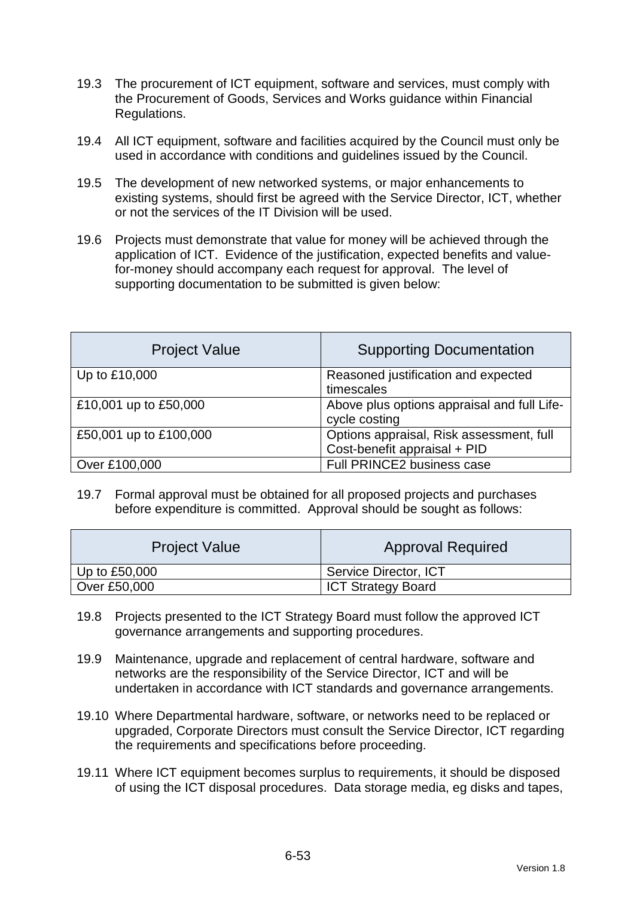19.3 The procurement of ICT equipment, software and services, must comply with the Procurement of Goods, Services and Works guidance within Financial Regulations.

19.4 All ICT equipment, software and facilities acquired by the Council must only be used in accordance with conditions and guidelines issued by the Council.

19.5 The development of new networked systems, or major enhancements to existing systems, should first be agreed with the Service Director, ICT, whether or not the services of the IT Division will be used.

19.6 Projects must demonstrate that value for money will be achieved through the application of ICT. Evidence of the justification, expected benefits and value-for-money should accompany each request for approval. The level of supporting documentation to be submitted is given below:

| Project Value | Supporting Documentation |
|---|---|
| Up to £10,000 | Reasoned justification and expected timescales |
| £10,001 up to £50,000 | Above plus options appraisal and full Life-cycle costing |
| £50,001 up to £100,000 | Options appraisal, Risk assessment, full Cost-benefit appraisal + PID |
| Over £100,000 | Full PRINCE2 business case |

19.7 Formal approval must be obtained for all proposed projects and purchases before expenditure is committed. Approval should be sought as follows:

| Project Value | Approval Required |
|---|---|
| Up to £50,000 | Service Director, ICT |
| Over £50,000 | ICT Strategy Board |

19.8 Projects presented to the ICT Strategy Board must follow the approved ICT governance arrangements and supporting procedures.

19.9 Maintenance, upgrade and replacement of central hardware, software and networks are the responsibility of the Service Director, ICT and will be undertaken in accordance with ICT standards and governance arrangements.

19.10 Where Departmental hardware, software, or networks need to be replaced or upgraded, Corporate Directors must consult the Service Director, ICT regarding the requirements and specifications before proceeding.

19.11 Where ICT equipment becomes surplus to requirements, it should be disposed of using the ICT disposal procedures. Data storage media, eg disks and tapes,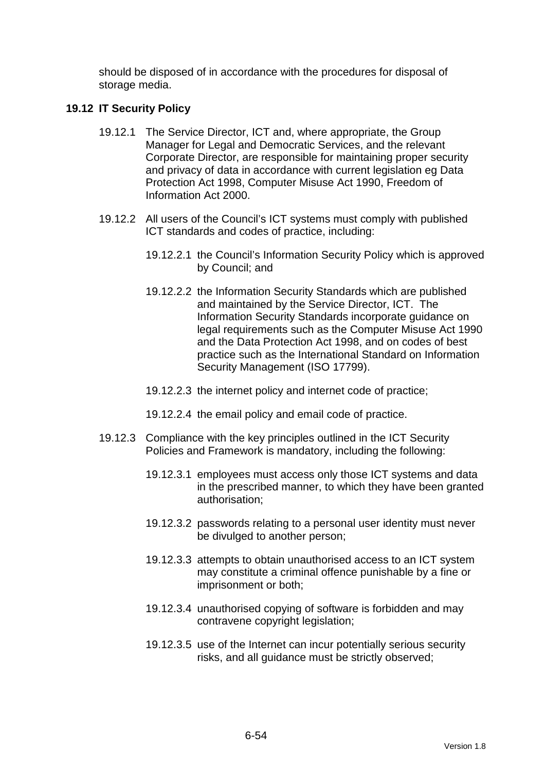should be disposed of in accordance with the procedures for disposal of storage media.

### 19.12 IT Security Policy

19.12.1 The Service Director, ICT and, where appropriate, the Group Manager for Legal and Democratic Services, and the relevant Corporate Director, are responsible for maintaining proper security and privacy of data in accordance with current legislation eg Data Protection Act 1998, Computer Misuse Act 1990, Freedom of Information Act 2000.

19.12.2 All users of the Council's ICT systems must comply with published ICT standards and codes of practice, including:

19.12.2.1 the Council's Information Security Policy which is approved by Council; and

19.12.2.2 the Information Security Standards which are published and maintained by the Service Director, ICT. The Information Security Standards incorporate guidance on legal requirements such as the Computer Misuse Act 1990 and the Data Protection Act 1998, and on codes of best practice such as the International Standard on Information Security Management (ISO 17799).

19.12.2.3 the internet policy and internet code of practice;

19.12.2.4 the email policy and email code of practice.

19.12.3 Compliance with the key principles outlined in the ICT Security Policies and Framework is mandatory, including the following:

19.12.3.1 employees must access only those ICT systems and data in the prescribed manner, to which they have been granted authorisation;

19.12.3.2 passwords relating to a personal user identity must never be divulged to another person;

19.12.3.3 attempts to obtain unauthorised access to an ICT system may constitute a criminal offence punishable by a fine or imprisonment or both;

19.12.3.4 unauthorised copying of software is forbidden and may contravene copyright legislation;

19.12.3.5 use of the Internet can incur potentially serious security risks, and all guidance must be strictly observed;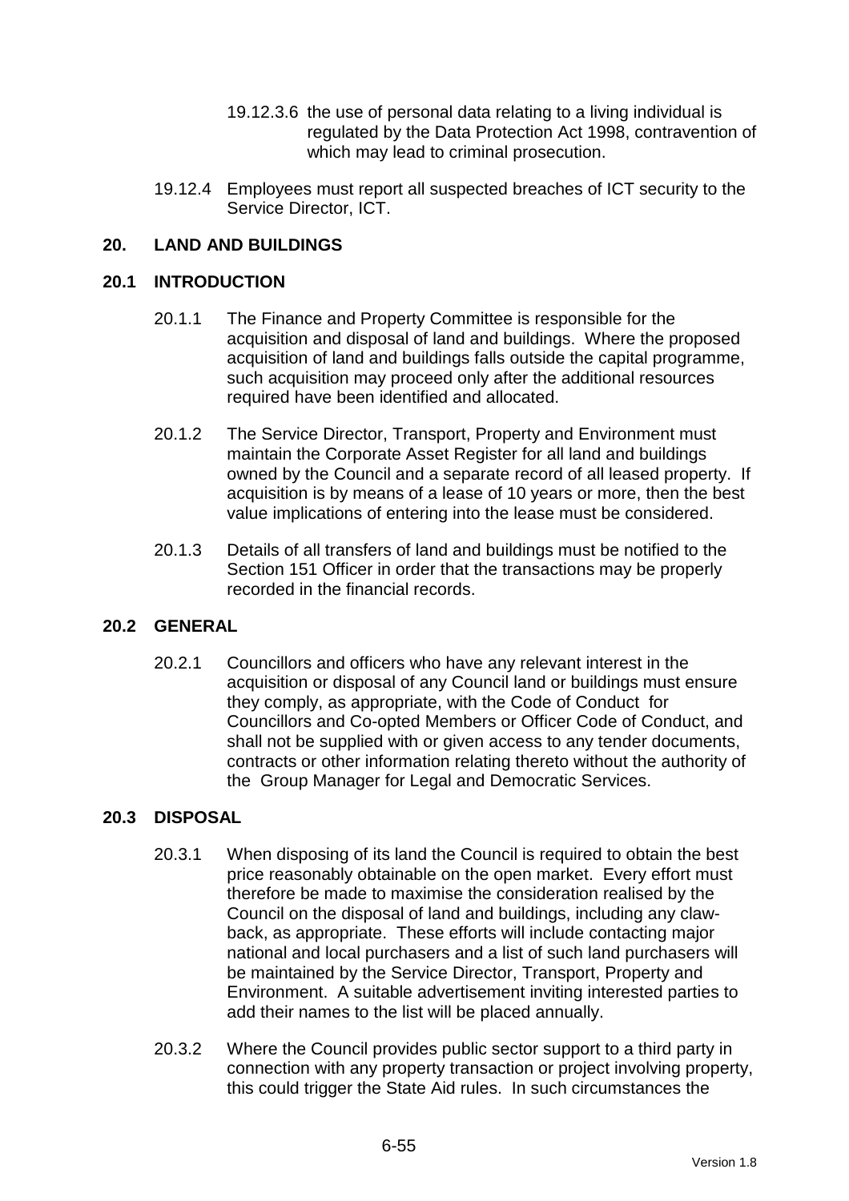19.12.3.6 the use of personal data relating to a living individual is regulated by the Data Protection Act 1998, contravention of which may lead to criminal prosecution.

19.12.4 Employees must report all suspected breaches of ICT security to the Service Director, ICT.

## 20. LAND AND BUILDINGS

### 20.1 INTRODUCTION

20.1.1 The Finance and Property Committee is responsible for the acquisition and disposal of land and buildings. Where the proposed acquisition of land and buildings falls outside the capital programme, such acquisition may proceed only after the additional resources required have been identified and allocated.

20.1.2 The Service Director, Transport, Property and Environment must maintain the Corporate Asset Register for all land and buildings owned by the Council and a separate record of all leased property. If acquisition is by means of a lease of 10 years or more, then the best value implications of entering into the lease must be considered.

20.1.3 Details of all transfers of land and buildings must be notified to the Section 151 Officer in order that the transactions may be properly recorded in the financial records.

### 20.2 GENERAL

20.2.1 Councillors and officers who have any relevant interest in the acquisition or disposal of any Council land or buildings must ensure they comply, as appropriate, with the Code of Conduct for Councillors and Co-opted Members or Officer Code of Conduct, and shall not be supplied with or given access to any tender documents, contracts or other information relating thereto without the authority of the Group Manager for Legal and Democratic Services.

### 20.3 DISPOSAL

20.3.1 When disposing of its land the Council is required to obtain the best price reasonably obtainable on the open market. Every effort must therefore be made to maximise the consideration realised by the Council on the disposal of land and buildings, including any claw-back, as appropriate. These efforts will include contacting major national and local purchasers and a list of such land purchasers will be maintained by the Service Director, Transport, Property and Environment. A suitable advertisement inviting interested parties to add their names to the list will be placed annually.

20.3.2 Where the Council provides public sector support to a third party in connection with any property transaction or project involving property, this could trigger the State Aid rules. In such circumstances the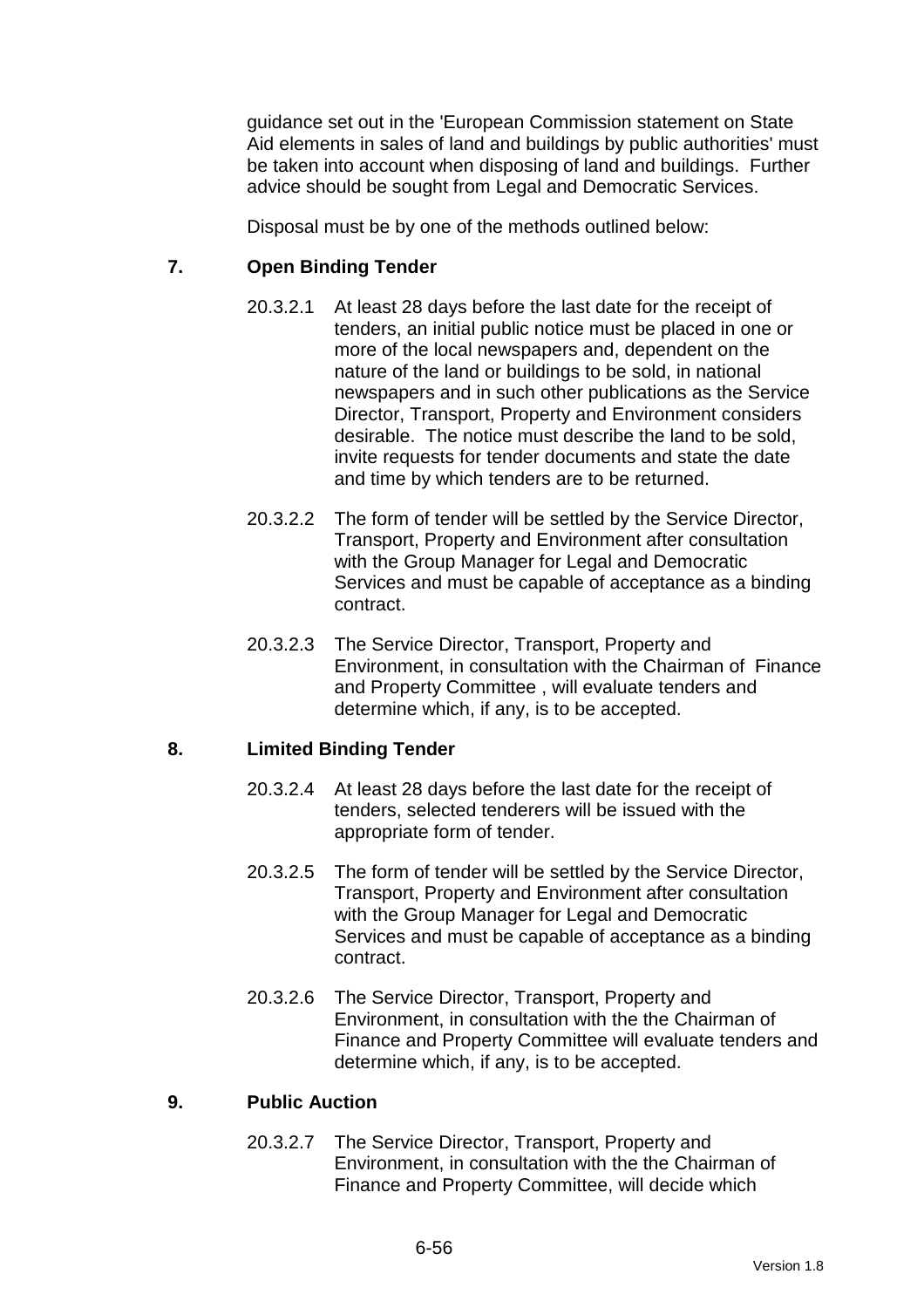guidance set out in the 'European Commission statement on State Aid elements in sales of land and buildings by public authorities' must be taken into account when disposing of land and buildings. Further advice should be sought from Legal and Democratic Services.

Disposal must be by one of the methods outlined below:

## 7. Open Binding Tender

20.3.2.1 At least 28 days before the last date for the receipt of tenders, an initial public notice must be placed in one or more of the local newspapers and, dependent on the nature of the land or buildings to be sold, in national newspapers and in such other publications as the Service Director, Transport, Property and Environment considers desirable. The notice must describe the land to be sold, invite requests for tender documents and state the date and time by which tenders are to be returned.

20.3.2.2 The form of tender will be settled by the Service Director, Transport, Property and Environment after consultation with the Group Manager for Legal and Democratic Services and must be capable of acceptance as a binding contract.

20.3.2.3 The Service Director, Transport, Property and Environment, in consultation with the Chairman of Finance and Property Committee , will evaluate tenders and determine which, if any, is to be accepted.

## 8. Limited Binding Tender

20.3.2.4 At least 28 days before the last date for the receipt of tenders, selected tenderers will be issued with the appropriate form of tender.

20.3.2.5 The form of tender will be settled by the Service Director, Transport, Property and Environment after consultation with the Group Manager for Legal and Democratic Services and must be capable of acceptance as a binding contract.

20.3.2.6 The Service Director, Transport, Property and Environment, in consultation with the the Chairman of Finance and Property Committee will evaluate tenders and determine which, if any, is to be accepted.

## 9. Public Auction

20.3.2.7 The Service Director, Transport, Property and Environment, in consultation with the the Chairman of Finance and Property Committee, will decide which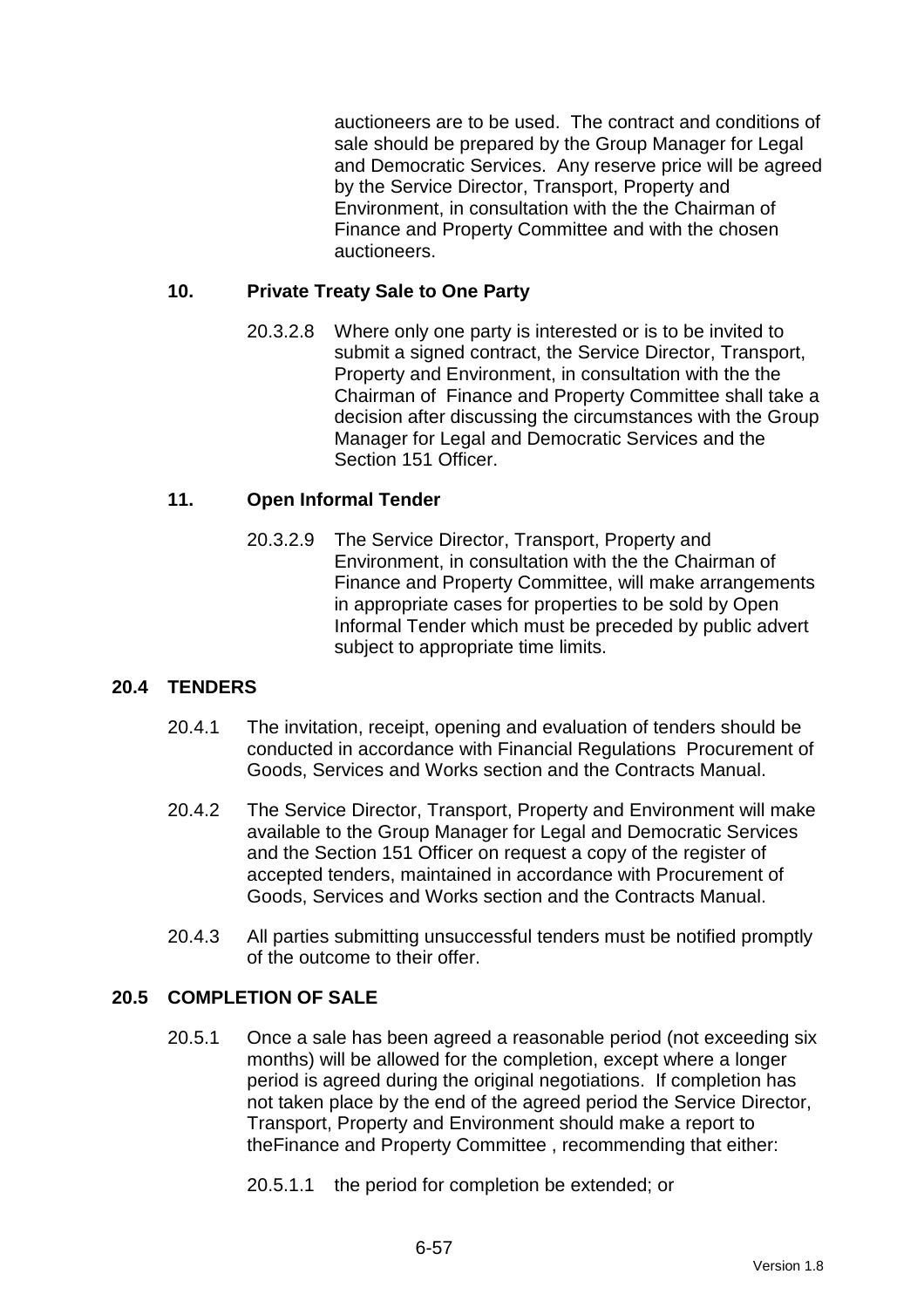auctioneers are to be used. The contract and conditions of sale should be prepared by the Group Manager for Legal and Democratic Services. Any reserve price will be agreed by the Service Director, Transport, Property and Environment, in consultation with the the Chairman of Finance and Property Committee and with the chosen auctioneers.

### 10. Private Treaty Sale to One Party

20.3.2.8 Where only one party is interested or is to be invited to submit a signed contract, the Service Director, Transport, Property and Environment, in consultation with the the Chairman of Finance and Property Committee shall take a decision after discussing the circumstances with the Group Manager for Legal and Democratic Services and the Section 151 Officer.

### 11. Open Informal Tender

20.3.2.9 The Service Director, Transport, Property and Environment, in consultation with the the Chairman of Finance and Property Committee, will make arrangements in appropriate cases for properties to be sold by Open Informal Tender which must be preceded by public advert subject to appropriate time limits.

## 20.4 TENDERS

20.4.1 The invitation, receipt, opening and evaluation of tenders should be conducted in accordance with Financial Regulations Procurement of Goods, Services and Works section and the Contracts Manual.

20.4.2 The Service Director, Transport, Property and Environment will make available to the Group Manager for Legal and Democratic Services and the Section 151 Officer on request a copy of the register of accepted tenders, maintained in accordance with Procurement of Goods, Services and Works section and the Contracts Manual.

20.4.3 All parties submitting unsuccessful tenders must be notified promptly of the outcome to their offer.

## 20.5 COMPLETION OF SALE

20.5.1 Once a sale has been agreed a reasonable period (not exceeding six months) will be allowed for the completion, except where a longer period is agreed during the original negotiations. If completion has not taken place by the end of the agreed period the Service Director, Transport, Property and Environment should make a report to theFinance and Property Committee , recommending that either:

20.5.1.1 the period for completion be extended; or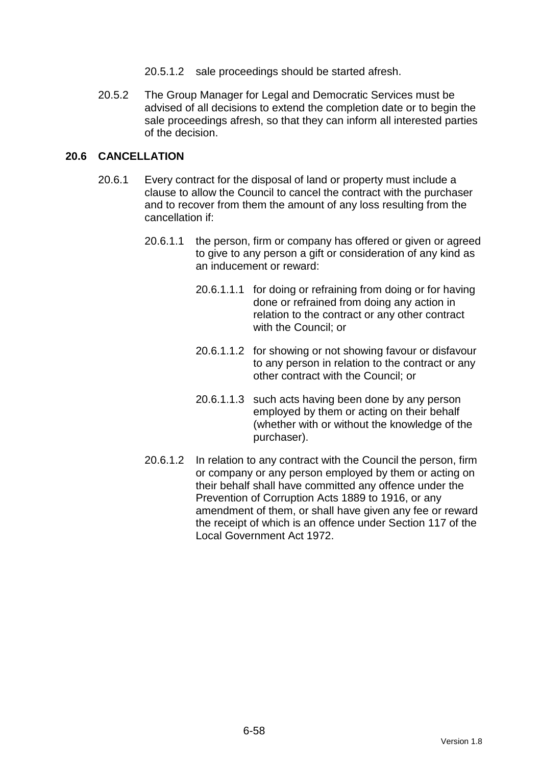20.5.1.2 sale proceedings should be started afresh.

20.5.2 The Group Manager for Legal and Democratic Services must be advised of all decisions to extend the completion date or to begin the sale proceedings afresh, so that they can inform all interested parties of the decision.

## 20.6 CANCELLATION

20.6.1 Every contract for the disposal of land or property must include a clause to allow the Council to cancel the contract with the purchaser and to recover from them the amount of any loss resulting from the cancellation if:

20.6.1.1 the person, firm or company has offered or given or agreed to give to any person a gift or consideration of any kind as an inducement or reward:

20.6.1.1.1 for doing or refraining from doing or for having done or refrained from doing any action in relation to the contract or any other contract with the Council; or

20.6.1.1.2 for showing or not showing favour or disfavour to any person in relation to the contract or any other contract with the Council; or

20.6.1.1.3 such acts having been done by any person employed by them or acting on their behalf (whether with or without the knowledge of the purchaser).

20.6.1.2 In relation to any contract with the Council the person, firm or company or any person employed by them or acting on their behalf shall have committed any offence under the Prevention of Corruption Acts 1889 to 1916, or any amendment of them, or shall have given any fee or reward the receipt of which is an offence under Section 117 of the Local Government Act 1972.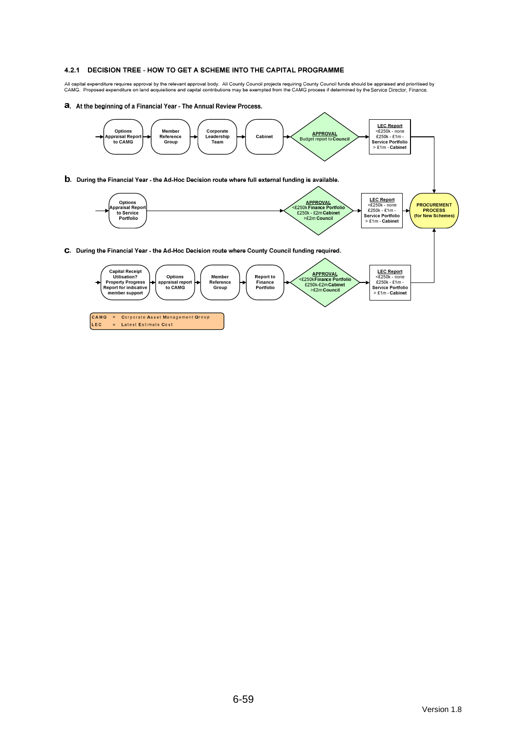### 4.2.1 DECISION TREE - HOW TO GET A SCHEME INTO THE CAPITAL PROGRAMME

All capital expenditure requires approval by the relevant approval body. All County Council projects requiring County Council funds should be appraised and prioritised by CAMG. Proposed expenditure on land acquisitions and capital contributions may be exempted from the CAMG process if determined by the Service Director, Finance.

**a. At the beginning of a Financial Year - The Annual Review Process.**

Options Appraisal Report to CAMG → Member Reference Group → Corporate Leadership Team → Cabinet → **APPROVAL** Budget report to **Council** → **LEC Report** <£250k - none; £250k - £1m - **Service Portfolio**; > £1m - **Cabinet** → **PROCUREMENT PROCESS (for New Schemes)**

**b. During the Financial Year - the Ad-Hoc Decision route where full external funding is available.**

Options Appraisal Report to Service Portfolio → **APPROVAL** <£250k **Finance Portfolio**; £250k - £2m **Cabinet**; >£2m **Council** → **LEC Report** <£250k - none; £250k - £1m - **Service Portfolio**; > £1m - **Cabinet** → **PROCUREMENT PROCESS (for New Schemes)**

**c. During the Financial Year - the Ad-Hoc Decision route where County Council funding required.**

Capital Receipt Utilisation? Property Progress Report for indicative member support → Options appraisal report to CAMG → Member Reference Group → Report to Finance Portfolio → **APPROVAL** <£250k **Finance Portfolio**; £250k-£2m **Cabinet**; >£2m **Council** → **LEC Report** <£250k - none; £250k - £1m - **Service Portfolio**; > £1m - **Cabinet** → **PROCUREMENT PROCESS (for New Schemes)**

CAMG = **C**orporate **A**sset **M**anagement **G**roup
LEC = **L**atest **E**stimate **C**ost

Version 1.8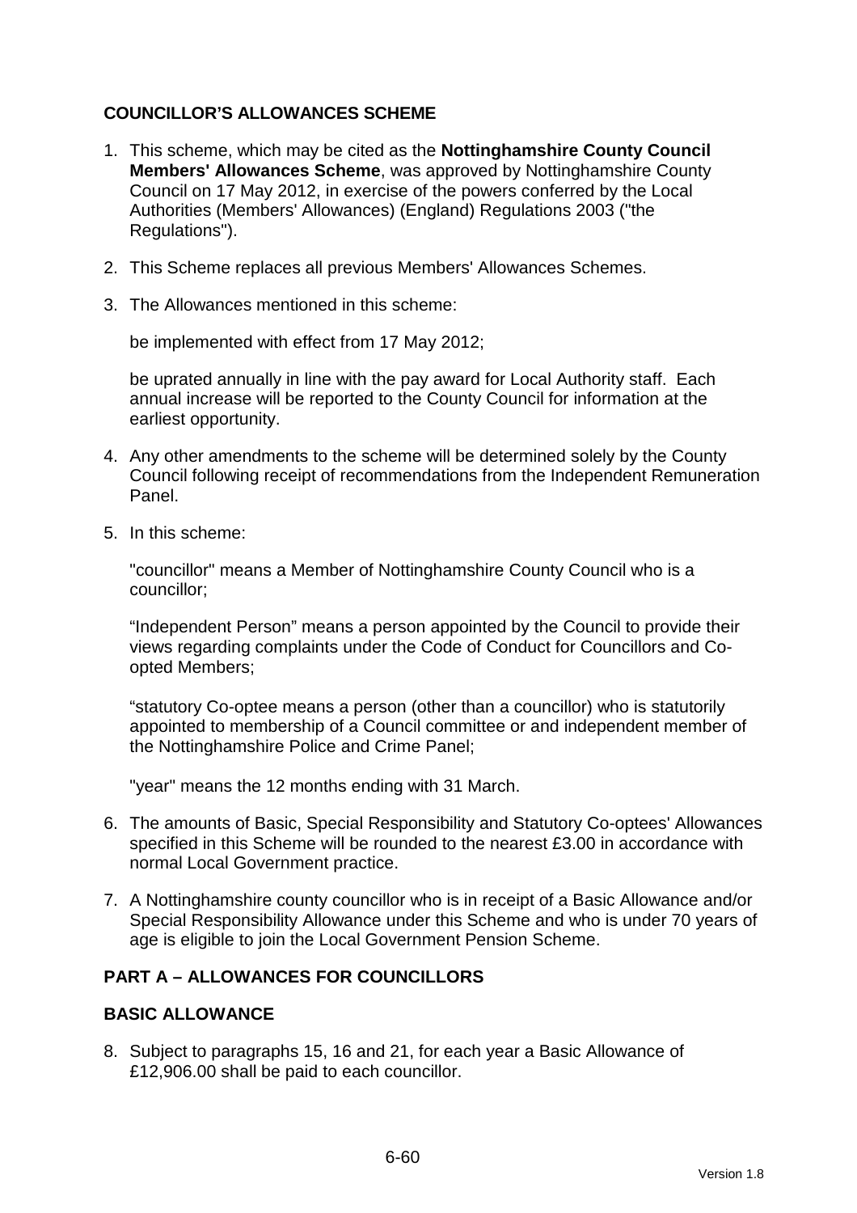## COUNCILLOR'S ALLOWANCES SCHEME

1. This scheme, which may be cited as the **Nottinghamshire County Council Members' Allowances Scheme**, was approved by Nottinghamshire County Council on 17 May 2012, in exercise of the powers conferred by the Local Authorities (Members' Allowances) (England) Regulations 2003 ("the Regulations").

2. This Scheme replaces all previous Members' Allowances Schemes.

3. The Allowances mentioned in this scheme:

   be implemented with effect from 17 May 2012;

   be uprated annually in line with the pay award for Local Authority staff. Each annual increase will be reported to the County Council for information at the earliest opportunity.

4. Any other amendments to the scheme will be determined solely by the County Council following receipt of recommendations from the Independent Remuneration Panel.

5. In this scheme:

   "councillor" means a Member of Nottinghamshire County Council who is a councillor;

   "Independent Person" means a person appointed by the Council to provide their views regarding complaints under the Code of Conduct for Councillors and Co-opted Members;

   "statutory Co-optee means a person (other than a councillor) who is statutorily appointed to membership of a Council committee or and independent member of the Nottinghamshire Police and Crime Panel;

   "year" means the 12 months ending with 31 March.

6. The amounts of Basic, Special Responsibility and Statutory Co-optees' Allowances specified in this Scheme will be rounded to the nearest £3.00 in accordance with normal Local Government practice.

7. A Nottinghamshire county councillor who is in receipt of a Basic Allowance and/or Special Responsibility Allowance under this Scheme and who is under 70 years of age is eligible to join the Local Government Pension Scheme.

## PART A – ALLOWANCES FOR COUNCILLORS

### BASIC ALLOWANCE

8. Subject to paragraphs 15, 16 and 21, for each year a Basic Allowance of £12,906.00 shall be paid to each councillor.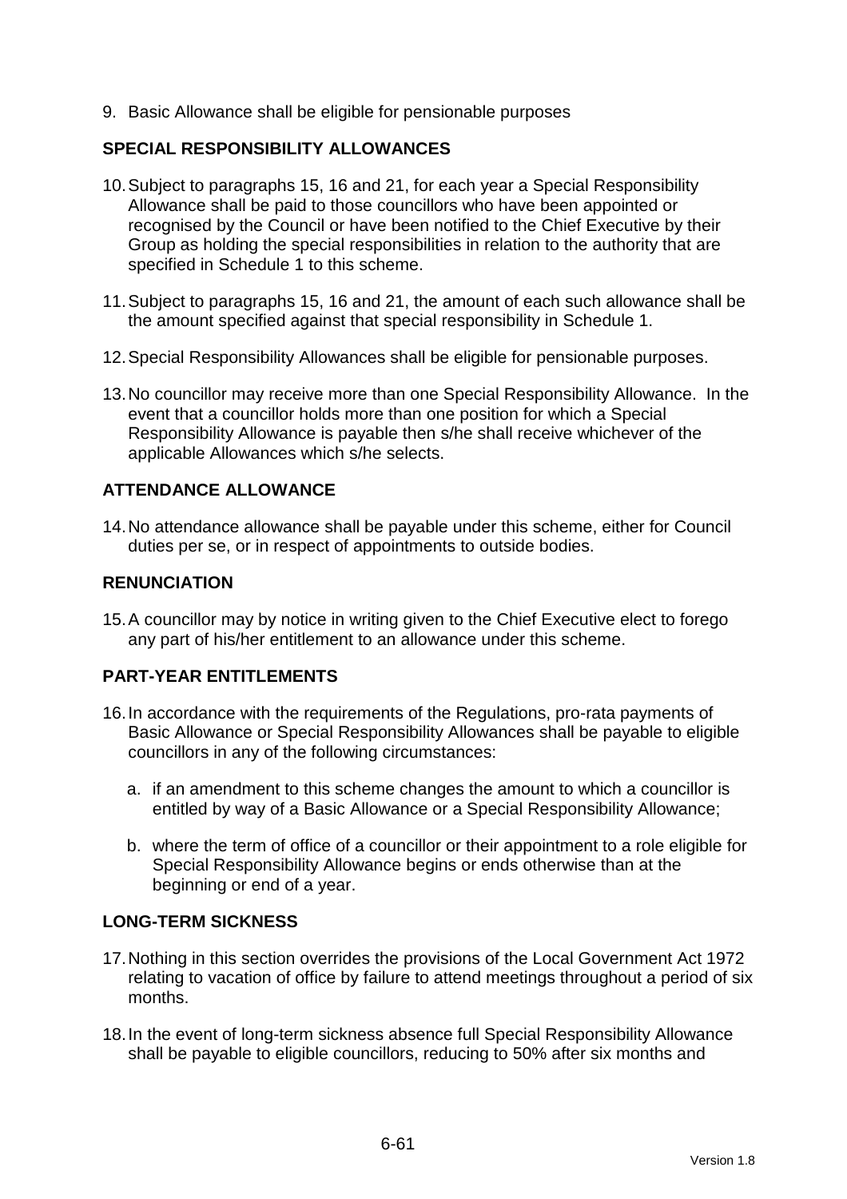9. Basic Allowance shall be eligible for pensionable purposes

## SPECIAL RESPONSIBILITY ALLOWANCES

10. Subject to paragraphs 15, 16 and 21, for each year a Special Responsibility Allowance shall be paid to those councillors who have been appointed or recognised by the Council or have been notified to the Chief Executive by their Group as holding the special responsibilities in relation to the authority that are specified in Schedule 1 to this scheme.

11. Subject to paragraphs 15, 16 and 21, the amount of each such allowance shall be the amount specified against that special responsibility in Schedule 1.

12. Special Responsibility Allowances shall be eligible for pensionable purposes.

13. No councillor may receive more than one Special Responsibility Allowance. In the event that a councillor holds more than one position for which a Special Responsibility Allowance is payable then s/he shall receive whichever of the applicable Allowances which s/he selects.

## ATTENDANCE ALLOWANCE

14. No attendance allowance shall be payable under this scheme, either for Council duties per se, or in respect of appointments to outside bodies.

## RENUNCIATION

15. A councillor may by notice in writing given to the Chief Executive elect to forego any part of his/her entitlement to an allowance under this scheme.

## PART-YEAR ENTITLEMENTS

16. In accordance with the requirements of the Regulations, pro-rata payments of Basic Allowance or Special Responsibility Allowances shall be payable to eligible councillors in any of the following circumstances:

    a. if an amendment to this scheme changes the amount to which a councillor is entitled by way of a Basic Allowance or a Special Responsibility Allowance;

    b. where the term of office of a councillor or their appointment to a role eligible for Special Responsibility Allowance begins or ends otherwise than at the beginning or end of a year.

## LONG-TERM SICKNESS

17. Nothing in this section overrides the provisions of the Local Government Act 1972 relating to vacation of office by failure to attend meetings throughout a period of six months.

18. In the event of long-term sickness absence full Special Responsibility Allowance shall be payable to eligible councillors, reducing to 50% after six months and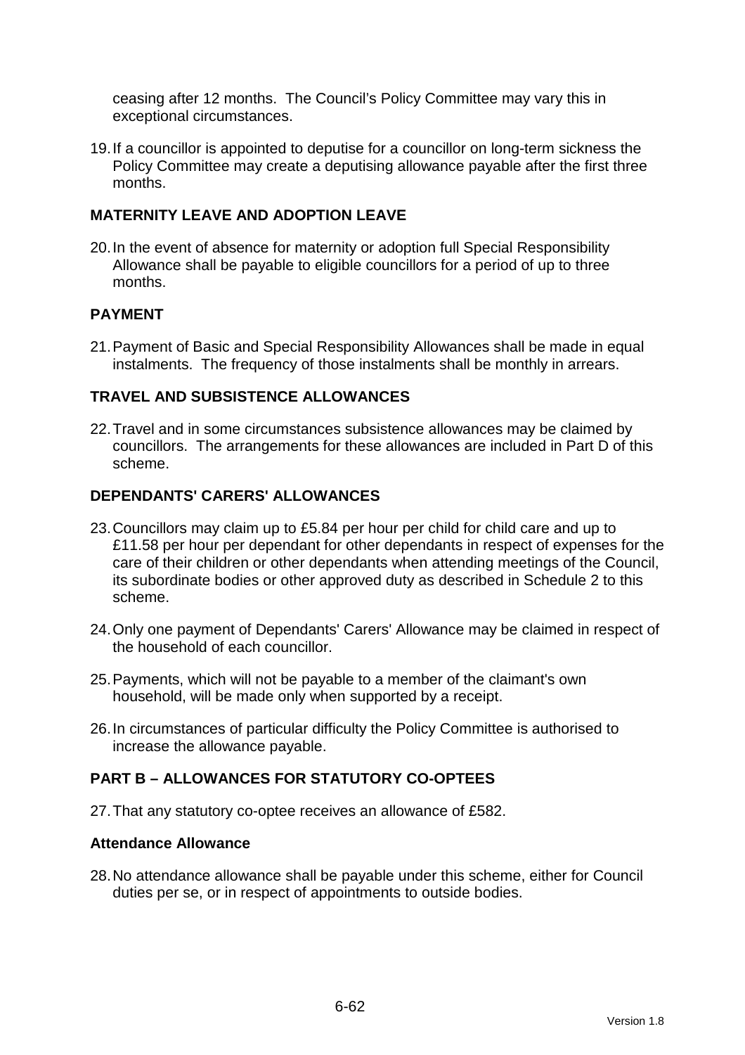ceasing after 12 months. The Council's Policy Committee may vary this in exceptional circumstances.

19. If a councillor is appointed to deputise for a councillor on long-term sickness the Policy Committee may create a deputising allowance payable after the first three months.

## MATERNITY LEAVE AND ADOPTION LEAVE

20. In the event of absence for maternity or adoption full Special Responsibility Allowance shall be payable to eligible councillors for a period of up to three months.

## PAYMENT

21. Payment of Basic and Special Responsibility Allowances shall be made in equal instalments. The frequency of those instalments shall be monthly in arrears.

## TRAVEL AND SUBSISTENCE ALLOWANCES

22. Travel and in some circumstances subsistence allowances may be claimed by councillors. The arrangements for these allowances are included in Part D of this scheme.

## DEPENDANTS' CARERS' ALLOWANCES

23. Councillors may claim up to £5.84 per hour per child for child care and up to £11.58 per hour per dependant for other dependants in respect of expenses for the care of their children or other dependants when attending meetings of the Council, its subordinate bodies or other approved duty as described in Schedule 2 to this scheme.

24. Only one payment of Dependants' Carers' Allowance may be claimed in respect of the household of each councillor.

25. Payments, which will not be payable to a member of the claimant's own household, will be made only when supported by a receipt.

26. In circumstances of particular difficulty the Policy Committee is authorised to increase the allowance payable.

## PART B – ALLOWANCES FOR STATUTORY CO-OPTEES

27. That any statutory co-optee receives an allowance of £582.

### Attendance Allowance

28. No attendance allowance shall be payable under this scheme, either for Council duties per se, or in respect of appointments to outside bodies.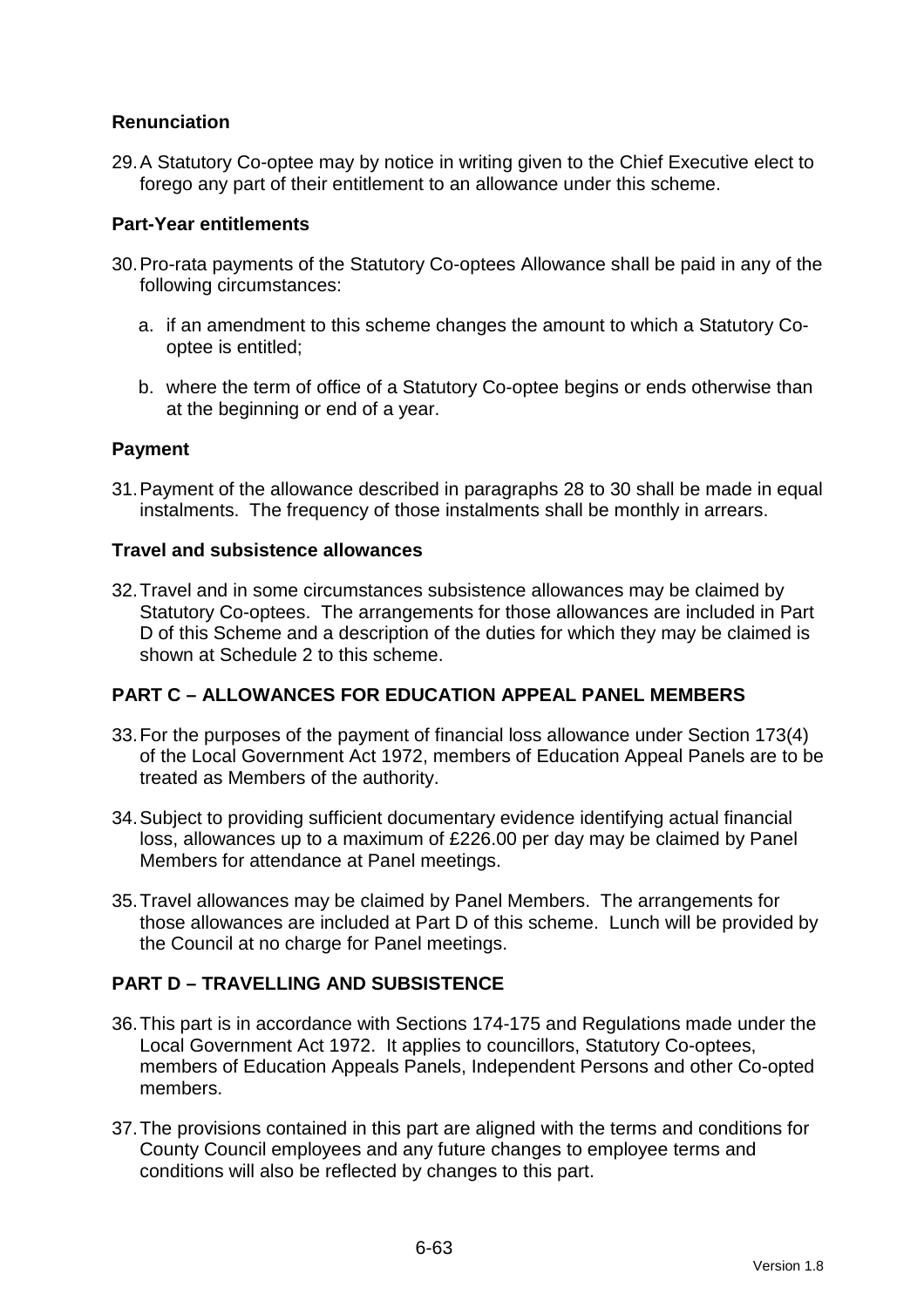### Renunciation

29. A Statutory Co-optee may by notice in writing given to the Chief Executive elect to forego any part of their entitlement to an allowance under this scheme.

### Part-Year entitlements

30. Pro-rata payments of the Statutory Co-optees Allowance shall be paid in any of the following circumstances:

    a. if an amendment to this scheme changes the amount to which a Statutory Co-optee is entitled;

    b. where the term of office of a Statutory Co-optee begins or ends otherwise than at the beginning or end of a year.

### Payment

31. Payment of the allowance described in paragraphs 28 to 30 shall be made in equal instalments. The frequency of those instalments shall be monthly in arrears.

### Travel and subsistence allowances

32. Travel and in some circumstances subsistence allowances may be claimed by Statutory Co-optees. The arrangements for those allowances are included in Part D of this Scheme and a description of the duties for which they may be claimed is shown at Schedule 2 to this scheme.

## PART C – ALLOWANCES FOR EDUCATION APPEAL PANEL MEMBERS

33. For the purposes of the payment of financial loss allowance under Section 173(4) of the Local Government Act 1972, members of Education Appeal Panels are to be treated as Members of the authority.

34. Subject to providing sufficient documentary evidence identifying actual financial loss, allowances up to a maximum of £226.00 per day may be claimed by Panel Members for attendance at Panel meetings.

35. Travel allowances may be claimed by Panel Members. The arrangements for those allowances are included at Part D of this scheme. Lunch will be provided by the Council at no charge for Panel meetings.

## PART D – TRAVELLING AND SUBSISTENCE

36. This part is in accordance with Sections 174-175 and Regulations made under the Local Government Act 1972. It applies to councillors, Statutory Co-optees, members of Education Appeals Panels, Independent Persons and other Co-opted members.

37. The provisions contained in this part are aligned with the terms and conditions for County Council employees and any future changes to employee terms and conditions will also be reflected by changes to this part.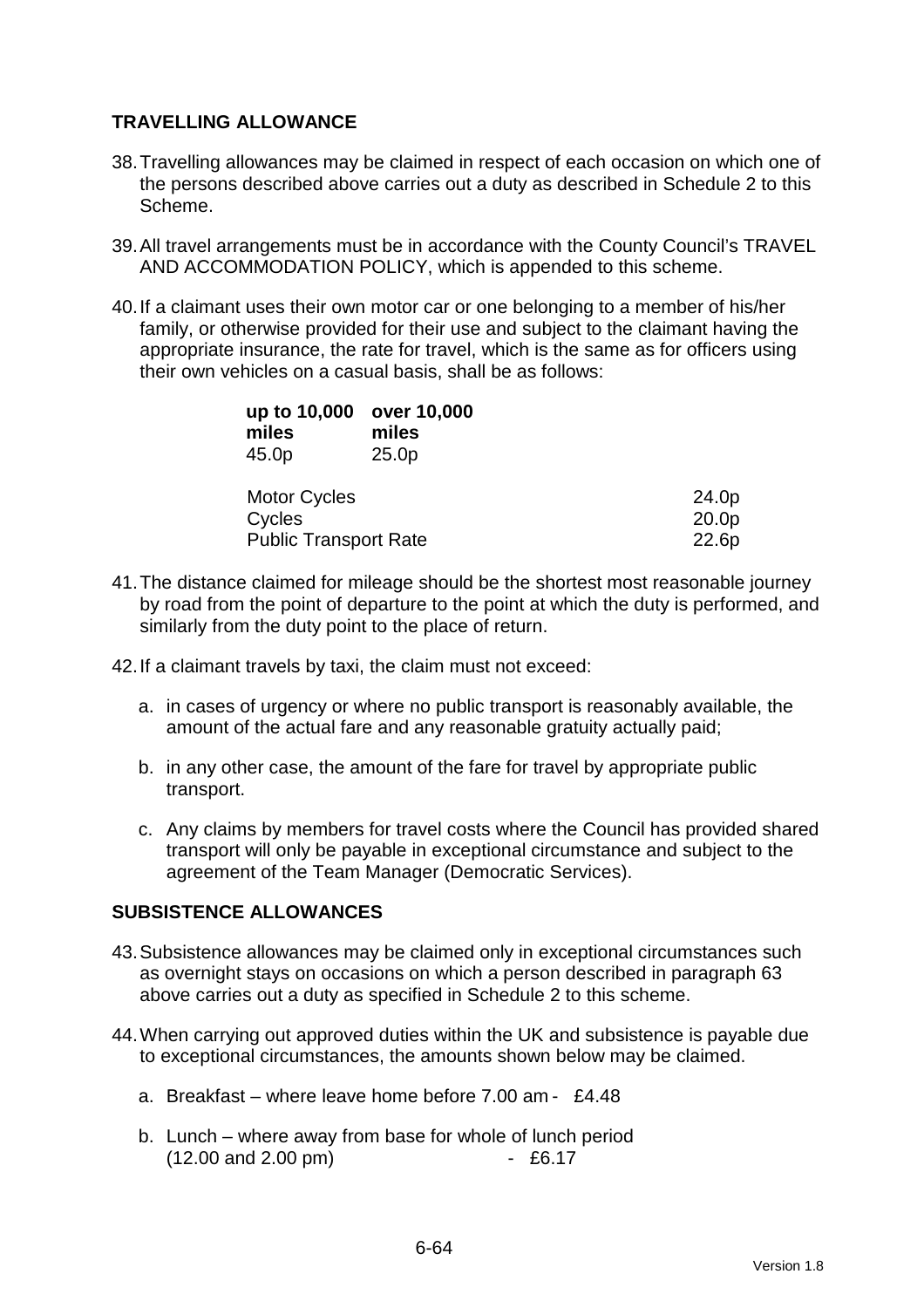## TRAVELLING ALLOWANCE

38. Travelling allowances may be claimed in respect of each occasion on which one of the persons described above carries out a duty as described in Schedule 2 to this Scheme.

39. All travel arrangements must be in accordance with the County Council's TRAVEL AND ACCOMMODATION POLICY, which is appended to this scheme.

40. If a claimant uses their own motor car or one belonging to a member of his/her family, or otherwise provided for their use and subject to the claimant having the appropriate insurance, the rate for travel, which is the same as for officers using their own vehicles on a casual basis, shall be as follows:

| **up to 10,000 miles** | **over 10,000 miles** |
|---|---|
| 45.0p | 25.0p |

| | |
|---|---|
| Motor Cycles | 24.0p |
| Cycles | 20.0p |
| Public Transport Rate | 22.6p |

41. The distance claimed for mileage should be the shortest most reasonable journey by road from the point of departure to the point at which the duty is performed, and similarly from the duty point to the place of return.

42. If a claimant travels by taxi, the claim must not exceed:

    a. in cases of urgency or where no public transport is reasonably available, the amount of the actual fare and any reasonable gratuity actually paid;

    b. in any other case, the amount of the fare for travel by appropriate public transport.

    c. Any claims by members for travel costs where the Council has provided shared transport will only be payable in exceptional circumstance and subject to the agreement of the Team Manager (Democratic Services).

## SUBSISTENCE ALLOWANCES

43. Subsistence allowances may be claimed only in exceptional circumstances such as overnight stays on occasions on which a person described in paragraph 63 above carries out a duty as specified in Schedule 2 to this scheme.

44. When carrying out approved duties within the UK and subsistence is payable due to exceptional circumstances, the amounts shown below may be claimed.

    a. Breakfast – where leave home before 7.00 am - £4.48

    b. Lunch – where away from base for whole of lunch period (12.00 and 2.00 pm) - £6.17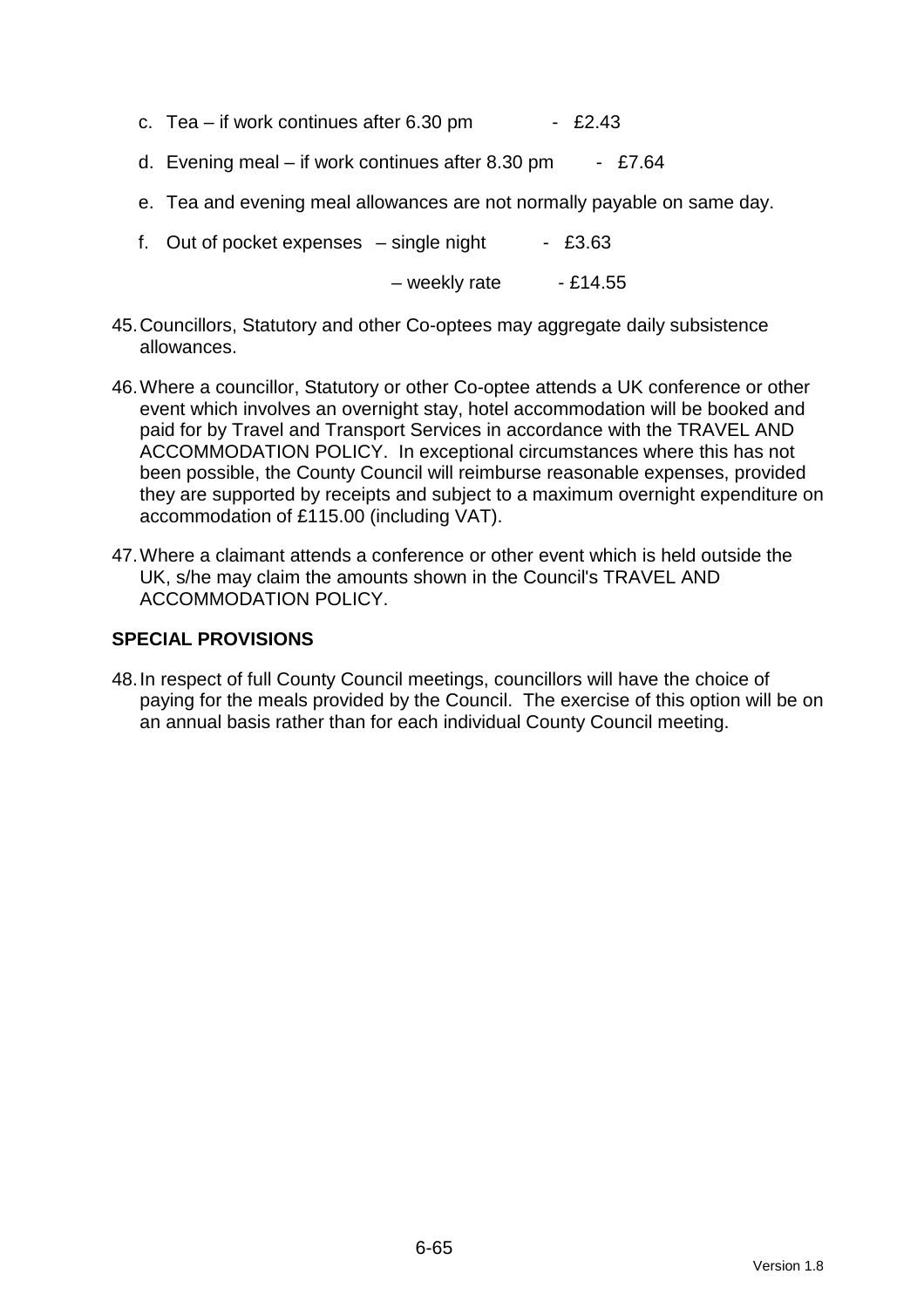c. Tea – if work continues after 6.30 pm - £2.43

d. Evening meal – if work continues after 8.30 pm - £7.64

e. Tea and evening meal allowances are not normally payable on same day.

f. Out of pocket expenses – single night - £3.63

– weekly rate - £14.55

45. Councillors, Statutory and other Co-optees may aggregate daily subsistence allowances.

46. Where a councillor, Statutory or other Co-optee attends a UK conference or other event which involves an overnight stay, hotel accommodation will be booked and paid for by Travel and Transport Services in accordance with the TRAVEL AND ACCOMMODATION POLICY. In exceptional circumstances where this has not been possible, the County Council will reimburse reasonable expenses, provided they are supported by receipts and subject to a maximum overnight expenditure on accommodation of £115.00 (including VAT).

47. Where a claimant attends a conference or other event which is held outside the UK, s/he may claim the amounts shown in the Council's TRAVEL AND ACCOMMODATION POLICY.

## SPECIAL PROVISIONS

48. In respect of full County Council meetings, councillors will have the choice of paying for the meals provided by the Council. The exercise of this option will be on an annual basis rather than for each individual County Council meeting.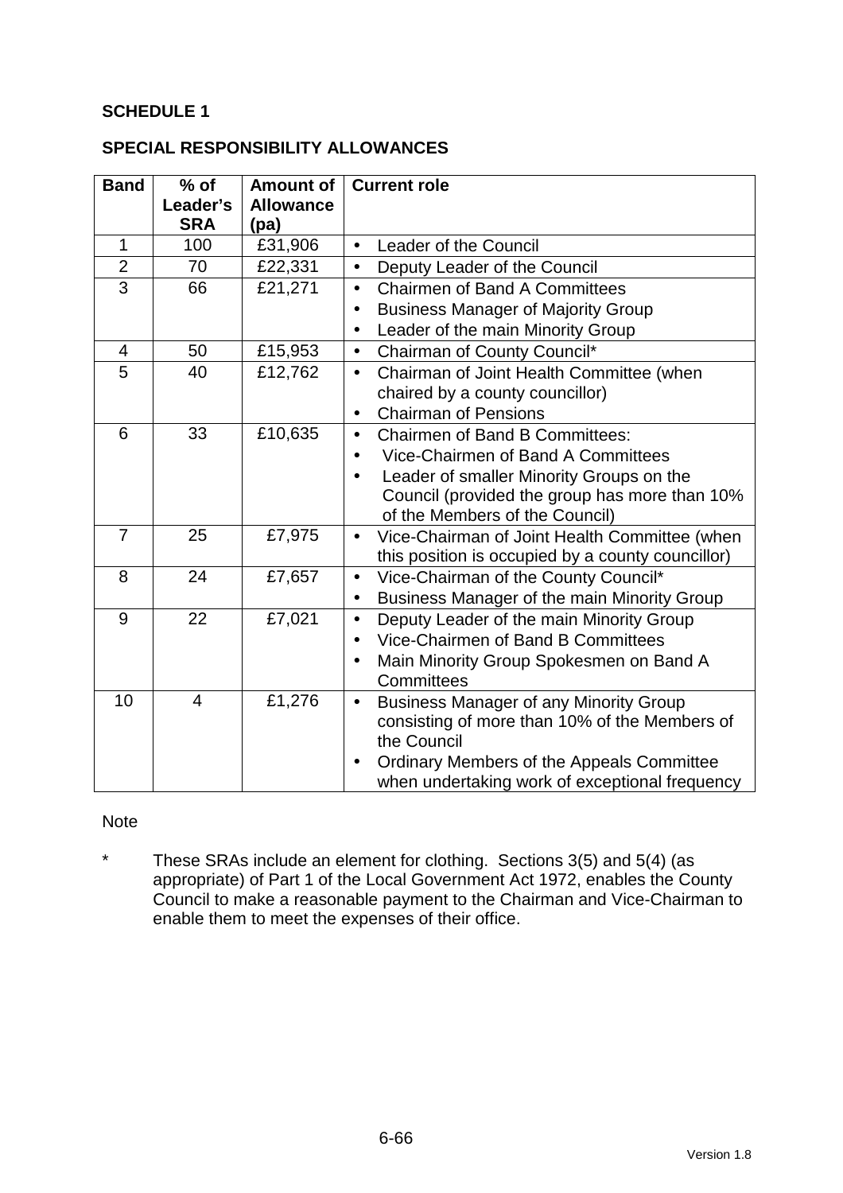**SCHEDULE 1**

**SPECIAL RESPONSIBILITY ALLOWANCES**

| Band | % of Leader's SRA | Amount of Allowance (pa) | Current role |
|---|---|---|---|
| 1 | 100 | £31,906 | • Leader of the Council |
| 2 | 70 | £22,331 | • Deputy Leader of the Council |
| 3 | 66 | £21,271 | • Chairmen of Band A Committees<br>• Business Manager of Majority Group<br>• Leader of the main Minority Group |
| 4 | 50 | £15,953 | • Chairman of County Council* |
| 5 | 40 | £12,762 | • Chairman of Joint Health Committee (when chaired by a county councillor)<br>• Chairman of Pensions |
| 6 | 33 | £10,635 | • Chairmen of Band B Committees:<br>• Vice-Chairmen of Band A Committees<br>• Leader of smaller Minority Groups on the Council (provided the group has more than 10% of the Members of the Council) |
| 7 | 25 | £7,975 | • Vice-Chairman of Joint Health Committee (when this position is occupied by a county councillor) |
| 8 | 24 | £7,657 | • Vice-Chairman of the County Council*<br>• Business Manager of the main Minority Group |
| 9 | 22 | £7,021 | • Deputy Leader of the main Minority Group<br>• Vice-Chairmen of Band B Committees<br>• Main Minority Group Spokesmen on Band A Committees |
| 10 | 4 | £1,276 | • Business Manager of any Minority Group consisting of more than 10% of the Members of the Council<br>• Ordinary Members of the Appeals Committee when undertaking work of exceptional frequency |

Note

\* These SRAs include an element for clothing. Sections 3(5) and 5(4) (as appropriate) of Part 1 of the Local Government Act 1972, enables the County Council to make a reasonable payment to the Chairman and Vice-Chairman to enable them to meet the expenses of their office.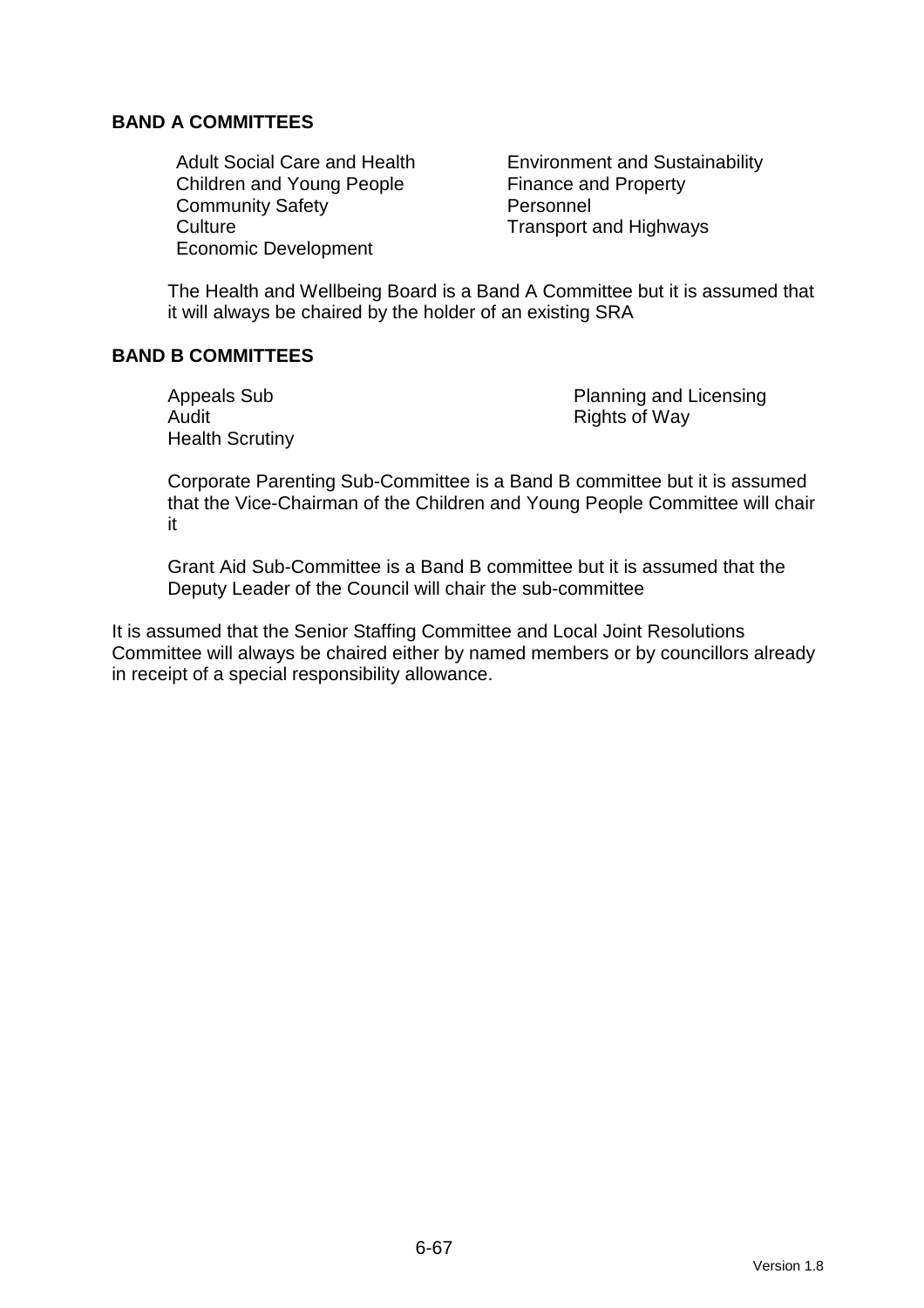**BAND A COMMITTEES**

- Adult Social Care and Health
- Children and Young People
- Community Safety
- Culture
- Economic Development
- Environment and Sustainability
- Finance and Property
- Personnel
- Transport and Highways

The Health and Wellbeing Board is a Band A Committee but it is assumed that it will always be chaired by the holder of an existing SRA

**BAND B COMMITTEES**

- Appeals Sub
- Audit
- Health Scrutiny
- Planning and Licensing
- Rights of Way

Corporate Parenting Sub-Committee is a Band B committee but it is assumed that the Vice-Chairman of the Children and Young People Committee will chair it

Grant Aid Sub-Committee is a Band B committee but it is assumed that the Deputy Leader of the Council will chair the sub-committee

It is assumed that the Senior Staffing Committee and Local Joint Resolutions Committee will always be chaired either by named members or by councillors already in receipt of a special responsibility allowance.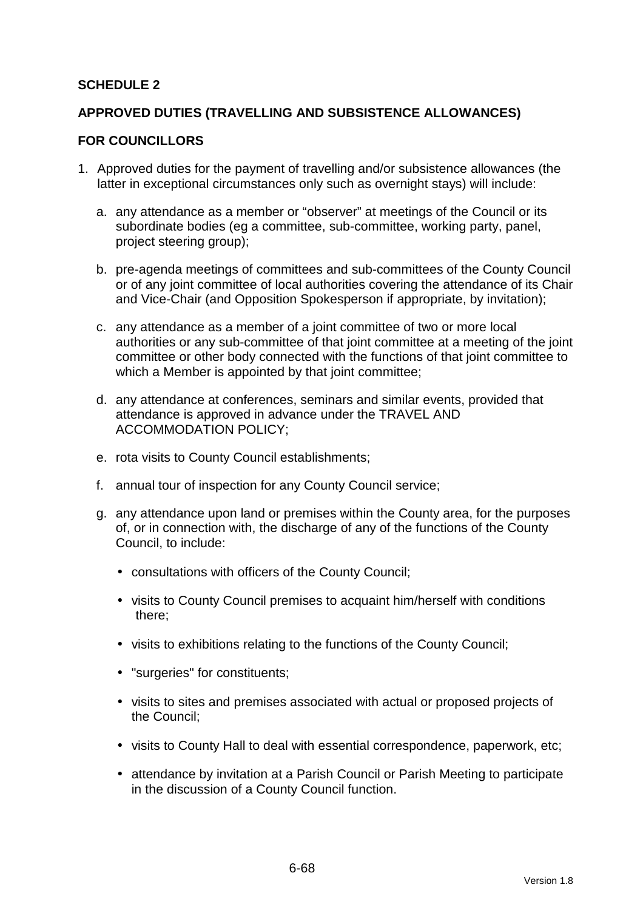**SCHEDULE 2**

**APPROVED DUTIES (TRAVELLING AND SUBSISTENCE ALLOWANCES)**

**FOR COUNCILLORS**

1. Approved duties for the payment of travelling and/or subsistence allowances (the latter in exceptional circumstances only such as overnight stays) will include:

   a. any attendance as a member or "observer" at meetings of the Council or its subordinate bodies (eg a committee, sub-committee, working party, panel, project steering group);

   b. pre-agenda meetings of committees and sub-committees of the County Council or of any joint committee of local authorities covering the attendance of its Chair and Vice-Chair (and Opposition Spokesperson if appropriate, by invitation);

   c. any attendance as a member of a joint committee of two or more local authorities or any sub-committee of that joint committee at a meeting of the joint committee or other body connected with the functions of that joint committee to which a Member is appointed by that joint committee;

   d. any attendance at conferences, seminars and similar events, provided that attendance is approved in advance under the TRAVEL AND ACCOMMODATION POLICY;

   e. rota visits to County Council establishments;

   f. annual tour of inspection for any County Council service;

   g. any attendance upon land or premises within the County area, for the purposes of, or in connection with, the discharge of any of the functions of the County Council, to include:

      - consultations with officers of the County Council;
      - visits to County Council premises to acquaint him/herself with conditions there;
      - visits to exhibitions relating to the functions of the County Council;
      - "surgeries" for constituents;
      - visits to sites and premises associated with actual or proposed projects of the Council;
      - visits to County Hall to deal with essential correspondence, paperwork, etc;
      - attendance by invitation at a Parish Council or Parish Meeting to participate in the discussion of a County Council function.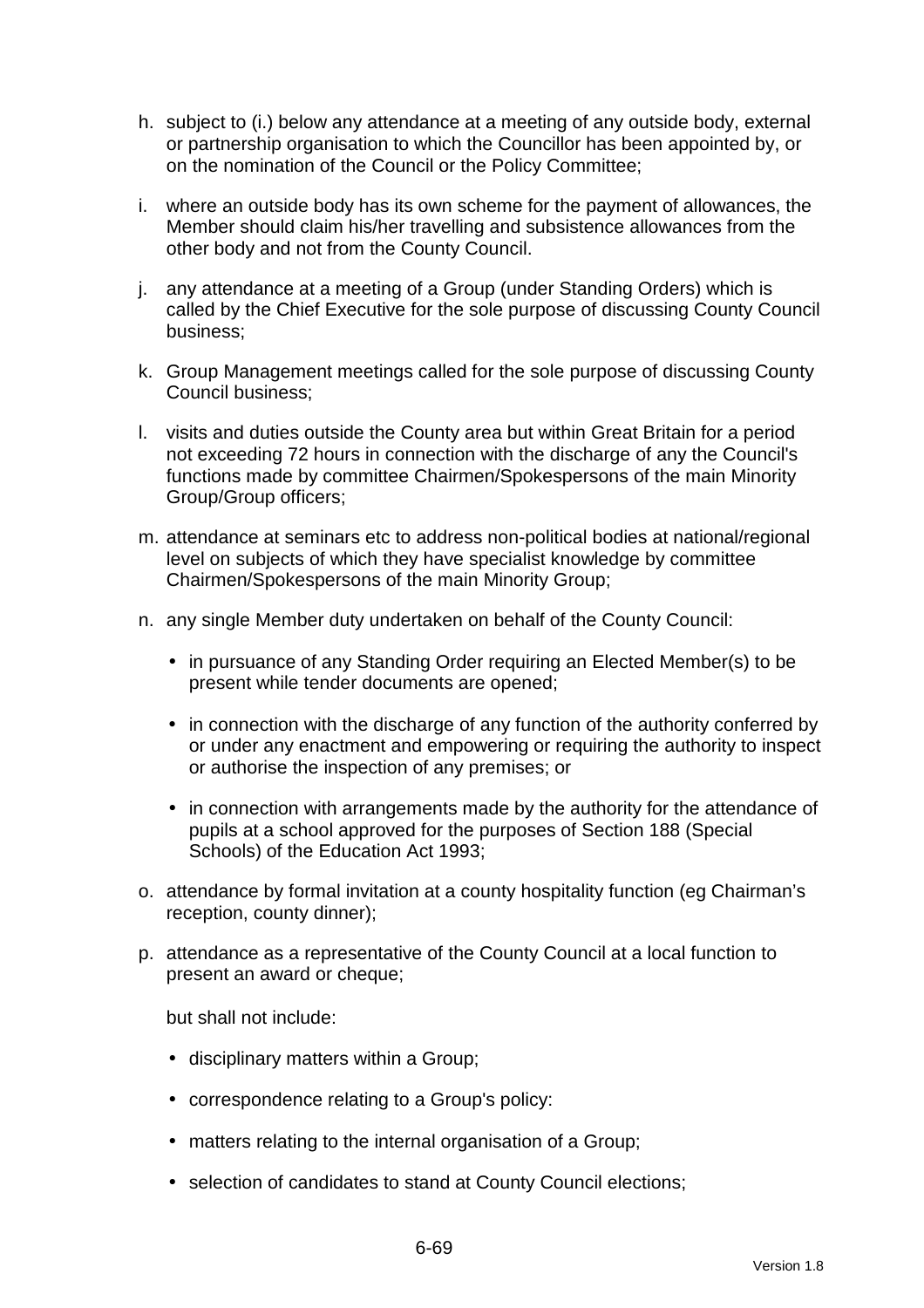h. subject to (i.) below any attendance at a meeting of any outside body, external or partnership organisation to which the Councillor has been appointed by, or on the nomination of the Council or the Policy Committee;

i. where an outside body has its own scheme for the payment of allowances, the Member should claim his/her travelling and subsistence allowances from the other body and not from the County Council.

j. any attendance at a meeting of a Group (under Standing Orders) which is called by the Chief Executive for the sole purpose of discussing County Council business;

k. Group Management meetings called for the sole purpose of discussing County Council business;

l. visits and duties outside the County area but within Great Britain for a period not exceeding 72 hours in connection with the discharge of any the Council's functions made by committee Chairmen/Spokespersons of the main Minority Group/Group officers;

m. attendance at seminars etc to address non-political bodies at national/regional level on subjects of which they have specialist knowledge by committee Chairmen/Spokespersons of the main Minority Group;

n. any single Member duty undertaken on behalf of the County Council:

   - in pursuance of any Standing Order requiring an Elected Member(s) to be present while tender documents are opened;
   - in connection with the discharge of any function of the authority conferred by or under any enactment and empowering or requiring the authority to inspect or authorise the inspection of any premises; or
   - in connection with arrangements made by the authority for the attendance of pupils at a school approved for the purposes of Section 188 (Special Schools) of the Education Act 1993;

o. attendance by formal invitation at a county hospitality function (eg Chairman's reception, county dinner);

p. attendance as a representative of the County Council at a local function to present an award or cheque;

   but shall not include:

   - disciplinary matters within a Group;
   - correspondence relating to a Group's policy:
   - matters relating to the internal organisation of a Group;
   - selection of candidates to stand at County Council elections;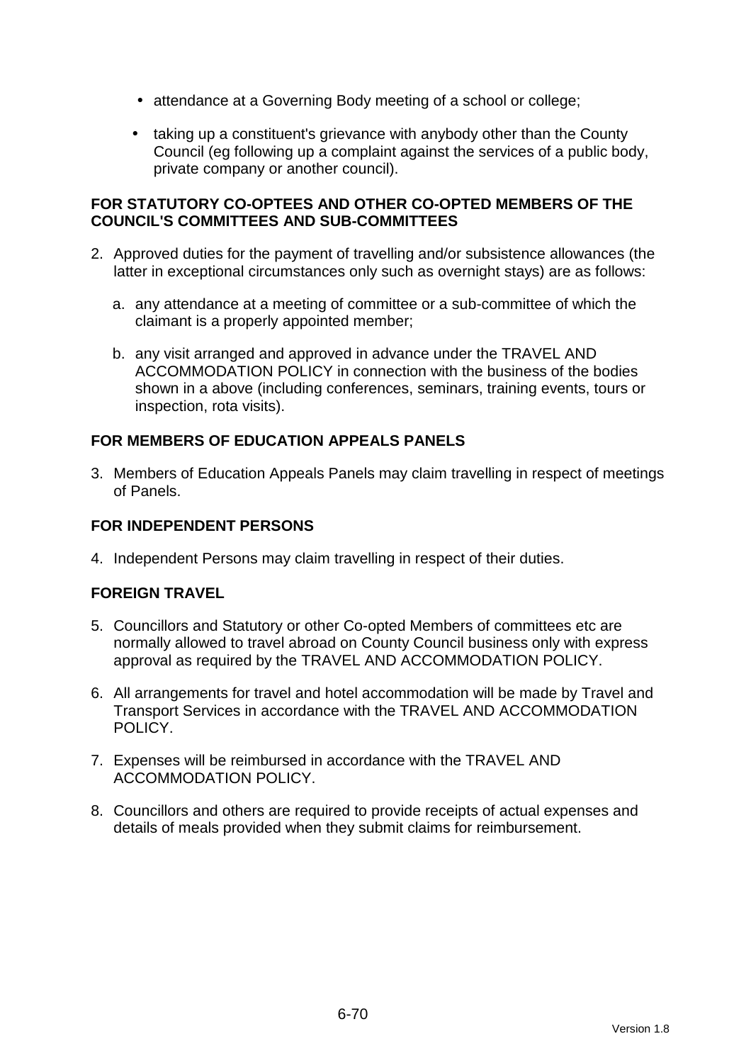- attendance at a Governing Body meeting of a school or college;
- taking up a constituent's grievance with anybody other than the County Council (eg following up a complaint against the services of a public body, private company or another council).

**FOR STATUTORY CO-OPTEES AND OTHER CO-OPTED MEMBERS OF THE COUNCIL'S COMMITTEES AND SUB-COMMITTEES**

2. Approved duties for the payment of travelling and/or subsistence allowances (the latter in exceptional circumstances only such as overnight stays) are as follows:

   a. any attendance at a meeting of committee or a sub-committee of which the claimant is a properly appointed member;

   b. any visit arranged and approved in advance under the TRAVEL AND ACCOMMODATION POLICY in connection with the business of the bodies shown in a above (including conferences, seminars, training events, tours or inspection, rota visits).

**FOR MEMBERS OF EDUCATION APPEALS PANELS**

3. Members of Education Appeals Panels may claim travelling in respect of meetings of Panels.

**FOR INDEPENDENT PERSONS**

4. Independent Persons may claim travelling in respect of their duties.

**FOREIGN TRAVEL**

5. Councillors and Statutory or other Co-opted Members of committees etc are normally allowed to travel abroad on County Council business only with express approval as required by the TRAVEL AND ACCOMMODATION POLICY.

6. All arrangements for travel and hotel accommodation will be made by Travel and Transport Services in accordance with the TRAVEL AND ACCOMMODATION POLICY.

7. Expenses will be reimbursed in accordance with the TRAVEL AND ACCOMMODATION POLICY.

8. Councillors and others are required to provide receipts of actual expenses and details of meals provided when they submit claims for reimbursement.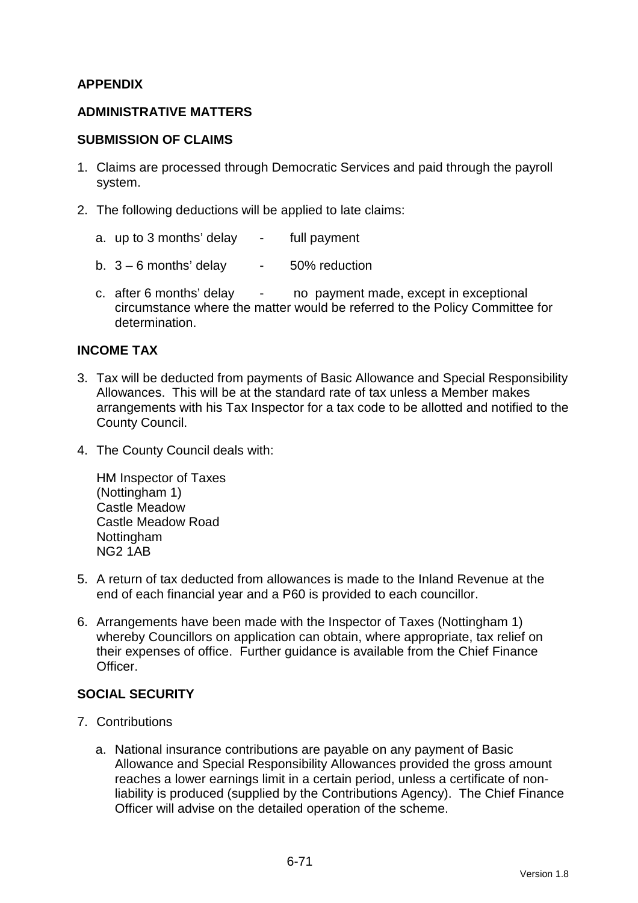**APPENDIX**

**ADMINISTRATIVE MATTERS**

**SUBMISSION OF CLAIMS**

1. Claims are processed through Democratic Services and paid through the payroll system.

2. The following deductions will be applied to late claims:

   a. up to 3 months' delay - full payment

   b. 3 – 6 months' delay - 50% reduction

   c. after 6 months' delay - no payment made, except in exceptional circumstance where the matter would be referred to the Policy Committee for determination.

**INCOME TAX**

3. Tax will be deducted from payments of Basic Allowance and Special Responsibility Allowances. This will be at the standard rate of tax unless a Member makes arrangements with his Tax Inspector for a tax code to be allotted and notified to the County Council.

4. The County Council deals with:

   HM Inspector of Taxes
   (Nottingham 1)
   Castle Meadow
   Castle Meadow Road
   Nottingham
   NG2 1AB

5. A return of tax deducted from allowances is made to the Inland Revenue at the end of each financial year and a P60 is provided to each councillor.

6. Arrangements have been made with the Inspector of Taxes (Nottingham 1) whereby Councillors on application can obtain, where appropriate, tax relief on their expenses of office. Further guidance is available from the Chief Finance Officer.

**SOCIAL SECURITY**

7. Contributions

   a. National insurance contributions are payable on any payment of Basic Allowance and Special Responsibility Allowances provided the gross amount reaches a lower earnings limit in a certain period, unless a certificate of non-liability is produced (supplied by the Contributions Agency). The Chief Finance Officer will advise on the detailed operation of the scheme.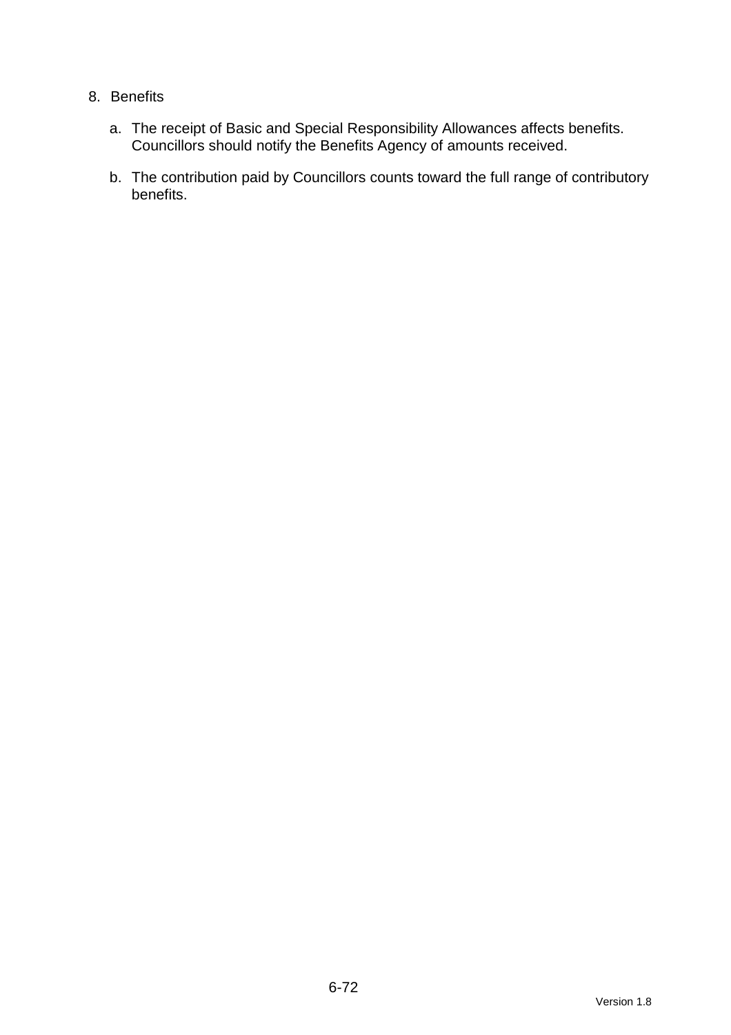8. Benefits

   a. The receipt of Basic and Special Responsibility Allowances affects benefits. Councillors should notify the Benefits Agency of amounts received.

   b. The contribution paid by Councillors counts toward the full range of contributory benefits.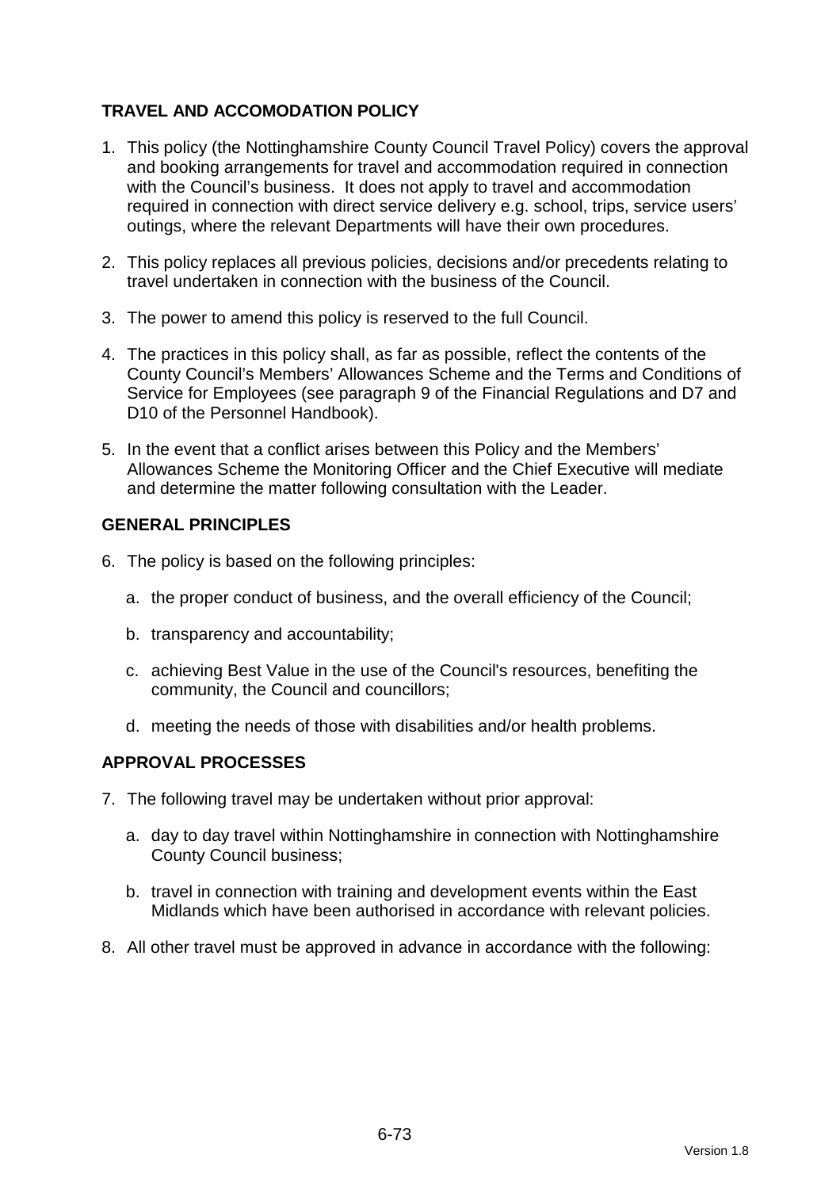## TRAVEL AND ACCOMODATION POLICY

1. This policy (the Nottinghamshire County Council Travel Policy) covers the approval and booking arrangements for travel and accommodation required in connection with the Council's business. It does not apply to travel and accommodation required in connection with direct service delivery e.g. school, trips, service users' outings, where the relevant Departments will have their own procedures.

2. This policy replaces all previous policies, decisions and/or precedents relating to travel undertaken in connection with the business of the Council.

3. The power to amend this policy is reserved to the full Council.

4. The practices in this policy shall, as far as possible, reflect the contents of the County Council's Members' Allowances Scheme and the Terms and Conditions of Service for Employees (see paragraph 9 of the Financial Regulations and D7 and D10 of the Personnel Handbook).

5. In the event that a conflict arises between this Policy and the Members' Allowances Scheme the Monitoring Officer and the Chief Executive will mediate and determine the matter following consultation with the Leader.

## GENERAL PRINCIPLES

6. The policy is based on the following principles:

   a. the proper conduct of business, and the overall efficiency of the Council;

   b. transparency and accountability;

   c. achieving Best Value in the use of the Council's resources, benefiting the community, the Council and councillors;

   d. meeting the needs of those with disabilities and/or health problems.

## APPROVAL PROCESSES

7. The following travel may be undertaken without prior approval:

   a. day to day travel within Nottinghamshire in connection with Nottinghamshire County Council business;

   b. travel in connection with training and development events within the East Midlands which have been authorised in accordance with relevant policies.

8. All other travel must be approved in advance in accordance with the following: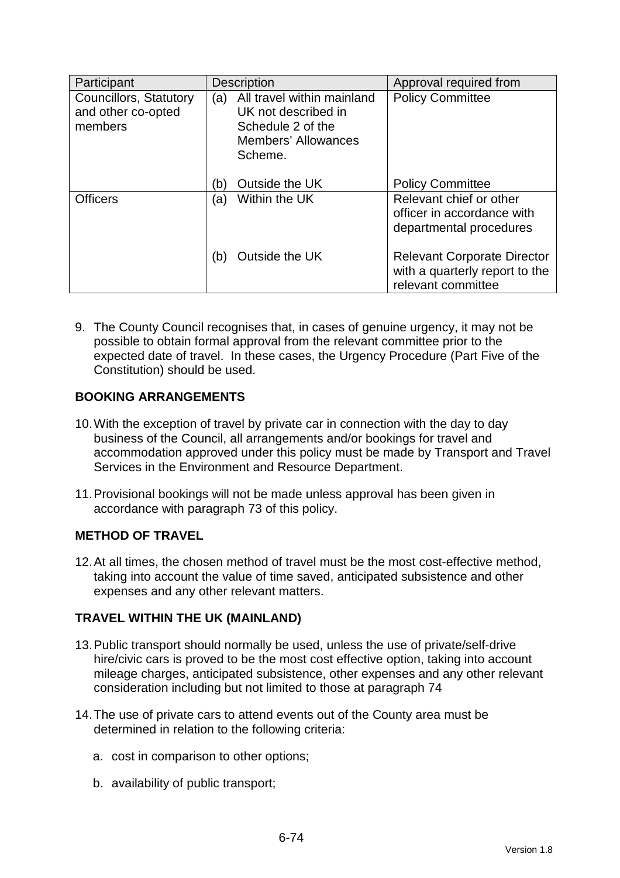| Participant | Description | Approval required from |
| --- | --- | --- |
| Councillors, Statutory and other co-opted members | (a) All travel within mainland UK not described in Schedule 2 of the Members' Allowances Scheme. | Policy Committee |
| | (b) Outside the UK | Policy Committee |
| Officers | (a) Within the UK | Relevant chief or other officer in accordance with departmental procedures |
| | (b) Outside the UK | Relevant Corporate Director with a quarterly report to the relevant committee |

9. The County Council recognises that, in cases of genuine urgency, it may not be possible to obtain formal approval from the relevant committee prior to the expected date of travel. In these cases, the Urgency Procedure (Part Five of the Constitution) should be used.

**BOOKING ARRANGEMENTS**

10. With the exception of travel by private car in connection with the day to day business of the Council, all arrangements and/or bookings for travel and accommodation approved under this policy must be made by Transport and Travel Services in the Environment and Resource Department.

11. Provisional bookings will not be made unless approval has been given in accordance with paragraph 73 of this policy.

**METHOD OF TRAVEL**

12. At all times, the chosen method of travel must be the most cost-effective method, taking into account the value of time saved, anticipated subsistence and other expenses and any other relevant matters.

**TRAVEL WITHIN THE UK (MAINLAND)**

13. Public transport should normally be used, unless the use of private/self-drive hire/civic cars is proved to be the most cost effective option, taking into account mileage charges, anticipated subsistence, other expenses and any other relevant consideration including but not limited to those at paragraph 74

14. The use of private cars to attend events out of the County area must be determined in relation to the following criteria:

    a. cost in comparison to other options;

    b. availability of public transport;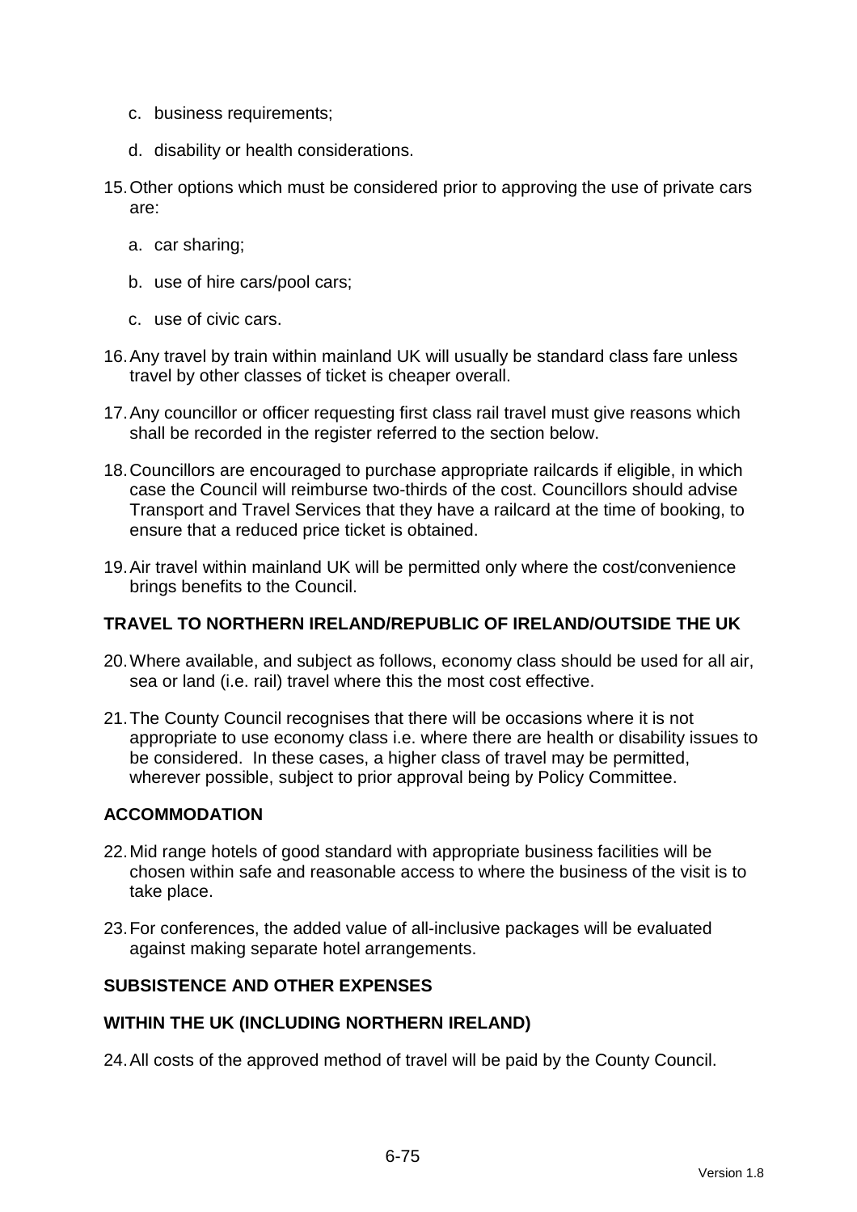c. business requirements;

d. disability or health considerations.

15. Other options which must be considered prior to approving the use of private cars are:

    a. car sharing;

    b. use of hire cars/pool cars;

    c. use of civic cars.

16. Any travel by train within mainland UK will usually be standard class fare unless travel by other classes of ticket is cheaper overall.

17. Any councillor or officer requesting first class rail travel must give reasons which shall be recorded in the register referred to the section below.

18. Councillors are encouraged to purchase appropriate railcards if eligible, in which case the Council will reimburse two-thirds of the cost. Councillors should advise Transport and Travel Services that they have a railcard at the time of booking, to ensure that a reduced price ticket is obtained.

19. Air travel within mainland UK will be permitted only where the cost/convenience brings benefits to the Council.

**TRAVEL TO NORTHERN IRELAND/REPUBLIC OF IRELAND/OUTSIDE THE UK**

20. Where available, and subject as follows, economy class should be used for all air, sea or land (i.e. rail) travel where this the most cost effective.

21. The County Council recognises that there will be occasions where it is not appropriate to use economy class i.e. where there are health or disability issues to be considered. In these cases, a higher class of travel may be permitted, wherever possible, subject to prior approval being by Policy Committee.

**ACCOMMODATION**

22. Mid range hotels of good standard with appropriate business facilities will be chosen within safe and reasonable access to where the business of the visit is to take place.

23. For conferences, the added value of all-inclusive packages will be evaluated against making separate hotel arrangements.

**SUBSISTENCE AND OTHER EXPENSES**

**WITHIN THE UK (INCLUDING NORTHERN IRELAND)**

24. All costs of the approved method of travel will be paid by the County Council.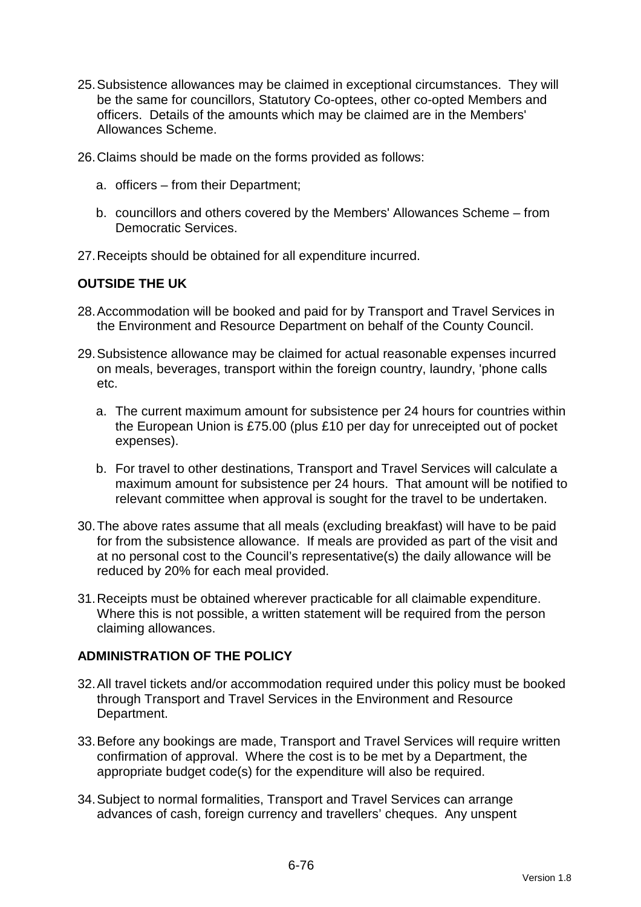25. Subsistence allowances may be claimed in exceptional circumstances. They will be the same for councillors, Statutory Co-optees, other co-opted Members and officers. Details of the amounts which may be claimed are in the Members' Allowances Scheme.

26. Claims should be made on the forms provided as follows:

    a. officers – from their Department;

    b. councillors and others covered by the Members' Allowances Scheme – from Democratic Services.

27. Receipts should be obtained for all expenditure incurred.

**OUTSIDE THE UK**

28. Accommodation will be booked and paid for by Transport and Travel Services in the Environment and Resource Department on behalf of the County Council.

29. Subsistence allowance may be claimed for actual reasonable expenses incurred on meals, beverages, transport within the foreign country, laundry, 'phone calls etc.

    a. The current maximum amount for subsistence per 24 hours for countries within the European Union is £75.00 (plus £10 per day for unreceipted out of pocket expenses).

    b. For travel to other destinations, Transport and Travel Services will calculate a maximum amount for subsistence per 24 hours. That amount will be notified to relevant committee when approval is sought for the travel to be undertaken.

30. The above rates assume that all meals (excluding breakfast) will have to be paid for from the subsistence allowance. If meals are provided as part of the visit and at no personal cost to the Council's representative(s) the daily allowance will be reduced by 20% for each meal provided.

31. Receipts must be obtained wherever practicable for all claimable expenditure. Where this is not possible, a written statement will be required from the person claiming allowances.

**ADMINISTRATION OF THE POLICY**

32. All travel tickets and/or accommodation required under this policy must be booked through Transport and Travel Services in the Environment and Resource Department.

33. Before any bookings are made, Transport and Travel Services will require written confirmation of approval. Where the cost is to be met by a Department, the appropriate budget code(s) for the expenditure will also be required.

34. Subject to normal formalities, Transport and Travel Services can arrange advances of cash, foreign currency and travellers' cheques. Any unspent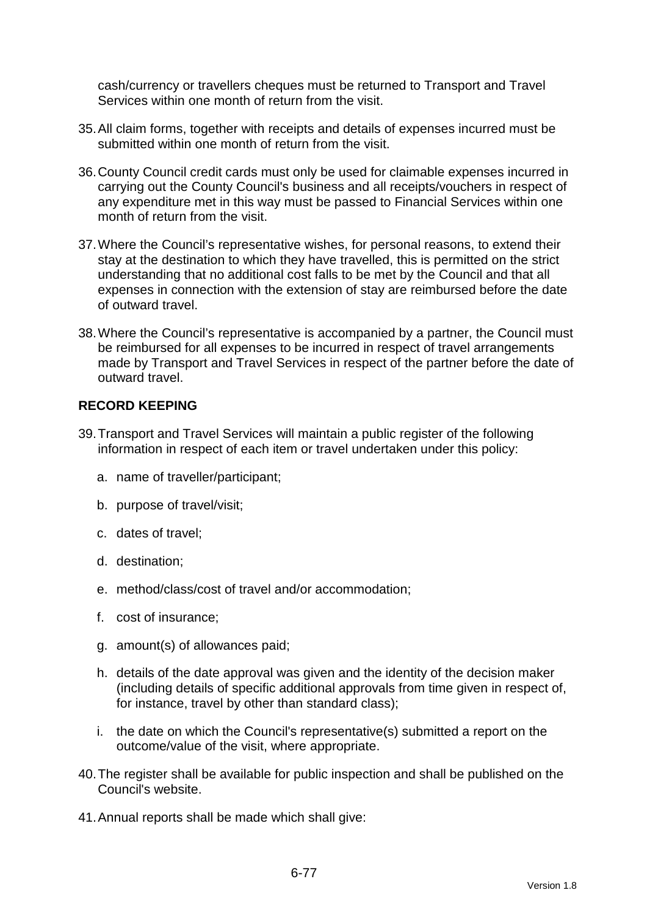cash/currency or travellers cheques must be returned to Transport and Travel Services within one month of return from the visit.

35. All claim forms, together with receipts and details of expenses incurred must be submitted within one month of return from the visit.

36. County Council credit cards must only be used for claimable expenses incurred in carrying out the County Council's business and all receipts/vouchers in respect of any expenditure met in this way must be passed to Financial Services within one month of return from the visit.

37. Where the Council's representative wishes, for personal reasons, to extend their stay at the destination to which they have travelled, this is permitted on the strict understanding that no additional cost falls to be met by the Council and that all expenses in connection with the extension of stay are reimbursed before the date of outward travel.

38. Where the Council's representative is accompanied by a partner, the Council must be reimbursed for all expenses to be incurred in respect of travel arrangements made by Transport and Travel Services in respect of the partner before the date of outward travel.

**RECORD KEEPING**

39. Transport and Travel Services will maintain a public register of the following information in respect of each item or travel undertaken under this policy:

    a. name of traveller/participant;

    b. purpose of travel/visit;

    c. dates of travel;

    d. destination;

    e. method/class/cost of travel and/or accommodation;

    f. cost of insurance;

    g. amount(s) of allowances paid;

    h. details of the date approval was given and the identity of the decision maker (including details of specific additional approvals from time given in respect of, for instance, travel by other than standard class);

    i. the date on which the Council's representative(s) submitted a report on the outcome/value of the visit, where appropriate.

40. The register shall be available for public inspection and shall be published on the Council's website.

41. Annual reports shall be made which shall give: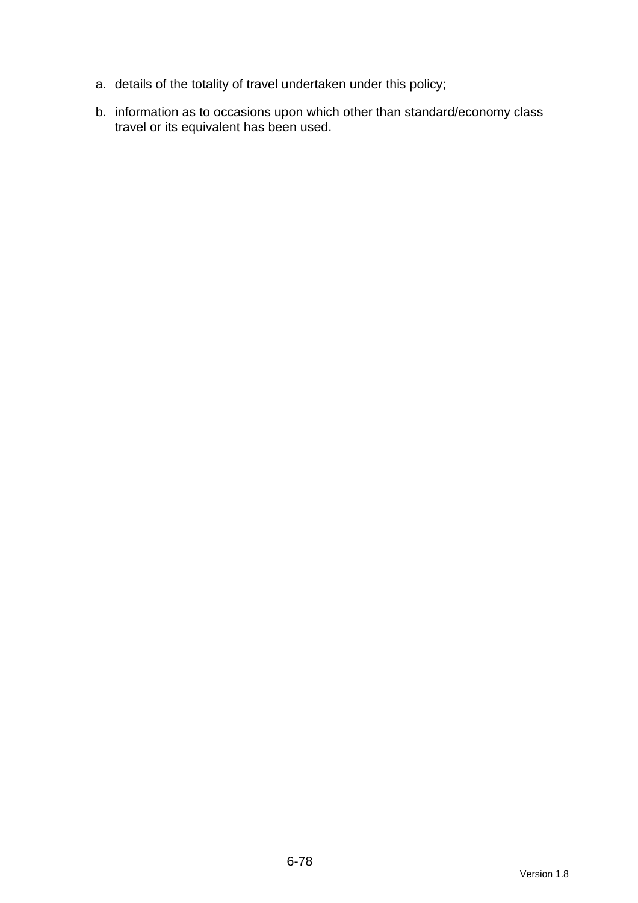a. details of the totality of travel undertaken under this policy;

b. information as to occasions upon which other than standard/economy class travel or its equivalent has been used.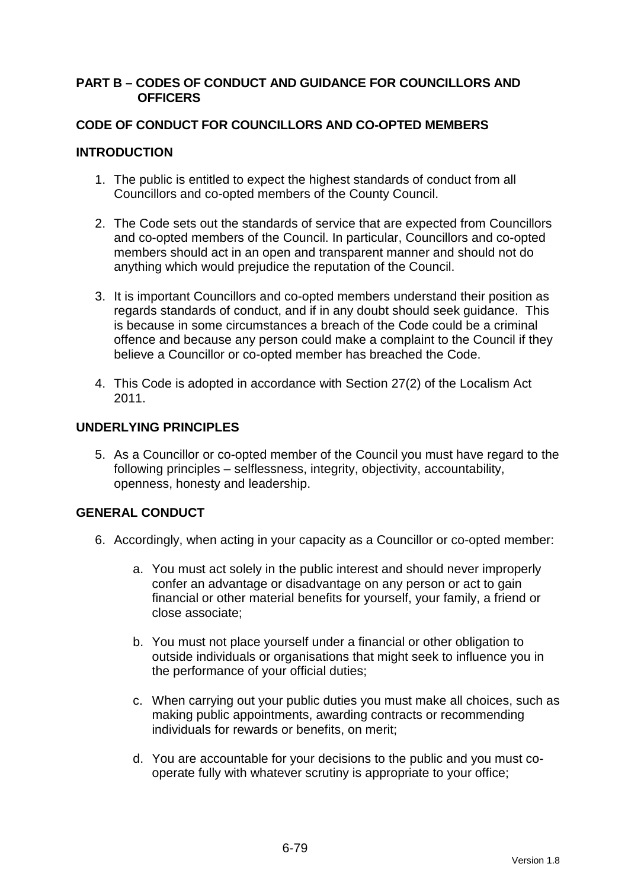# PART B – CODES OF CONDUCT AND GUIDANCE FOR COUNCILLORS AND OFFICERS

## CODE OF CONDUCT FOR COUNCILLORS AND CO-OPTED MEMBERS

### INTRODUCTION

1. The public is entitled to expect the highest standards of conduct from all Councillors and co-opted members of the County Council.

2. The Code sets out the standards of service that are expected from Councillors and co-opted members of the Council. In particular, Councillors and co-opted members should act in an open and transparent manner and should not do anything which would prejudice the reputation of the Council.

3. It is important Councillors and co-opted members understand their position as regards standards of conduct, and if in any doubt should seek guidance. This is because in some circumstances a breach of the Code could be a criminal offence and because any person could make a complaint to the Council if they believe a Councillor or co-opted member has breached the Code.

4. This Code is adopted in accordance with Section 27(2) of the Localism Act 2011.

### UNDERLYING PRINCIPLES

5. As a Councillor or co-opted member of the Council you must have regard to the following principles – selflessness, integrity, objectivity, accountability, openness, honesty and leadership.

### GENERAL CONDUCT

6. Accordingly, when acting in your capacity as a Councillor or co-opted member:

   a. You must act solely in the public interest and should never improperly confer an advantage or disadvantage on any person or act to gain financial or other material benefits for yourself, your family, a friend or close associate;

   b. You must not place yourself under a financial or other obligation to outside individuals or organisations that might seek to influence you in the performance of your official duties;

   c. When carrying out your public duties you must make all choices, such as making public appointments, awarding contracts or recommending individuals for rewards or benefits, on merit;

   d. You are accountable for your decisions to the public and you must co-operate fully with whatever scrutiny is appropriate to your office;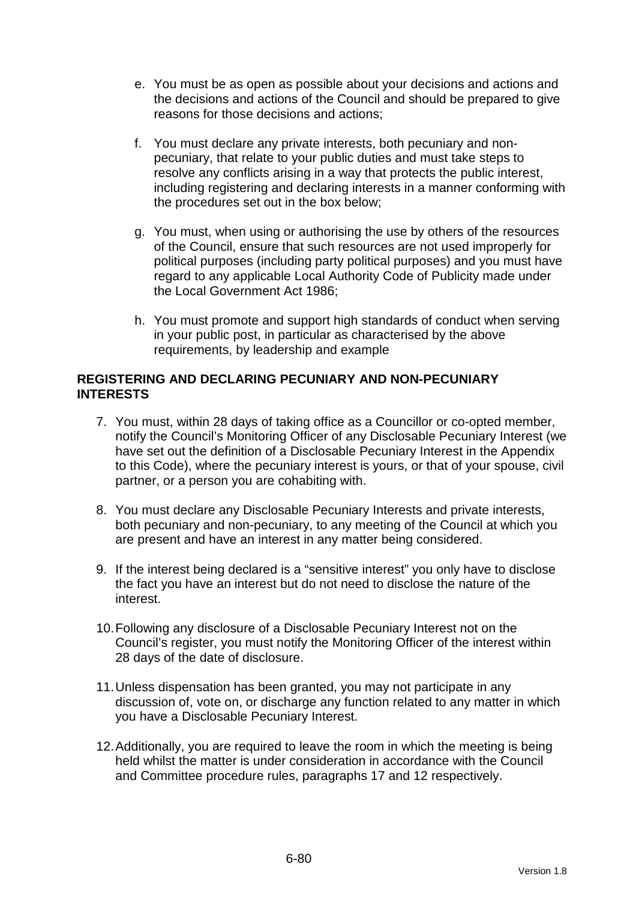e. You must be as open as possible about your decisions and actions and the decisions and actions of the Council and should be prepared to give reasons for those decisions and actions;

f. You must declare any private interests, both pecuniary and non-pecuniary, that relate to your public duties and must take steps to resolve any conflicts arising in a way that protects the public interest, including registering and declaring interests in a manner conforming with the procedures set out in the box below;

g. You must, when using or authorising the use by others of the resources of the Council, ensure that such resources are not used improperly for political purposes (including party political purposes) and you must have regard to any applicable Local Authority Code of Publicity made under the Local Government Act 1986;

h. You must promote and support high standards of conduct when serving in your public post, in particular as characterised by the above requirements, by leadership and example

**REGISTERING AND DECLARING PECUNIARY AND NON-PECUNIARY INTERESTS**

7. You must, within 28 days of taking office as a Councillor or co-opted member, notify the Council's Monitoring Officer of any Disclosable Pecuniary Interest (we have set out the definition of a Disclosable Pecuniary Interest in the Appendix to this Code), where the pecuniary interest is yours, or that of your spouse, civil partner, or a person you are cohabiting with.

8. You must declare any Disclosable Pecuniary Interests and private interests, both pecuniary and non-pecuniary, to any meeting of the Council at which you are present and have an interest in any matter being considered.

9. If the interest being declared is a "sensitive interest" you only have to disclose the fact you have an interest but do not need to disclose the nature of the interest.

10. Following any disclosure of a Disclosable Pecuniary Interest not on the Council's register, you must notify the Monitoring Officer of the interest within 28 days of the date of disclosure.

11. Unless dispensation has been granted, you may not participate in any discussion of, vote on, or discharge any function related to any matter in which you have a Disclosable Pecuniary Interest.

12. Additionally, you are required to leave the room in which the meeting is being held whilst the matter is under consideration in accordance with the Council and Committee procedure rules, paragraphs 17 and 12 respectively.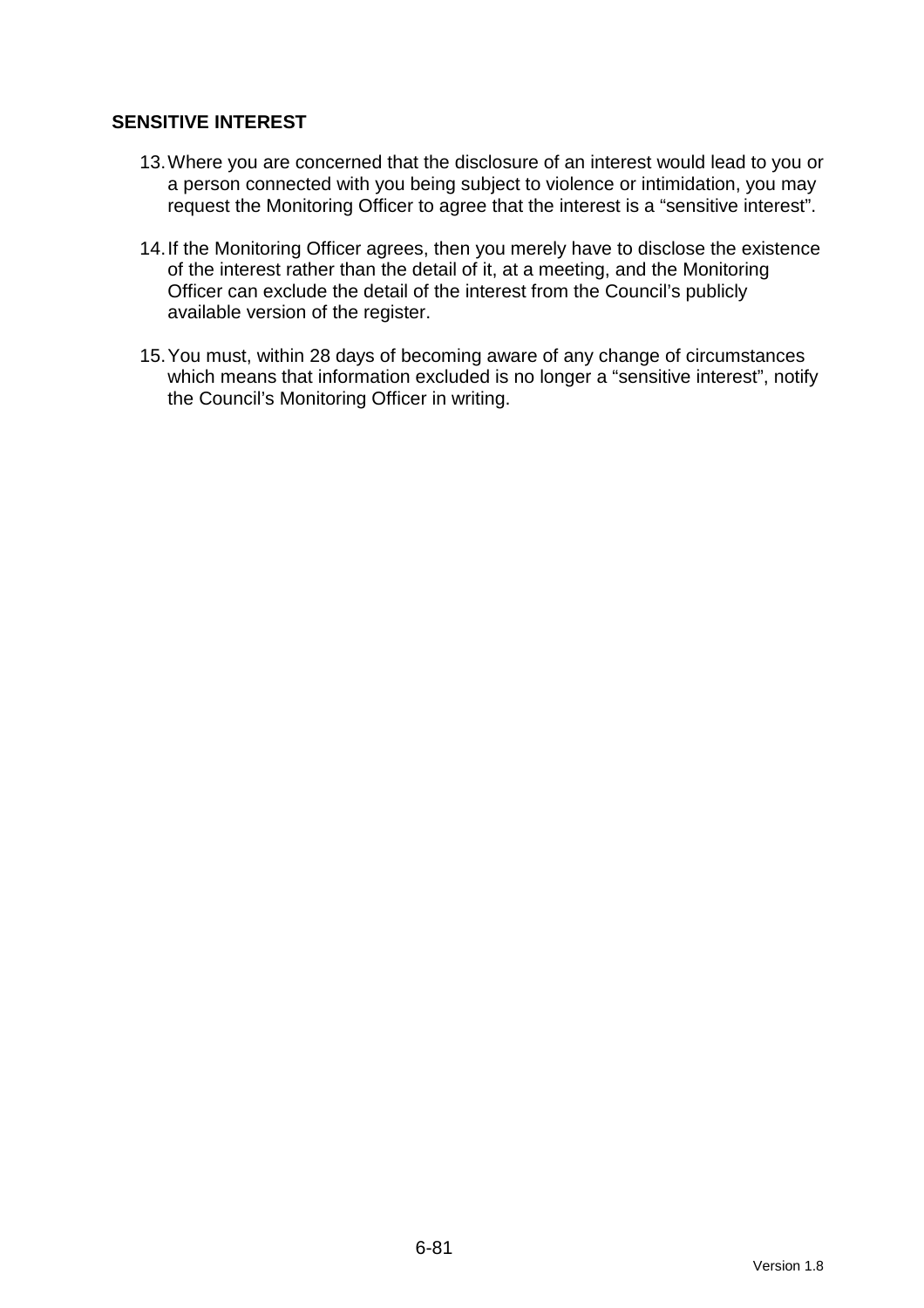## SENSITIVE INTEREST

13. Where you are concerned that the disclosure of an interest would lead to you or a person connected with you being subject to violence or intimidation, you may request the Monitoring Officer to agree that the interest is a "sensitive interest".

14. If the Monitoring Officer agrees, then you merely have to disclose the existence of the interest rather than the detail of it, at a meeting, and the Monitoring Officer can exclude the detail of the interest from the Council's publicly available version of the register.

15. You must, within 28 days of becoming aware of any change of circumstances which means that information excluded is no longer a "sensitive interest", notify the Council's Monitoring Officer in writing.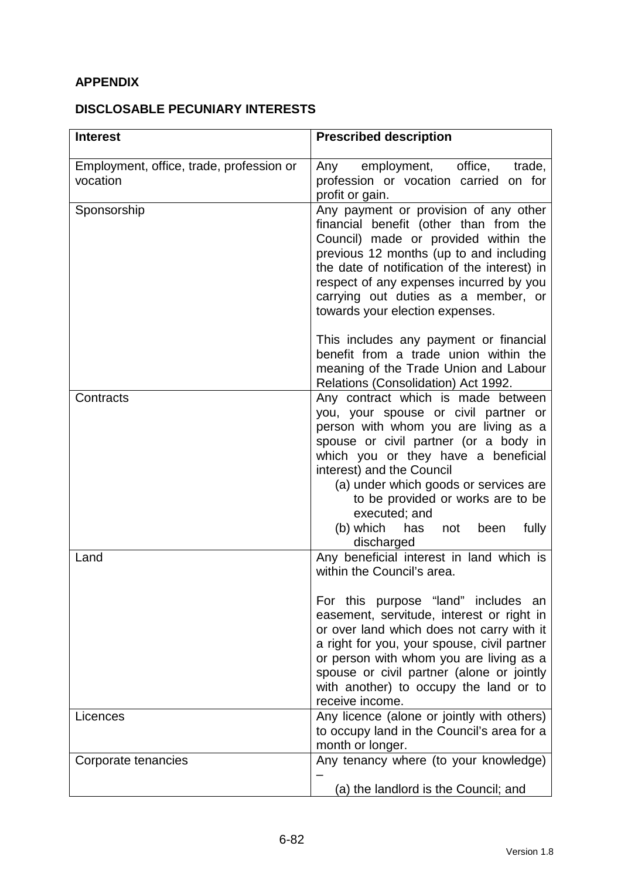**APPENDIX**

**DISCLOSABLE PECUNIARY INTERESTS**

| **Interest** | **Prescribed description** |
|---|---|
| Employment, office, trade, profession or vocation | Any employment, office, trade, profession or vocation carried on for profit or gain. |
| Sponsorship | Any payment or provision of any other financial benefit (other than from the Council) made or provided within the previous 12 months (up to and including the date of notification of the interest) in respect of any expenses incurred by you carrying out duties as a member, or towards your election expenses.<br><br>This includes any payment or financial benefit from a trade union within the meaning of the Trade Union and Labour Relations (Consolidation) Act 1992. |
| Contracts | Any contract which is made between you, your spouse or civil partner or person with whom you are living as a spouse or civil partner (or a body in which you or they have a beneficial interest) and the Council<br>(a) under which goods or services are to be provided or works are to be executed; and<br>(b) which has not been fully discharged |
| Land | Any beneficial interest in land which is within the Council's area.<br><br>For this purpose "land" includes an easement, servitude, interest or right in or over land which does not carry with it a right for you, your spouse, civil partner or person with whom you are living as a spouse or civil partner (alone or jointly with another) to occupy the land or to receive income. |
| Licences | Any licence (alone or jointly with others) to occupy land in the Council's area for a month or longer. |
| Corporate tenancies | Any tenancy where (to your knowledge) –<br>(a) the landlord is the Council; and |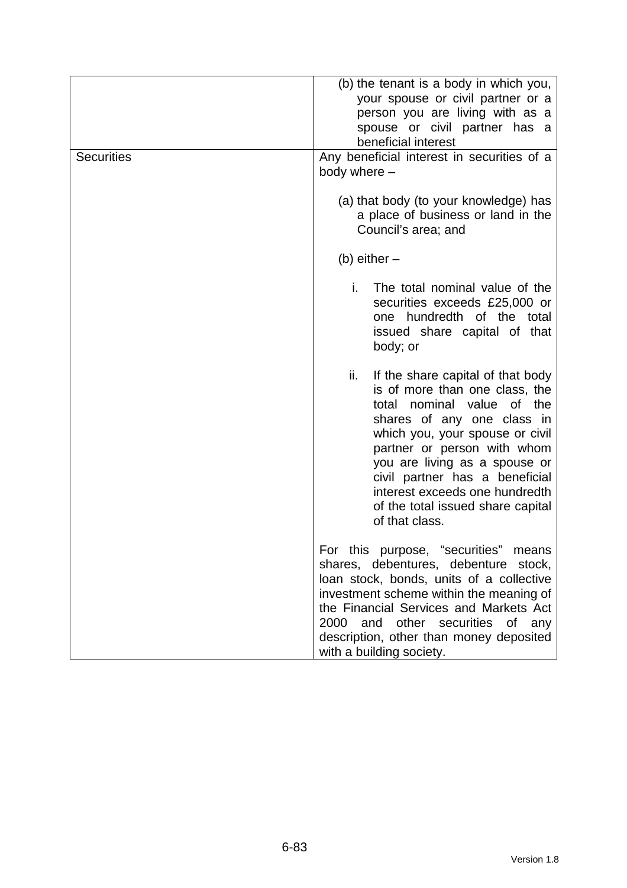| | |
|---|---|
| | (b) the tenant is a body in which you, your spouse or civil partner or a person you are living with as a spouse or civil partner has a beneficial interest |
| Securities | Any beneficial interest in securities of a body where –<br><br>(a) that body (to your knowledge) has a place of business or land in the Council's area; and<br><br>(b) either –<br><br>i. The total nominal value of the securities exceeds £25,000 or one hundredth of the total issued share capital of that body; or<br><br>ii. If the share capital of that body is of more than one class, the total nominal value of the shares of any one class in which you, your spouse or civil partner or person with whom you are living as a spouse or civil partner has a beneficial interest exceeds one hundredth of the total issued share capital of that class.<br><br>For this purpose, "securities" means shares, debentures, debenture stock, loan stock, bonds, units of a collective investment scheme within the meaning of the Financial Services and Markets Act 2000 and other securities of any description, other than money deposited with a building society. |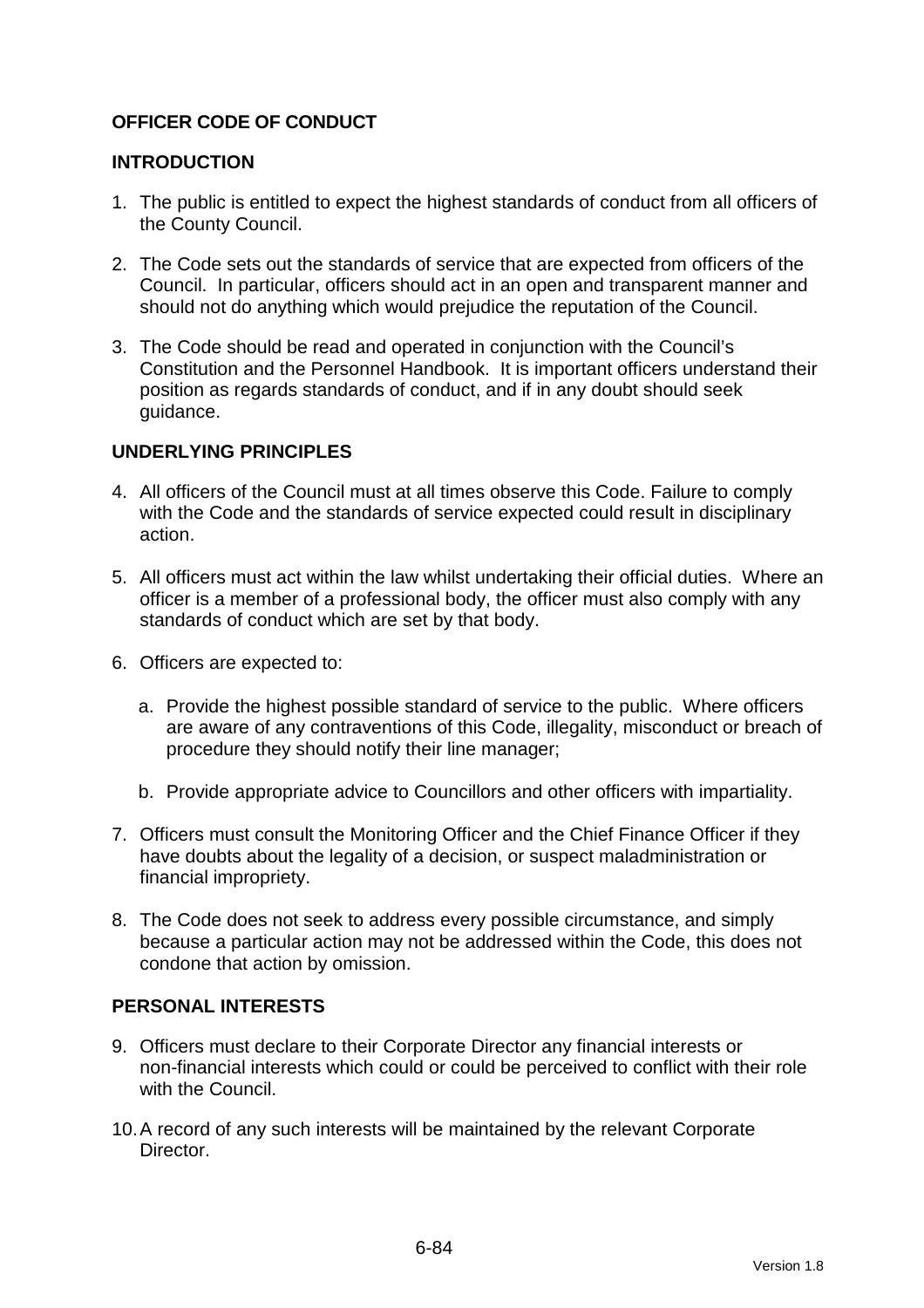## OFFICER CODE OF CONDUCT

## INTRODUCTION

1. The public is entitled to expect the highest standards of conduct from all officers of the County Council.

2. The Code sets out the standards of service that are expected from officers of the Council. In particular, officers should act in an open and transparent manner and should not do anything which would prejudice the reputation of the Council.

3. The Code should be read and operated in conjunction with the Council's Constitution and the Personnel Handbook. It is important officers understand their position as regards standards of conduct, and if in any doubt should seek guidance.

## UNDERLYING PRINCIPLES

4. All officers of the Council must at all times observe this Code. Failure to comply with the Code and the standards of service expected could result in disciplinary action.

5. All officers must act within the law whilst undertaking their official duties. Where an officer is a member of a professional body, the officer must also comply with any standards of conduct which are set by that body.

6. Officers are expected to:

   a. Provide the highest possible standard of service to the public. Where officers are aware of any contraventions of this Code, illegality, misconduct or breach of procedure they should notify their line manager;

   b. Provide appropriate advice to Councillors and other officers with impartiality.

7. Officers must consult the Monitoring Officer and the Chief Finance Officer if they have doubts about the legality of a decision, or suspect maladministration or financial impropriety.

8. The Code does not seek to address every possible circumstance, and simply because a particular action may not be addressed within the Code, this does not condone that action by omission.

## PERSONAL INTERESTS

9. Officers must declare to their Corporate Director any financial interests or non-financial interests which could or could be perceived to conflict with their role with the Council.

10. A record of any such interests will be maintained by the relevant Corporate Director.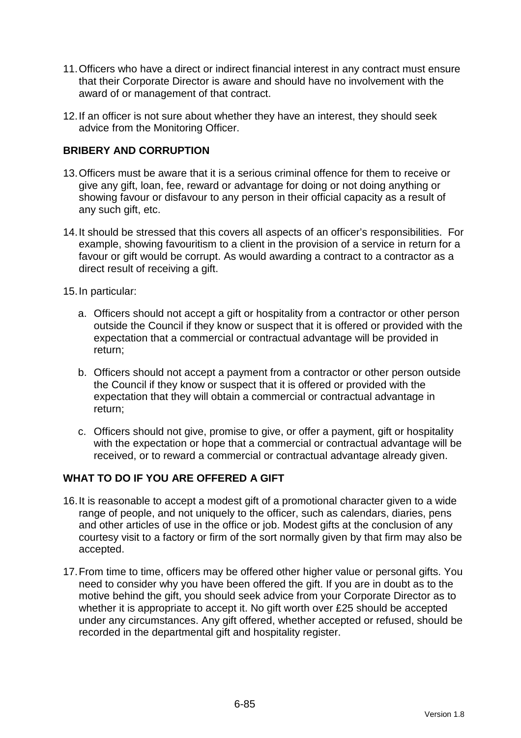11. Officers who have a direct or indirect financial interest in any contract must ensure that their Corporate Director is aware and should have no involvement with the award of or management of that contract.

12. If an officer is not sure about whether they have an interest, they should seek advice from the Monitoring Officer.

## BRIBERY AND CORRUPTION

13. Officers must be aware that it is a serious criminal offence for them to receive or give any gift, loan, fee, reward or advantage for doing or not doing anything or showing favour or disfavour to any person in their official capacity as a result of any such gift, etc.

14. It should be stressed that this covers all aspects of an officer's responsibilities. For example, showing favouritism to a client in the provision of a service in return for a favour or gift would be corrupt. As would awarding a contract to a contractor as a direct result of receiving a gift.

15. In particular:

    a. Officers should not accept a gift or hospitality from a contractor or other person outside the Council if they know or suspect that it is offered or provided with the expectation that a commercial or contractual advantage will be provided in return;

    b. Officers should not accept a payment from a contractor or other person outside the Council if they know or suspect that it is offered or provided with the expectation that they will obtain a commercial or contractual advantage in return;

    c. Officers should not give, promise to give, or offer a payment, gift or hospitality with the expectation or hope that a commercial or contractual advantage will be received, or to reward a commercial or contractual advantage already given.

## WHAT TO DO IF YOU ARE OFFERED A GIFT

16. It is reasonable to accept a modest gift of a promotional character given to a wide range of people, and not uniquely to the officer, such as calendars, diaries, pens and other articles of use in the office or job. Modest gifts at the conclusion of any courtesy visit to a factory or firm of the sort normally given by that firm may also be accepted.

17. From time to time, officers may be offered other higher value or personal gifts. You need to consider why you have been offered the gift. If you are in doubt as to the motive behind the gift, you should seek advice from your Corporate Director as to whether it is appropriate to accept it. No gift worth over £25 should be accepted under any circumstances. Any gift offered, whether accepted or refused, should be recorded in the departmental gift and hospitality register.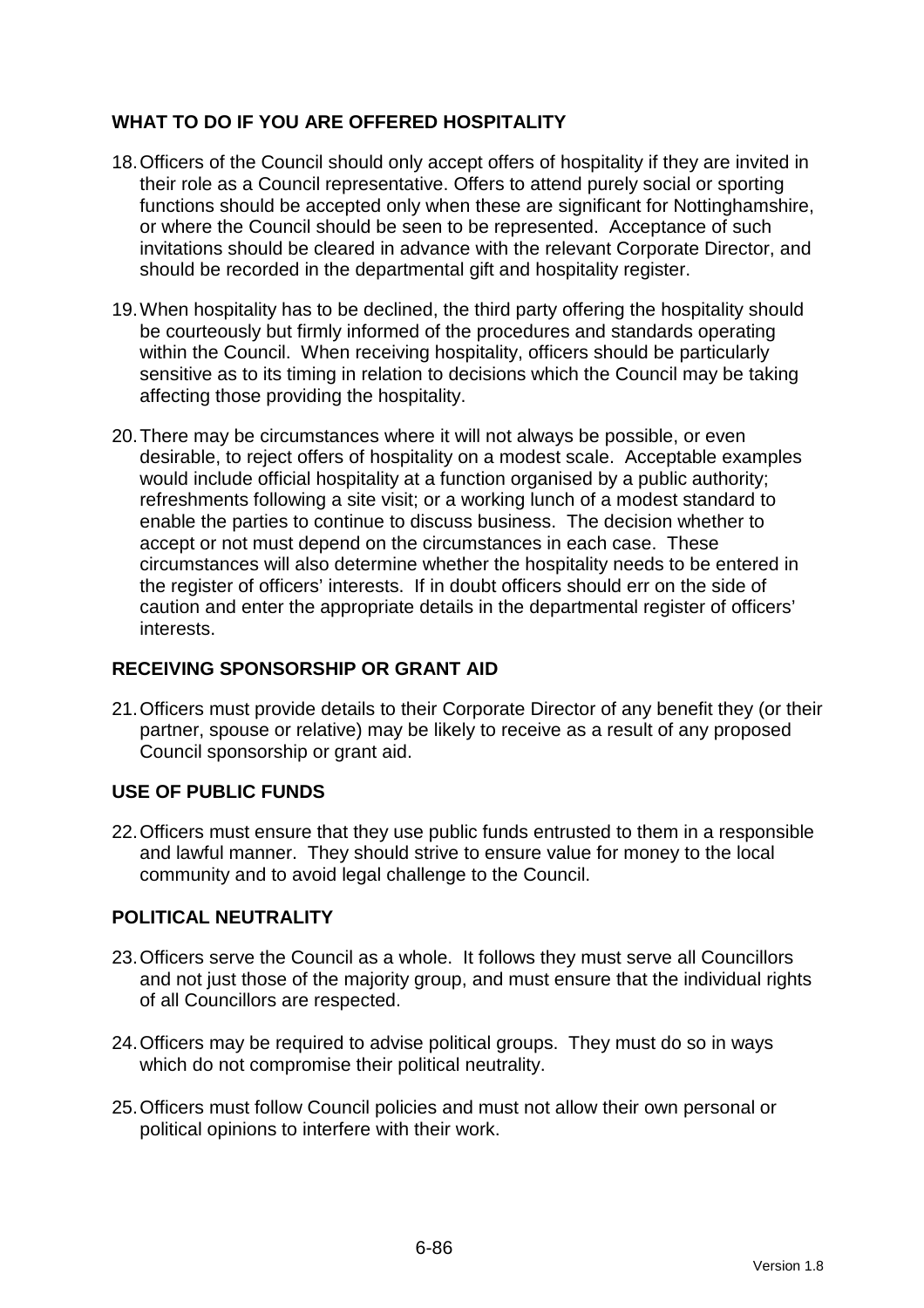## WHAT TO DO IF YOU ARE OFFERED HOSPITALITY

18. Officers of the Council should only accept offers of hospitality if they are invited in their role as a Council representative. Offers to attend purely social or sporting functions should be accepted only when these are significant for Nottinghamshire, or where the Council should be seen to be represented. Acceptance of such invitations should be cleared in advance with the relevant Corporate Director, and should be recorded in the departmental gift and hospitality register.

19. When hospitality has to be declined, the third party offering the hospitality should be courteously but firmly informed of the procedures and standards operating within the Council. When receiving hospitality, officers should be particularly sensitive as to its timing in relation to decisions which the Council may be taking affecting those providing the hospitality.

20. There may be circumstances where it will not always be possible, or even desirable, to reject offers of hospitality on a modest scale. Acceptable examples would include official hospitality at a function organised by a public authority; refreshments following a site visit; or a working lunch of a modest standard to enable the parties to continue to discuss business. The decision whether to accept or not must depend on the circumstances in each case. These circumstances will also determine whether the hospitality needs to be entered in the register of officers' interests. If in doubt officers should err on the side of caution and enter the appropriate details in the departmental register of officers' interests.

## RECEIVING SPONSORSHIP OR GRANT AID

21. Officers must provide details to their Corporate Director of any benefit they (or their partner, spouse or relative) may be likely to receive as a result of any proposed Council sponsorship or grant aid.

## USE OF PUBLIC FUNDS

22. Officers must ensure that they use public funds entrusted to them in a responsible and lawful manner. They should strive to ensure value for money to the local community and to avoid legal challenge to the Council.

## POLITICAL NEUTRALITY

23. Officers serve the Council as a whole. It follows they must serve all Councillors and not just those of the majority group, and must ensure that the individual rights of all Councillors are respected.

24. Officers may be required to advise political groups. They must do so in ways which do not compromise their political neutrality.

25. Officers must follow Council policies and must not allow their own personal or political opinions to interfere with their work.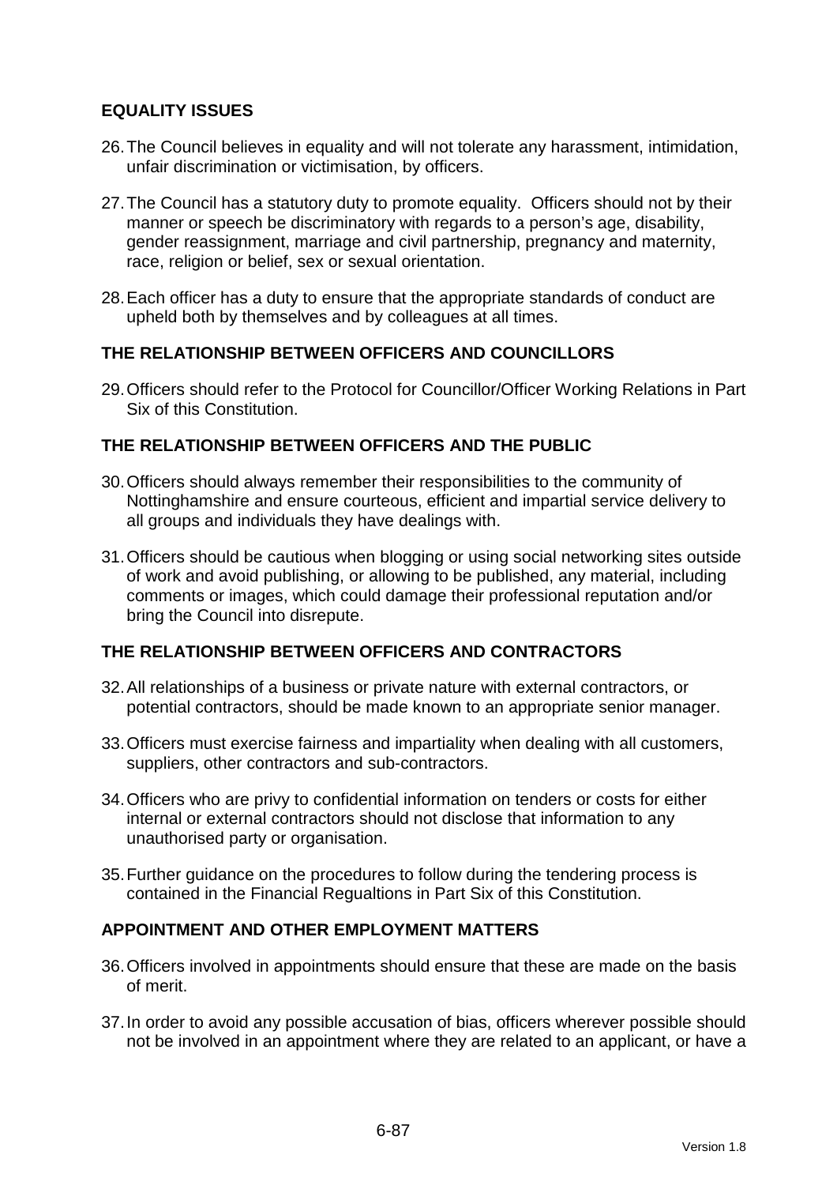## EQUALITY ISSUES

26. The Council believes in equality and will not tolerate any harassment, intimidation, unfair discrimination or victimisation, by officers.

27. The Council has a statutory duty to promote equality. Officers should not by their manner or speech be discriminatory with regards to a person's age, disability, gender reassignment, marriage and civil partnership, pregnancy and maternity, race, religion or belief, sex or sexual orientation.

28. Each officer has a duty to ensure that the appropriate standards of conduct are upheld both by themselves and by colleagues at all times.

## THE RELATIONSHIP BETWEEN OFFICERS AND COUNCILLORS

29. Officers should refer to the Protocol for Councillor/Officer Working Relations in Part Six of this Constitution.

## THE RELATIONSHIP BETWEEN OFFICERS AND THE PUBLIC

30. Officers should always remember their responsibilities to the community of Nottinghamshire and ensure courteous, efficient and impartial service delivery to all groups and individuals they have dealings with.

31. Officers should be cautious when blogging or using social networking sites outside of work and avoid publishing, or allowing to be published, any material, including comments or images, which could damage their professional reputation and/or bring the Council into disrepute.

## THE RELATIONSHIP BETWEEN OFFICERS AND CONTRACTORS

32. All relationships of a business or private nature with external contractors, or potential contractors, should be made known to an appropriate senior manager.

33. Officers must exercise fairness and impartiality when dealing with all customers, suppliers, other contractors and sub-contractors.

34. Officers who are privy to confidential information on tenders or costs for either internal or external contractors should not disclose that information to any unauthorised party or organisation.

35. Further guidance on the procedures to follow during the tendering process is contained in the Financial Regualtions in Part Six of this Constitution.

## APPOINTMENT AND OTHER EMPLOYMENT MATTERS

36. Officers involved in appointments should ensure that these are made on the basis of merit.

37. In order to avoid any possible accusation of bias, officers wherever possible should not be involved in an appointment where they are related to an applicant, or have a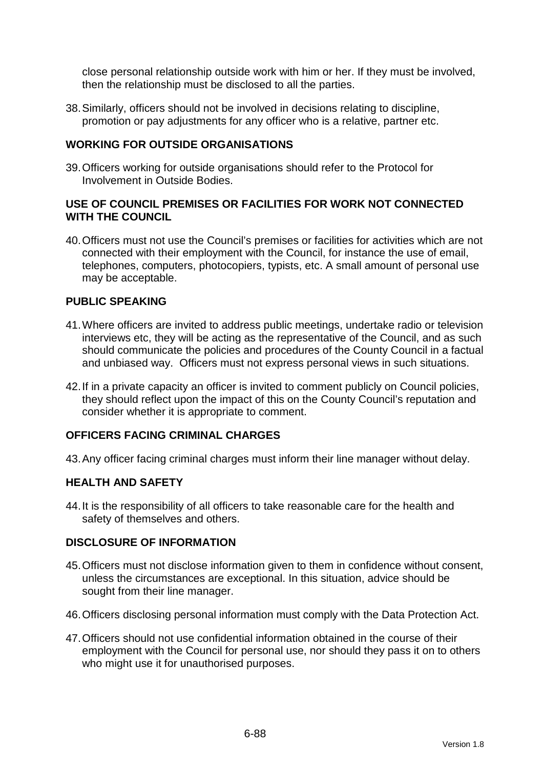close personal relationship outside work with him or her. If they must be involved, then the relationship must be disclosed to all the parties.

38. Similarly, officers should not be involved in decisions relating to discipline, promotion or pay adjustments for any officer who is a relative, partner etc.

## WORKING FOR OUTSIDE ORGANISATIONS

39. Officers working for outside organisations should refer to the Protocol for Involvement in Outside Bodies.

## USE OF COUNCIL PREMISES OR FACILITIES FOR WORK NOT CONNECTED WITH THE COUNCIL

40. Officers must not use the Council's premises or facilities for activities which are not connected with their employment with the Council, for instance the use of email, telephones, computers, photocopiers, typists, etc. A small amount of personal use may be acceptable.

## PUBLIC SPEAKING

41. Where officers are invited to address public meetings, undertake radio or television interviews etc, they will be acting as the representative of the Council, and as such should communicate the policies and procedures of the County Council in a factual and unbiased way. Officers must not express personal views in such situations.

42. If in a private capacity an officer is invited to comment publicly on Council policies, they should reflect upon the impact of this on the County Council's reputation and consider whether it is appropriate to comment.

## OFFICERS FACING CRIMINAL CHARGES

43. Any officer facing criminal charges must inform their line manager without delay.

## HEALTH AND SAFETY

44. It is the responsibility of all officers to take reasonable care for the health and safety of themselves and others.

## DISCLOSURE OF INFORMATION

45. Officers must not disclose information given to them in confidence without consent, unless the circumstances are exceptional. In this situation, advice should be sought from their line manager.

46. Officers disclosing personal information must comply with the Data Protection Act.

47. Officers should not use confidential information obtained in the course of their employment with the Council for personal use, nor should they pass it on to others who might use it for unauthorised purposes.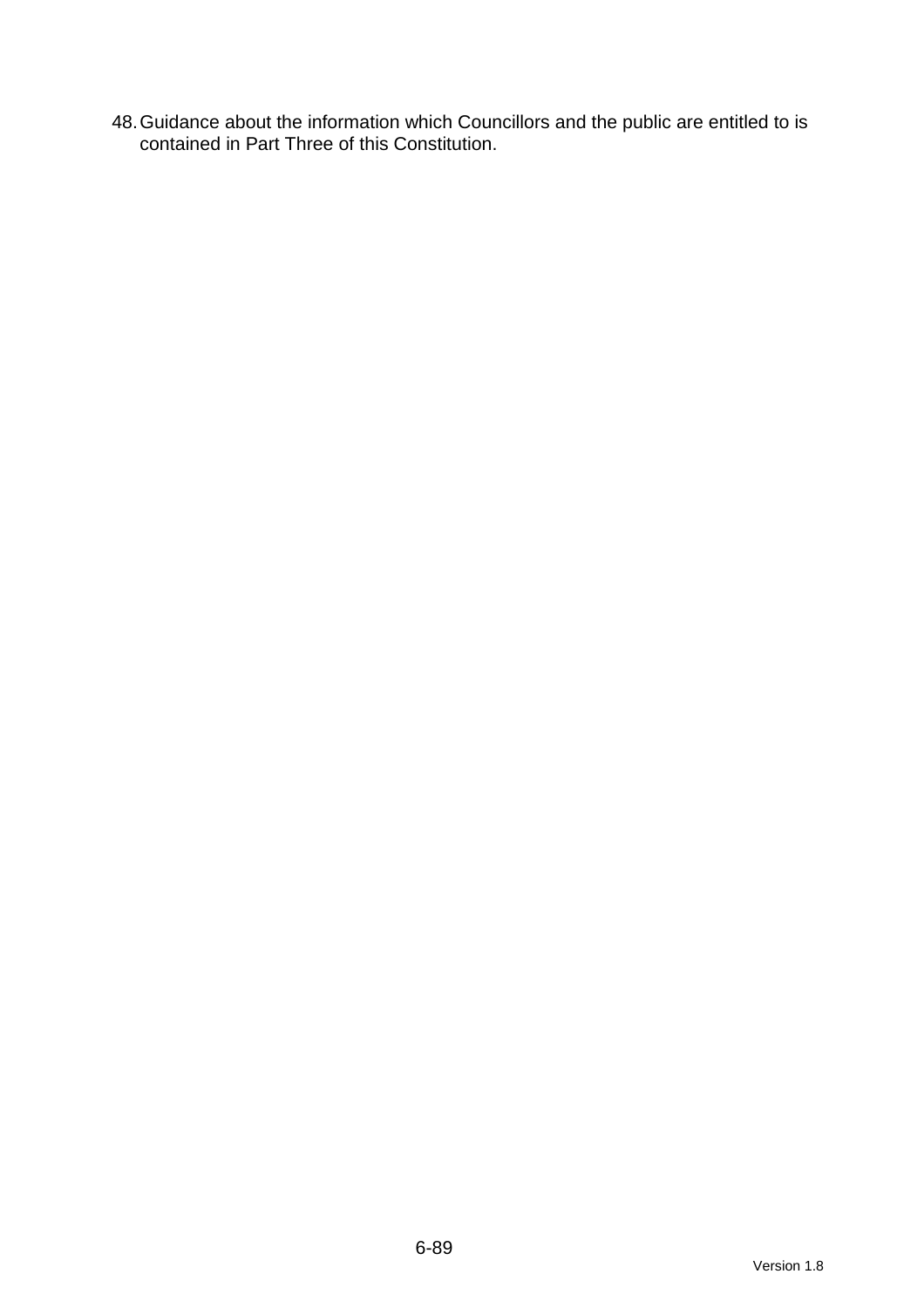48. Guidance about the information which Councillors and the public are entitled to is contained in Part Three of this Constitution.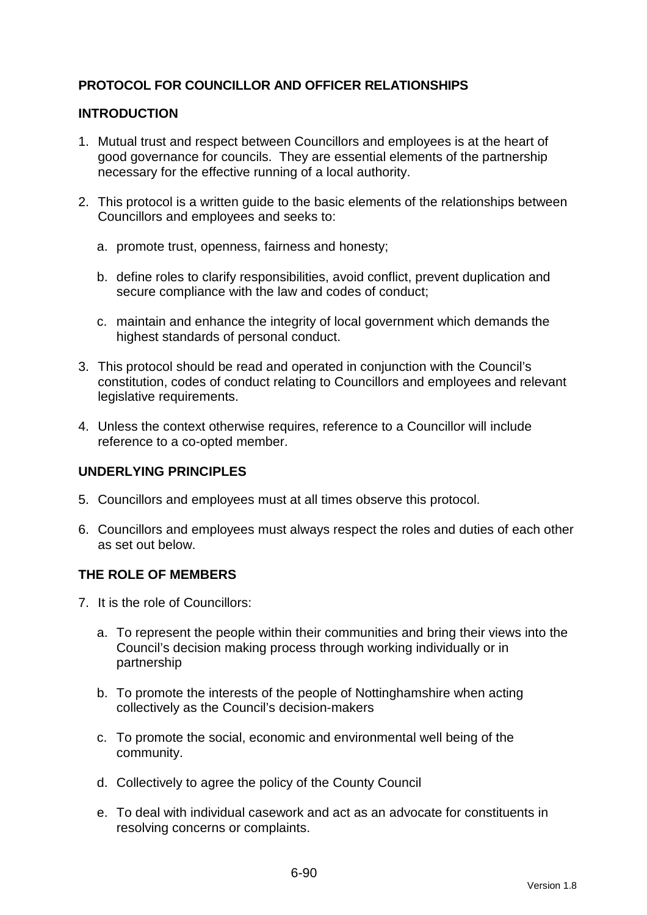**PROTOCOL FOR COUNCILLOR AND OFFICER RELATIONSHIPS**

**INTRODUCTION**

1. Mutual trust and respect between Councillors and employees is at the heart of good governance for councils. They are essential elements of the partnership necessary for the effective running of a local authority.

2. This protocol is a written guide to the basic elements of the relationships between Councillors and employees and seeks to:

   a. promote trust, openness, fairness and honesty;

   b. define roles to clarify responsibilities, avoid conflict, prevent duplication and secure compliance with the law and codes of conduct;

   c. maintain and enhance the integrity of local government which demands the highest standards of personal conduct.

3. This protocol should be read and operated in conjunction with the Council's constitution, codes of conduct relating to Councillors and employees and relevant legislative requirements.

4. Unless the context otherwise requires, reference to a Councillor will include reference to a co-opted member.

**UNDERLYING PRINCIPLES**

5. Councillors and employees must at all times observe this protocol.

6. Councillors and employees must always respect the roles and duties of each other as set out below.

**THE ROLE OF MEMBERS**

7. It is the role of Councillors:

   a. To represent the people within their communities and bring their views into the Council's decision making process through working individually or in partnership

   b. To promote the interests of the people of Nottinghamshire when acting collectively as the Council's decision-makers

   c. To promote the social, economic and environmental well being of the community.

   d. Collectively to agree the policy of the County Council

   e. To deal with individual casework and act as an advocate for constituents in resolving concerns or complaints.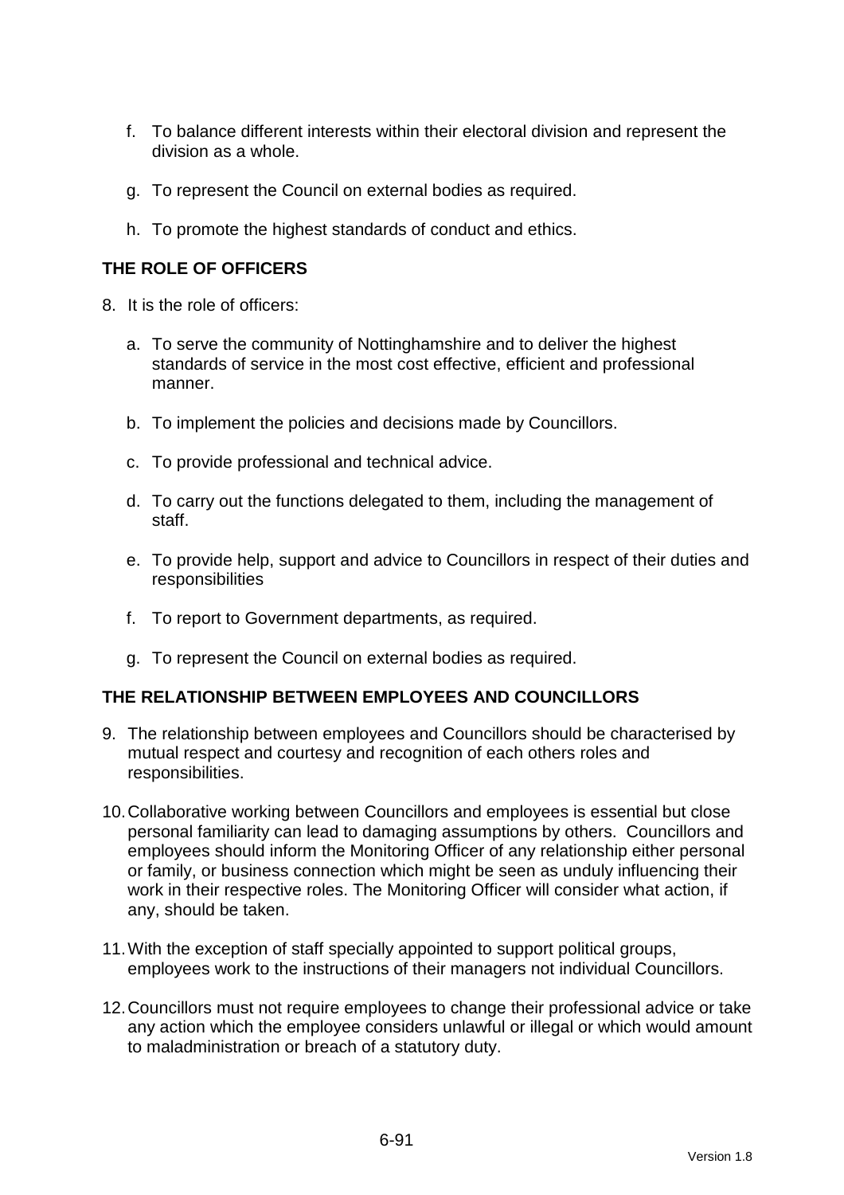f. To balance different interests within their electoral division and represent the division as a whole.

g. To represent the Council on external bodies as required.

h. To promote the highest standards of conduct and ethics.

## THE ROLE OF OFFICERS

8. It is the role of officers:

   a. To serve the community of Nottinghamshire and to deliver the highest standards of service in the most cost effective, efficient and professional manner.

   b. To implement the policies and decisions made by Councillors.

   c. To provide professional and technical advice.

   d. To carry out the functions delegated to them, including the management of staff.

   e. To provide help, support and advice to Councillors in respect of their duties and responsibilities

   f. To report to Government departments, as required.

   g. To represent the Council on external bodies as required.

## THE RELATIONSHIP BETWEEN EMPLOYEES AND COUNCILLORS

9. The relationship between employees and Councillors should be characterised by mutual respect and courtesy and recognition of each others roles and responsibilities.

10. Collaborative working between Councillors and employees is essential but close personal familiarity can lead to damaging assumptions by others. Councillors and employees should inform the Monitoring Officer of any relationship either personal or family, or business connection which might be seen as unduly influencing their work in their respective roles. The Monitoring Officer will consider what action, if any, should be taken.

11. With the exception of staff specially appointed to support political groups, employees work to the instructions of their managers not individual Councillors.

12. Councillors must not require employees to change their professional advice or take any action which the employee considers unlawful or illegal or which would amount to maladministration or breach of a statutory duty.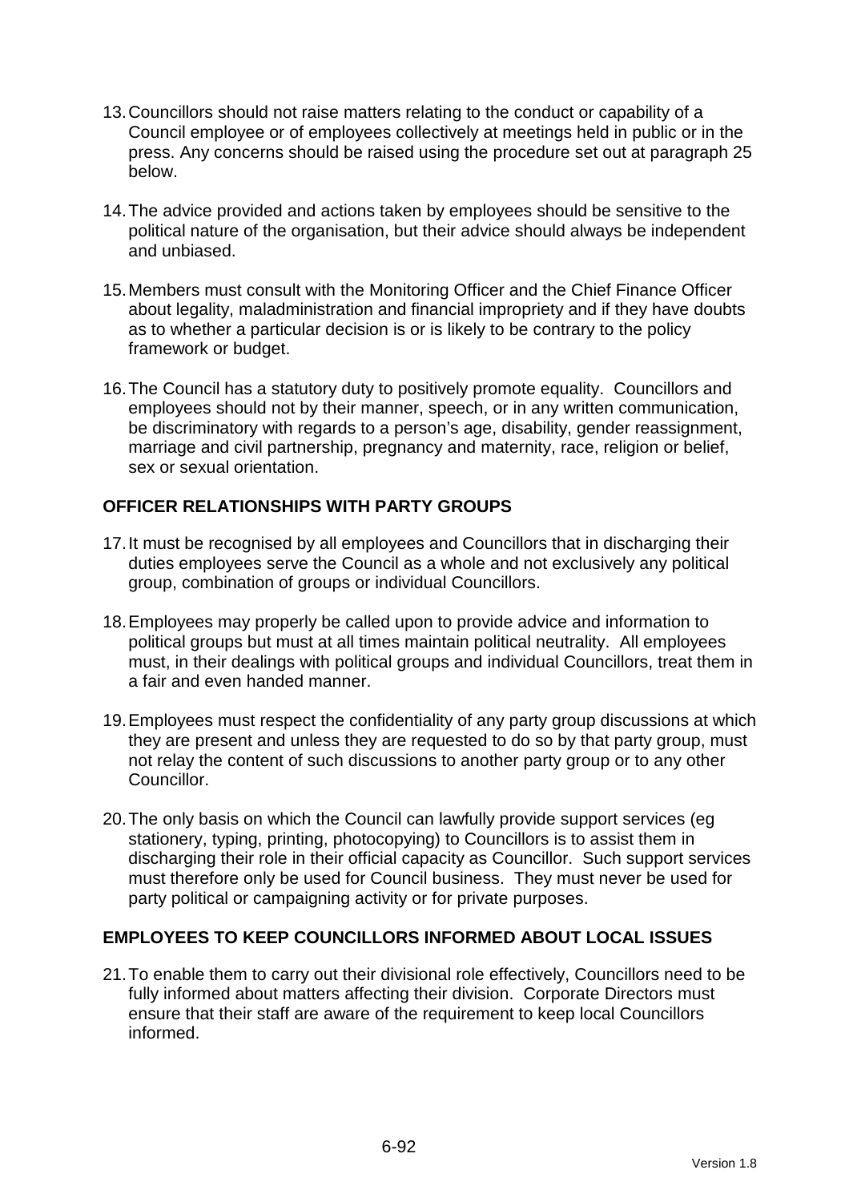13. Councillors should not raise matters relating to the conduct or capability of a Council employee or of employees collectively at meetings held in public or in the press. Any concerns should be raised using the procedure set out at paragraph 25 below.

14. The advice provided and actions taken by employees should be sensitive to the political nature of the organisation, but their advice should always be independent and unbiased.

15. Members must consult with the Monitoring Officer and the Chief Finance Officer about legality, maladministration and financial impropriety and if they have doubts as to whether a particular decision is or is likely to be contrary to the policy framework or budget.

16. The Council has a statutory duty to positively promote equality. Councillors and employees should not by their manner, speech, or in any written communication, be discriminatory with regards to a person's age, disability, gender reassignment, marriage and civil partnership, pregnancy and maternity, race, religion or belief, sex or sexual orientation.

## OFFICER RELATIONSHIPS WITH PARTY GROUPS

17. It must be recognised by all employees and Councillors that in discharging their duties employees serve the Council as a whole and not exclusively any political group, combination of groups or individual Councillors.

18. Employees may properly be called upon to provide advice and information to political groups but must at all times maintain political neutrality. All employees must, in their dealings with political groups and individual Councillors, treat them in a fair and even handed manner.

19. Employees must respect the confidentiality of any party group discussions at which they are present and unless they are requested to do so by that party group, must not relay the content of such discussions to another party group or to any other Councillor.

20. The only basis on which the Council can lawfully provide support services (eg stationery, typing, printing, photocopying) to Councillors is to assist them in discharging their role in their official capacity as Councillor. Such support services must therefore only be used for Council business. They must never be used for party political or campaigning activity or for private purposes.

## EMPLOYEES TO KEEP COUNCILLORS INFORMED ABOUT LOCAL ISSUES

21. To enable them to carry out their divisional role effectively, Councillors need to be fully informed about matters affecting their division. Corporate Directors must ensure that their staff are aware of the requirement to keep local Councillors informed.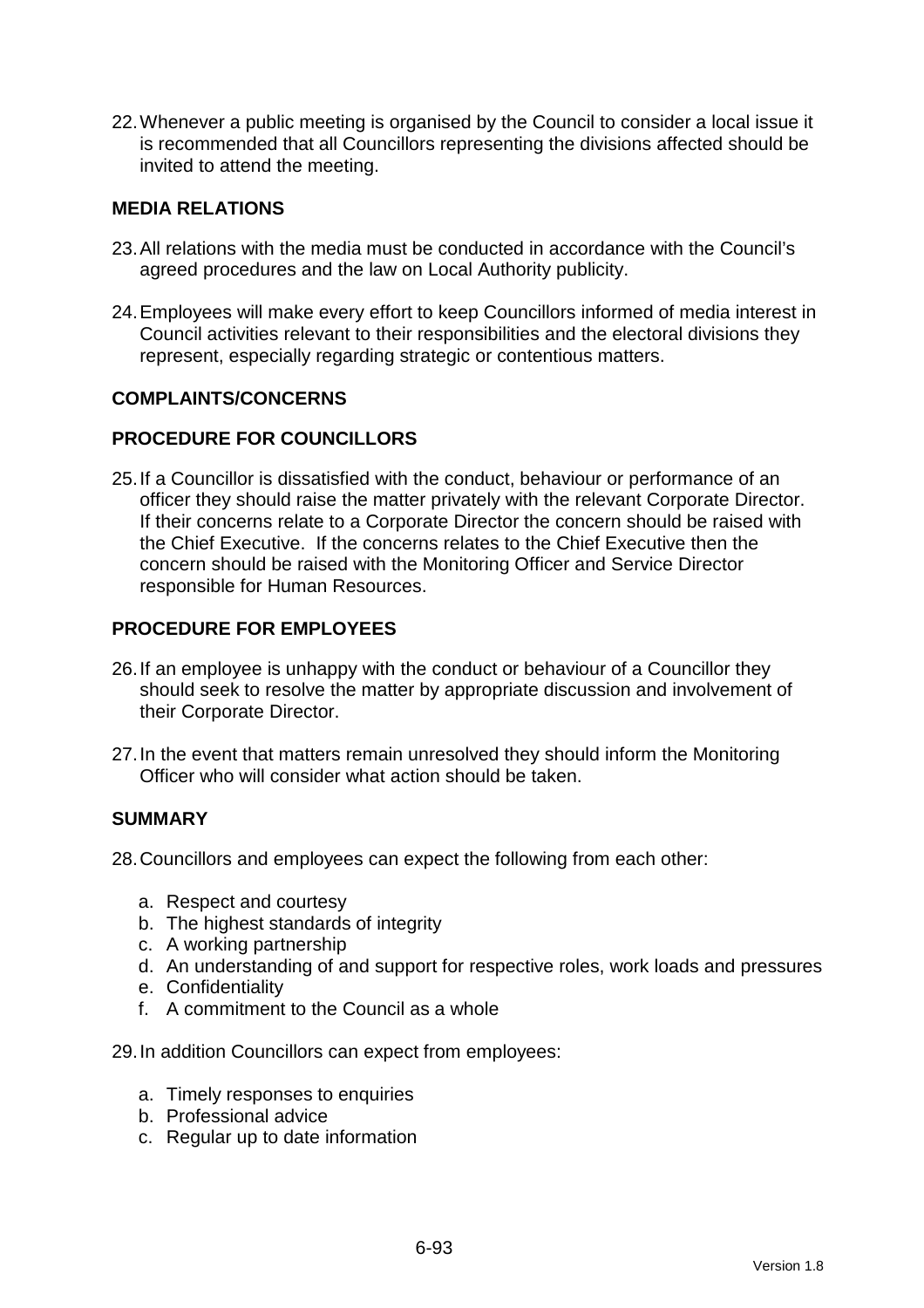22. Whenever a public meeting is organised by the Council to consider a local issue it is recommended that all Councillors representing the divisions affected should be invited to attend the meeting.

## MEDIA RELATIONS

23. All relations with the media must be conducted in accordance with the Council's agreed procedures and the law on Local Authority publicity.

24. Employees will make every effort to keep Councillors informed of media interest in Council activities relevant to their responsibilities and the electoral divisions they represent, especially regarding strategic or contentious matters.

## COMPLAINTS/CONCERNS

## PROCEDURE FOR COUNCILLORS

25. If a Councillor is dissatisfied with the conduct, behaviour or performance of an officer they should raise the matter privately with the relevant Corporate Director. If their concerns relate to a Corporate Director the concern should be raised with the Chief Executive. If the concerns relates to the Chief Executive then the concern should be raised with the Monitoring Officer and Service Director responsible for Human Resources.

## PROCEDURE FOR EMPLOYEES

26. If an employee is unhappy with the conduct or behaviour of a Councillor they should seek to resolve the matter by appropriate discussion and involvement of their Corporate Director.

27. In the event that matters remain unresolved they should inform the Monitoring Officer who will consider what action should be taken.

## SUMMARY

28. Councillors and employees can expect the following from each other:

    a. Respect and courtesy
    b. The highest standards of integrity
    c. A working partnership
    d. An understanding of and support for respective roles, work loads and pressures
    e. Confidentiality
    f. A commitment to the Council as a whole

29. In addition Councillors can expect from employees:

    a. Timely responses to enquiries
    b. Professional advice
    c. Regular up to date information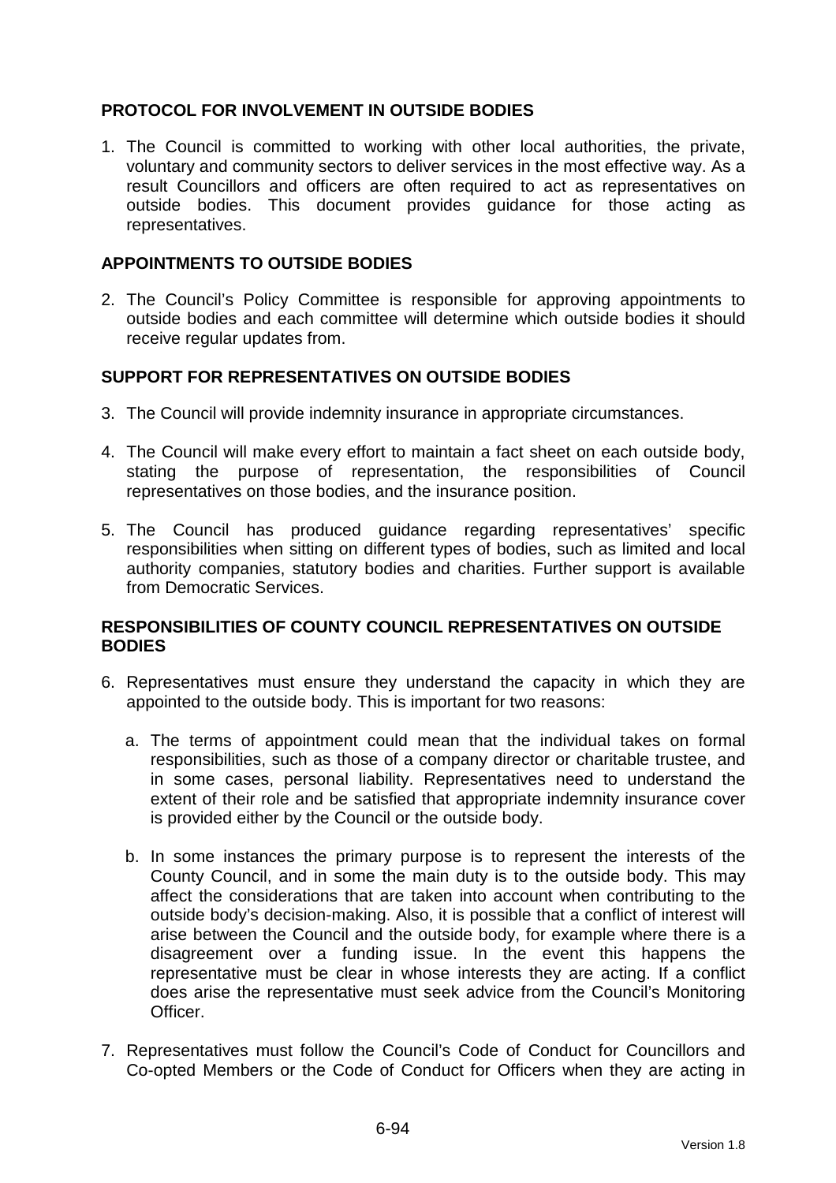## PROTOCOL FOR INVOLVEMENT IN OUTSIDE BODIES

1. The Council is committed to working with other local authorities, the private, voluntary and community sectors to deliver services in the most effective way. As a result Councillors and officers are often required to act as representatives on outside bodies. This document provides guidance for those acting as representatives.

## APPOINTMENTS TO OUTSIDE BODIES

2. The Council's Policy Committee is responsible for approving appointments to outside bodies and each committee will determine which outside bodies it should receive regular updates from.

## SUPPORT FOR REPRESENTATIVES ON OUTSIDE BODIES

3. The Council will provide indemnity insurance in appropriate circumstances.

4. The Council will make every effort to maintain a fact sheet on each outside body, stating the purpose of representation, the responsibilities of Council representatives on those bodies, and the insurance position.

5. The Council has produced guidance regarding representatives' specific responsibilities when sitting on different types of bodies, such as limited and local authority companies, statutory bodies and charities. Further support is available from Democratic Services.

## RESPONSIBILITIES OF COUNTY COUNCIL REPRESENTATIVES ON OUTSIDE BODIES

6. Representatives must ensure they understand the capacity in which they are appointed to the outside body. This is important for two reasons:

   a. The terms of appointment could mean that the individual takes on formal responsibilities, such as those of a company director or charitable trustee, and in some cases, personal liability. Representatives need to understand the extent of their role and be satisfied that appropriate indemnity insurance cover is provided either by the Council or the outside body.

   b. In some instances the primary purpose is to represent the interests of the County Council, and in some the main duty is to the outside body. This may affect the considerations that are taken into account when contributing to the outside body's decision-making. Also, it is possible that a conflict of interest will arise between the Council and the outside body, for example where there is a disagreement over a funding issue. In the event this happens the representative must be clear in whose interests they are acting. If a conflict does arise the representative must seek advice from the Council's Monitoring Officer.

7. Representatives must follow the Council's Code of Conduct for Councillors and Co-opted Members or the Code of Conduct for Officers when they are acting in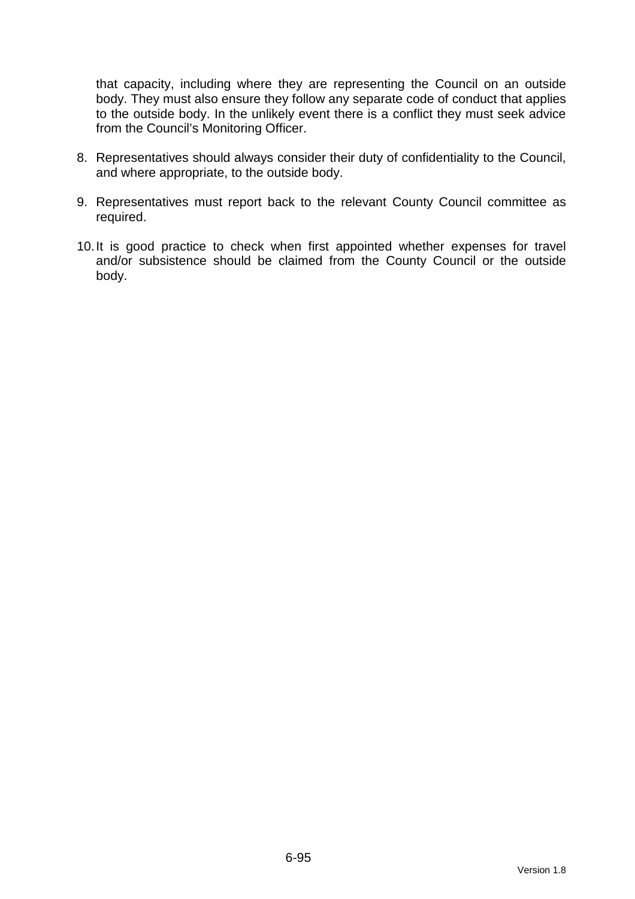that capacity, including where they are representing the Council on an outside body. They must also ensure they follow any separate code of conduct that applies to the outside body. In the unlikely event there is a conflict they must seek advice from the Council's Monitoring Officer.

8. Representatives should always consider their duty of confidentiality to the Council, and where appropriate, to the outside body.

9. Representatives must report back to the relevant County Council committee as required.

10. It is good practice to check when first appointed whether expenses for travel and/or subsistence should be claimed from the County Council or the outside body.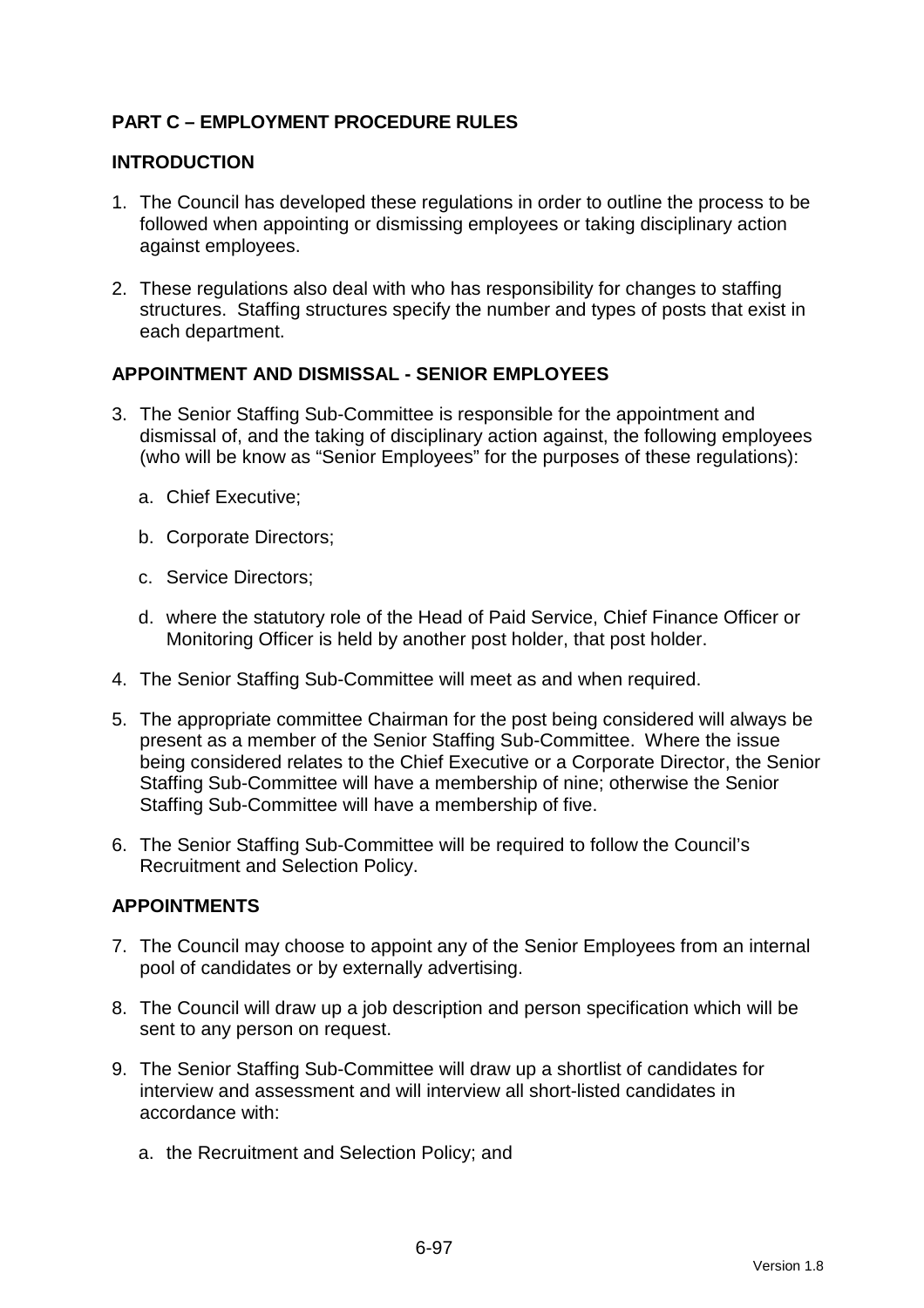## PART C – EMPLOYMENT PROCEDURE RULES

### INTRODUCTION

1. The Council has developed these regulations in order to outline the process to be followed when appointing or dismissing employees or taking disciplinary action against employees.

2. These regulations also deal with who has responsibility for changes to staffing structures. Staffing structures specify the number and types of posts that exist in each department.

### APPOINTMENT AND DISMISSAL - SENIOR EMPLOYEES

3. The Senior Staffing Sub-Committee is responsible for the appointment and dismissal of, and the taking of disciplinary action against, the following employees (who will be know as "Senior Employees" for the purposes of these regulations):

   a. Chief Executive;

   b. Corporate Directors;

   c. Service Directors;

   d. where the statutory role of the Head of Paid Service, Chief Finance Officer or Monitoring Officer is held by another post holder, that post holder.

4. The Senior Staffing Sub-Committee will meet as and when required.

5. The appropriate committee Chairman for the post being considered will always be present as a member of the Senior Staffing Sub-Committee. Where the issue being considered relates to the Chief Executive or a Corporate Director, the Senior Staffing Sub-Committee will have a membership of nine; otherwise the Senior Staffing Sub-Committee will have a membership of five.

6. The Senior Staffing Sub-Committee will be required to follow the Council's Recruitment and Selection Policy.

### APPOINTMENTS

7. The Council may choose to appoint any of the Senior Employees from an internal pool of candidates or by externally advertising.

8. The Council will draw up a job description and person specification which will be sent to any person on request.

9. The Senior Staffing Sub-Committee will draw up a shortlist of candidates for interview and assessment and will interview all short-listed candidates in accordance with:

   a. the Recruitment and Selection Policy; and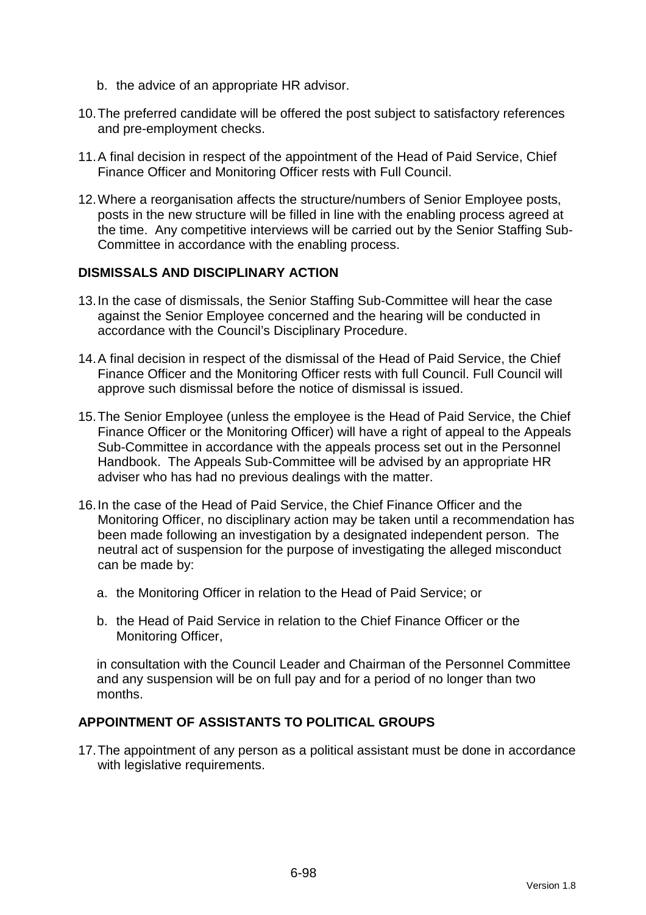b. the advice of an appropriate HR advisor.

10. The preferred candidate will be offered the post subject to satisfactory references and pre-employment checks.

11. A final decision in respect of the appointment of the Head of Paid Service, Chief Finance Officer and Monitoring Officer rests with Full Council.

12. Where a reorganisation affects the structure/numbers of Senior Employee posts, posts in the new structure will be filled in line with the enabling process agreed at the time. Any competitive interviews will be carried out by the Senior Staffing Sub-Committee in accordance with the enabling process.

## DISMISSALS AND DISCIPLINARY ACTION

13. In the case of dismissals, the Senior Staffing Sub-Committee will hear the case against the Senior Employee concerned and the hearing will be conducted in accordance with the Council's Disciplinary Procedure.

14. A final decision in respect of the dismissal of the Head of Paid Service, the Chief Finance Officer and the Monitoring Officer rests with full Council. Full Council will approve such dismissal before the notice of dismissal is issued.

15. The Senior Employee (unless the employee is the Head of Paid Service, the Chief Finance Officer or the Monitoring Officer) will have a right of appeal to the Appeals Sub-Committee in accordance with the appeals process set out in the Personnel Handbook. The Appeals Sub-Committee will be advised by an appropriate HR adviser who has had no previous dealings with the matter.

16. In the case of the Head of Paid Service, the Chief Finance Officer and the Monitoring Officer, no disciplinary action may be taken until a recommendation has been made following an investigation by a designated independent person. The neutral act of suspension for the purpose of investigating the alleged misconduct can be made by:

    a. the Monitoring Officer in relation to the Head of Paid Service; or

    b. the Head of Paid Service in relation to the Chief Finance Officer or the Monitoring Officer,

    in consultation with the Council Leader and Chairman of the Personnel Committee and any suspension will be on full pay and for a period of no longer than two months.

## APPOINTMENT OF ASSISTANTS TO POLITICAL GROUPS

17. The appointment of any person as a political assistant must be done in accordance with legislative requirements.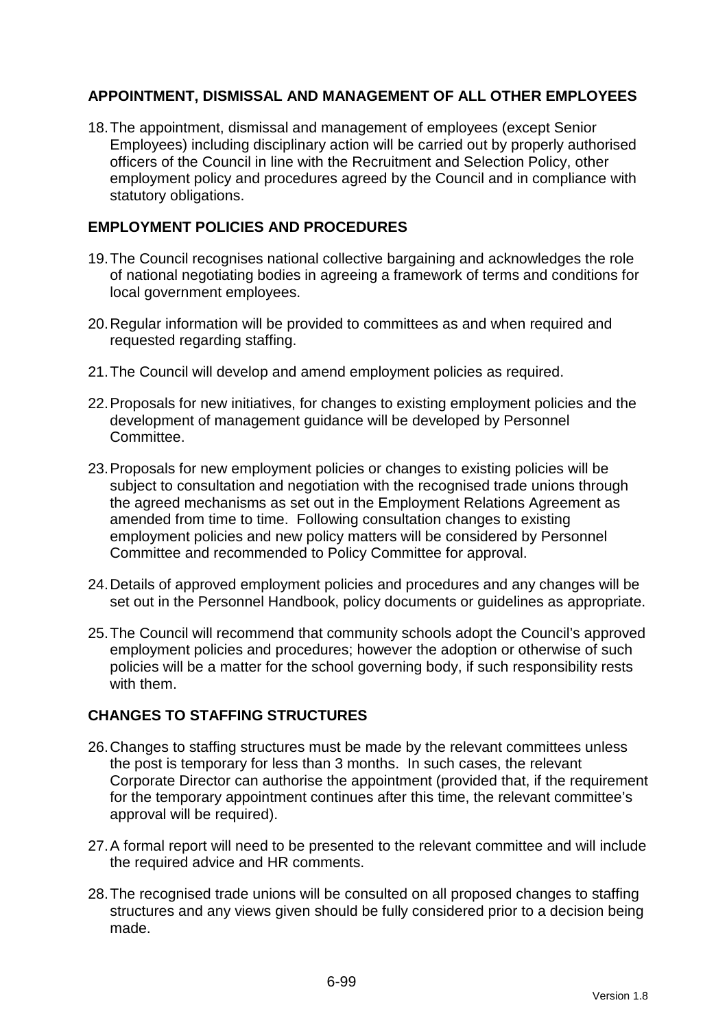## APPOINTMENT, DISMISSAL AND MANAGEMENT OF ALL OTHER EMPLOYEES

18. The appointment, dismissal and management of employees (except Senior Employees) including disciplinary action will be carried out by properly authorised officers of the Council in line with the Recruitment and Selection Policy, other employment policy and procedures agreed by the Council and in compliance with statutory obligations.

## EMPLOYMENT POLICIES AND PROCEDURES

19. The Council recognises national collective bargaining and acknowledges the role of national negotiating bodies in agreeing a framework of terms and conditions for local government employees.

20. Regular information will be provided to committees as and when required and requested regarding staffing.

21. The Council will develop and amend employment policies as required.

22. Proposals for new initiatives, for changes to existing employment policies and the development of management guidance will be developed by Personnel Committee.

23. Proposals for new employment policies or changes to existing policies will be subject to consultation and negotiation with the recognised trade unions through the agreed mechanisms as set out in the Employment Relations Agreement as amended from time to time. Following consultation changes to existing employment policies and new policy matters will be considered by Personnel Committee and recommended to Policy Committee for approval.

24. Details of approved employment policies and procedures and any changes will be set out in the Personnel Handbook, policy documents or guidelines as appropriate.

25. The Council will recommend that community schools adopt the Council's approved employment policies and procedures; however the adoption or otherwise of such policies will be a matter for the school governing body, if such responsibility rests with them.

## CHANGES TO STAFFING STRUCTURES

26. Changes to staffing structures must be made by the relevant committees unless the post is temporary for less than 3 months. In such cases, the relevant Corporate Director can authorise the appointment (provided that, if the requirement for the temporary appointment continues after this time, the relevant committee's approval will be required).

27. A formal report will need to be presented to the relevant committee and will include the required advice and HR comments.

28. The recognised trade unions will be consulted on all proposed changes to staffing structures and any views given should be fully considered prior to a decision being made.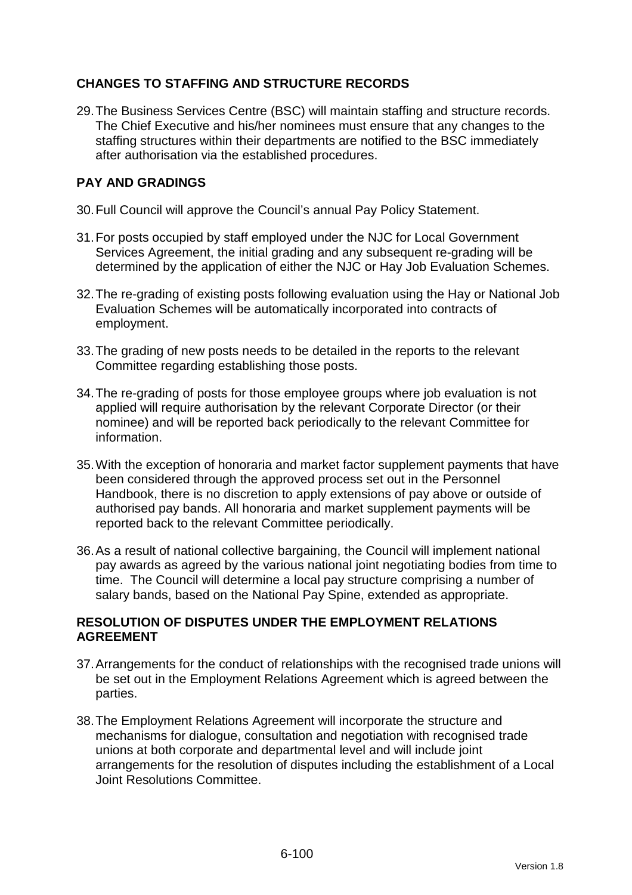## CHANGES TO STAFFING AND STRUCTURE RECORDS

29. The Business Services Centre (BSC) will maintain staffing and structure records. The Chief Executive and his/her nominees must ensure that any changes to the staffing structures within their departments are notified to the BSC immediately after authorisation via the established procedures.

## PAY AND GRADINGS

30. Full Council will approve the Council's annual Pay Policy Statement.

31. For posts occupied by staff employed under the NJC for Local Government Services Agreement, the initial grading and any subsequent re-grading will be determined by the application of either the NJC or Hay Job Evaluation Schemes.

32. The re-grading of existing posts following evaluation using the Hay or National Job Evaluation Schemes will be automatically incorporated into contracts of employment.

33. The grading of new posts needs to be detailed in the reports to the relevant Committee regarding establishing those posts.

34. The re-grading of posts for those employee groups where job evaluation is not applied will require authorisation by the relevant Corporate Director (or their nominee) and will be reported back periodically to the relevant Committee for information.

35. With the exception of honoraria and market factor supplement payments that have been considered through the approved process set out in the Personnel Handbook, there is no discretion to apply extensions of pay above or outside of authorised pay bands. All honoraria and market supplement payments will be reported back to the relevant Committee periodically.

36. As a result of national collective bargaining, the Council will implement national pay awards as agreed by the various national joint negotiating bodies from time to time. The Council will determine a local pay structure comprising a number of salary bands, based on the National Pay Spine, extended as appropriate.

## RESOLUTION OF DISPUTES UNDER THE EMPLOYMENT RELATIONS AGREEMENT

37. Arrangements for the conduct of relationships with the recognised trade unions will be set out in the Employment Relations Agreement which is agreed between the parties.

38. The Employment Relations Agreement will incorporate the structure and mechanisms for dialogue, consultation and negotiation with recognised trade unions at both corporate and departmental level and will include joint arrangements for the resolution of disputes including the establishment of a Local Joint Resolutions Committee.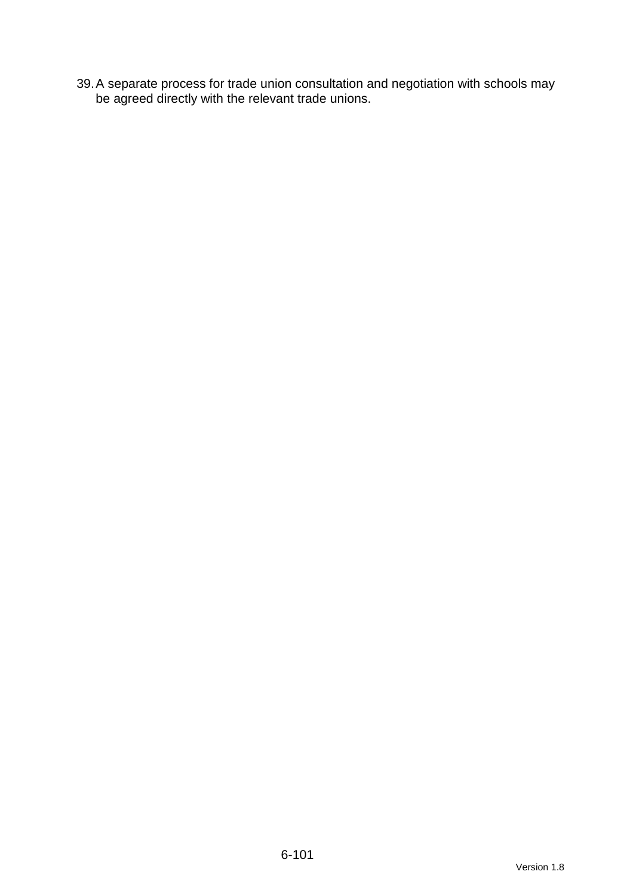39. A separate process for trade union consultation and negotiation with schools may be agreed directly with the relevant trade unions.